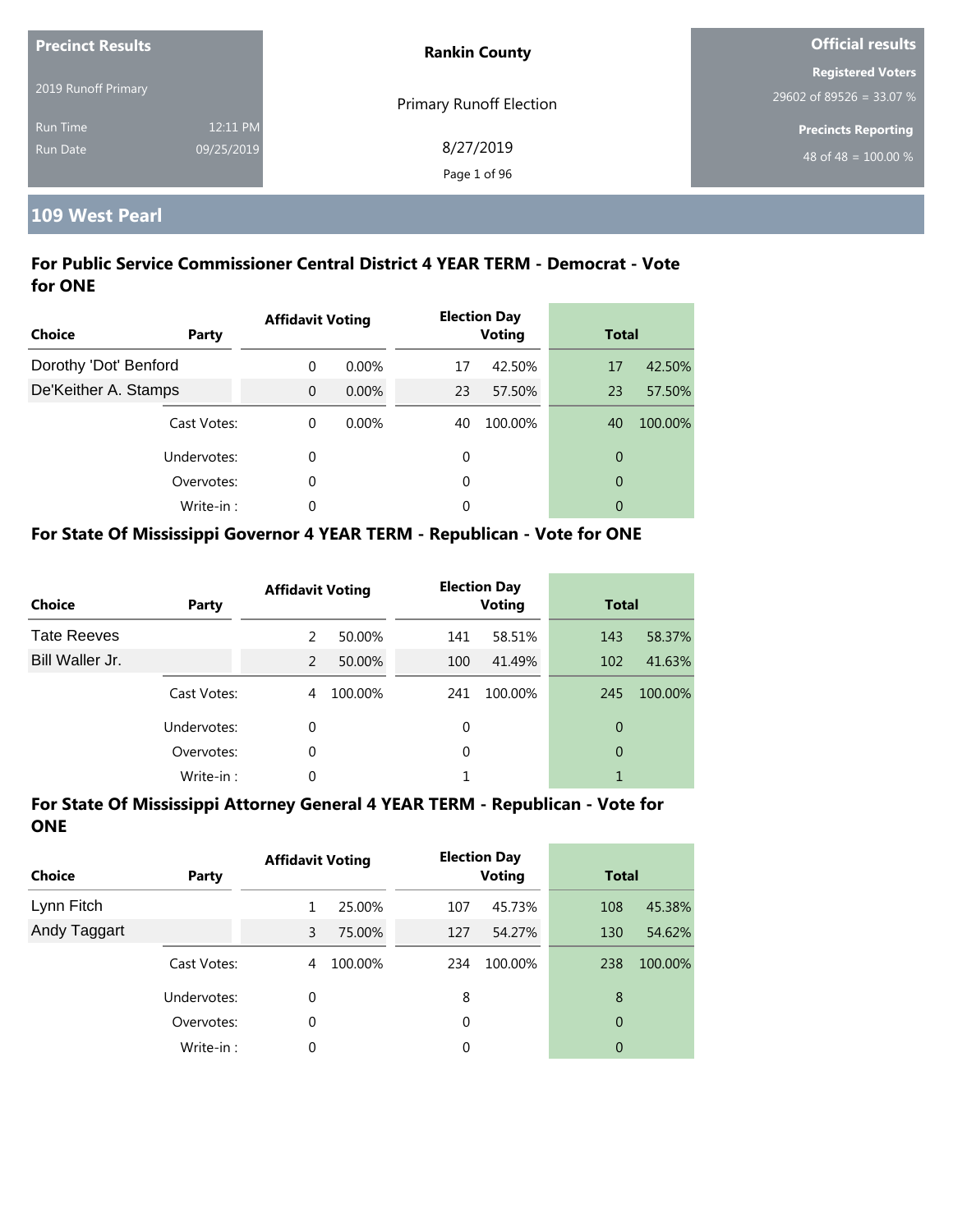**Precinct Results**

2019 Runoff Primary

Run Time 12:11 PM

Run Date 09/25/2019

**Rankin County**

Primary Runoff Election

8/27/2019

**Official results**

**Registered Voters**

29602 of 89526 = 33.07 %

**Precincts Reporting**

48 of 48 = 100.00 %

## 109 West Pearl

### For Public Service Commissioner Central District 4 YEAR TERM - Democrat - Vote for ONE

| Choice | Party | Affidavit Voting | | Election Day Voting | | Total | |
|---|---|---|---|---|---|---|---|
| Dorothy 'Dot' Benford | | 0 | 0.00% | 17 | 42.50% | 17 | 42.50% |
| De'Keither A. Stamps | | 0 | 0.00% | 23 | 57.50% | 23 | 57.50% |
| | Cast Votes: | 0 | 0.00% | 40 | 100.00% | 40 | 100.00% |
| | Undervotes: | 0 | | 0 | | 0 | |
| | Overvotes: | 0 | | 0 | | 0 | |
| | Write-in : | 0 | | 0 | | 0 | |

### For State Of Mississippi Governor 4 YEAR TERM - Republican - Vote for ONE

| Choice | Party | Affidavit Voting | | Election Day Voting | | Total | |
|---|---|---|---|---|---|---|---|
| Tate Reeves | | 2 | 50.00% | 141 | 58.51% | 143 | 58.37% |
| Bill Waller Jr. | | 2 | 50.00% | 100 | 41.49% | 102 | 41.63% |
| | Cast Votes: | 4 | 100.00% | 241 | 100.00% | 245 | 100.00% |
| | Undervotes: | 0 | | 0 | | 0 | |
| | Overvotes: | 0 | | 0 | | 0 | |
| | Write-in : | 0 | | 1 | | 1 | |

### For State Of Mississippi Attorney General 4 YEAR TERM - Republican - Vote for ONE

| Choice | Party | Affidavit Voting | | Election Day Voting | | Total | |
|---|---|---|---|---|---|---|---|
| Lynn Fitch | | 1 | 25.00% | 107 | 45.73% | 108 | 45.38% |
| Andy Taggart | | 3 | 75.00% | 127 | 54.27% | 130 | 54.62% |
| | Cast Votes: | 4 | 100.00% | 234 | 100.00% | 238 | 100.00% |
| | Undervotes: | 0 | | 8 | | 8 | |
| | Overvotes: | 0 | | 0 | | 0 | |
| | Write-in : | 0 | | 0 | | 0 | |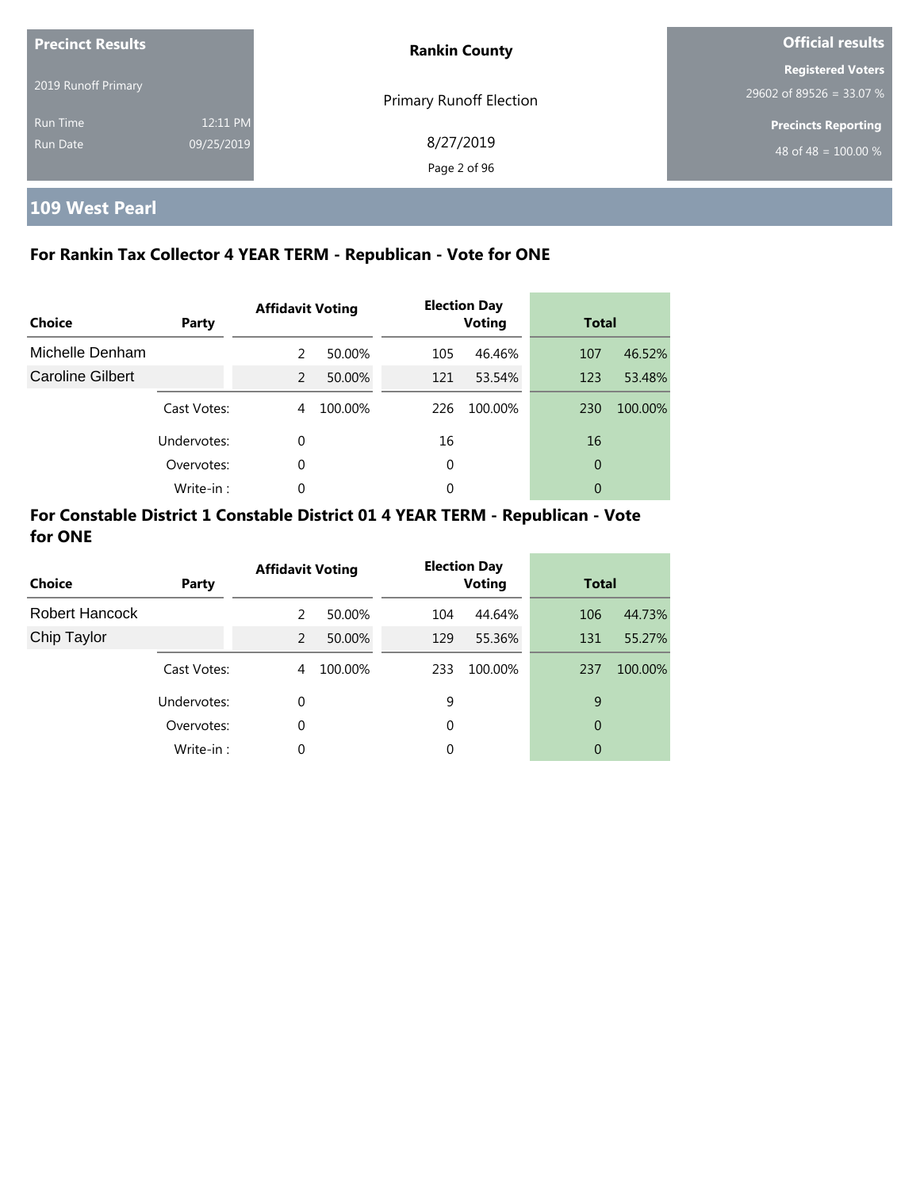**Precinct Results**

2019 Runoff Primary

Run Time 12:11 PM

Run Date 09/25/2019

**Rankin County**

Primary Runoff Election

8/27/2019

**Official results**

**Registered Voters**

29602 of 89526 = 33.07 %

**Precincts Reporting**

48 of 48 = 100.00 %

## 109 West Pearl

### For Rankin Tax Collector 4 YEAR TERM - Republican - Vote for ONE

| Choice | Party | Affidavit Voting | | Election Day Voting | | Total | |
|---|---|---|---|---|---|---|---|
| Michelle Denham | | 2 | 50.00% | 105 | 46.46% | 107 | 46.52% |
| Caroline Gilbert | | 2 | 50.00% | 121 | 53.54% | 123 | 53.48% |
| | Cast Votes: | 4 | 100.00% | 226 | 100.00% | 230 | 100.00% |
| | Undervotes: | 0 | | 16 | | 16 | |
| | Overvotes: | 0 | | 0 | | 0 | |
| | Write-in : | 0 | | 0 | | 0 | |

### For Constable District 1 Constable District 01 4 YEAR TERM - Republican - Vote for ONE

| Choice | Party | Affidavit Voting | | Election Day Voting | | Total | |
|---|---|---|---|---|---|---|---|
| Robert Hancock | | 2 | 50.00% | 104 | 44.64% | 106 | 44.73% |
| Chip Taylor | | 2 | 50.00% | 129 | 55.36% | 131 | 55.27% |
| | Cast Votes: | 4 | 100.00% | 233 | 100.00% | 237 | 100.00% |
| | Undervotes: | 0 | | 9 | | 9 | |
| | Overvotes: | 0 | | 0 | | 0 | |
| | Write-in : | 0 | | 0 | | 0 | |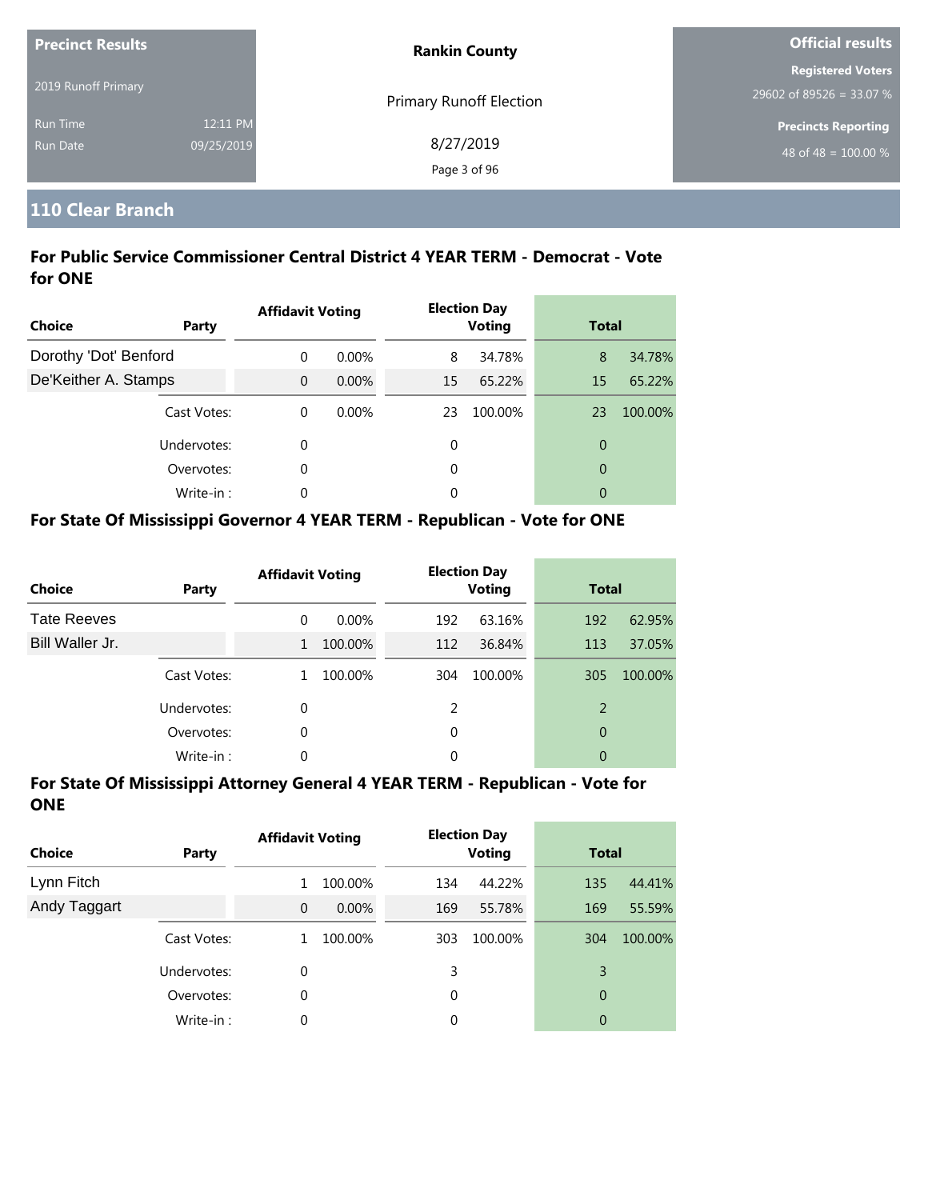**Precinct Results**

2019 Runoff Primary

Run Time 12:11 PM

Run Date 09/25/2019

**Rankin County**

Primary Runoff Election

8/27/2019

**Official results**

**Registered Voters**

29602 of 89526 = 33.07 %

**Precincts Reporting**

48 of 48 = 100.00 %

## 110 Clear Branch

### For Public Service Commissioner Central District 4 YEAR TERM - Democrat - Vote for ONE

| Choice | Party | Affidavit Voting | | Election Day Voting | | Total | |
|---|---|---|---|---|---|---|---|
| Dorothy 'Dot' Benford | | 0 | 0.00% | 8 | 34.78% | 8 | 34.78% |
| De'Keither A. Stamps | | 0 | 0.00% | 15 | 65.22% | 15 | 65.22% |
| | Cast Votes: | 0 | 0.00% | 23 | 100.00% | 23 | 100.00% |
| | Undervotes: | 0 | | 0 | | 0 | |
| | Overvotes: | 0 | | 0 | | 0 | |
| | Write-in : | 0 | | 0 | | 0 | |

### For State Of Mississippi Governor 4 YEAR TERM - Republican - Vote for ONE

| Choice | Party | Affidavit Voting | | Election Day Voting | | Total | |
|---|---|---|---|---|---|---|---|
| Tate Reeves | | 0 | 0.00% | 192 | 63.16% | 192 | 62.95% |
| Bill Waller Jr. | | 1 | 100.00% | 112 | 36.84% | 113 | 37.05% |
| | Cast Votes: | 1 | 100.00% | 304 | 100.00% | 305 | 100.00% |
| | Undervotes: | 0 | | 2 | | 2 | |
| | Overvotes: | 0 | | 0 | | 0 | |
| | Write-in : | 0 | | 0 | | 0 | |

### For State Of Mississippi Attorney General 4 YEAR TERM - Republican - Vote for ONE

| Choice | Party | Affidavit Voting | | Election Day Voting | | Total | |
|---|---|---|---|---|---|---|---|
| Lynn Fitch | | 1 | 100.00% | 134 | 44.22% | 135 | 44.41% |
| Andy Taggart | | 0 | 0.00% | 169 | 55.78% | 169 | 55.59% |
| | Cast Votes: | 1 | 100.00% | 303 | 100.00% | 304 | 100.00% |
| | Undervotes: | 0 | | 3 | | 3 | |
| | Overvotes: | 0 | | 0 | | 0 | |
| | Write-in : | 0 | | 0 | | 0 | |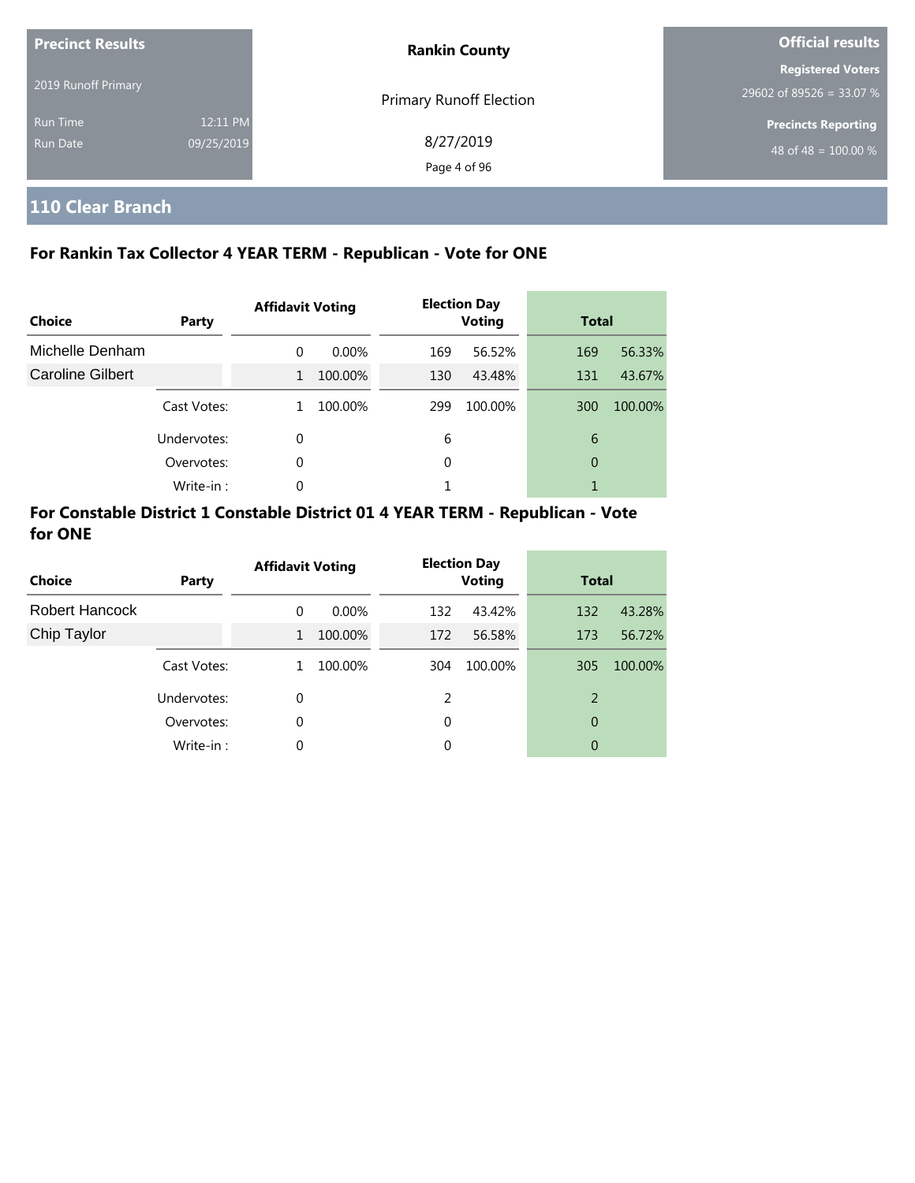| Precinct Results | | Rankin County | Official results |
|---|---|---|---|
| 2019 Runoff Primary | | Primary Runoff Election | Registered Voters |
| | | | 29602 of 89526 = 33.07 % |
| Run Time | 12:11 PM | 8/27/2019 | Precincts Reporting |
| Run Date | 09/25/2019 | | 48 of 48 = 100.00 % |

## 110 Clear Branch

### For Rankin Tax Collector 4 YEAR TERM - Republican - Vote for ONE

| Choice | Party | Affidavit Voting | | Election Day Voting | | Total | |
|---|---|---|---|---|---|---|---|
| Michelle Denham | | 0 | 0.00% | 169 | 56.52% | 169 | 56.33% |
| Caroline Gilbert | | 1 | 100.00% | 130 | 43.48% | 131 | 43.67% |
| | Cast Votes: | 1 | 100.00% | 299 | 100.00% | 300 | 100.00% |
| | Undervotes: | 0 | | 6 | | 6 | |
| | Overvotes: | 0 | | 0 | | 0 | |
| | Write-in : | 0 | | 1 | | 1 | |

### For Constable District 1 Constable District 01 4 YEAR TERM - Republican - Vote for ONE

| Choice | Party | Affidavit Voting | | Election Day Voting | | Total | |
|---|---|---|---|---|---|---|---|
| Robert Hancock | | 0 | 0.00% | 132 | 43.42% | 132 | 43.28% |
| Chip Taylor | | 1 | 100.00% | 172 | 56.58% | 173 | 56.72% |
| | Cast Votes: | 1 | 100.00% | 304 | 100.00% | 305 | 100.00% |
| | Undervotes: | 0 | | 2 | | 2 | |
| | Overvotes: | 0 | | 0 | | 0 | |
| | Write-in : | 0 | | 0 | | 0 | |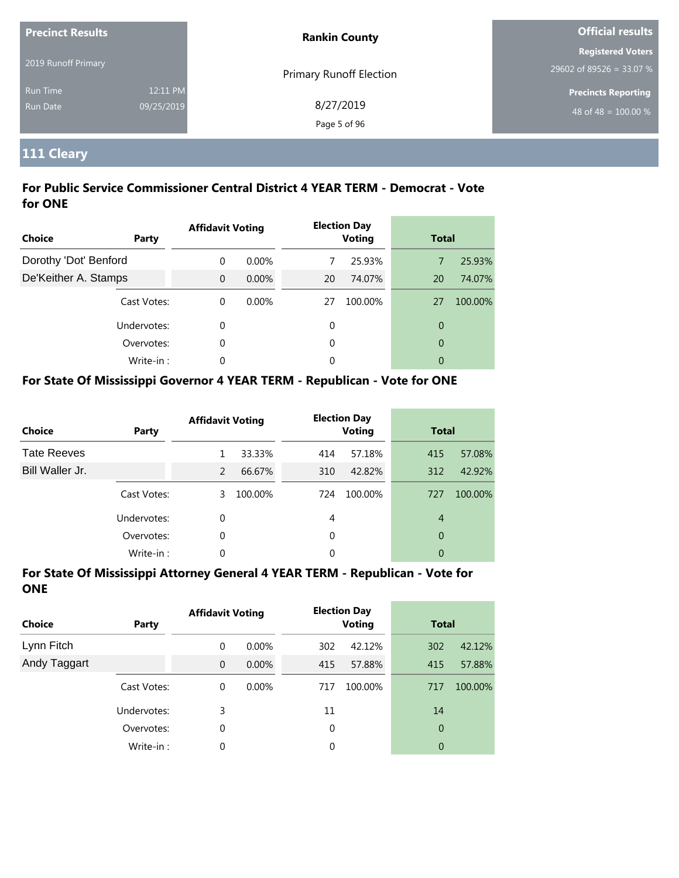| Precinct Results | | Rankin County | Official results |
|---|---|---|---|
| 2019 Runoff Primary | | Primary Runoff Election | Registered Voters |
| Run Time | 12:11 PM | 8/27/2019 | 29602 of 89526 = 33.07 % |
| Run Date | 09/25/2019 | | Precincts Reporting |
| | | | 48 of 48 = 100.00 % |

# 111 Cleary

## For Public Service Commissioner Central District 4 YEAR TERM - Democrat - Vote for ONE

| Choice | Party | Affidavit Voting | | Election Day Voting | | Total | |
|---|---|---|---|---|---|---|---|
| Dorothy 'Dot' Benford | | 0 | 0.00% | 7 | 25.93% | 7 | 25.93% |
| De'Keither A. Stamps | | 0 | 0.00% | 20 | 74.07% | 20 | 74.07% |
| | Cast Votes: | 0 | 0.00% | 27 | 100.00% | 27 | 100.00% |
| | Undervotes: | 0 | | 0 | | 0 | |
| | Overvotes: | 0 | | 0 | | 0 | |
| | Write-in : | 0 | | 0 | | 0 | |

## For State Of Mississippi Governor 4 YEAR TERM - Republican - Vote for ONE

| Choice | Party | Affidavit Voting | | Election Day Voting | | Total | |
|---|---|---|---|---|---|---|---|
| Tate Reeves | | 1 | 33.33% | 414 | 57.18% | 415 | 57.08% |
| Bill Waller Jr. | | 2 | 66.67% | 310 | 42.82% | 312 | 42.92% |
| | Cast Votes: | 3 | 100.00% | 724 | 100.00% | 727 | 100.00% |
| | Undervotes: | 0 | | 4 | | 4 | |
| | Overvotes: | 0 | | 0 | | 0 | |
| | Write-in : | 0 | | 0 | | 0 | |

## For State Of Mississippi Attorney General 4 YEAR TERM - Republican - Vote for ONE

| Choice | Party | Affidavit Voting | | Election Day Voting | | Total | |
|---|---|---|---|---|---|---|---|
| Lynn Fitch | | 0 | 0.00% | 302 | 42.12% | 302 | 42.12% |
| Andy Taggart | | 0 | 0.00% | 415 | 57.88% | 415 | 57.88% |
| | Cast Votes: | 0 | 0.00% | 717 | 100.00% | 717 | 100.00% |
| | Undervotes: | 3 | | 11 | | 14 | |
| | Overvotes: | 0 | | 0 | | 0 | |
| | Write-in : | 0 | | 0 | | 0 | |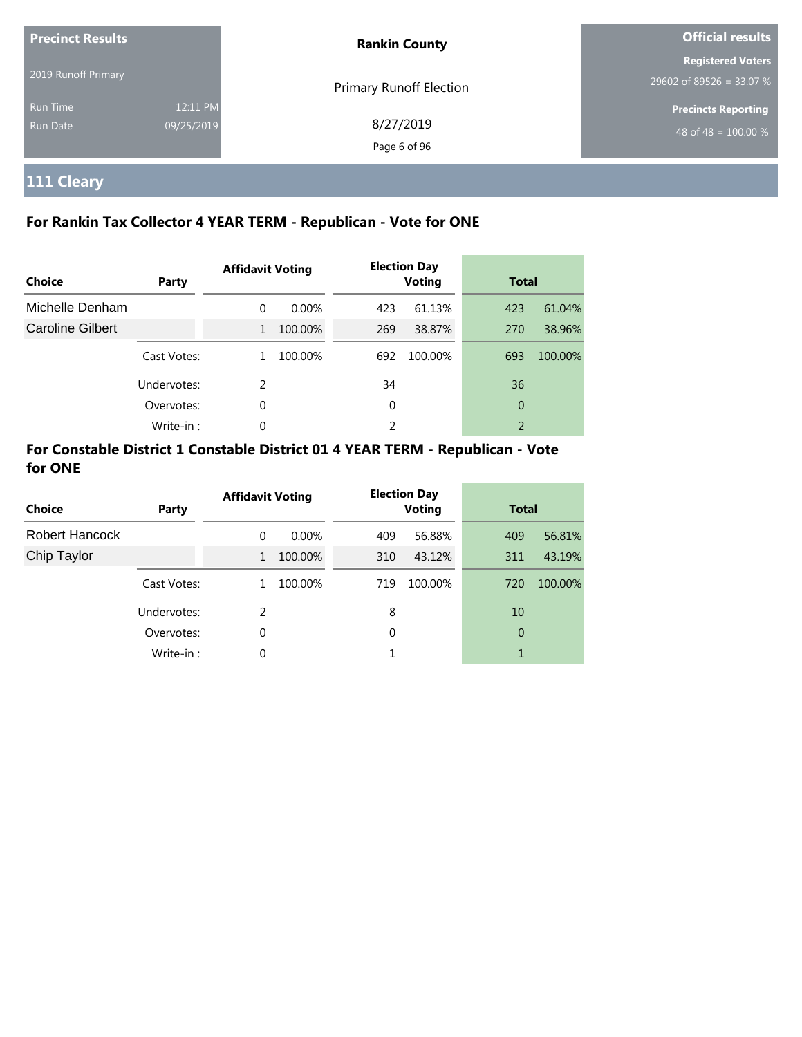**Precinct Results**

2019 Runoff Primary

Run Time 12:11 PM

Run Date 09/25/2019

**Rankin County**

Primary Runoff Election

8/27/2019

**Official results**

**Registered Voters**

29602 of 89526 = 33.07 %

**Precincts Reporting**

48 of 48 = 100.00 %

# 111 Cleary

## For Rankin Tax Collector 4 YEAR TERM - Republican - Vote for ONE

| Choice | Party | Affidavit Voting | | Election Day Voting | | Total | |
|---|---|---|---|---|---|---|---|
| Michelle Denham | | 0 | 0.00% | 423 | 61.13% | 423 | 61.04% |
| Caroline Gilbert | | 1 | 100.00% | 269 | 38.87% | 270 | 38.96% |
| | Cast Votes: | 1 | 100.00% | 692 | 100.00% | 693 | 100.00% |
| | Undervotes: | 2 | | 34 | | 36 | |
| | Overvotes: | 0 | | 0 | | 0 | |
| | Write-in : | 0 | | 2 | | 2 | |

## For Constable District 1 Constable District 01 4 YEAR TERM - Republican - Vote for ONE

| Choice | Party | Affidavit Voting | | Election Day Voting | | Total | |
|---|---|---|---|---|---|---|---|
| Robert Hancock | | 0 | 0.00% | 409 | 56.88% | 409 | 56.81% |
| Chip Taylor | | 1 | 100.00% | 310 | 43.12% | 311 | 43.19% |
| | Cast Votes: | 1 | 100.00% | 719 | 100.00% | 720 | 100.00% |
| | Undervotes: | 2 | | 8 | | 10 | |
| | Overvotes: | 0 | | 0 | | 0 | |
| | Write-in : | 0 | | 1 | | 1 | |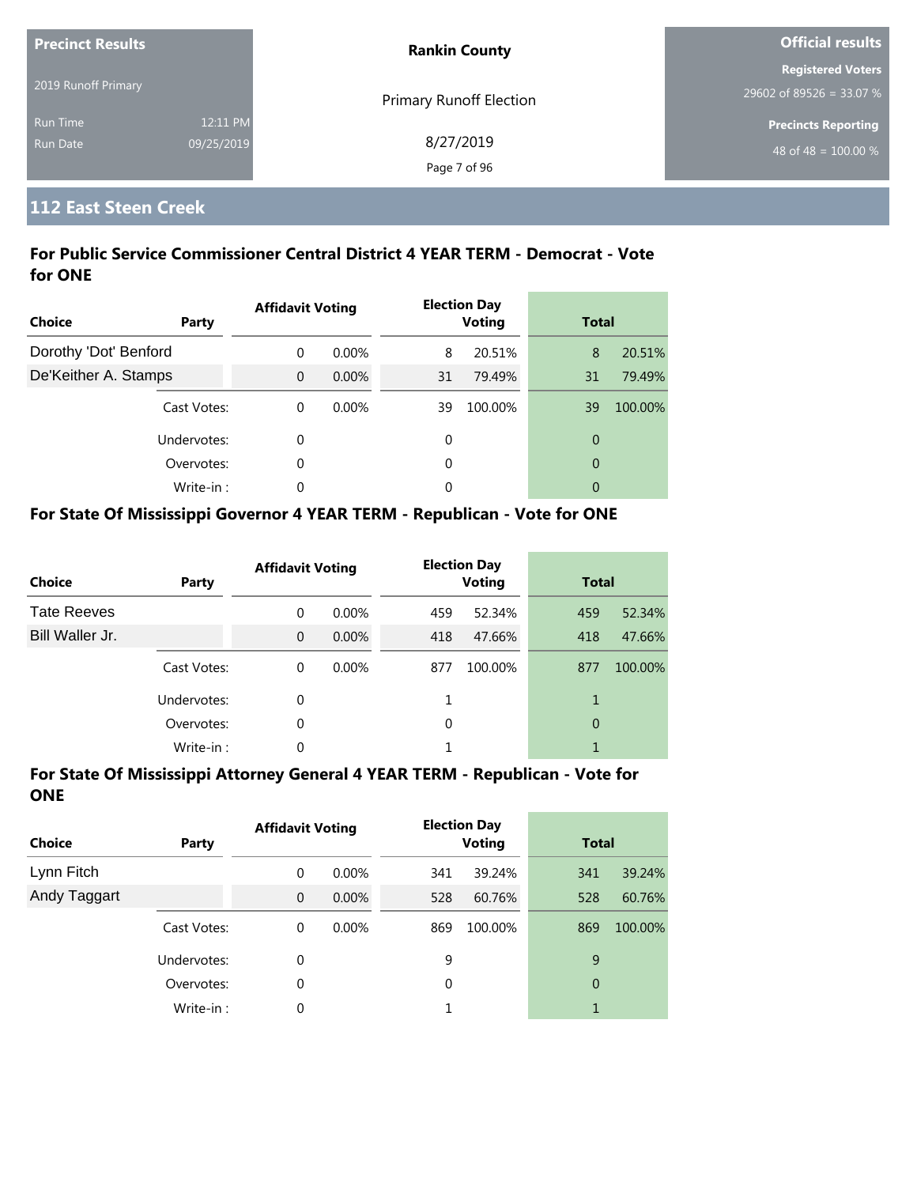| Precinct Results | | Rankin County | Official results |
|---|---|---|---|
| 2019 Runoff Primary | | Primary Runoff Election | Registered Voters 29602 of 89526 = 33.07 % |
| Run Time | 12:11 PM | 8/27/2019 | Precincts Reporting 48 of 48 = 100.00 % |
| Run Date | 09/25/2019 | | |

## 112 East Steen Creek

### For Public Service Commissioner Central District 4 YEAR TERM - Democrat - Vote for ONE

| Choice | Party | Affidavit Voting | | Election Day Voting | | Total | |
|---|---|---|---|---|---|---|---|
| Dorothy 'Dot' Benford | | 0 | 0.00% | 8 | 20.51% | 8 | 20.51% |
| De'Keither A. Stamps | | 0 | 0.00% | 31 | 79.49% | 31 | 79.49% |
| | Cast Votes: | 0 | 0.00% | 39 | 100.00% | 39 | 100.00% |
| | Undervotes: | 0 | | 0 | | 0 | |
| | Overvotes: | 0 | | 0 | | 0 | |
| | Write-in : | 0 | | 0 | | 0 | |

### For State Of Mississippi Governor 4 YEAR TERM - Republican - Vote for ONE

| Choice | Party | Affidavit Voting | | Election Day Voting | | Total | |
|---|---|---|---|---|---|---|---|
| Tate Reeves | | 0 | 0.00% | 459 | 52.34% | 459 | 52.34% |
| Bill Waller Jr. | | 0 | 0.00% | 418 | 47.66% | 418 | 47.66% |
| | Cast Votes: | 0 | 0.00% | 877 | 100.00% | 877 | 100.00% |
| | Undervotes: | 0 | | 1 | | 1 | |
| | Overvotes: | 0 | | 0 | | 0 | |
| | Write-in : | 0 | | 1 | | 1 | |

### For State Of Mississippi Attorney General 4 YEAR TERM - Republican - Vote for ONE

| Choice | Party | Affidavit Voting | | Election Day Voting | | Total | |
|---|---|---|---|---|---|---|---|
| Lynn Fitch | | 0 | 0.00% | 341 | 39.24% | 341 | 39.24% |
| Andy Taggart | | 0 | 0.00% | 528 | 60.76% | 528 | 60.76% |
| | Cast Votes: | 0 | 0.00% | 869 | 100.00% | 869 | 100.00% |
| | Undervotes: | 0 | | 9 | | 9 | |
| | Overvotes: | 0 | | 0 | | 0 | |
| | Write-in : | 0 | | 1 | | 1 | |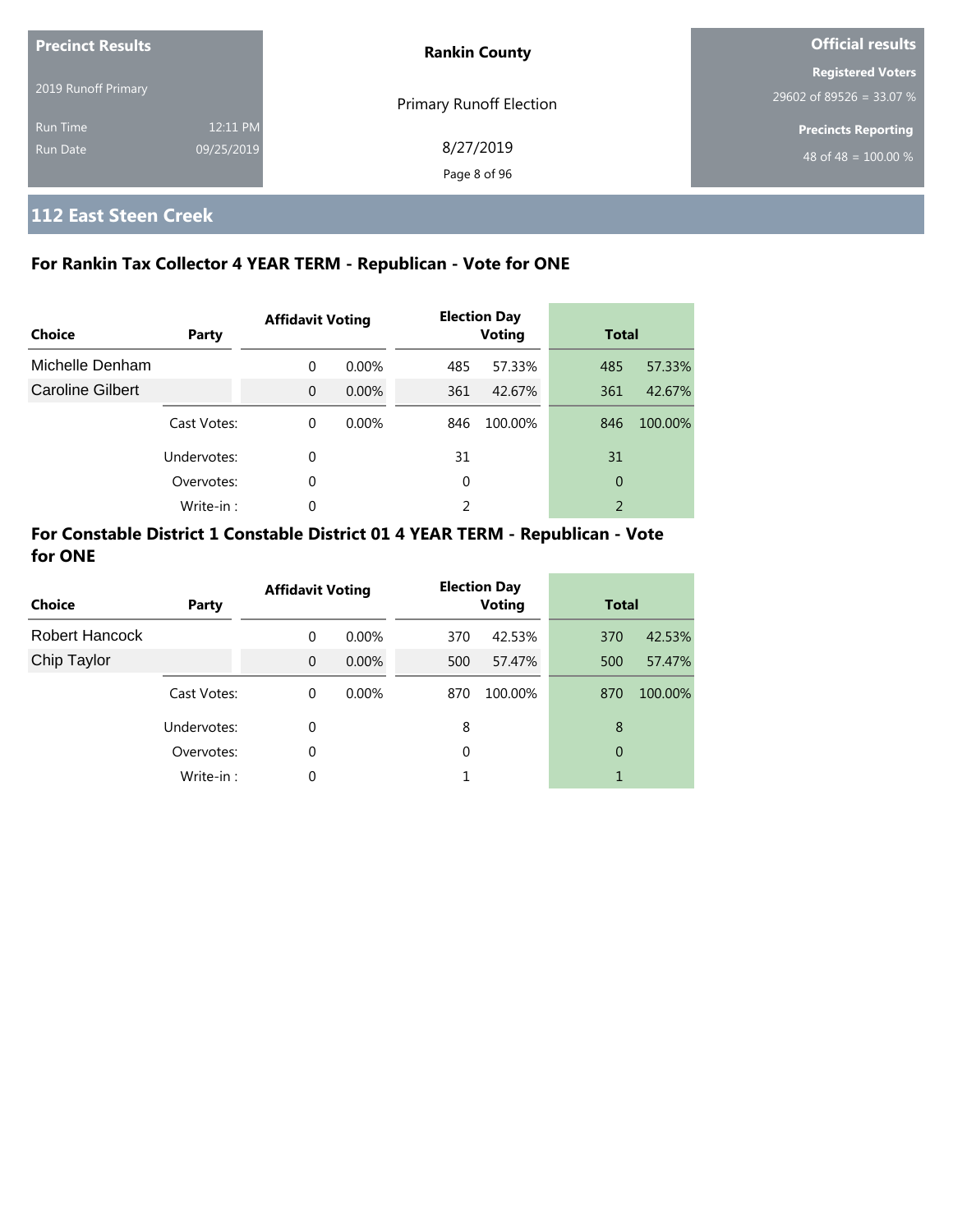**Precinct Results**

2019 Runoff Primary

Run Time 12:11 PM
Run Date 09/25/2019

**Rankin County**

Primary Runoff Election

8/27/2019

**Official results**

**Registered Voters**
29602 of 89526 = 33.07 %

**Precincts Reporting**
48 of 48 = 100.00 %

## 112 East Steen Creek

### For Rankin Tax Collector 4 YEAR TERM - Republican - Vote for ONE

| Choice | Party | Affidavit Voting | | Election Day Voting | | Total | |
|---|---|---|---|---|---|---|---|
| Michelle Denham | | 0 | 0.00% | 485 | 57.33% | 485 | 57.33% |
| Caroline Gilbert | | 0 | 0.00% | 361 | 42.67% | 361 | 42.67% |
| | Cast Votes: | 0 | 0.00% | 846 | 100.00% | 846 | 100.00% |
| | Undervotes: | 0 | | 31 | | 31 | |
| | Overvotes: | 0 | | 0 | | 0 | |
| | Write-in : | 0 | | 2 | | 2 | |

### For Constable District 1 Constable District 01 4 YEAR TERM - Republican - Vote for ONE

| Choice | Party | Affidavit Voting | | Election Day Voting | | Total | |
|---|---|---|---|---|---|---|---|
| Robert Hancock | | 0 | 0.00% | 370 | 42.53% | 370 | 42.53% |
| Chip Taylor | | 0 | 0.00% | 500 | 57.47% | 500 | 57.47% |
| | Cast Votes: | 0 | 0.00% | 870 | 100.00% | 870 | 100.00% |
| | Undervotes: | 0 | | 8 | | 8 | |
| | Overvotes: | 0 | | 0 | | 0 | |
| | Write-in : | 0 | | 1 | | 1 | |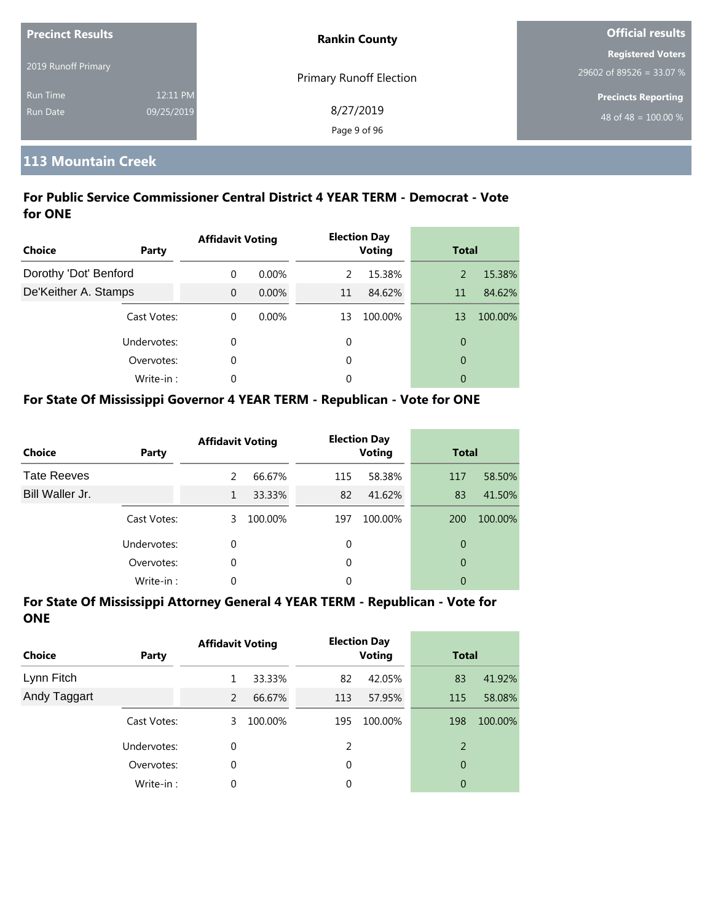| Precinct Results | | Rankin County | Official results |
|---|---|---|---|
| 2019 Runoff Primary | | Primary Runoff Election | Registered Voters |
| Run Time | 12:11 PM | 8/27/2019 | 29602 of 89526 = 33.07 % |
| Run Date | 09/25/2019 | | Precincts Reporting |
| | | | 48 of 48 = 100.00 % |

## 113 Mountain Creek

### For Public Service Commissioner Central District 4 YEAR TERM - Democrat - Vote for ONE

| Choice | Party | Affidavit Voting | | Election Day Voting | | Total | |
|---|---|---|---|---|---|---|---|
| Dorothy 'Dot' Benford | | 0 | 0.00% | 2 | 15.38% | 2 | 15.38% |
| De'Keither A. Stamps | | 0 | 0.00% | 11 | 84.62% | 11 | 84.62% |
| | Cast Votes: | 0 | 0.00% | 13 | 100.00% | 13 | 100.00% |
| | Undervotes: | 0 | | 0 | | 0 | |
| | Overvotes: | 0 | | 0 | | 0 | |
| | Write-in : | 0 | | 0 | | 0 | |

### For State Of Mississippi Governor 4 YEAR TERM - Republican - Vote for ONE

| Choice | Party | Affidavit Voting | | Election Day Voting | | Total | |
|---|---|---|---|---|---|---|---|
| Tate Reeves | | 2 | 66.67% | 115 | 58.38% | 117 | 58.50% |
| Bill Waller Jr. | | 1 | 33.33% | 82 | 41.62% | 83 | 41.50% |
| | Cast Votes: | 3 | 100.00% | 197 | 100.00% | 200 | 100.00% |
| | Undervotes: | 0 | | 0 | | 0 | |
| | Overvotes: | 0 | | 0 | | 0 | |
| | Write-in : | 0 | | 0 | | 0 | |

### For State Of Mississippi Attorney General 4 YEAR TERM - Republican - Vote for ONE

| Choice | Party | Affidavit Voting | | Election Day Voting | | Total | |
|---|---|---|---|---|---|---|---|
| Lynn Fitch | | 1 | 33.33% | 82 | 42.05% | 83 | 41.92% |
| Andy Taggart | | 2 | 66.67% | 113 | 57.95% | 115 | 58.08% |
| | Cast Votes: | 3 | 100.00% | 195 | 100.00% | 198 | 100.00% |
| | Undervotes: | 0 | | 2 | | 2 | |
| | Overvotes: | 0 | | 0 | | 0 | |
| | Write-in : | 0 | | 0 | | 0 | |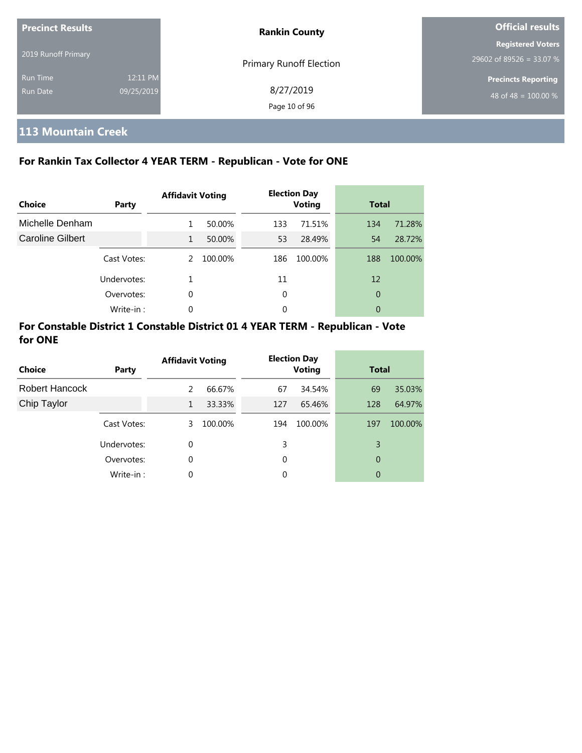**Precinct Results**

2019 Runoff Primary

Run Time 12:11 PM

Run Date 09/25/2019

**Rankin County**

Primary Runoff Election

8/27/2019

**Official results**

**Registered Voters**

29602 of 89526 = 33.07 %

**Precincts Reporting**

48 of 48 = 100.00 %

## 113 Mountain Creek

### For Rankin Tax Collector 4 YEAR TERM - Republican - Vote for ONE

| Choice | Party | Affidavit Voting | | Election Day Voting | | Total | |
|---|---|---|---|---|---|---|---|
| Michelle Denham | | 1 | 50.00% | 133 | 71.51% | 134 | 71.28% |
| Caroline Gilbert | | 1 | 50.00% | 53 | 28.49% | 54 | 28.72% |
| | Cast Votes: | 2 | 100.00% | 186 | 100.00% | 188 | 100.00% |
| | Undervotes: | 1 | | 11 | | 12 | |
| | Overvotes: | 0 | | 0 | | 0 | |
| | Write-in : | 0 | | 0 | | 0 | |

### For Constable District 1 Constable District 01 4 YEAR TERM - Republican - Vote for ONE

| Choice | Party | Affidavit Voting | | Election Day Voting | | Total | |
|---|---|---|---|---|---|---|---|
| Robert Hancock | | 2 | 66.67% | 67 | 34.54% | 69 | 35.03% |
| Chip Taylor | | 1 | 33.33% | 127 | 65.46% | 128 | 64.97% |
| | Cast Votes: | 3 | 100.00% | 194 | 100.00% | 197 | 100.00% |
| | Undervotes: | 0 | | 3 | | 3 | |
| | Overvotes: | 0 | | 0 | | 0 | |
| | Write-in : | 0 | | 0 | | 0 | |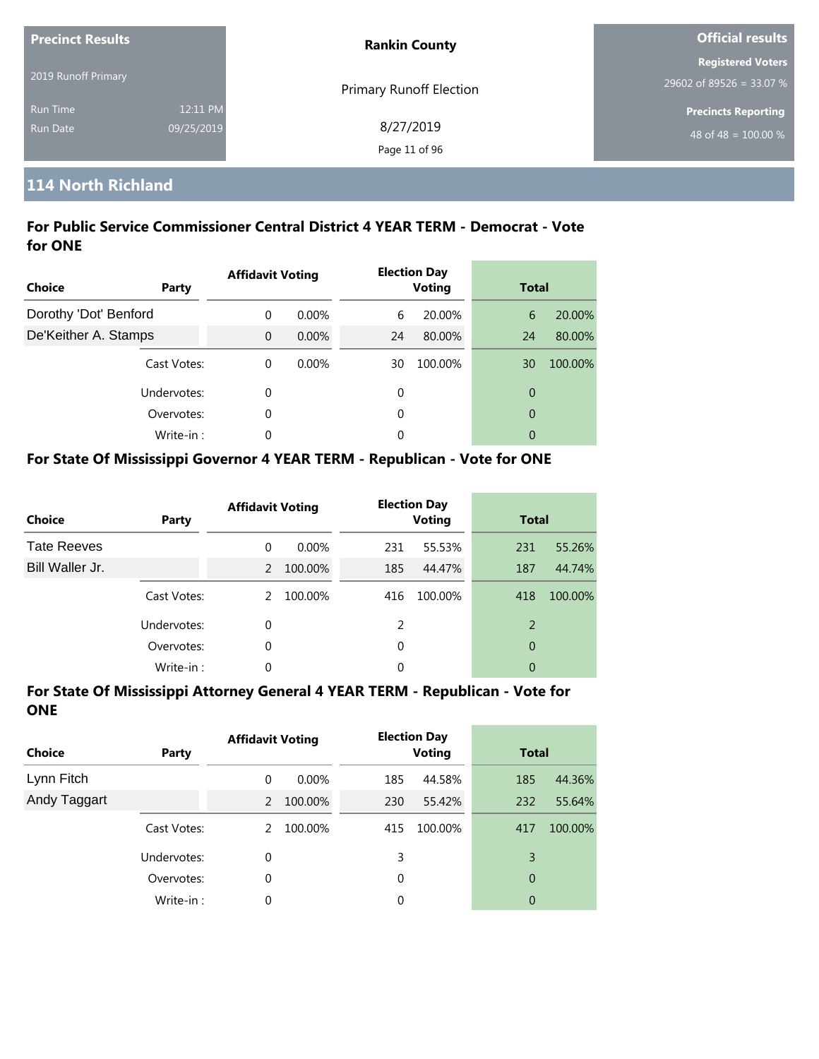| Precinct Results | | Rankin County | Official results |
|---|---|---|---|
| 2019 Runoff Primary | | Primary Runoff Election | Registered Voters |
| | | | 29602 of 89526 = 33.07 % |
| Run Time | 12:11 PM | 8/27/2019 | Precincts Reporting |
| Run Date | 09/25/2019 | | 48 of 48 = 100.00 % |

## 114 North Richland

### For Public Service Commissioner Central District 4 YEAR TERM - Democrat - Vote for ONE

| Choice | Party | Affidavit Voting | | Election Day Voting | | Total | |
|---|---|---|---|---|---|---|---|
| Dorothy 'Dot' Benford | | 0 | 0.00% | 6 | 20.00% | 6 | 20.00% |
| De'Keither A. Stamps | | 0 | 0.00% | 24 | 80.00% | 24 | 80.00% |
| | Cast Votes: | 0 | 0.00% | 30 | 100.00% | 30 | 100.00% |
| | Undervotes: | 0 | | 0 | | 0 | |
| | Overvotes: | 0 | | 0 | | 0 | |
| | Write-in : | 0 | | 0 | | 0 | |

### For State Of Mississippi Governor 4 YEAR TERM - Republican - Vote for ONE

| Choice | Party | Affidavit Voting | | Election Day Voting | | Total | |
|---|---|---|---|---|---|---|---|
| Tate Reeves | | 0 | 0.00% | 231 | 55.53% | 231 | 55.26% |
| Bill Waller Jr. | | 2 | 100.00% | 185 | 44.47% | 187 | 44.74% |
| | Cast Votes: | 2 | 100.00% | 416 | 100.00% | 418 | 100.00% |
| | Undervotes: | 0 | | 2 | | 2 | |
| | Overvotes: | 0 | | 0 | | 0 | |
| | Write-in : | 0 | | 0 | | 0 | |

### For State Of Mississippi Attorney General 4 YEAR TERM - Republican - Vote for ONE

| Choice | Party | Affidavit Voting | | Election Day Voting | | Total | |
|---|---|---|---|---|---|---|---|
| Lynn Fitch | | 0 | 0.00% | 185 | 44.58% | 185 | 44.36% |
| Andy Taggart | | 2 | 100.00% | 230 | 55.42% | 232 | 55.64% |
| | Cast Votes: | 2 | 100.00% | 415 | 100.00% | 417 | 100.00% |
| | Undervotes: | 0 | | 3 | | 3 | |
| | Overvotes: | 0 | | 0 | | 0 | |
| | Write-in : | 0 | | 0 | | 0 | |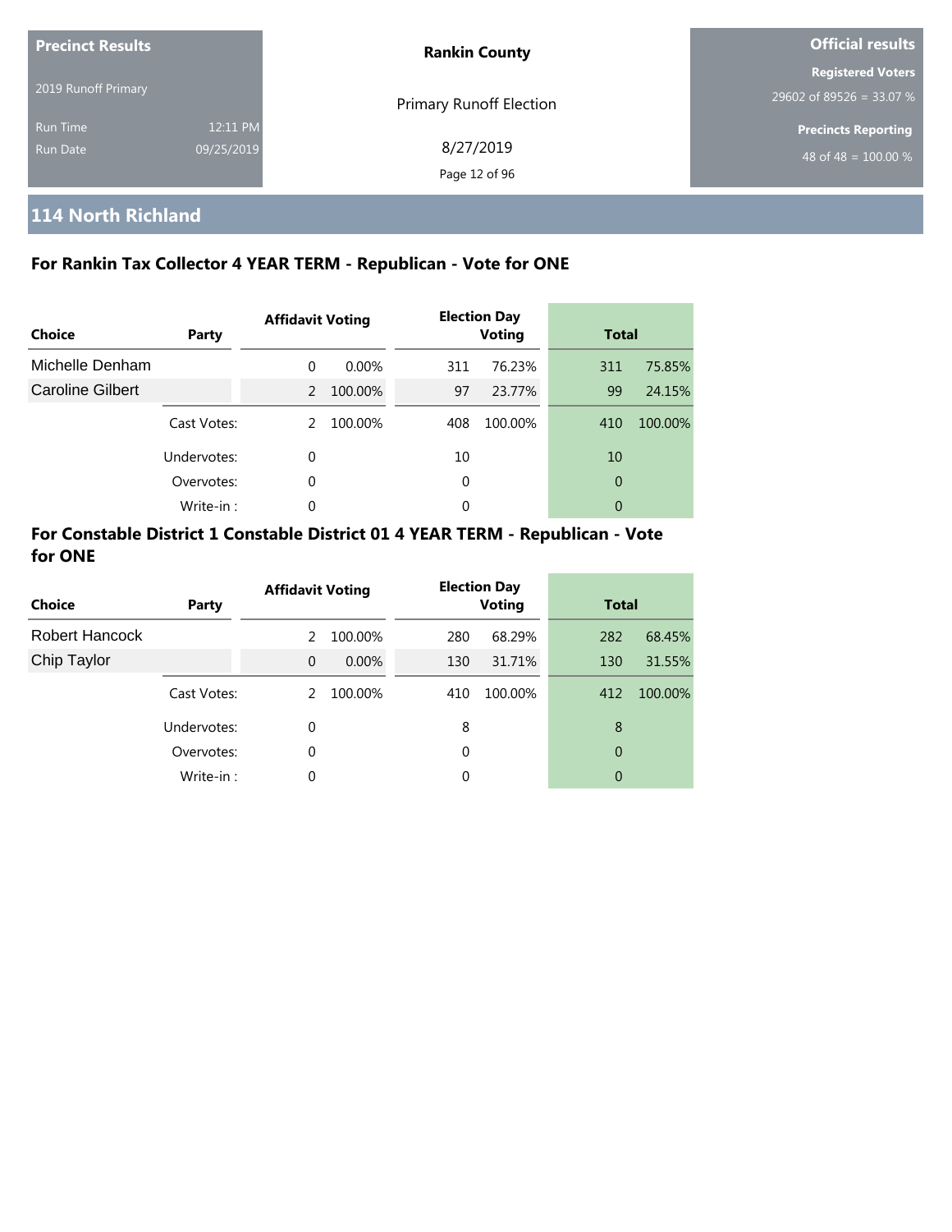**Precinct Results**

2019 Runoff Primary

Run Time 12:11 PM
Run Date 09/25/2019

**Rankin County**

Primary Runoff Election

8/27/2019

**Official results**

**Registered Voters**
29602 of 89526 = 33.07 %

**Precincts Reporting**
48 of 48 = 100.00 %

## 114 North Richland

### For Rankin Tax Collector 4 YEAR TERM - Republican - Vote for ONE

| Choice | Party | Affidavit Voting | | Election Day Voting | | Total | |
|---|---|---|---|---|---|---|---|
| Michelle Denham | | 0 | 0.00% | 311 | 76.23% | 311 | 75.85% |
| Caroline Gilbert | | 2 | 100.00% | 97 | 23.77% | 99 | 24.15% |
| | Cast Votes: | 2 | 100.00% | 408 | 100.00% | 410 | 100.00% |
| | Undervotes: | 0 | | 10 | | 10 | |
| | Overvotes: | 0 | | 0 | | 0 | |
| | Write-in : | 0 | | 0 | | 0 | |

### For Constable District 1 Constable District 01 4 YEAR TERM - Republican - Vote for ONE

| Choice | Party | Affidavit Voting | | Election Day Voting | | Total | |
|---|---|---|---|---|---|---|---|
| Robert Hancock | | 2 | 100.00% | 280 | 68.29% | 282 | 68.45% |
| Chip Taylor | | 0 | 0.00% | 130 | 31.71% | 130 | 31.55% |
| | Cast Votes: | 2 | 100.00% | 410 | 100.00% | 412 | 100.00% |
| | Undervotes: | 0 | | 8 | | 8 | |
| | Overvotes: | 0 | | 0 | | 0 | |
| | Write-in : | 0 | | 0 | | 0 | |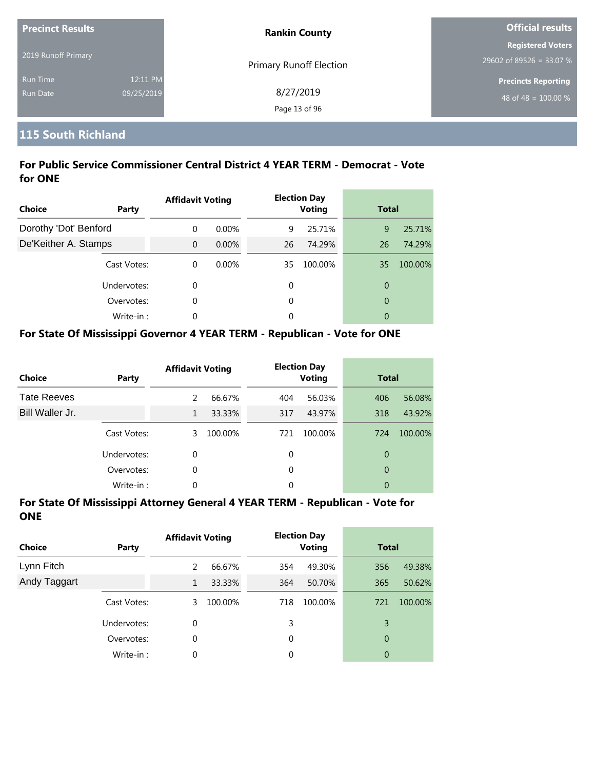**Precinct Results**

2019 Runoff Primary

Run Time 12:11 PM
Run Date 09/25/2019

**Rankin County**

Primary Runoff Election

8/27/2019

**Official results**

**Registered Voters**
29602 of 89526 = 33.07 %

**Precincts Reporting**
48 of 48 = 100.00 %

## 115 South Richland

### For Public Service Commissioner Central District 4 YEAR TERM - Democrat - Vote for ONE

| Choice | Party | Affidavit Voting | | Election Day Voting | | Total | |
|---|---|---|---|---|---|---|---|
| Dorothy 'Dot' Benford | | 0 | 0.00% | 9 | 25.71% | 9 | 25.71% |
| De'Keither A. Stamps | | 0 | 0.00% | 26 | 74.29% | 26 | 74.29% |
| | Cast Votes: | 0 | 0.00% | 35 | 100.00% | 35 | 100.00% |
| | Undervotes: | 0 | | 0 | | 0 | |
| | Overvotes: | 0 | | 0 | | 0 | |
| | Write-in : | 0 | | 0 | | 0 | |

### For State Of Mississippi Governor 4 YEAR TERM - Republican - Vote for ONE

| Choice | Party | Affidavit Voting | | Election Day Voting | | Total | |
|---|---|---|---|---|---|---|---|
| Tate Reeves | | 2 | 66.67% | 404 | 56.03% | 406 | 56.08% |
| Bill Waller Jr. | | 1 | 33.33% | 317 | 43.97% | 318 | 43.92% |
| | Cast Votes: | 3 | 100.00% | 721 | 100.00% | 724 | 100.00% |
| | Undervotes: | 0 | | 0 | | 0 | |
| | Overvotes: | 0 | | 0 | | 0 | |
| | Write-in : | 0 | | 0 | | 0 | |

### For State Of Mississippi Attorney General 4 YEAR TERM - Republican - Vote for ONE

| Choice | Party | Affidavit Voting | | Election Day Voting | | Total | |
|---|---|---|---|---|---|---|---|
| Lynn Fitch | | 2 | 66.67% | 354 | 49.30% | 356 | 49.38% |
| Andy Taggart | | 1 | 33.33% | 364 | 50.70% | 365 | 50.62% |
| | Cast Votes: | 3 | 100.00% | 718 | 100.00% | 721 | 100.00% |
| | Undervotes: | 0 | | 3 | | 3 | |
| | Overvotes: | 0 | | 0 | | 0 | |
| | Write-in : | 0 | | 0 | | 0 | |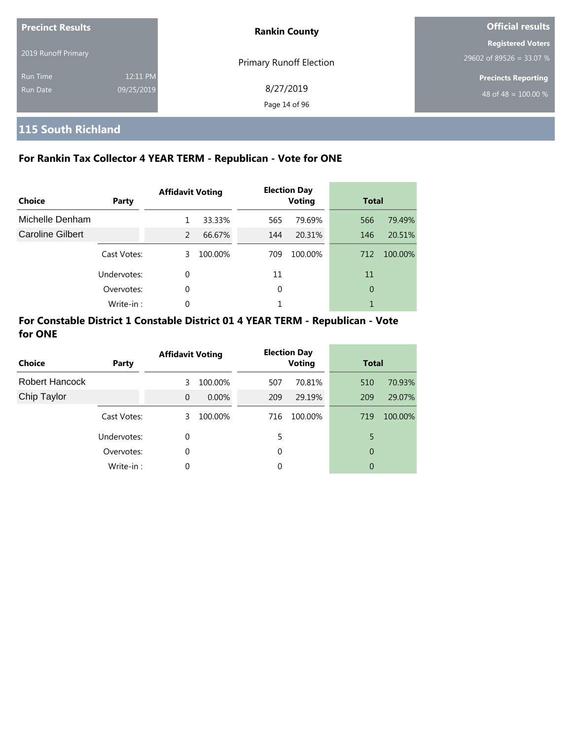| Precinct Results | | Rankin County | Official results |
|---|---|---|---|
| 2019 Runoff Primary | | Primary Runoff Election | Registered Voters |
| Run Time | 12:11 PM | 8/27/2019 | 29602 of 89526 = 33.07 % |
| Run Date | 09/25/2019 | | Precincts Reporting |
| | | | 48 of 48 = 100.00 % |

## 115 South Richland

### For Rankin Tax Collector 4 YEAR TERM - Republican - Vote for ONE

| Choice | Party | Affidavit Voting | | Election Day Voting | | Total | |
|---|---|---|---|---|---|---|---|
| Michelle Denham | | 1 | 33.33% | 565 | 79.69% | 566 | 79.49% |
| Caroline Gilbert | | 2 | 66.67% | 144 | 20.31% | 146 | 20.51% |
| | Cast Votes: | 3 | 100.00% | 709 | 100.00% | 712 | 100.00% |
| | Undervotes: | 0 | | 11 | | 11 | |
| | Overvotes: | 0 | | 0 | | 0 | |
| | Write-in : | 0 | | 1 | | 1 | |

### For Constable District 1 Constable District 01 4 YEAR TERM - Republican - Vote for ONE

| Choice | Party | Affidavit Voting | | Election Day Voting | | Total | |
|---|---|---|---|---|---|---|---|
| Robert Hancock | | 3 | 100.00% | 507 | 70.81% | 510 | 70.93% |
| Chip Taylor | | 0 | 0.00% | 209 | 29.19% | 209 | 29.07% |
| | Cast Votes: | 3 | 100.00% | 716 | 100.00% | 719 | 100.00% |
| | Undervotes: | 0 | | 5 | | 5 | |
| | Overvotes: | 0 | | 0 | | 0 | |
| | Write-in : | 0 | | 0 | | 0 | |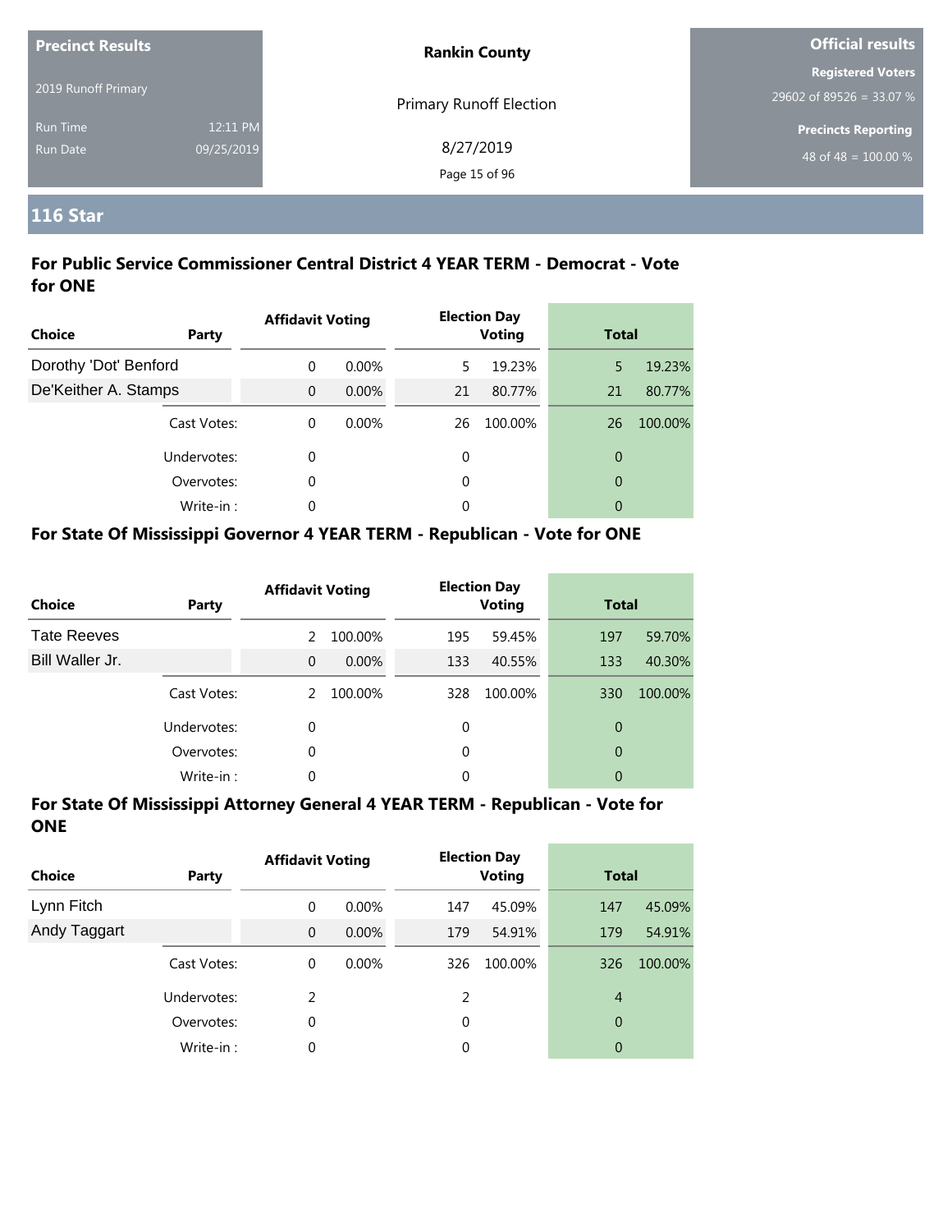| Precinct Results | | Rankin County | Official results |
|---|---|---|---|
| 2019 Runoff Primary | | Primary Runoff Election | Registered Voters |
| | | | 29602 of 89526 = 33.07 % |
| Run Time | 12:11 PM | 8/27/2019 | Precincts Reporting |
| Run Date | 09/25/2019 | | 48 of 48 = 100.00 % |

## 116 Star

### For Public Service Commissioner Central District 4 YEAR TERM - Democrat - Vote for ONE

| Choice | Party | Affidavit Voting | | Election Day Voting | | Total | |
|---|---|---|---|---|---|---|---|
| Dorothy 'Dot' Benford | | 0 | 0.00% | 5 | 19.23% | 5 | 19.23% |
| De'Keither A. Stamps | | 0 | 0.00% | 21 | 80.77% | 21 | 80.77% |
| | Cast Votes: | 0 | 0.00% | 26 | 100.00% | 26 | 100.00% |
| | Undervotes: | 0 | | 0 | | 0 | |
| | Overvotes: | 0 | | 0 | | 0 | |
| | Write-in : | 0 | | 0 | | 0 | |

### For State Of Mississippi Governor 4 YEAR TERM - Republican - Vote for ONE

| Choice | Party | Affidavit Voting | | Election Day Voting | | Total | |
|---|---|---|---|---|---|---|---|
| Tate Reeves | | 2 | 100.00% | 195 | 59.45% | 197 | 59.70% |
| Bill Waller Jr. | | 0 | 0.00% | 133 | 40.55% | 133 | 40.30% |
| | Cast Votes: | 2 | 100.00% | 328 | 100.00% | 330 | 100.00% |
| | Undervotes: | 0 | | 0 | | 0 | |
| | Overvotes: | 0 | | 0 | | 0 | |
| | Write-in : | 0 | | 0 | | 0 | |

### For State Of Mississippi Attorney General 4 YEAR TERM - Republican - Vote for ONE

| Choice | Party | Affidavit Voting | | Election Day Voting | | Total | |
|---|---|---|---|---|---|---|---|
| Lynn Fitch | | 0 | 0.00% | 147 | 45.09% | 147 | 45.09% |
| Andy Taggart | | 0 | 0.00% | 179 | 54.91% | 179 | 54.91% |
| | Cast Votes: | 0 | 0.00% | 326 | 100.00% | 326 | 100.00% |
| | Undervotes: | 2 | | 2 | | 4 | |
| | Overvotes: | 0 | | 0 | | 0 | |
| | Write-in : | 0 | | 0 | | 0 | |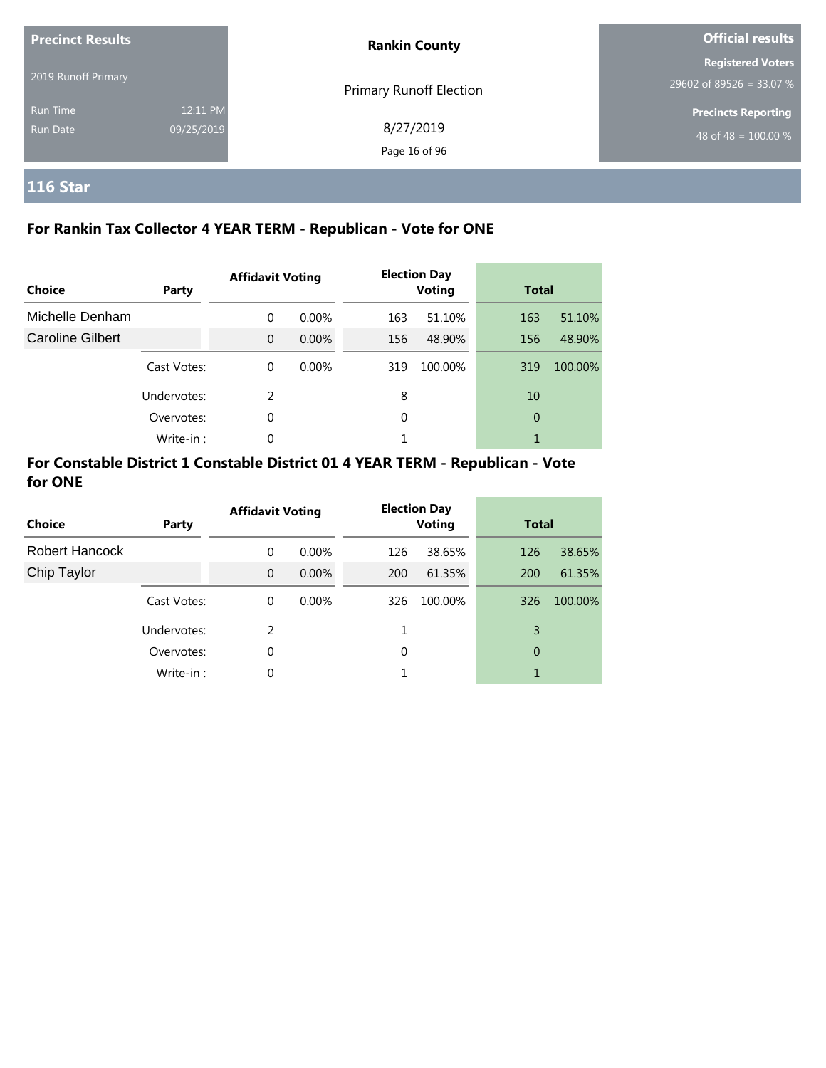**Precinct Results**

2019 Runoff Primary

Run Time 12:11 PM

Run Date 09/25/2019

**Rankin County**

Primary Runoff Election

8/27/2019

**Official results**

**Registered Voters**

29602 of 89526 = 33.07 %

**Precincts Reporting**

48 of 48 = 100.00 %

## 116 Star

### For Rankin Tax Collector 4 YEAR TERM - Republican - Vote for ONE

| Choice | Party | Affidavit Voting | | Election Day Voting | | Total | |
|---|---|---|---|---|---|---|---|
| Michelle Denham | | 0 | 0.00% | 163 | 51.10% | 163 | 51.10% |
| Caroline Gilbert | | 0 | 0.00% | 156 | 48.90% | 156 | 48.90% |
| | Cast Votes: | 0 | 0.00% | 319 | 100.00% | 319 | 100.00% |
| | Undervotes: | 2 | | 8 | | 10 | |
| | Overvotes: | 0 | | 0 | | 0 | |
| | Write-in : | 0 | | 1 | | 1 | |

### For Constable District 1 Constable District 01 4 YEAR TERM - Republican - Vote for ONE

| Choice | Party | Affidavit Voting | | Election Day Voting | | Total | |
|---|---|---|---|---|---|---|---|
| Robert Hancock | | 0 | 0.00% | 126 | 38.65% | 126 | 38.65% |
| Chip Taylor | | 0 | 0.00% | 200 | 61.35% | 200 | 61.35% |
| | Cast Votes: | 0 | 0.00% | 326 | 100.00% | 326 | 100.00% |
| | Undervotes: | 2 | | 1 | | 3 | |
| | Overvotes: | 0 | | 0 | | 0 | |
| | Write-in : | 0 | | 1 | | 1 | |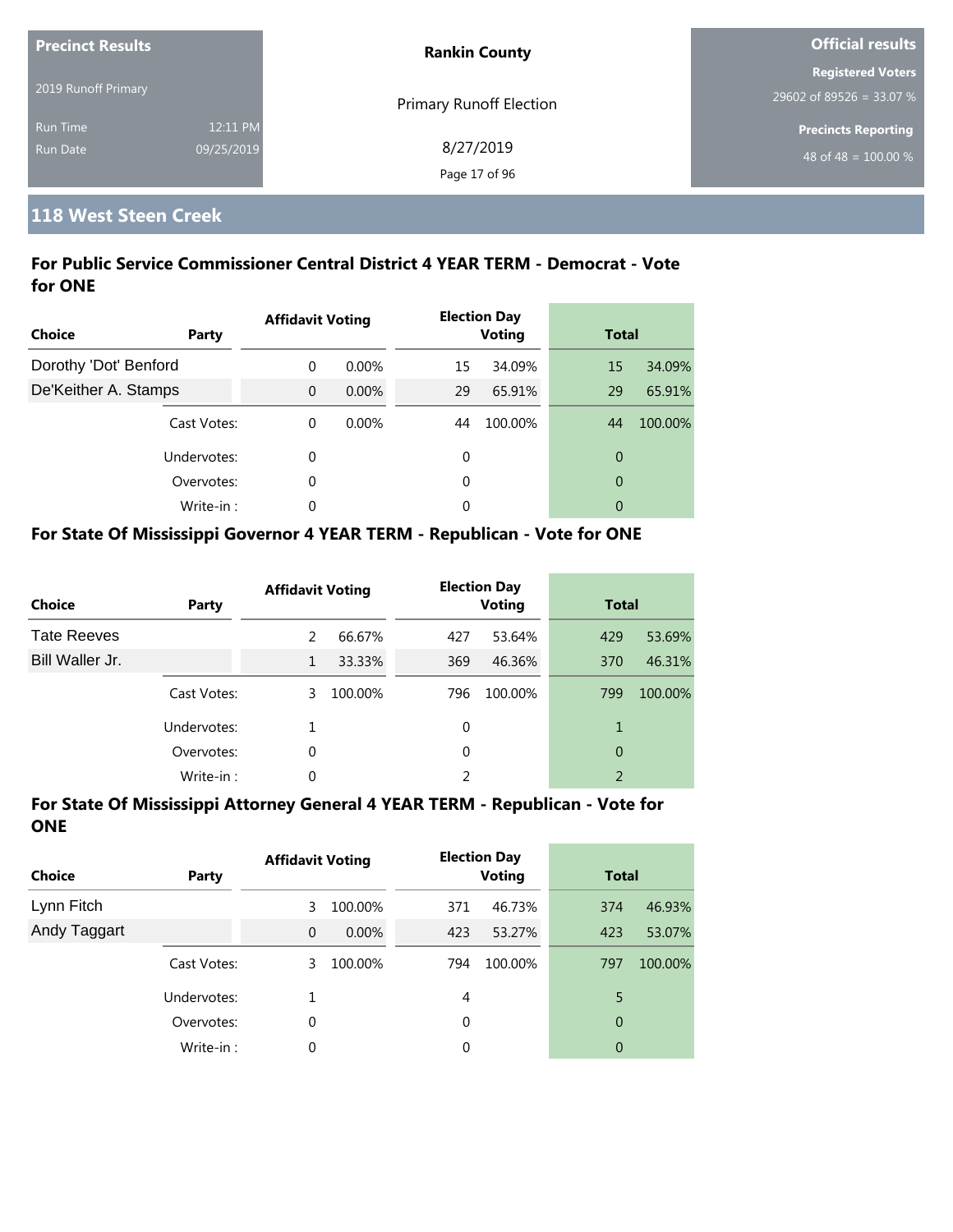| Precinct Results | | Rankin County | Official results |
|---|---|---|---|
| 2019 Runoff Primary | | Primary Runoff Election | Registered Voters |
| Run Time | 12:11 PM | 8/27/2019 | 29602 of 89526 = 33.07 % |
| Run Date | 09/25/2019 | | Precincts Reporting |
| | | | 48 of 48 = 100.00 % |

## 118 West Steen Creek

### For Public Service Commissioner Central District 4 YEAR TERM - Democrat - Vote for ONE

| Choice | Party | Affidavit Voting | | Election Day Voting | | Total | |
|---|---|---|---|---|---|---|---|
| Dorothy 'Dot' Benford | | 0 | 0.00% | 15 | 34.09% | 15 | 34.09% |
| De'Keither A. Stamps | | 0 | 0.00% | 29 | 65.91% | 29 | 65.91% |
| | Cast Votes: | 0 | 0.00% | 44 | 100.00% | 44 | 100.00% |
| | Undervotes: | 0 | | 0 | | 0 | |
| | Overvotes: | 0 | | 0 | | 0 | |
| | Write-in : | 0 | | 0 | | 0 | |

### For State Of Mississippi Governor 4 YEAR TERM - Republican - Vote for ONE

| Choice | Party | Affidavit Voting | | Election Day Voting | | Total | |
|---|---|---|---|---|---|---|---|
| Tate Reeves | | 2 | 66.67% | 427 | 53.64% | 429 | 53.69% |
| Bill Waller Jr. | | 1 | 33.33% | 369 | 46.36% | 370 | 46.31% |
| | Cast Votes: | 3 | 100.00% | 796 | 100.00% | 799 | 100.00% |
| | Undervotes: | 1 | | 0 | | 1 | |
| | Overvotes: | 0 | | 0 | | 0 | |
| | Write-in : | 0 | | 2 | | 2 | |

### For State Of Mississippi Attorney General 4 YEAR TERM - Republican - Vote for ONE

| Choice | Party | Affidavit Voting | | Election Day Voting | | Total | |
|---|---|---|---|---|---|---|---|
| Lynn Fitch | | 3 | 100.00% | 371 | 46.73% | 374 | 46.93% |
| Andy Taggart | | 0 | 0.00% | 423 | 53.27% | 423 | 53.07% |
| | Cast Votes: | 3 | 100.00% | 794 | 100.00% | 797 | 100.00% |
| | Undervotes: | 1 | | 4 | | 5 | |
| | Overvotes: | 0 | | 0 | | 0 | |
| | Write-in : | 0 | | 0 | | 0 | |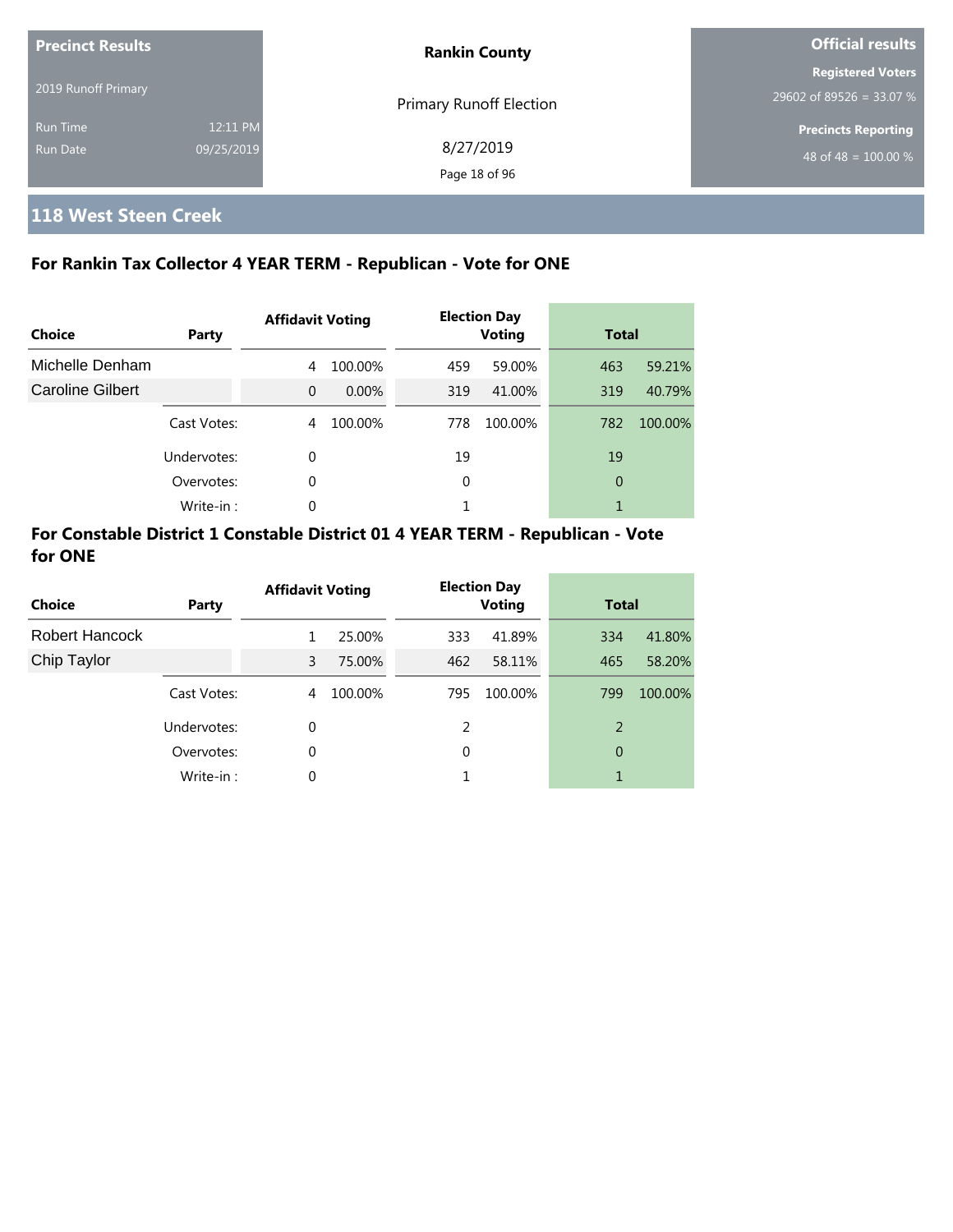**Precinct Results**

2019 Runoff Primary

Run Time 12:11 PM
Run Date 09/25/2019

**Rankin County**

Primary Runoff Election

8/27/2019

**Official results**

**Registered Voters**
29602 of 89526 = 33.07 %

**Precincts Reporting**
48 of 48 = 100.00 %

## 118 West Steen Creek

### For Rankin Tax Collector 4 YEAR TERM - Republican - Vote for ONE

| Choice | Party | Affidavit Voting | | Election Day Voting | | Total | |
|---|---|---|---|---|---|---|---|
| Michelle Denham | | 4 | 100.00% | 459 | 59.00% | 463 | 59.21% |
| Caroline Gilbert | | 0 | 0.00% | 319 | 41.00% | 319 | 40.79% |
| | Cast Votes: | 4 | 100.00% | 778 | 100.00% | 782 | 100.00% |
| | Undervotes: | 0 | | 19 | | 19 | |
| | Overvotes: | 0 | | 0 | | 0 | |
| | Write-in : | 0 | | 1 | | 1 | |

### For Constable District 1 Constable District 01 4 YEAR TERM - Republican - Vote for ONE

| Choice | Party | Affidavit Voting | | Election Day Voting | | Total | |
|---|---|---|---|---|---|---|---|
| Robert Hancock | | 1 | 25.00% | 333 | 41.89% | 334 | 41.80% |
| Chip Taylor | | 3 | 75.00% | 462 | 58.11% | 465 | 58.20% |
| | Cast Votes: | 4 | 100.00% | 795 | 100.00% | 799 | 100.00% |
| | Undervotes: | 0 | | 2 | | 2 | |
| | Overvotes: | 0 | | 0 | | 0 | |
| | Write-in : | 0 | | 1 | | 1 | |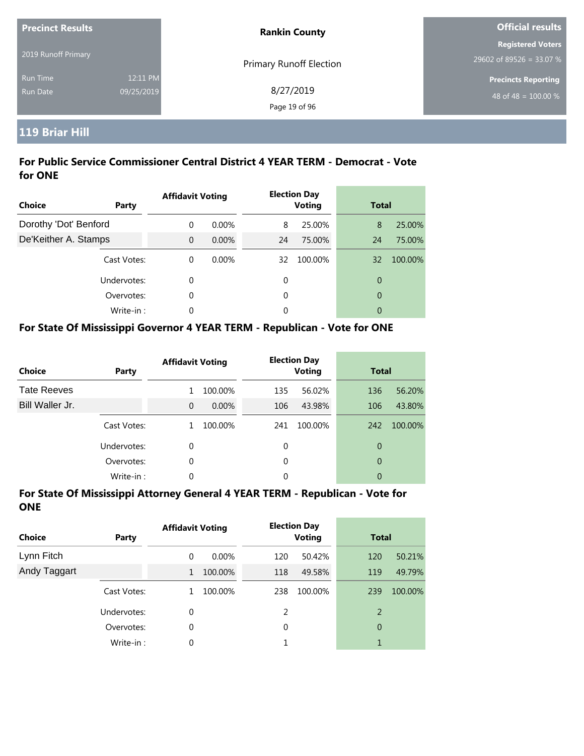| Precinct Results | | Rankin County | Official results |
|---|---|---|---|
| 2019 Runoff Primary | | Primary Runoff Election | Registered Voters |
| | | | 29602 of 89526 = 33.07 % |
| Run Time | 12:11 PM | 8/27/2019 | Precincts Reporting |
| Run Date | 09/25/2019 | | 48 of 48 = 100.00 % |

## 119 Briar Hill

### For Public Service Commissioner Central District 4 YEAR TERM - Democrat - Vote for ONE

| Choice | Party | Affidavit Voting | | Election Day Voting | | Total | |
|---|---|---|---|---|---|---|---|
| Dorothy 'Dot' Benford | | 0 | 0.00% | 8 | 25.00% | 8 | 25.00% |
| De'Keither A. Stamps | | 0 | 0.00% | 24 | 75.00% | 24 | 75.00% |
| | Cast Votes: | 0 | 0.00% | 32 | 100.00% | 32 | 100.00% |
| | Undervotes: | 0 | | 0 | | 0 | |
| | Overvotes: | 0 | | 0 | | 0 | |
| | Write-in : | 0 | | 0 | | 0 | |

### For State Of Mississippi Governor 4 YEAR TERM - Republican - Vote for ONE

| Choice | Party | Affidavit Voting | | Election Day Voting | | Total | |
|---|---|---|---|---|---|---|---|
| Tate Reeves | | 1 | 100.00% | 135 | 56.02% | 136 | 56.20% |
| Bill Waller Jr. | | 0 | 0.00% | 106 | 43.98% | 106 | 43.80% |
| | Cast Votes: | 1 | 100.00% | 241 | 100.00% | 242 | 100.00% |
| | Undervotes: | 0 | | 0 | | 0 | |
| | Overvotes: | 0 | | 0 | | 0 | |
| | Write-in : | 0 | | 0 | | 0 | |

### For State Of Mississippi Attorney General 4 YEAR TERM - Republican - Vote for ONE

| Choice | Party | Affidavit Voting | | Election Day Voting | | Total | |
|---|---|---|---|---|---|---|---|
| Lynn Fitch | | 0 | 0.00% | 120 | 50.42% | 120 | 50.21% |
| Andy Taggart | | 1 | 100.00% | 118 | 49.58% | 119 | 49.79% |
| | Cast Votes: | 1 | 100.00% | 238 | 100.00% | 239 | 100.00% |
| | Undervotes: | 0 | | 2 | | 2 | |
| | Overvotes: | 0 | | 0 | | 0 | |
| | Write-in : | 0 | | 1 | | 1 | |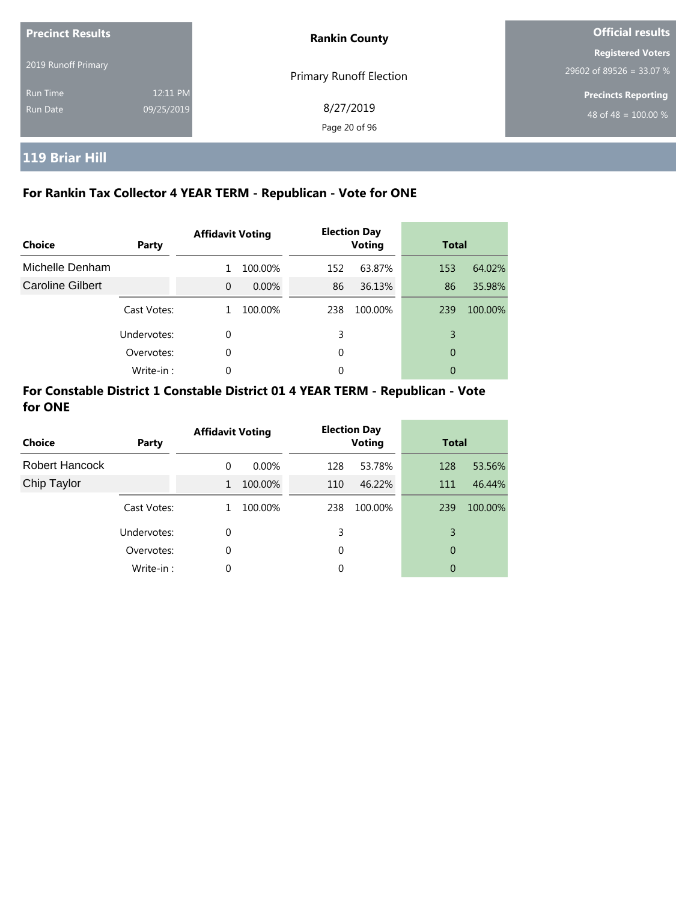| Precinct Results | | Rankin County | Official results |
|---|---|---|---|
| 2019 Runoff Primary | | Primary Runoff Election | Registered Voters |
| | | | 29602 of 89526 = 33.07 % |
| Run Time | 12:11 PM | 8/27/2019 | Precincts Reporting |
| Run Date | 09/25/2019 | | 48 of 48 = 100.00 % |

## 119 Briar Hill

### For Rankin Tax Collector 4 YEAR TERM - Republican - Vote for ONE

| Choice | Party | Affidavit Voting | | Election Day Voting | | Total | |
|---|---|---|---|---|---|---|---|
| Michelle Denham | | 1 | 100.00% | 152 | 63.87% | 153 | 64.02% |
| Caroline Gilbert | | 0 | 0.00% | 86 | 36.13% | 86 | 35.98% |
| | Cast Votes: | 1 | 100.00% | 238 | 100.00% | 239 | 100.00% |
| | Undervotes: | 0 | | 3 | | 3 | |
| | Overvotes: | 0 | | 0 | | 0 | |
| | Write-in : | 0 | | 0 | | 0 | |

### For Constable District 1 Constable District 01 4 YEAR TERM - Republican - Vote for ONE

| Choice | Party | Affidavit Voting | | Election Day Voting | | Total | |
|---|---|---|---|---|---|---|---|
| Robert Hancock | | 0 | 0.00% | 128 | 53.78% | 128 | 53.56% |
| Chip Taylor | | 1 | 100.00% | 110 | 46.22% | 111 | 46.44% |
| | Cast Votes: | 1 | 100.00% | 238 | 100.00% | 239 | 100.00% |
| | Undervotes: | 0 | | 3 | | 3 | |
| | Overvotes: | 0 | | 0 | | 0 | |
| | Write-in : | 0 | | 0 | | 0 | |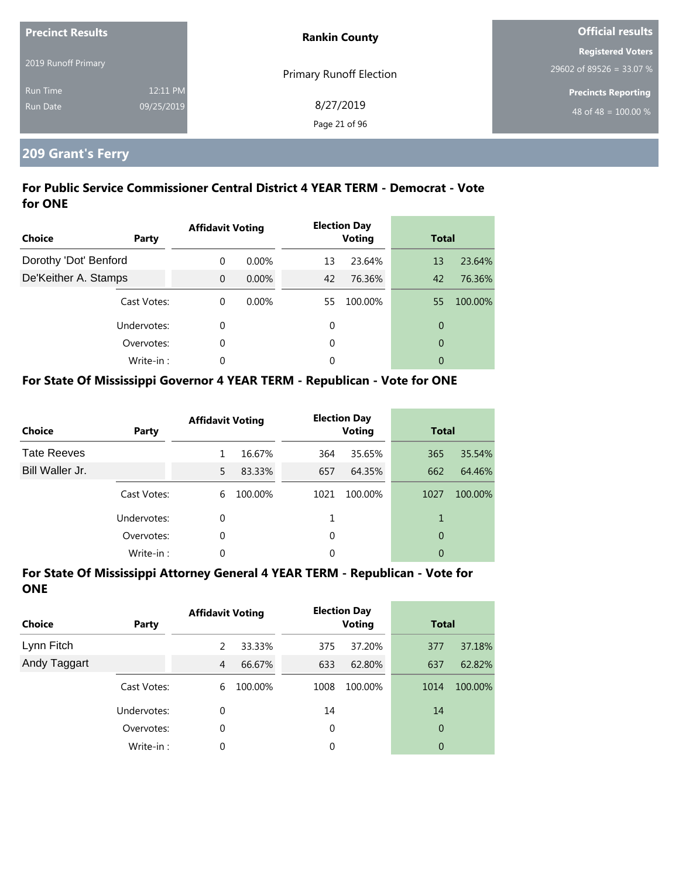| Precinct Results | | Rankin County | Official results |
|---|---|---|---|
| 2019 Runoff Primary | | Primary Runoff Election | Registered Voters 29602 of 89526 = 33.07 % |
| Run Time | 12:11 PM | 8/27/2019 | Precincts Reporting 48 of 48 = 100.00 % |
| Run Date | 09/25/2019 | | |

## 209 Grant's Ferry

### For Public Service Commissioner Central District 4 YEAR TERM - Democrat - Vote for ONE

| Choice | Party | Affidavit Voting | | Election Day Voting | | Total | |
|---|---|---|---|---|---|---|---|
| Dorothy 'Dot' Benford | | 0 | 0.00% | 13 | 23.64% | 13 | 23.64% |
| De'Keither A. Stamps | | 0 | 0.00% | 42 | 76.36% | 42 | 76.36% |
| | Cast Votes: | 0 | 0.00% | 55 | 100.00% | 55 | 100.00% |
| | Undervotes: | 0 | | 0 | | 0 | |
| | Overvotes: | 0 | | 0 | | 0 | |
| | Write-in : | 0 | | 0 | | 0 | |

### For State Of Mississippi Governor 4 YEAR TERM - Republican - Vote for ONE

| Choice | Party | Affidavit Voting | | Election Day Voting | | Total | |
|---|---|---|---|---|---|---|---|
| Tate Reeves | | 1 | 16.67% | 364 | 35.65% | 365 | 35.54% |
| Bill Waller Jr. | | 5 | 83.33% | 657 | 64.35% | 662 | 64.46% |
| | Cast Votes: | 6 | 100.00% | 1021 | 100.00% | 1027 | 100.00% |
| | Undervotes: | 0 | | 1 | | 1 | |
| | Overvotes: | 0 | | 0 | | 0 | |
| | Write-in : | 0 | | 0 | | 0 | |

### For State Of Mississippi Attorney General 4 YEAR TERM - Republican - Vote for ONE

| Choice | Party | Affidavit Voting | | Election Day Voting | | Total | |
|---|---|---|---|---|---|---|---|
| Lynn Fitch | | 2 | 33.33% | 375 | 37.20% | 377 | 37.18% |
| Andy Taggart | | 4 | 66.67% | 633 | 62.80% | 637 | 62.82% |
| | Cast Votes: | 6 | 100.00% | 1008 | 100.00% | 1014 | 100.00% |
| | Undervotes: | 0 | | 14 | | 14 | |
| | Overvotes: | 0 | | 0 | | 0 | |
| | Write-in : | 0 | | 0 | | 0 | |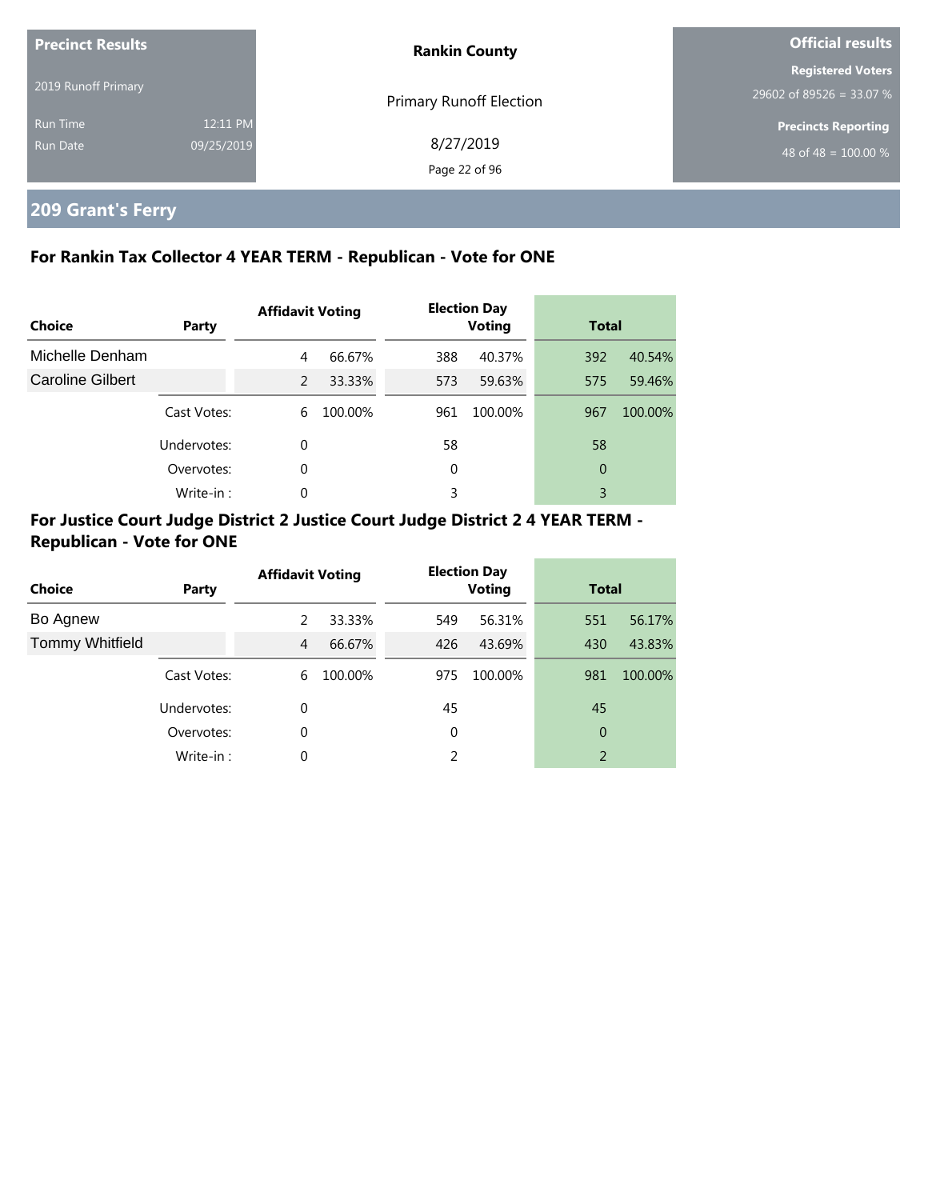## 209 Grant's Ferry

### For Rankin Tax Collector 4 YEAR TERM - Republican - Vote for ONE

| Choice | Party | Affidavit Voting | | Election Day Voting | | Total | |
|---|---|---|---|---|---|---|---|
| Michelle Denham | | 4 | 66.67% | 388 | 40.37% | 392 | 40.54% |
| Caroline Gilbert | | 2 | 33.33% | 573 | 59.63% | 575 | 59.46% |
| | Cast Votes: | 6 | 100.00% | 961 | 100.00% | 967 | 100.00% |
| | Undervotes: | 0 | | 58 | | 58 | |
| | Overvotes: | 0 | | 0 | | 0 | |
| | Write-in : | 0 | | 3 | | 3 | |

### For Justice Court Judge District 2 Justice Court Judge District 2 4 YEAR TERM - Republican - Vote for ONE

| Choice | Party | Affidavit Voting | | Election Day Voting | | Total | |
|---|---|---|---|---|---|---|---|
| Bo Agnew | | 2 | 33.33% | 549 | 56.31% | 551 | 56.17% |
| Tommy Whitfield | | 4 | 66.67% | 426 | 43.69% | 430 | 43.83% |
| | Cast Votes: | 6 | 100.00% | 975 | 100.00% | 981 | 100.00% |
| | Undervotes: | 0 | | 45 | | 45 | |
| | Overvotes: | 0 | | 0 | | 0 | |
| | Write-in : | 0 | | 2 | | 2 | |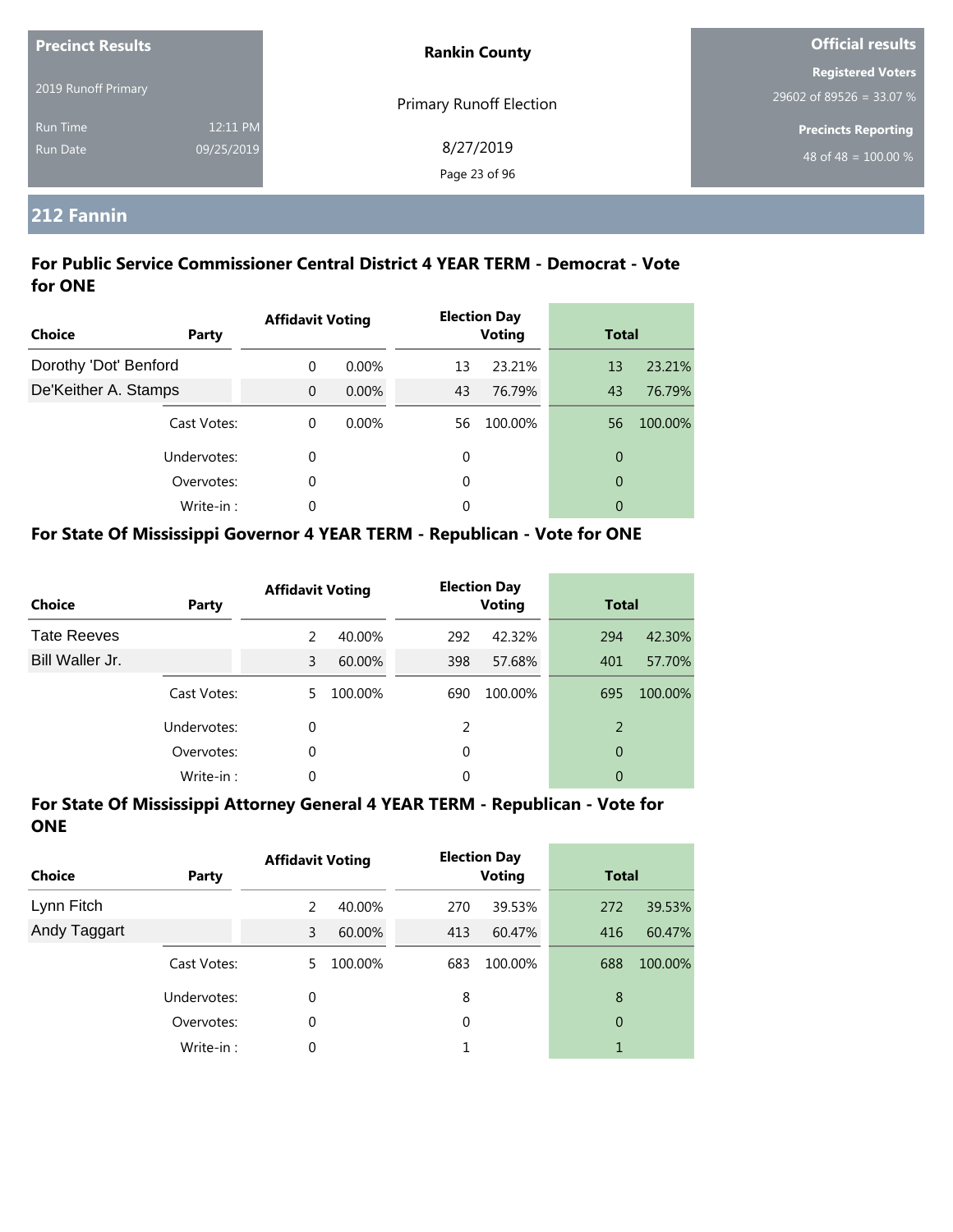**Precinct Results**

2019 Runoff Primary

Run Time 12:11 PM
Run Date 09/25/2019

**Rankin County**

Primary Runoff Election

8/27/2019

**Official results**

**Registered Voters**
29602 of 89526 = 33.07 %

**Precincts Reporting**
48 of 48 = 100.00 %

## 212 Fannin

### For Public Service Commissioner Central District 4 YEAR TERM - Democrat - Vote for ONE

| Choice | Party | Affidavit Voting | | Election Day Voting | | Total | |
|---|---|---|---|---|---|---|---|
| Dorothy 'Dot' Benford | | 0 | 0.00% | 13 | 23.21% | 13 | 23.21% |
| De'Keither A. Stamps | | 0 | 0.00% | 43 | 76.79% | 43 | 76.79% |
| | Cast Votes: | 0 | 0.00% | 56 | 100.00% | 56 | 100.00% |
| | Undervotes: | 0 | | 0 | | 0 | |
| | Overvotes: | 0 | | 0 | | 0 | |
| | Write-in : | 0 | | 0 | | 0 | |

### For State Of Mississippi Governor 4 YEAR TERM - Republican - Vote for ONE

| Choice | Party | Affidavit Voting | | Election Day Voting | | Total | |
|---|---|---|---|---|---|---|---|
| Tate Reeves | | 2 | 40.00% | 292 | 42.32% | 294 | 42.30% |
| Bill Waller Jr. | | 3 | 60.00% | 398 | 57.68% | 401 | 57.70% |
| | Cast Votes: | 5 | 100.00% | 690 | 100.00% | 695 | 100.00% |
| | Undervotes: | 0 | | 2 | | 2 | |
| | Overvotes: | 0 | | 0 | | 0 | |
| | Write-in : | 0 | | 0 | | 0 | |

### For State Of Mississippi Attorney General 4 YEAR TERM - Republican - Vote for ONE

| Choice | Party | Affidavit Voting | | Election Day Voting | | Total | |
|---|---|---|---|---|---|---|---|
| Lynn Fitch | | 2 | 40.00% | 270 | 39.53% | 272 | 39.53% |
| Andy Taggart | | 3 | 60.00% | 413 | 60.47% | 416 | 60.47% |
| | Cast Votes: | 5 | 100.00% | 683 | 100.00% | 688 | 100.00% |
| | Undervotes: | 0 | | 8 | | 8 | |
| | Overvotes: | 0 | | 0 | | 0 | |
| | Write-in : | 0 | | 1 | | 1 | |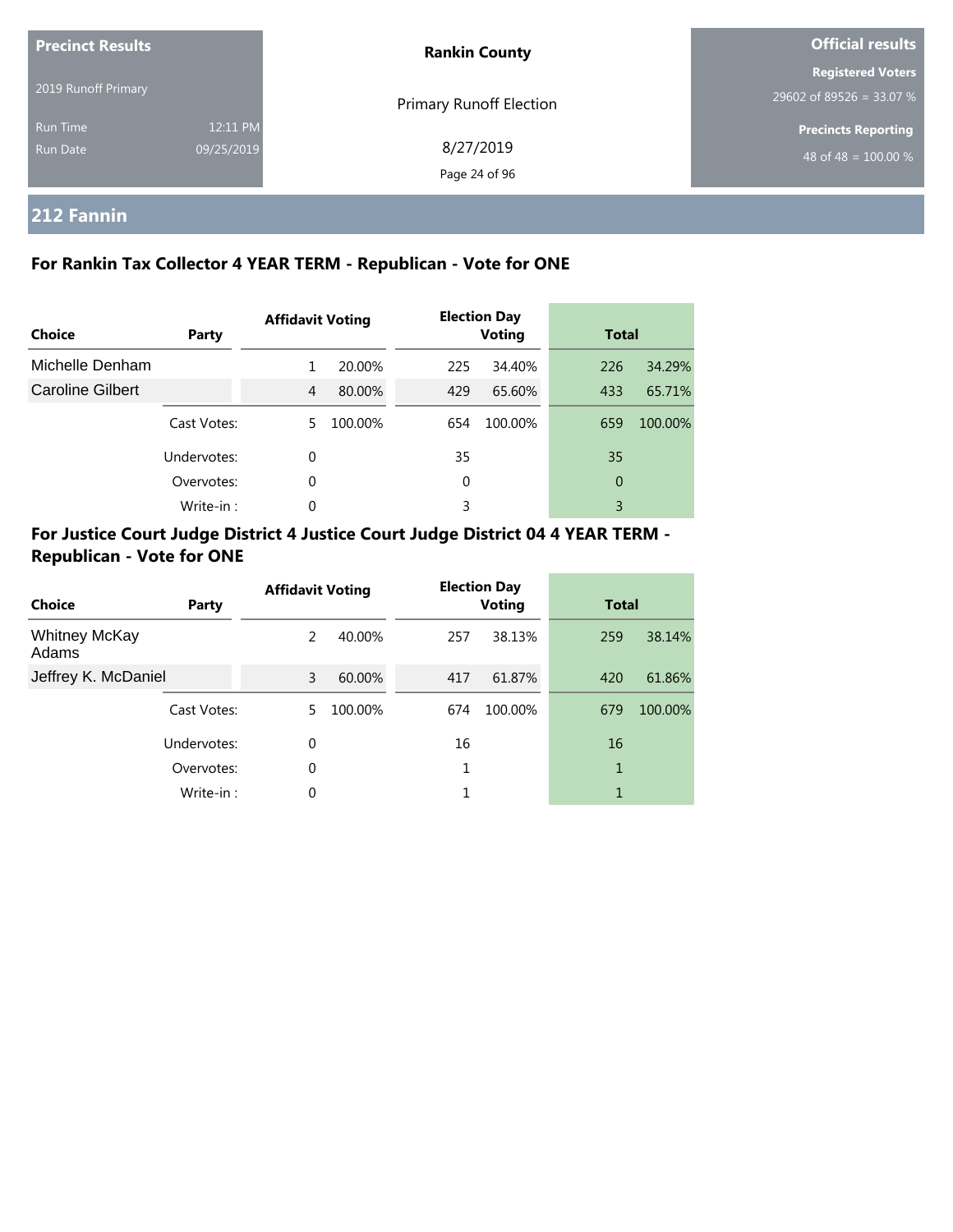**Precinct Results**

2019 Runoff Primary

Run Time 12:11 PM
Run Date 09/25/2019

**Rankin County**

Primary Runoff Election

8/27/2019

**Official results**

**Registered Voters**
29602 of 89526 = 33.07 %

**Precincts Reporting**
48 of 48 = 100.00 %

## 212 Fannin

### For Rankin Tax Collector 4 YEAR TERM - Republican - Vote for ONE

| Choice | Party | Affidavit Voting | | Election Day Voting | | Total | |
|---|---|---|---|---|---|---|---|
| Michelle Denham | | 1 | 20.00% | 225 | 34.40% | 226 | 34.29% |
| Caroline Gilbert | | 4 | 80.00% | 429 | 65.60% | 433 | 65.71% |
| | Cast Votes: | 5 | 100.00% | 654 | 100.00% | 659 | 100.00% |
| | Undervotes: | 0 | | 35 | | 35 | |
| | Overvotes: | 0 | | 0 | | 0 | |
| | Write-in : | 0 | | 3 | | 3 | |

### For Justice Court Judge District 4 Justice Court Judge District 04 4 YEAR TERM - Republican - Vote for ONE

| Choice | Party | Affidavit Voting | | Election Day Voting | | Total | |
|---|---|---|---|---|---|---|---|
| Whitney McKay Adams | | 2 | 40.00% | 257 | 38.13% | 259 | 38.14% |
| Jeffrey K. McDaniel | | 3 | 60.00% | 417 | 61.87% | 420 | 61.86% |
| | Cast Votes: | 5 | 100.00% | 674 | 100.00% | 679 | 100.00% |
| | Undervotes: | 0 | | 16 | | 16 | |
| | Overvotes: | 0 | | 1 | | 1 | |
| | Write-in : | 0 | | 1 | | 1 | |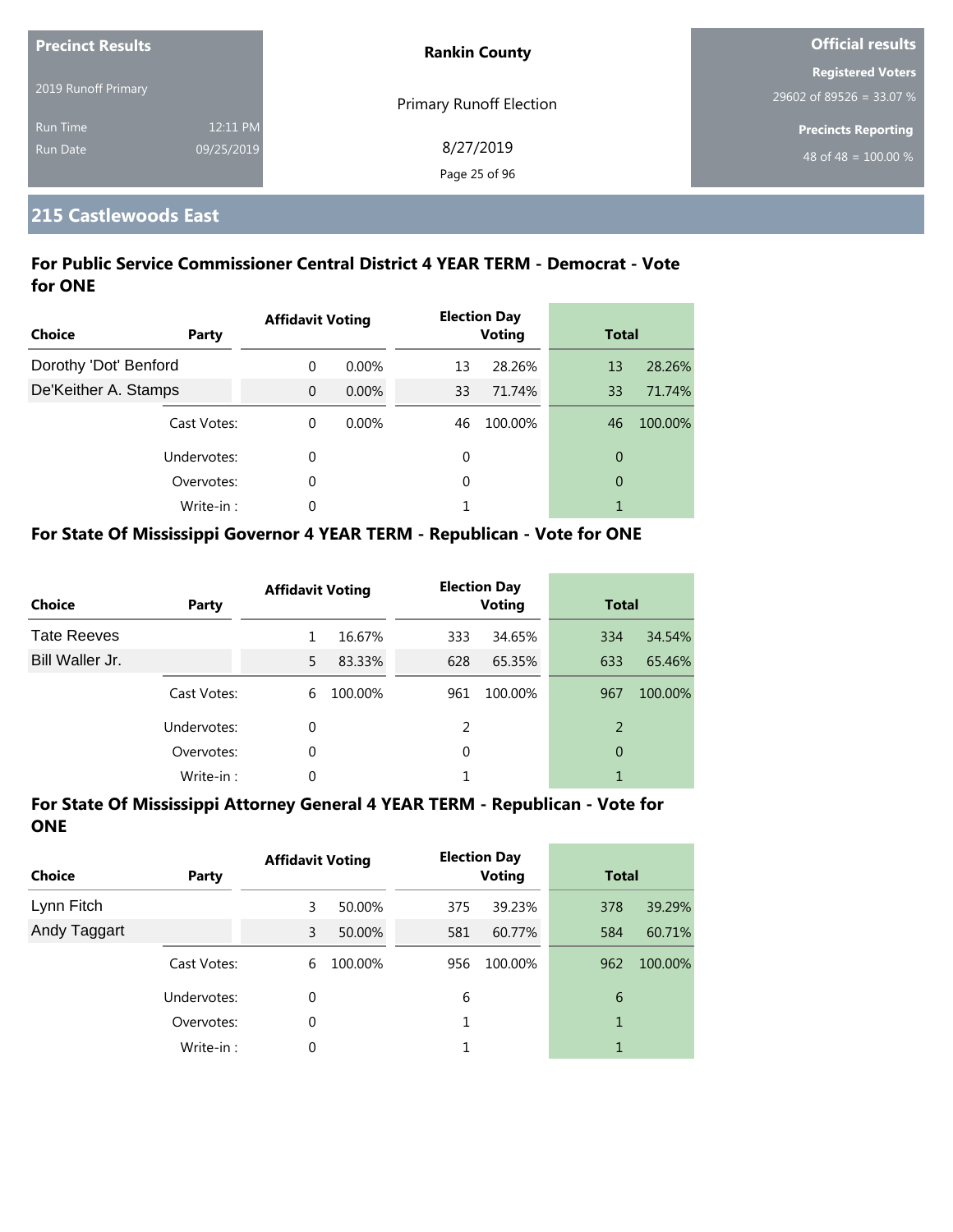Precinct Results

2019 Runoff Primary

Run Time 12:11 PM

Run Date 09/25/2019

**Rankin County**

Primary Runoff Election

8/27/2019

**Official results**

**Registered Voters**

29602 of 89526 = 33.07 %

**Precincts Reporting**

48 of 48 = 100.00 %

## 215 Castlewoods East

### For Public Service Commissioner Central District 4 YEAR TERM - Democrat - Vote for ONE

| Choice | Party | Affidavit Voting | | Election Day Voting | | Total | |
|---|---|---|---|---|---|---|---|
| Dorothy 'Dot' Benford | | 0 | 0.00% | 13 | 28.26% | 13 | 28.26% |
| De'Keither A. Stamps | | 0 | 0.00% | 33 | 71.74% | 33 | 71.74% |
| | Cast Votes: | 0 | 0.00% | 46 | 100.00% | 46 | 100.00% |
| | Undervotes: | 0 | | 0 | | 0 | |
| | Overvotes: | 0 | | 0 | | 0 | |
| | Write-in : | 0 | | 1 | | 1 | |

### For State Of Mississippi Governor 4 YEAR TERM - Republican - Vote for ONE

| Choice | Party | Affidavit Voting | | Election Day Voting | | Total | |
|---|---|---|---|---|---|---|---|
| Tate Reeves | | 1 | 16.67% | 333 | 34.65% | 334 | 34.54% |
| Bill Waller Jr. | | 5 | 83.33% | 628 | 65.35% | 633 | 65.46% |
| | Cast Votes: | 6 | 100.00% | 961 | 100.00% | 967 | 100.00% |
| | Undervotes: | 0 | | 2 | | 2 | |
| | Overvotes: | 0 | | 0 | | 0 | |
| | Write-in : | 0 | | 1 | | 1 | |

### For State Of Mississippi Attorney General 4 YEAR TERM - Republican - Vote for ONE

| Choice | Party | Affidavit Voting | | Election Day Voting | | Total | |
|---|---|---|---|---|---|---|---|
| Lynn Fitch | | 3 | 50.00% | 375 | 39.23% | 378 | 39.29% |
| Andy Taggart | | 3 | 50.00% | 581 | 60.77% | 584 | 60.71% |
| | Cast Votes: | 6 | 100.00% | 956 | 100.00% | 962 | 100.00% |
| | Undervotes: | 0 | | 6 | | 6 | |
| | Overvotes: | 0 | | 1 | | 1 | |
| | Write-in : | 0 | | 1 | | 1 | |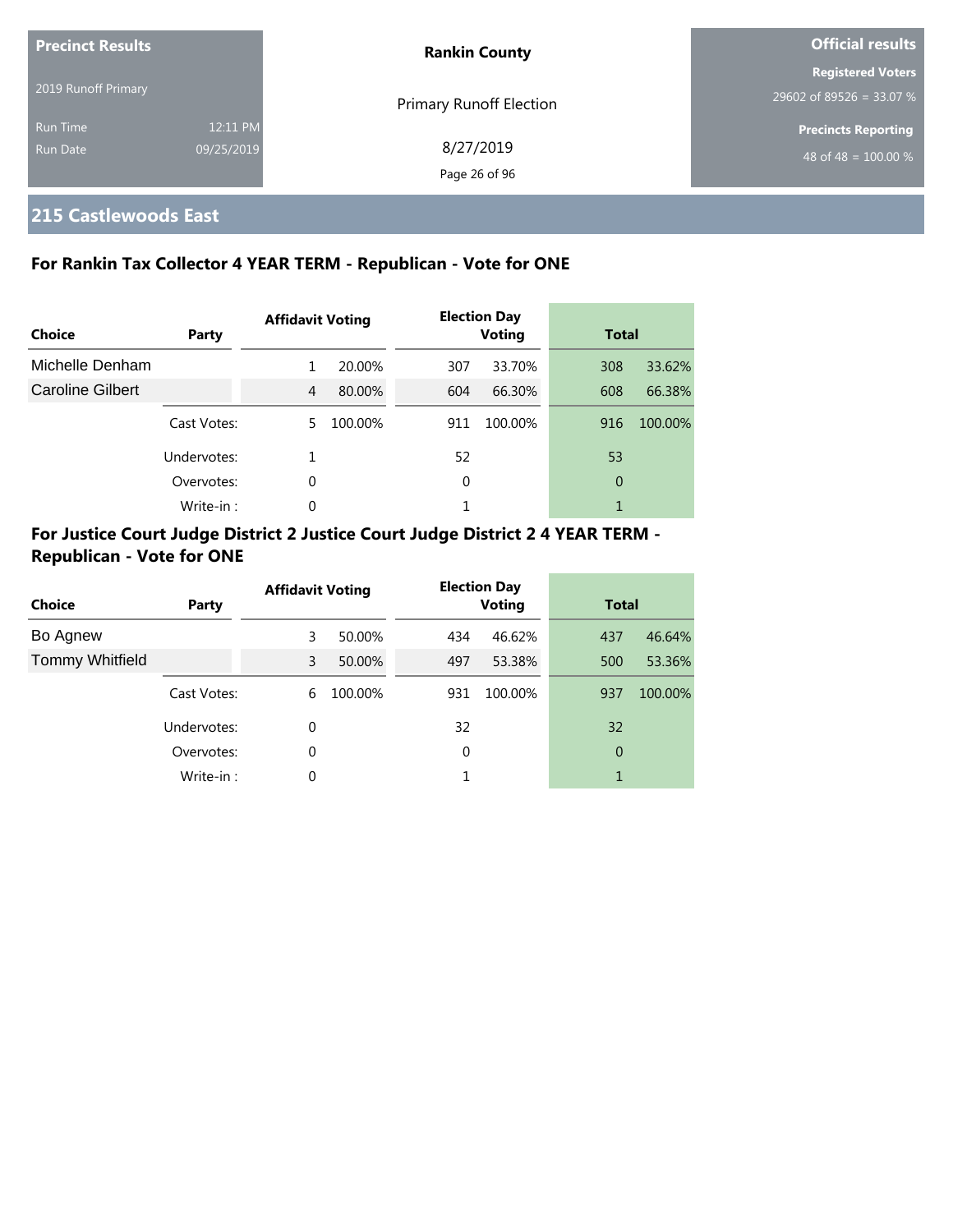| Precinct Results | | Rankin County | Official results |
|---|---|---|---|
| 2019 Runoff Primary | | Primary Runoff Election | Registered Voters 29602 of 89526 = 33.07 % |
| Run Time | 12:11 PM | 8/27/2019 | Precincts Reporting 48 of 48 = 100.00 % |
| Run Date | 09/25/2019 | | |

## 215 Castlewoods East

### For Rankin Tax Collector 4 YEAR TERM - Republican - Vote for ONE

| Choice | Party | Affidavit Voting | | Election Day Voting | | Total | |
|---|---|---|---|---|---|---|---|
| Michelle Denham | | 1 | 20.00% | 307 | 33.70% | 308 | 33.62% |
| Caroline Gilbert | | 4 | 80.00% | 604 | 66.30% | 608 | 66.38% |
| | Cast Votes: | 5 | 100.00% | 911 | 100.00% | 916 | 100.00% |
| | Undervotes: | 1 | | 52 | | 53 | |
| | Overvotes: | 0 | | 0 | | 0 | |
| | Write-in : | 0 | | 1 | | 1 | |

### For Justice Court Judge District 2 Justice Court Judge District 2 4 YEAR TERM - Republican - Vote for ONE

| Choice | Party | Affidavit Voting | | Election Day Voting | | Total | |
|---|---|---|---|---|---|---|---|
| Bo Agnew | | 3 | 50.00% | 434 | 46.62% | 437 | 46.64% |
| Tommy Whitfield | | 3 | 50.00% | 497 | 53.38% | 500 | 53.36% |
| | Cast Votes: | 6 | 100.00% | 931 | 100.00% | 937 | 100.00% |
| | Undervotes: | 0 | | 32 | | 32 | |
| | Overvotes: | 0 | | 0 | | 0 | |
| | Write-in : | 0 | | 1 | | 1 | |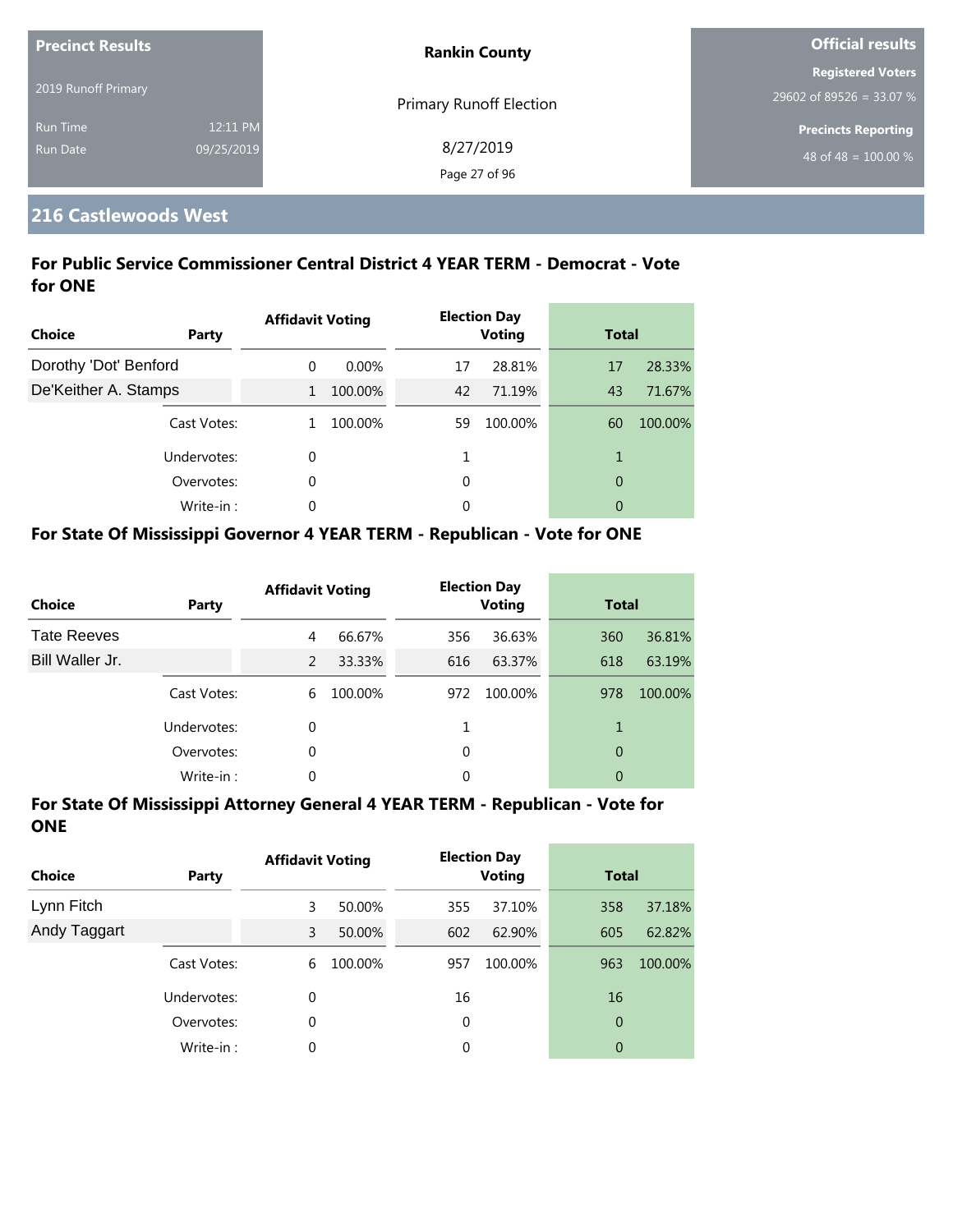| Precinct Results | | Rankin County | Official results |
|---|---|---|---|
| 2019 Runoff Primary | | Primary Runoff Election | Registered Voters |
| Run Time | 12:11 PM | 8/27/2019 | 29602 of 89526 = 33.07 % |
| Run Date | 09/25/2019 | | Precincts Reporting |
| | | | 48 of 48 = 100.00 % |

## 216 Castlewoods West

### For Public Service Commissioner Central District 4 YEAR TERM - Democrat - Vote for ONE

| Choice | Party | Affidavit Voting | | Election Day Voting | | Total | |
|---|---|---|---|---|---|---|---|
| Dorothy 'Dot' Benford | | 0 | 0.00% | 17 | 28.81% | 17 | 28.33% |
| De'Keither A. Stamps | | 1 | 100.00% | 42 | 71.19% | 43 | 71.67% |
| | Cast Votes: | 1 | 100.00% | 59 | 100.00% | 60 | 100.00% |
| | Undervotes: | 0 | | 1 | | 1 | |
| | Overvotes: | 0 | | 0 | | 0 | |
| | Write-in : | 0 | | 0 | | 0 | |

### For State Of Mississippi Governor 4 YEAR TERM - Republican - Vote for ONE

| Choice | Party | Affidavit Voting | | Election Day Voting | | Total | |
|---|---|---|---|---|---|---|---|
| Tate Reeves | | 4 | 66.67% | 356 | 36.63% | 360 | 36.81% |
| Bill Waller Jr. | | 2 | 33.33% | 616 | 63.37% | 618 | 63.19% |
| | Cast Votes: | 6 | 100.00% | 972 | 100.00% | 978 | 100.00% |
| | Undervotes: | 0 | | 1 | | 1 | |
| | Overvotes: | 0 | | 0 | | 0 | |
| | Write-in : | 0 | | 0 | | 0 | |

### For State Of Mississippi Attorney General 4 YEAR TERM - Republican - Vote for ONE

| Choice | Party | Affidavit Voting | | Election Day Voting | | Total | |
|---|---|---|---|---|---|---|---|
| Lynn Fitch | | 3 | 50.00% | 355 | 37.10% | 358 | 37.18% |
| Andy Taggart | | 3 | 50.00% | 602 | 62.90% | 605 | 62.82% |
| | Cast Votes: | 6 | 100.00% | 957 | 100.00% | 963 | 100.00% |
| | Undervotes: | 0 | | 16 | | 16 | |
| | Overvotes: | 0 | | 0 | | 0 | |
| | Write-in : | 0 | | 0 | | 0 | |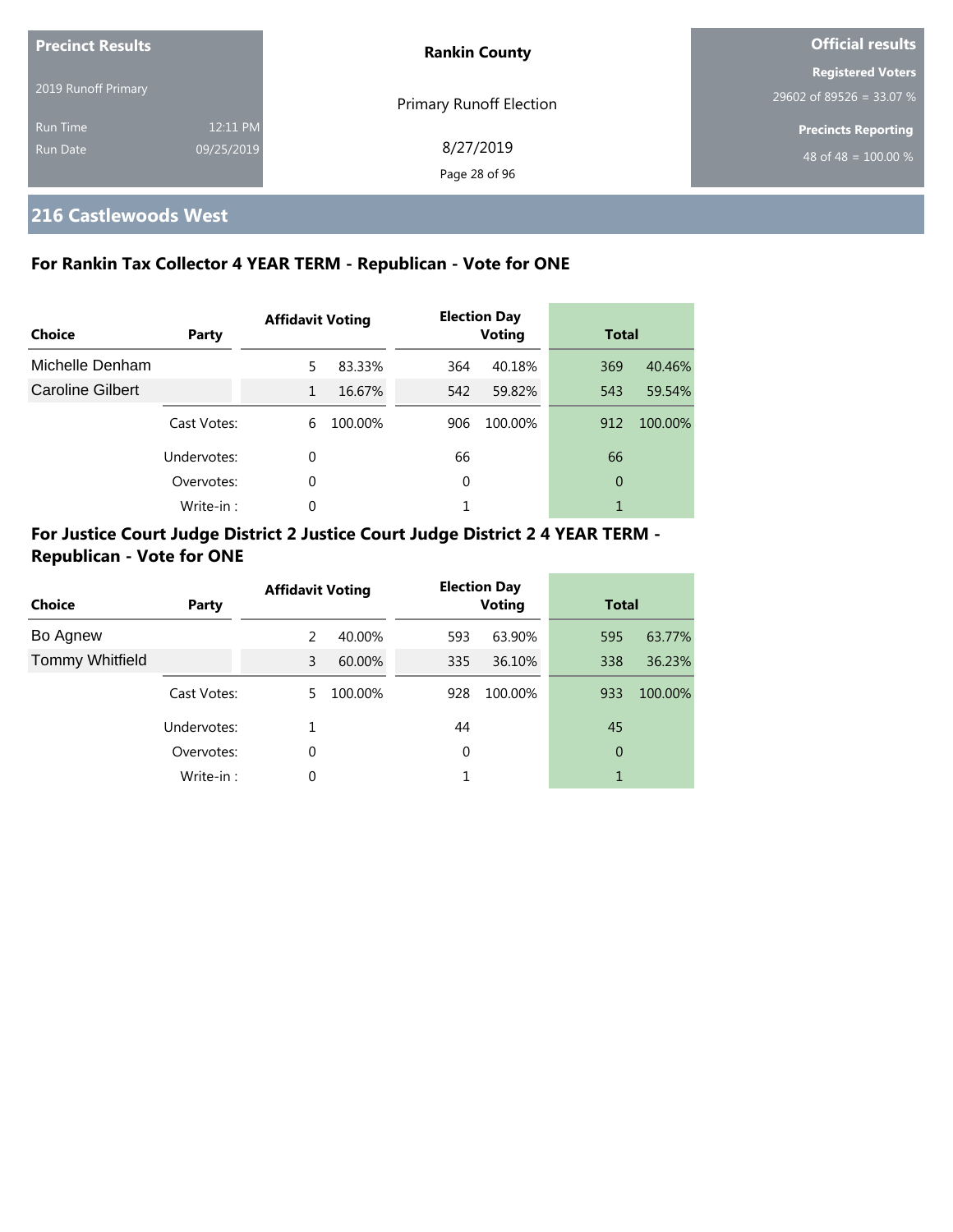**Precinct Results**

2019 Runoff Primary

Run Time 12:11 PM

Run Date 09/25/2019

**Rankin County**

Primary Runoff Election

8/27/2019

**Official results**

**Registered Voters**

29602 of 89526 = 33.07 %

**Precincts Reporting**

48 of 48 = 100.00 %

## 216 Castlewoods West

### For Rankin Tax Collector 4 YEAR TERM - Republican - Vote for ONE

| Choice | Party | Affidavit Voting | | Election Day Voting | | Total | |
|---|---|---|---|---|---|---|---|
| Michelle Denham | | 5 | 83.33% | 364 | 40.18% | 369 | 40.46% |
| Caroline Gilbert | | 1 | 16.67% | 542 | 59.82% | 543 | 59.54% |
| | Cast Votes: | 6 | 100.00% | 906 | 100.00% | 912 | 100.00% |
| | Undervotes: | 0 | | 66 | | 66 | |
| | Overvotes: | 0 | | 0 | | 0 | |
| | Write-in : | 0 | | 1 | | 1 | |

### For Justice Court Judge District 2 Justice Court Judge District 2 4 YEAR TERM - Republican - Vote for ONE

| Choice | Party | Affidavit Voting | | Election Day Voting | | Total | |
|---|---|---|---|---|---|---|---|
| Bo Agnew | | 2 | 40.00% | 593 | 63.90% | 595 | 63.77% |
| Tommy Whitfield | | 3 | 60.00% | 335 | 36.10% | 338 | 36.23% |
| | Cast Votes: | 5 | 100.00% | 928 | 100.00% | 933 | 100.00% |
| | Undervotes: | 1 | | 44 | | 45 | |
| | Overvotes: | 0 | | 0 | | 0 | |
| | Write-in : | 0 | | 1 | | 1 | |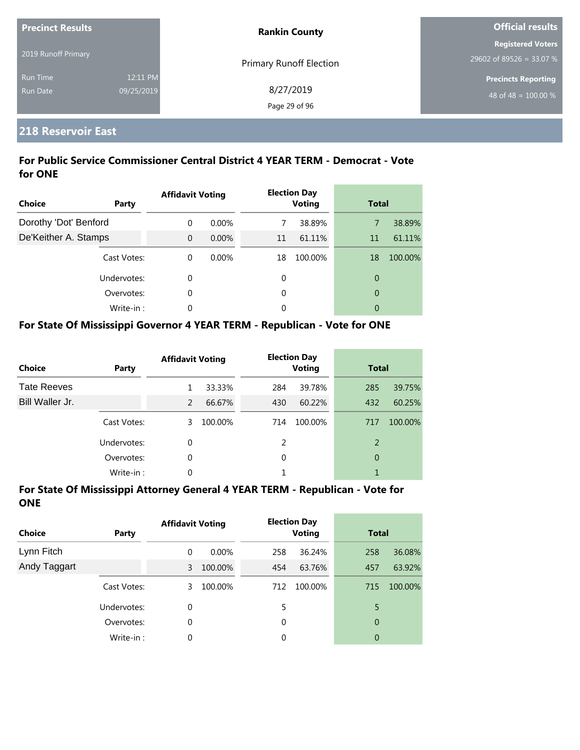**Precinct Results**

2019 Runoff Primary

Run Time 12:11 PM

Run Date 09/25/2019

**Rankin County**

Primary Runoff Election

8/27/2019

**Official results**

**Registered Voters**

29602 of 89526 = 33.07 %

**Precincts Reporting**

48 of 48 = 100.00 %

## 218 Reservoir East

### For Public Service Commissioner Central District 4 YEAR TERM - Democrat - Vote for ONE

| Choice | Party | Affidavit Voting | | Election Day Voting | | Total | |
|---|---|---|---|---|---|---|---|
| Dorothy 'Dot' Benford | | 0 | 0.00% | 7 | 38.89% | 7 | 38.89% |
| De'Keither A. Stamps | | 0 | 0.00% | 11 | 61.11% | 11 | 61.11% |
| | Cast Votes: | 0 | 0.00% | 18 | 100.00% | 18 | 100.00% |
| | Undervotes: | 0 | | 0 | | 0 | |
| | Overvotes: | 0 | | 0 | | 0 | |
| | Write-in : | 0 | | 0 | | 0 | |

### For State Of Mississippi Governor 4 YEAR TERM - Republican - Vote for ONE

| Choice | Party | Affidavit Voting | | Election Day Voting | | Total | |
|---|---|---|---|---|---|---|---|
| Tate Reeves | | 1 | 33.33% | 284 | 39.78% | 285 | 39.75% |
| Bill Waller Jr. | | 2 | 66.67% | 430 | 60.22% | 432 | 60.25% |
| | Cast Votes: | 3 | 100.00% | 714 | 100.00% | 717 | 100.00% |
| | Undervotes: | 0 | | 2 | | 2 | |
| | Overvotes: | 0 | | 0 | | 0 | |
| | Write-in : | 0 | | 1 | | 1 | |

### For State Of Mississippi Attorney General 4 YEAR TERM - Republican - Vote for ONE

| Choice | Party | Affidavit Voting | | Election Day Voting | | Total | |
|---|---|---|---|---|---|---|---|
| Lynn Fitch | | 0 | 0.00% | 258 | 36.24% | 258 | 36.08% |
| Andy Taggart | | 3 | 100.00% | 454 | 63.76% | 457 | 63.92% |
| | Cast Votes: | 3 | 100.00% | 712 | 100.00% | 715 | 100.00% |
| | Undervotes: | 0 | | 5 | | 5 | |
| | Overvotes: | 0 | | 0 | | 0 | |
| | Write-in : | 0 | | 0 | | 0 | |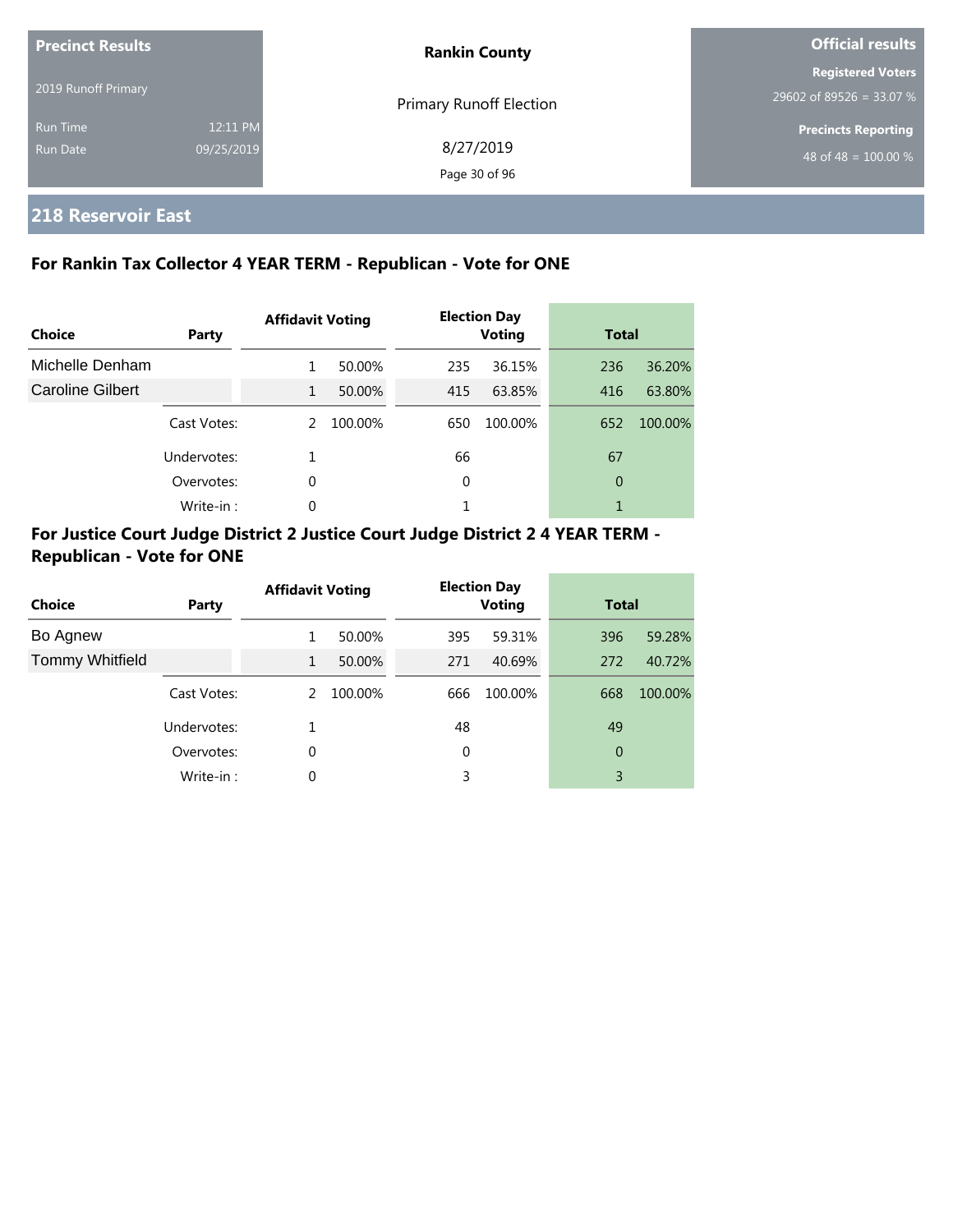**Precinct Results**

2019 Runoff Primary

Run Time 12:11 PM
Run Date 09/25/2019

**Rankin County**

Primary Runoff Election

8/27/2019

**Official results**

**Registered Voters**
29602 of 89526 = 33.07 %

**Precincts Reporting**
48 of 48 = 100.00 %

## 218 Reservoir East

### For Rankin Tax Collector 4 YEAR TERM - Republican - Vote for ONE

| Choice | Party | Affidavit Voting | | Election Day Voting | | Total | |
|---|---|---|---|---|---|---|---|
| Michelle Denham | | 1 | 50.00% | 235 | 36.15% | 236 | 36.20% |
| Caroline Gilbert | | 1 | 50.00% | 415 | 63.85% | 416 | 63.80% |
| | Cast Votes: | 2 | 100.00% | 650 | 100.00% | 652 | 100.00% |
| | Undervotes: | 1 | | 66 | | 67 | |
| | Overvotes: | 0 | | 0 | | 0 | |
| | Write-in : | 0 | | 1 | | 1 | |

### For Justice Court Judge District 2 Justice Court Judge District 2 4 YEAR TERM - Republican - Vote for ONE

| Choice | Party | Affidavit Voting | | Election Day Voting | | Total | |
|---|---|---|---|---|---|---|---|
| Bo Agnew | | 1 | 50.00% | 395 | 59.31% | 396 | 59.28% |
| Tommy Whitfield | | 1 | 50.00% | 271 | 40.69% | 272 | 40.72% |
| | Cast Votes: | 2 | 100.00% | 666 | 100.00% | 668 | 100.00% |
| | Undervotes: | 1 | | 48 | | 49 | |
| | Overvotes: | 0 | | 0 | | 0 | |
| | Write-in : | 0 | | 3 | | 3 | |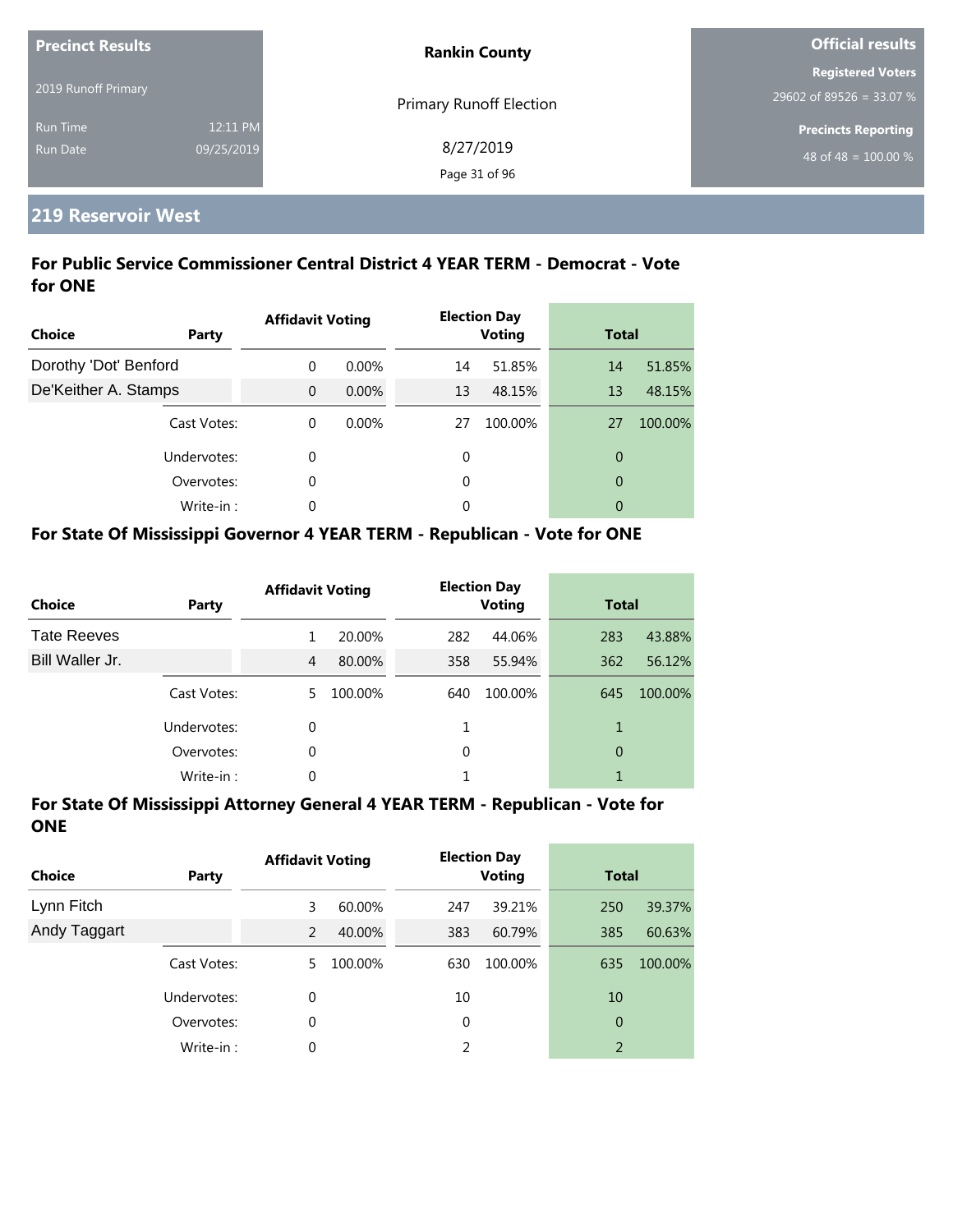**Precinct Results**

2019 Runoff Primary

Run Time 12:11 PM
Run Date 09/25/2019

**Rankin County**

Primary Runoff Election

8/27/2019

**Official results**

**Registered Voters**
29602 of 89526 = 33.07 %

**Precincts Reporting**
48 of 48 = 100.00 %

## 219 Reservoir West

### For Public Service Commissioner Central District 4 YEAR TERM - Democrat - Vote for ONE

| Choice | Party | Affidavit Voting | | Election Day Voting | | Total | |
|---|---|---|---|---|---|---|---|
| Dorothy 'Dot' Benford | | 0 | 0.00% | 14 | 51.85% | 14 | 51.85% |
| De'Keither A. Stamps | | 0 | 0.00% | 13 | 48.15% | 13 | 48.15% |
| | Cast Votes: | 0 | 0.00% | 27 | 100.00% | 27 | 100.00% |
| | Undervotes: | 0 | | 0 | | 0 | |
| | Overvotes: | 0 | | 0 | | 0 | |
| | Write-in : | 0 | | 0 | | 0 | |

### For State Of Mississippi Governor 4 YEAR TERM - Republican - Vote for ONE

| Choice | Party | Affidavit Voting | | Election Day Voting | | Total | |
|---|---|---|---|---|---|---|---|
| Tate Reeves | | 1 | 20.00% | 282 | 44.06% | 283 | 43.88% |
| Bill Waller Jr. | | 4 | 80.00% | 358 | 55.94% | 362 | 56.12% |
| | Cast Votes: | 5 | 100.00% | 640 | 100.00% | 645 | 100.00% |
| | Undervotes: | 0 | | 1 | | 1 | |
| | Overvotes: | 0 | | 0 | | 0 | |
| | Write-in : | 0 | | 1 | | 1 | |

### For State Of Mississippi Attorney General 4 YEAR TERM - Republican - Vote for ONE

| Choice | Party | Affidavit Voting | | Election Day Voting | | Total | |
|---|---|---|---|---|---|---|---|
| Lynn Fitch | | 3 | 60.00% | 247 | 39.21% | 250 | 39.37% |
| Andy Taggart | | 2 | 40.00% | 383 | 60.79% | 385 | 60.63% |
| | Cast Votes: | 5 | 100.00% | 630 | 100.00% | 635 | 100.00% |
| | Undervotes: | 0 | | 10 | | 10 | |
| | Overvotes: | 0 | | 0 | | 0 | |
| | Write-in : | 0 | | 2 | | 2 | |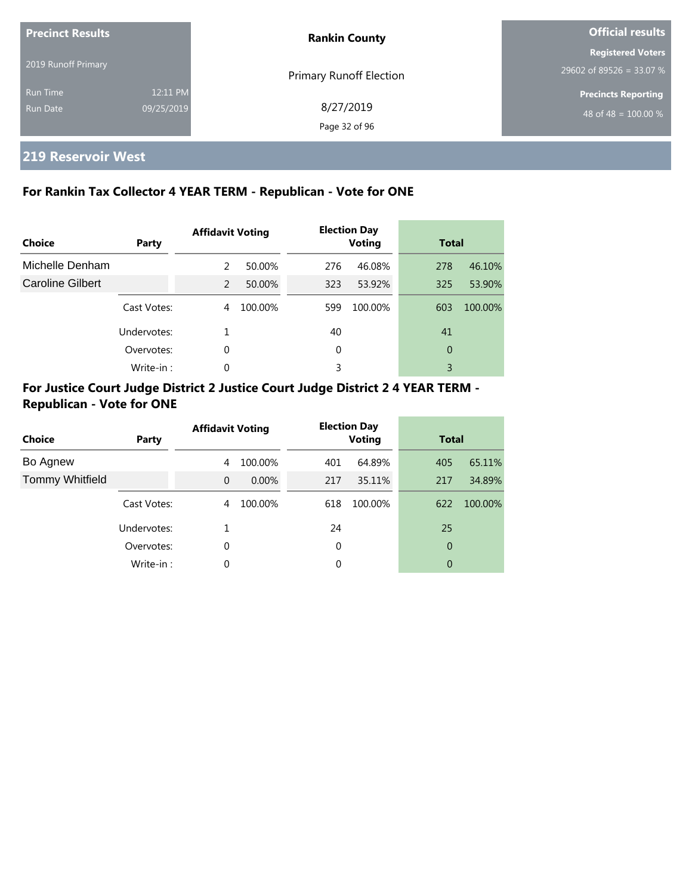| Precinct Results | | Rankin County | Official results |
|---|---|---|---|
| 2019 Runoff Primary | | Primary Runoff Election | Registered Voters |
| Run Time | 12:11 PM | 8/27/2019 | 29602 of 89526 = 33.07 % |
| Run Date | 09/25/2019 | | Precincts Reporting |
| | | | 48 of 48 = 100.00 % |

## 219 Reservoir West

### For Rankin Tax Collector 4 YEAR TERM - Republican - Vote for ONE

| Choice | Party | Affidavit Voting | | Election Day Voting | | Total | |
|---|---|---|---|---|---|---|---|
| Michelle Denham | | 2 | 50.00% | 276 | 46.08% | 278 | 46.10% |
| Caroline Gilbert | | 2 | 50.00% | 323 | 53.92% | 325 | 53.90% |
| | Cast Votes: | 4 | 100.00% | 599 | 100.00% | 603 | 100.00% |
| | Undervotes: | 1 | | 40 | | 41 | |
| | Overvotes: | 0 | | 0 | | 0 | |
| | Write-in : | 0 | | 3 | | 3 | |

### For Justice Court Judge District 2 Justice Court Judge District 2 4 YEAR TERM - Republican - Vote for ONE

| Choice | Party | Affidavit Voting | | Election Day Voting | | Total | |
|---|---|---|---|---|---|---|---|
| Bo Agnew | | 4 | 100.00% | 401 | 64.89% | 405 | 65.11% |
| Tommy Whitfield | | 0 | 0.00% | 217 | 35.11% | 217 | 34.89% |
| | Cast Votes: | 4 | 100.00% | 618 | 100.00% | 622 | 100.00% |
| | Undervotes: | 1 | | 24 | | 25 | |
| | Overvotes: | 0 | | 0 | | 0 | |
| | Write-in : | 0 | | 0 | | 0 | |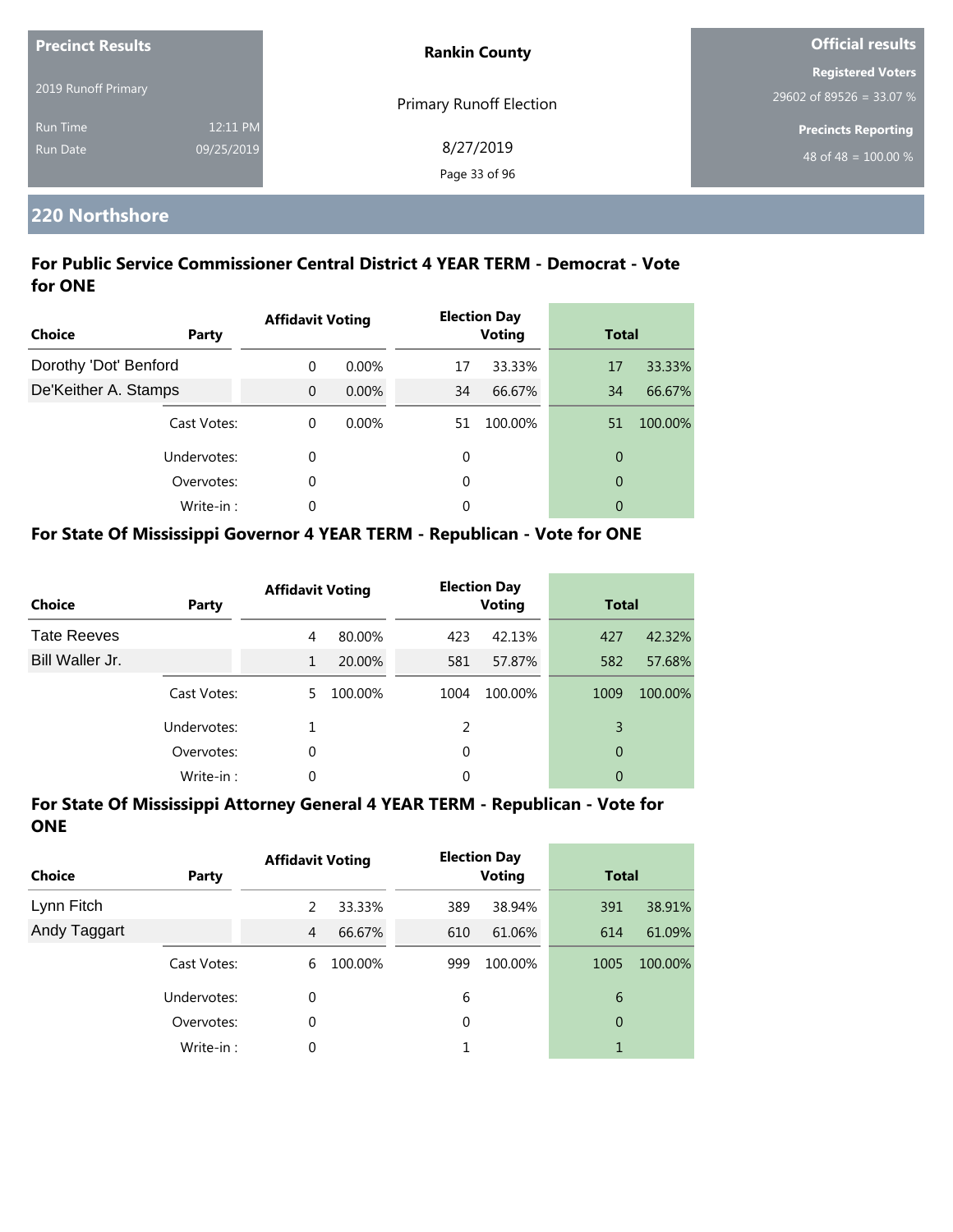**Precinct Results**

2019 Runoff Primary

Run Time 12:11 PM
Run Date 09/25/2019

**Rankin County**

Primary Runoff Election

8/27/2019

**Official results**

**Registered Voters**
29602 of 89526 = 33.07 %

**Precincts Reporting**
48 of 48 = 100.00 %

## 220 Northshore

### For Public Service Commissioner Central District 4 YEAR TERM - Democrat - Vote for ONE

| Choice | Party | Affidavit Voting | | Election Day Voting | | Total | |
|---|---|---|---|---|---|---|---|
| Dorothy 'Dot' Benford | | 0 | 0.00% | 17 | 33.33% | 17 | 33.33% |
| De'Keither A. Stamps | | 0 | 0.00% | 34 | 66.67% | 34 | 66.67% |
| | Cast Votes: | 0 | 0.00% | 51 | 100.00% | 51 | 100.00% |
| | Undervotes: | 0 | | 0 | | 0 | |
| | Overvotes: | 0 | | 0 | | 0 | |
| | Write-in : | 0 | | 0 | | 0 | |

### For State Of Mississippi Governor 4 YEAR TERM - Republican - Vote for ONE

| Choice | Party | Affidavit Voting | | Election Day Voting | | Total | |
|---|---|---|---|---|---|---|---|
| Tate Reeves | | 4 | 80.00% | 423 | 42.13% | 427 | 42.32% |
| Bill Waller Jr. | | 1 | 20.00% | 581 | 57.87% | 582 | 57.68% |
| | Cast Votes: | 5 | 100.00% | 1004 | 100.00% | 1009 | 100.00% |
| | Undervotes: | 1 | | 2 | | 3 | |
| | Overvotes: | 0 | | 0 | | 0 | |
| | Write-in : | 0 | | 0 | | 0 | |

### For State Of Mississippi Attorney General 4 YEAR TERM - Republican - Vote for ONE

| Choice | Party | Affidavit Voting | | Election Day Voting | | Total | |
|---|---|---|---|---|---|---|---|
| Lynn Fitch | | 2 | 33.33% | 389 | 38.94% | 391 | 38.91% |
| Andy Taggart | | 4 | 66.67% | 610 | 61.06% | 614 | 61.09% |
| | Cast Votes: | 6 | 100.00% | 999 | 100.00% | 1005 | 100.00% |
| | Undervotes: | 0 | | 6 | | 6 | |
| | Overvotes: | 0 | | 0 | | 0 | |
| | Write-in : | 0 | | 1 | | 1 | |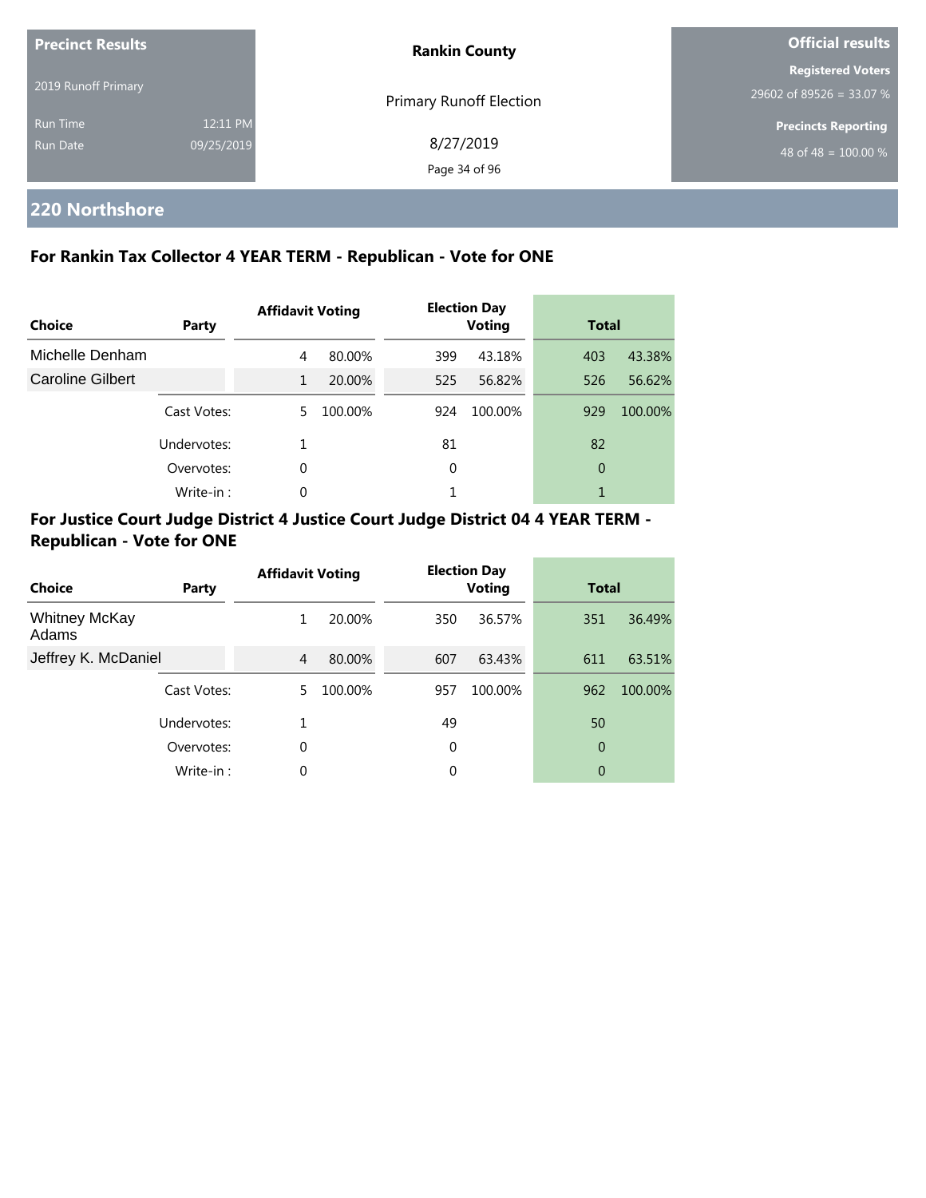**Precinct Results**

2019 Runoff Primary

Run Time 12:11 PM
Run Date 09/25/2019

**Rankin County**

Primary Runoff Election

8/27/2019

**Official results**

**Registered Voters**
29602 of 89526 = 33.07 %

**Precincts Reporting**
48 of 48 = 100.00 %

## 220 Northshore

### For Rankin Tax Collector 4 YEAR TERM - Republican - Vote for ONE

| Choice | Party | Affidavit Voting | | Election Day Voting | | Total | |
|---|---|---|---|---|---|---|---|
| Michelle Denham | | 4 | 80.00% | 399 | 43.18% | 403 | 43.38% |
| Caroline Gilbert | | 1 | 20.00% | 525 | 56.82% | 526 | 56.62% |
| | Cast Votes: | 5 | 100.00% | 924 | 100.00% | 929 | 100.00% |
| | Undervotes: | 1 | | 81 | | 82 | |
| | Overvotes: | 0 | | 0 | | 0 | |
| | Write-in : | 0 | | 1 | | 1 | |

### For Justice Court Judge District 4 Justice Court Judge District 04 4 YEAR TERM - Republican - Vote for ONE

| Choice | Party | Affidavit Voting | | Election Day Voting | | Total | |
|---|---|---|---|---|---|---|---|
| Whitney McKay Adams | | 1 | 20.00% | 350 | 36.57% | 351 | 36.49% |
| Jeffrey K. McDaniel | | 4 | 80.00% | 607 | 63.43% | 611 | 63.51% |
| | Cast Votes: | 5 | 100.00% | 957 | 100.00% | 962 | 100.00% |
| | Undervotes: | 1 | | 49 | | 50 | |
| | Overvotes: | 0 | | 0 | | 0 | |
| | Write-in : | 0 | | 0 | | 0 | |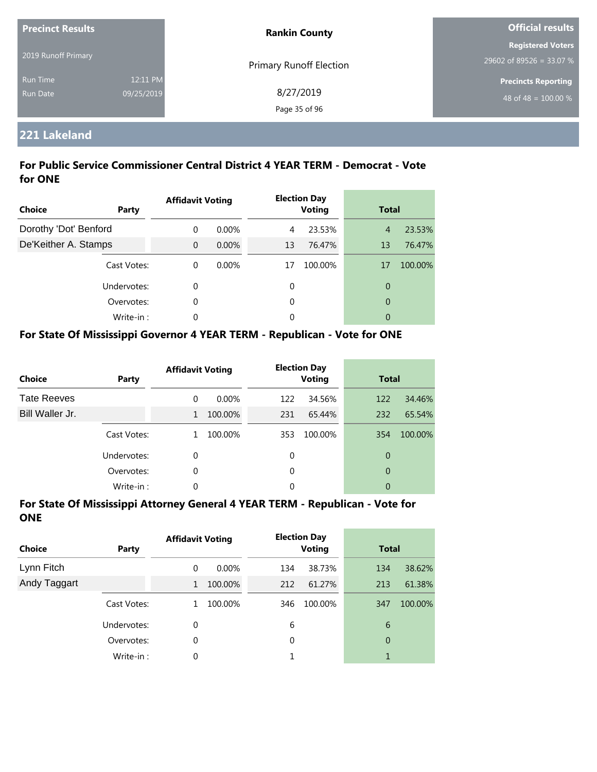| Precinct Results | | Rankin County | Official results |
|---|---|---|---|
| 2019 Runoff Primary | | Primary Runoff Election | Registered Voters |
| | | | 29602 of 89526 = 33.07 % |
| Run Time | 12:11 PM | 8/27/2019 | Precincts Reporting |
| Run Date | 09/25/2019 | | 48 of 48 = 100.00 % |

## 221 Lakeland

### For Public Service Commissioner Central District 4 YEAR TERM - Democrat - Vote for ONE

| Choice | Party | Affidavit Voting | | Election Day Voting | | Total | |
|---|---|---|---|---|---|---|---|
| Dorothy 'Dot' Benford | | 0 | 0.00% | 4 | 23.53% | 4 | 23.53% |
| De'Keither A. Stamps | | 0 | 0.00% | 13 | 76.47% | 13 | 76.47% |
| | Cast Votes: | 0 | 0.00% | 17 | 100.00% | 17 | 100.00% |
| | Undervotes: | 0 | | 0 | | 0 | |
| | Overvotes: | 0 | | 0 | | 0 | |
| | Write-in : | 0 | | 0 | | 0 | |

### For State Of Mississippi Governor 4 YEAR TERM - Republican - Vote for ONE

| Choice | Party | Affidavit Voting | | Election Day Voting | | Total | |
|---|---|---|---|---|---|---|---|
| Tate Reeves | | 0 | 0.00% | 122 | 34.56% | 122 | 34.46% |
| Bill Waller Jr. | | 1 | 100.00% | 231 | 65.44% | 232 | 65.54% |
| | Cast Votes: | 1 | 100.00% | 353 | 100.00% | 354 | 100.00% |
| | Undervotes: | 0 | | 0 | | 0 | |
| | Overvotes: | 0 | | 0 | | 0 | |
| | Write-in : | 0 | | 0 | | 0 | |

### For State Of Mississippi Attorney General 4 YEAR TERM - Republican - Vote for ONE

| Choice | Party | Affidavit Voting | | Election Day Voting | | Total | |
|---|---|---|---|---|---|---|---|
| Lynn Fitch | | 0 | 0.00% | 134 | 38.73% | 134 | 38.62% |
| Andy Taggart | | 1 | 100.00% | 212 | 61.27% | 213 | 61.38% |
| | Cast Votes: | 1 | 100.00% | 346 | 100.00% | 347 | 100.00% |
| | Undervotes: | 0 | | 6 | | 6 | |
| | Overvotes: | 0 | | 0 | | 0 | |
| | Write-in : | 0 | | 1 | | 1 | |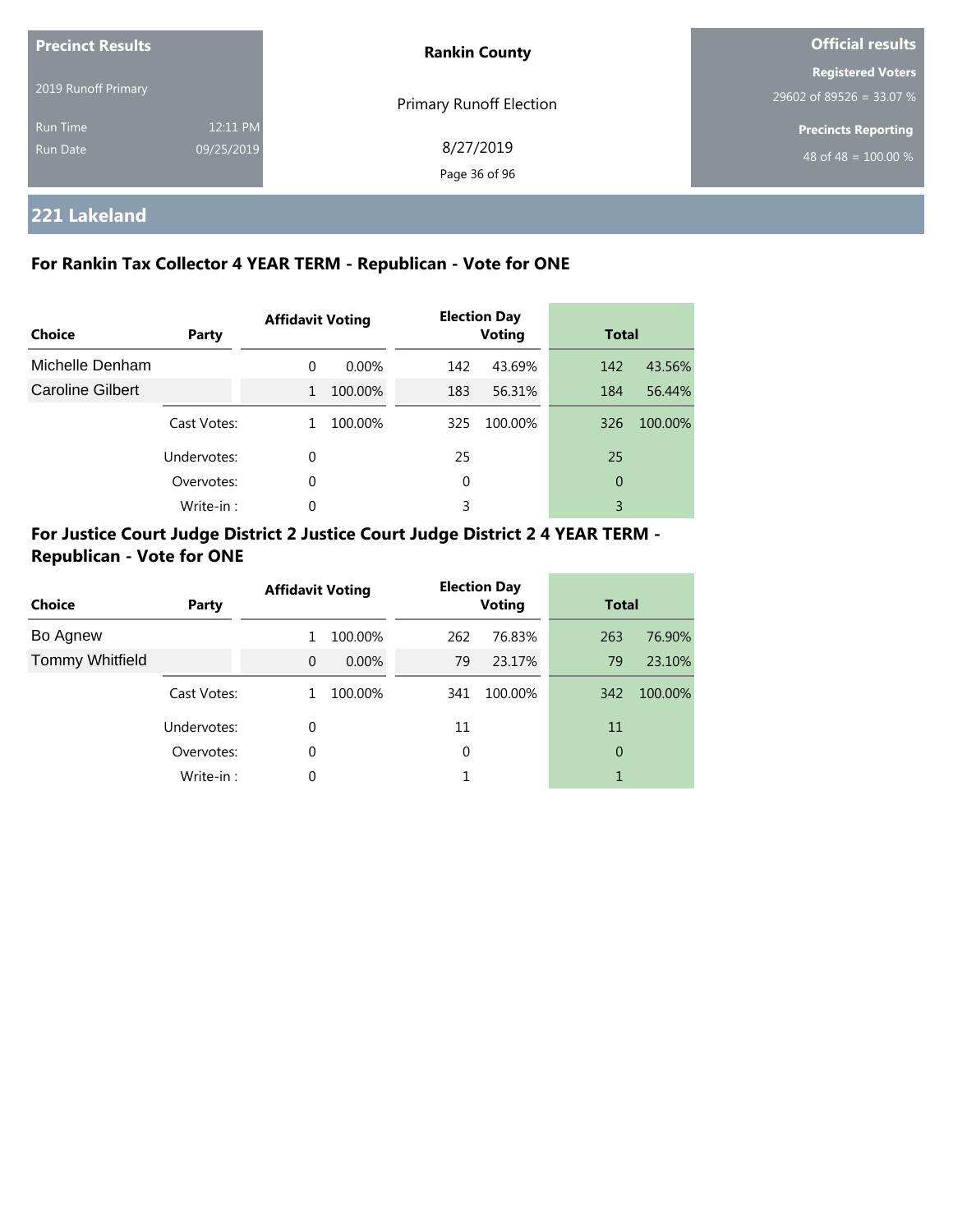| Precinct Results | | Rankin County | Official results |
|---|---|---|---|
| 2019 Runoff Primary | | Primary Runoff Election | Registered Voters |
| Run Time | 12:11 PM | 8/27/2019 | 29602 of 89526 = 33.07 % |
| Run Date | 09/25/2019 | | Precincts Reporting |
| | | | 48 of 48 = 100.00 % |

## 221 Lakeland

### For Rankin Tax Collector 4 YEAR TERM - Republican - Vote for ONE

| Choice | Party | Affidavit Voting | | Election Day Voting | | Total | |
|---|---|---|---|---|---|---|---|
| Michelle Denham | | 0 | 0.00% | 142 | 43.69% | 142 | 43.56% |
| Caroline Gilbert | | 1 | 100.00% | 183 | 56.31% | 184 | 56.44% |
| | Cast Votes: | 1 | 100.00% | 325 | 100.00% | 326 | 100.00% |
| | Undervotes: | 0 | | 25 | | 25 | |
| | Overvotes: | 0 | | 0 | | 0 | |
| | Write-in : | 0 | | 3 | | 3 | |

### For Justice Court Judge District 2 Justice Court Judge District 2 4 YEAR TERM - Republican - Vote for ONE

| Choice | Party | Affidavit Voting | | Election Day Voting | | Total | |
|---|---|---|---|---|---|---|---|
| Bo Agnew | | 1 | 100.00% | 262 | 76.83% | 263 | 76.90% |
| Tommy Whitfield | | 0 | 0.00% | 79 | 23.17% | 79 | 23.10% |
| | Cast Votes: | 1 | 100.00% | 341 | 100.00% | 342 | 100.00% |
| | Undervotes: | 0 | | 11 | | 11 | |
| | Overvotes: | 0 | | 0 | | 0 | |
| | Write-in : | 0 | | 1 | | 1 | |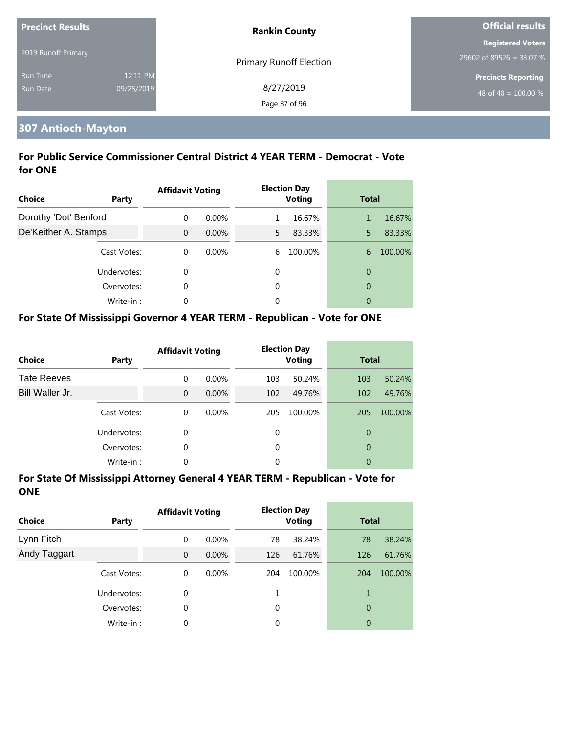**Precinct Results**

2019 Runoff Primary

Run Time 12:11 PM
Run Date 09/25/2019

**Rankin County**

Primary Runoff Election

8/27/2019

**Official results**

**Registered Voters**
29602 of 89526 = 33.07 %

**Precincts Reporting**
48 of 48 = 100.00 %

## 307 Antioch-Mayton

### For Public Service Commissioner Central District 4 YEAR TERM - Democrat - Vote for ONE

| Choice | Party | Affidavit Voting | | Election Day Voting | | Total | |
|---|---|---|---|---|---|---|---|
| Dorothy 'Dot' Benford | | 0 | 0.00% | 1 | 16.67% | 1 | 16.67% |
| De'Keither A. Stamps | | 0 | 0.00% | 5 | 83.33% | 5 | 83.33% |
| | Cast Votes: | 0 | 0.00% | 6 | 100.00% | 6 | 100.00% |
| | Undervotes: | 0 | | 0 | | 0 | |
| | Overvotes: | 0 | | 0 | | 0 | |
| | Write-in : | 0 | | 0 | | 0 | |

### For State Of Mississippi Governor 4 YEAR TERM - Republican - Vote for ONE

| Choice | Party | Affidavit Voting | | Election Day Voting | | Total | |
|---|---|---|---|---|---|---|---|
| Tate Reeves | | 0 | 0.00% | 103 | 50.24% | 103 | 50.24% |
| Bill Waller Jr. | | 0 | 0.00% | 102 | 49.76% | 102 | 49.76% |
| | Cast Votes: | 0 | 0.00% | 205 | 100.00% | 205 | 100.00% |
| | Undervotes: | 0 | | 0 | | 0 | |
| | Overvotes: | 0 | | 0 | | 0 | |
| | Write-in : | 0 | | 0 | | 0 | |

### For State Of Mississippi Attorney General 4 YEAR TERM - Republican - Vote for ONE

| Choice | Party | Affidavit Voting | | Election Day Voting | | Total | |
|---|---|---|---|---|---|---|---|
| Lynn Fitch | | 0 | 0.00% | 78 | 38.24% | 78 | 38.24% |
| Andy Taggart | | 0 | 0.00% | 126 | 61.76% | 126 | 61.76% |
| | Cast Votes: | 0 | 0.00% | 204 | 100.00% | 204 | 100.00% |
| | Undervotes: | 0 | | 1 | | 1 | |
| | Overvotes: | 0 | | 0 | | 0 | |
| | Write-in : | 0 | | 0 | | 0 | |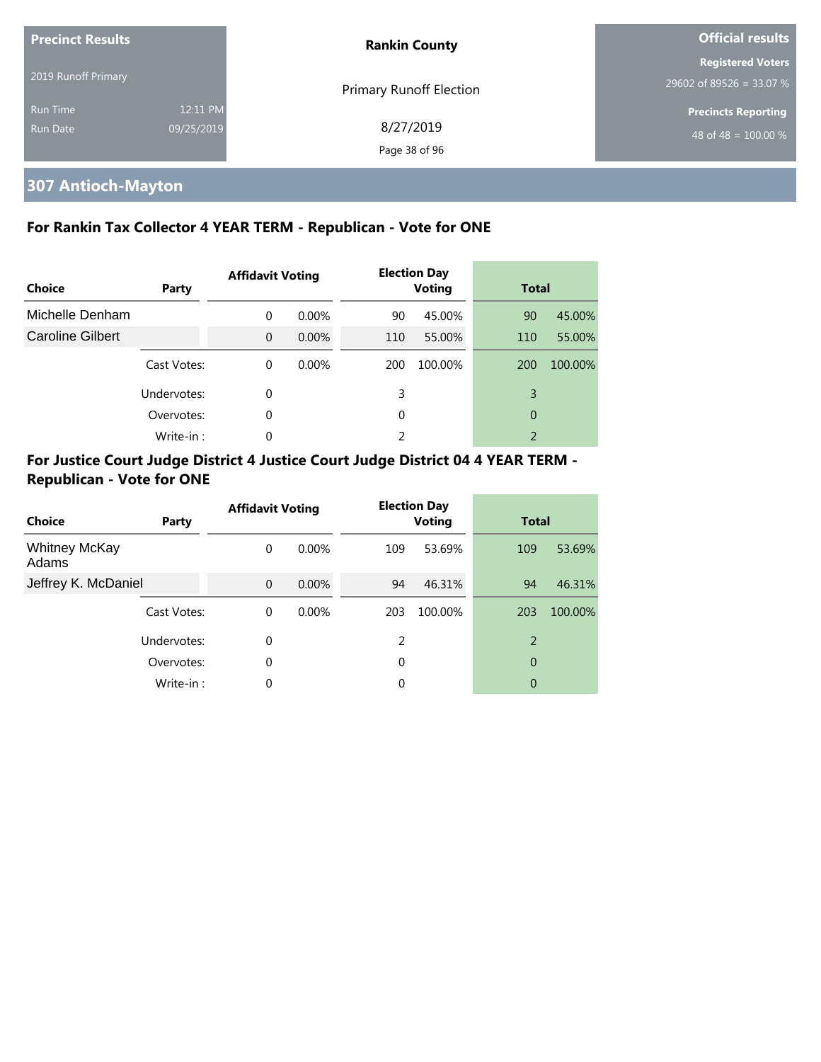**Precinct Results**

2019 Runoff Primary

Run Time 12:11 PM
Run Date 09/25/2019

**Rankin County**

Primary Runoff Election

8/27/2019

**Official results**

**Registered Voters**
29602 of 89526 = 33.07 %

**Precincts Reporting**
48 of 48 = 100.00 %

## 307 Antioch-Mayton

### For Rankin Tax Collector 4 YEAR TERM - Republican - Vote for ONE

| Choice | Party | Affidavit Voting | | Election Day Voting | | Total | |
|---|---|---|---|---|---|---|---|
| Michelle Denham | | 0 | 0.00% | 90 | 45.00% | 90 | 45.00% |
| Caroline Gilbert | | 0 | 0.00% | 110 | 55.00% | 110 | 55.00% |
| | Cast Votes: | 0 | 0.00% | 200 | 100.00% | 200 | 100.00% |
| | Undervotes: | 0 | | 3 | | 3 | |
| | Overvotes: | 0 | | 0 | | 0 | |
| | Write-in : | 0 | | 2 | | 2 | |

### For Justice Court Judge District 4 Justice Court Judge District 04 4 YEAR TERM - Republican - Vote for ONE

| Choice | Party | Affidavit Voting | | Election Day Voting | | Total | |
|---|---|---|---|---|---|---|---|
| Whitney McKay Adams | | 0 | 0.00% | 109 | 53.69% | 109 | 53.69% |
| Jeffrey K. McDaniel | | 0 | 0.00% | 94 | 46.31% | 94 | 46.31% |
| | Cast Votes: | 0 | 0.00% | 203 | 100.00% | 203 | 100.00% |
| | Undervotes: | 0 | | 2 | | 2 | |
| | Overvotes: | 0 | | 0 | | 0 | |
| | Write-in : | 0 | | 0 | | 0 | |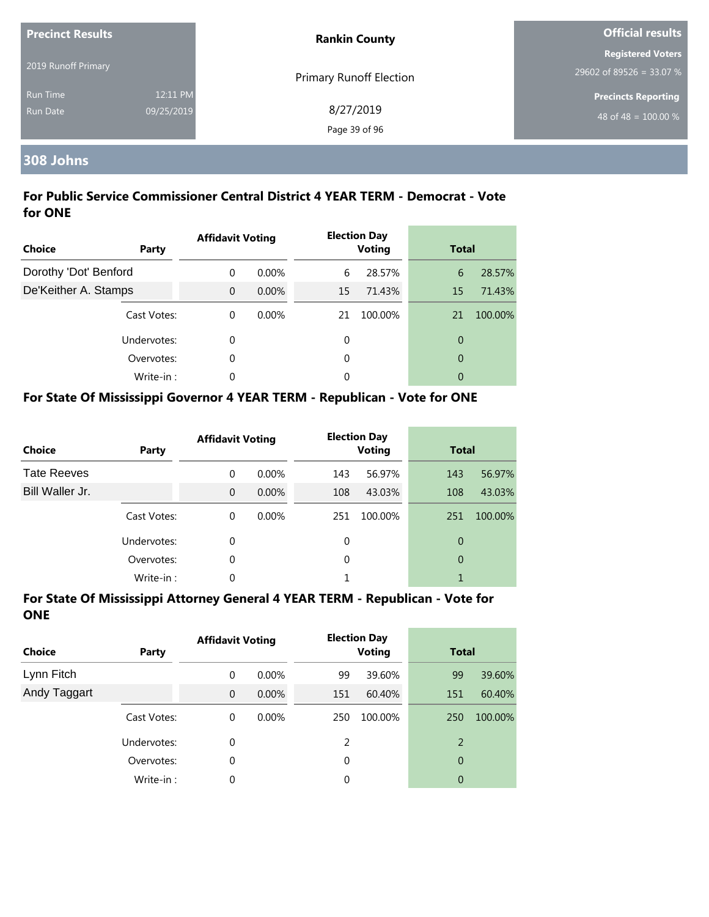| Precinct Results | | Rankin County | Official results |
|---|---|---|---|
| 2019 Runoff Primary | | Primary Runoff Election | Registered Voters 29602 of 89526 = 33.07 % |
| Run Time | 12:11 PM | 8/27/2019 | Precincts Reporting |
| Run Date | 09/25/2019 | | 48 of 48 = 100.00 % |

## 308 Johns

### For Public Service Commissioner Central District 4 YEAR TERM - Democrat - Vote for ONE

| Choice | Party | Affidavit Voting | | Election Day Voting | | Total | |
|---|---|---|---|---|---|---|---|
| Dorothy 'Dot' Benford | | 0 | 0.00% | 6 | 28.57% | 6 | 28.57% |
| De'Keither A. Stamps | | 0 | 0.00% | 15 | 71.43% | 15 | 71.43% |
| | Cast Votes: | 0 | 0.00% | 21 | 100.00% | 21 | 100.00% |
| | Undervotes: | 0 | | 0 | | 0 | |
| | Overvotes: | 0 | | 0 | | 0 | |
| | Write-in : | 0 | | 0 | | 0 | |

### For State Of Mississippi Governor 4 YEAR TERM - Republican - Vote for ONE

| Choice | Party | Affidavit Voting | | Election Day Voting | | Total | |
|---|---|---|---|---|---|---|---|
| Tate Reeves | | 0 | 0.00% | 143 | 56.97% | 143 | 56.97% |
| Bill Waller Jr. | | 0 | 0.00% | 108 | 43.03% | 108 | 43.03% |
| | Cast Votes: | 0 | 0.00% | 251 | 100.00% | 251 | 100.00% |
| | Undervotes: | 0 | | 0 | | 0 | |
| | Overvotes: | 0 | | 0 | | 0 | |
| | Write-in : | 0 | | 1 | | 1 | |

### For State Of Mississippi Attorney General 4 YEAR TERM - Republican - Vote for ONE

| Choice | Party | Affidavit Voting | | Election Day Voting | | Total | |
|---|---|---|---|---|---|---|---|
| Lynn Fitch | | 0 | 0.00% | 99 | 39.60% | 99 | 39.60% |
| Andy Taggart | | 0 | 0.00% | 151 | 60.40% | 151 | 60.40% |
| | Cast Votes: | 0 | 0.00% | 250 | 100.00% | 250 | 100.00% |
| | Undervotes: | 0 | | 2 | | 2 | |
| | Overvotes: | 0 | | 0 | | 0 | |
| | Write-in : | 0 | | 0 | | 0 | |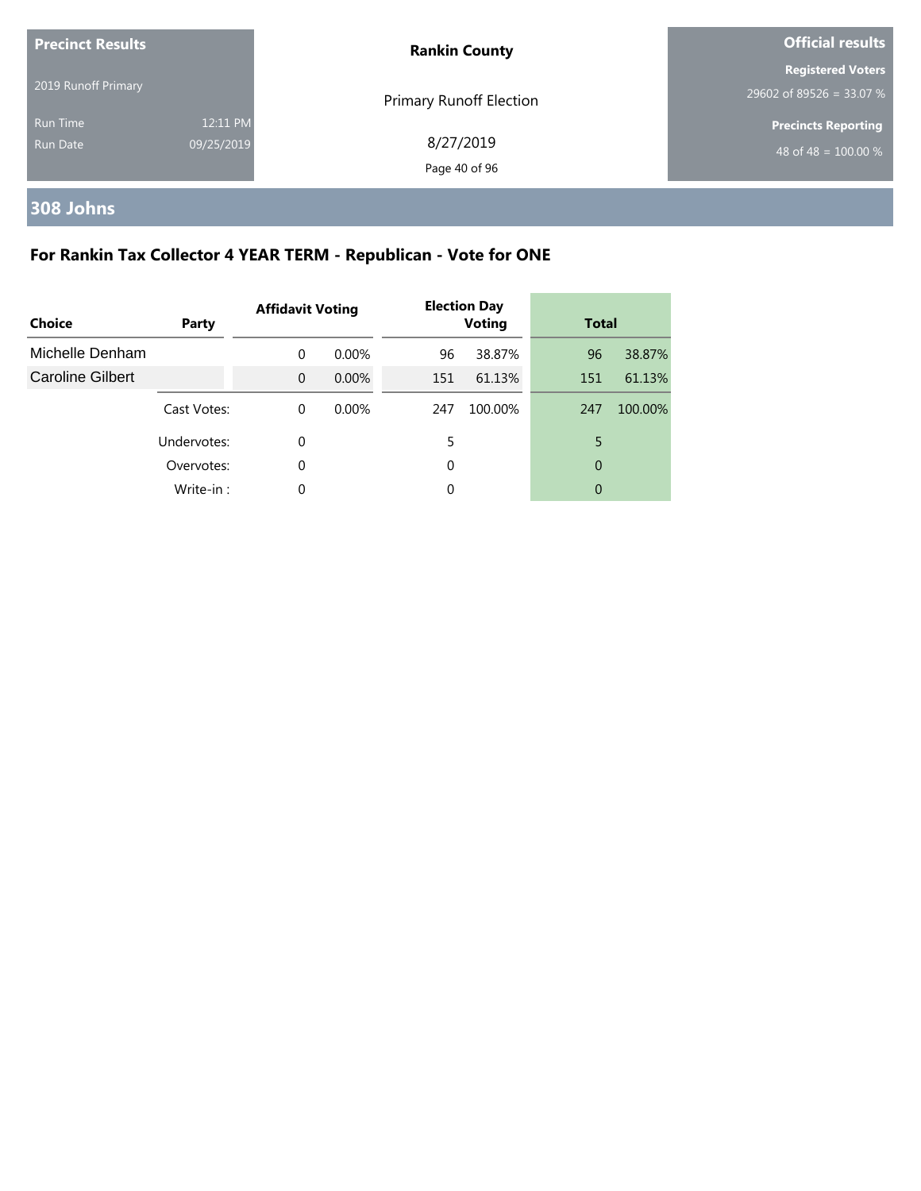**Precinct Results**

2019 Runoff Primary

Run Time 12:11 PM
Run Date 09/25/2019

**Rankin County**

Primary Runoff Election

8/27/2019

**Official results**

**Registered Voters**
29602 of 89526 = 33.07 %

**Precincts Reporting**
48 of 48 = 100.00 %

## 308 Johns

### For Rankin Tax Collector 4 YEAR TERM - Republican - Vote for ONE

| Choice | Party | Affidavit Voting | | Election Day Voting | | Total | |
|---|---|---|---|---|---|---|---|
| Michelle Denham | | 0 | 0.00% | 96 | 38.87% | 96 | 38.87% |
| Caroline Gilbert | | 0 | 0.00% | 151 | 61.13% | 151 | 61.13% |
| | Cast Votes: | 0 | 0.00% | 247 | 100.00% | 247 | 100.00% |
| | Undervotes: | 0 | | 5 | | 5 | |
| | Overvotes: | 0 | | 0 | | 0 | |
| | Write-in : | 0 | | 0 | | 0 | |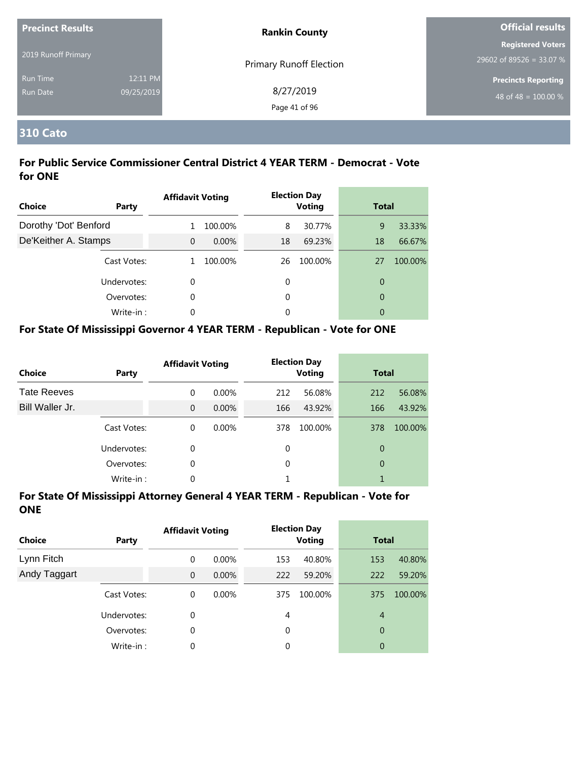| Precinct Results | | Rankin County | Official results |
|---|---|---|---|
| 2019 Runoff Primary | | Primary Runoff Election | Registered Voters |
| | | | 29602 of 89526 = 33.07 % |
| Run Time | 12:11 PM | 8/27/2019 | Precincts Reporting |
| Run Date | 09/25/2019 | | 48 of 48 = 100.00 % |

## 310 Cato

### For Public Service Commissioner Central District 4 YEAR TERM - Democrat - Vote for ONE

| Choice | Party | Affidavit Voting | | Election Day Voting | | Total | |
|---|---|---|---|---|---|---|---|
| Dorothy 'Dot' Benford | | 1 | 100.00% | 8 | 30.77% | 9 | 33.33% |
| De'Keither A. Stamps | | 0 | 0.00% | 18 | 69.23% | 18 | 66.67% |
| | Cast Votes: | 1 | 100.00% | 26 | 100.00% | 27 | 100.00% |
| | Undervotes: | 0 | | 0 | | 0 | |
| | Overvotes: | 0 | | 0 | | 0 | |
| | Write-in : | 0 | | 0 | | 0 | |

### For State Of Mississippi Governor 4 YEAR TERM - Republican - Vote for ONE

| Choice | Party | Affidavit Voting | | Election Day Voting | | Total | |
|---|---|---|---|---|---|---|---|
| Tate Reeves | | 0 | 0.00% | 212 | 56.08% | 212 | 56.08% |
| Bill Waller Jr. | | 0 | 0.00% | 166 | 43.92% | 166 | 43.92% |
| | Cast Votes: | 0 | 0.00% | 378 | 100.00% | 378 | 100.00% |
| | Undervotes: | 0 | | 0 | | 0 | |
| | Overvotes: | 0 | | 0 | | 0 | |
| | Write-in : | 0 | | 1 | | 1 | |

### For State Of Mississippi Attorney General 4 YEAR TERM - Republican - Vote for ONE

| Choice | Party | Affidavit Voting | | Election Day Voting | | Total | |
|---|---|---|---|---|---|---|---|
| Lynn Fitch | | 0 | 0.00% | 153 | 40.80% | 153 | 40.80% |
| Andy Taggart | | 0 | 0.00% | 222 | 59.20% | 222 | 59.20% |
| | Cast Votes: | 0 | 0.00% | 375 | 100.00% | 375 | 100.00% |
| | Undervotes: | 0 | | 4 | | 4 | |
| | Overvotes: | 0 | | 0 | | 0 | |
| | Write-in : | 0 | | 0 | | 0 | |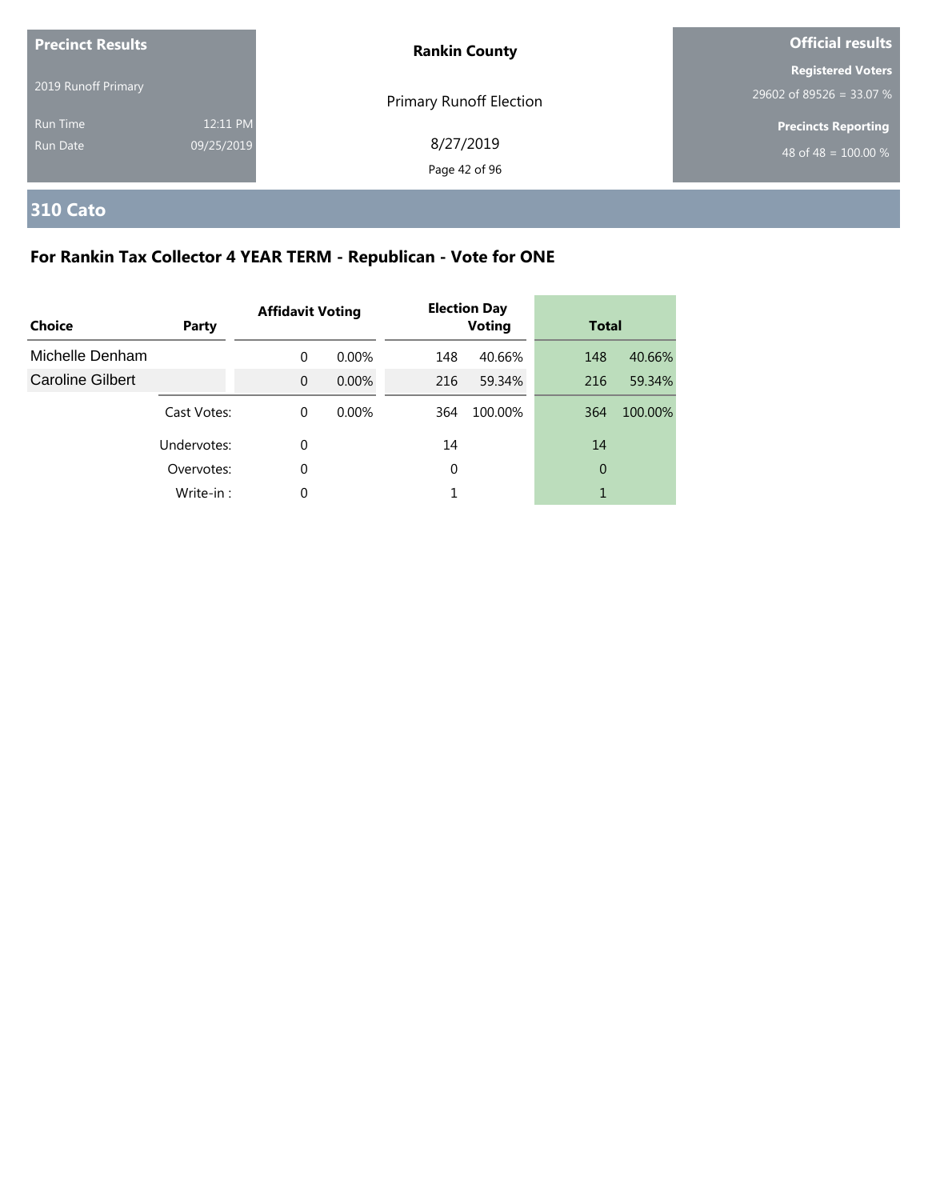| Precinct Results | | Rankin County | Official results |
|---|---|---|---|
| 2019 Runoff Primary | | Primary Runoff Election | Registered Voters |
| | | | 29602 of 89526 = 33.07 % |
| Run Time | 12:11 PM | 8/27/2019 | Precincts Reporting |
| Run Date | 09/25/2019 | | 48 of 48 = 100.00 % |

## 310 Cato

### For Rankin Tax Collector 4 YEAR TERM - Republican - Vote for ONE

| Choice | Party | Affidavit Voting | | Election Day Voting | | Total | |
|---|---|---|---|---|---|---|---|
| Michelle Denham | | 0 | 0.00% | 148 | 40.66% | 148 | 40.66% |
| Caroline Gilbert | | 0 | 0.00% | 216 | 59.34% | 216 | 59.34% |
| | Cast Votes: | 0 | 0.00% | 364 | 100.00% | 364 | 100.00% |
| | Undervotes: | 0 | | 14 | | 14 | |
| | Overvotes: | 0 | | 0 | | 0 | |
| | Write-in : | 0 | | 1 | | 1 | |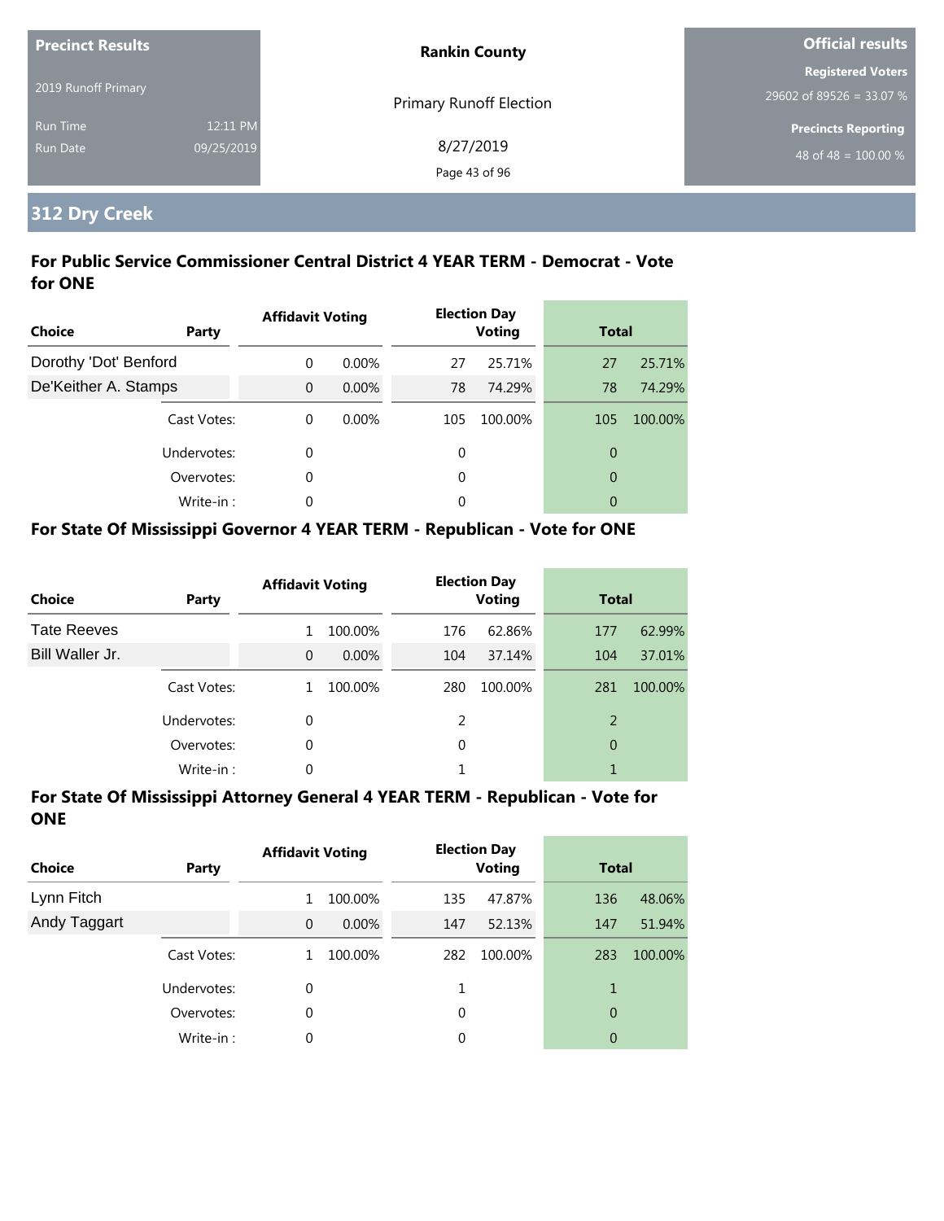| Precinct Results | | Rankin County | Official results |
|---|---|---|---|
| 2019 Runoff Primary | | Primary Runoff Election | Registered Voters |
| Run Time | 12:11 PM | 8/27/2019 | 29602 of 89526 = 33.07 % |
| Run Date | 09/25/2019 | | Precincts Reporting |
| | | | 48 of 48 = 100.00 % |

## 312 Dry Creek

### For Public Service Commissioner Central District 4 YEAR TERM - Democrat - Vote for ONE

| Choice | Party | Affidavit Voting | | Election Day Voting | | Total | |
|---|---|---|---|---|---|---|---|
| Dorothy 'Dot' Benford | | 0 | 0.00% | 27 | 25.71% | 27 | 25.71% |
| De'Keither A. Stamps | | 0 | 0.00% | 78 | 74.29% | 78 | 74.29% |
| | Cast Votes: | 0 | 0.00% | 105 | 100.00% | 105 | 100.00% |
| | Undervotes: | 0 | | 0 | | 0 | |
| | Overvotes: | 0 | | 0 | | 0 | |
| | Write-in : | 0 | | 0 | | 0 | |

### For State Of Mississippi Governor 4 YEAR TERM - Republican - Vote for ONE

| Choice | Party | Affidavit Voting | | Election Day Voting | | Total | |
|---|---|---|---|---|---|---|---|
| Tate Reeves | | 1 | 100.00% | 176 | 62.86% | 177 | 62.99% |
| Bill Waller Jr. | | 0 | 0.00% | 104 | 37.14% | 104 | 37.01% |
| | Cast Votes: | 1 | 100.00% | 280 | 100.00% | 281 | 100.00% |
| | Undervotes: | 0 | | 2 | | 2 | |
| | Overvotes: | 0 | | 0 | | 0 | |
| | Write-in : | 0 | | 1 | | 1 | |

### For State Of Mississippi Attorney General 4 YEAR TERM - Republican - Vote for ONE

| Choice | Party | Affidavit Voting | | Election Day Voting | | Total | |
|---|---|---|---|---|---|---|---|
| Lynn Fitch | | 1 | 100.00% | 135 | 47.87% | 136 | 48.06% |
| Andy Taggart | | 0 | 0.00% | 147 | 52.13% | 147 | 51.94% |
| | Cast Votes: | 1 | 100.00% | 282 | 100.00% | 283 | 100.00% |
| | Undervotes: | 0 | | 1 | | 1 | |
| | Overvotes: | 0 | | 0 | | 0 | |
| | Write-in : | 0 | | 0 | | 0 | |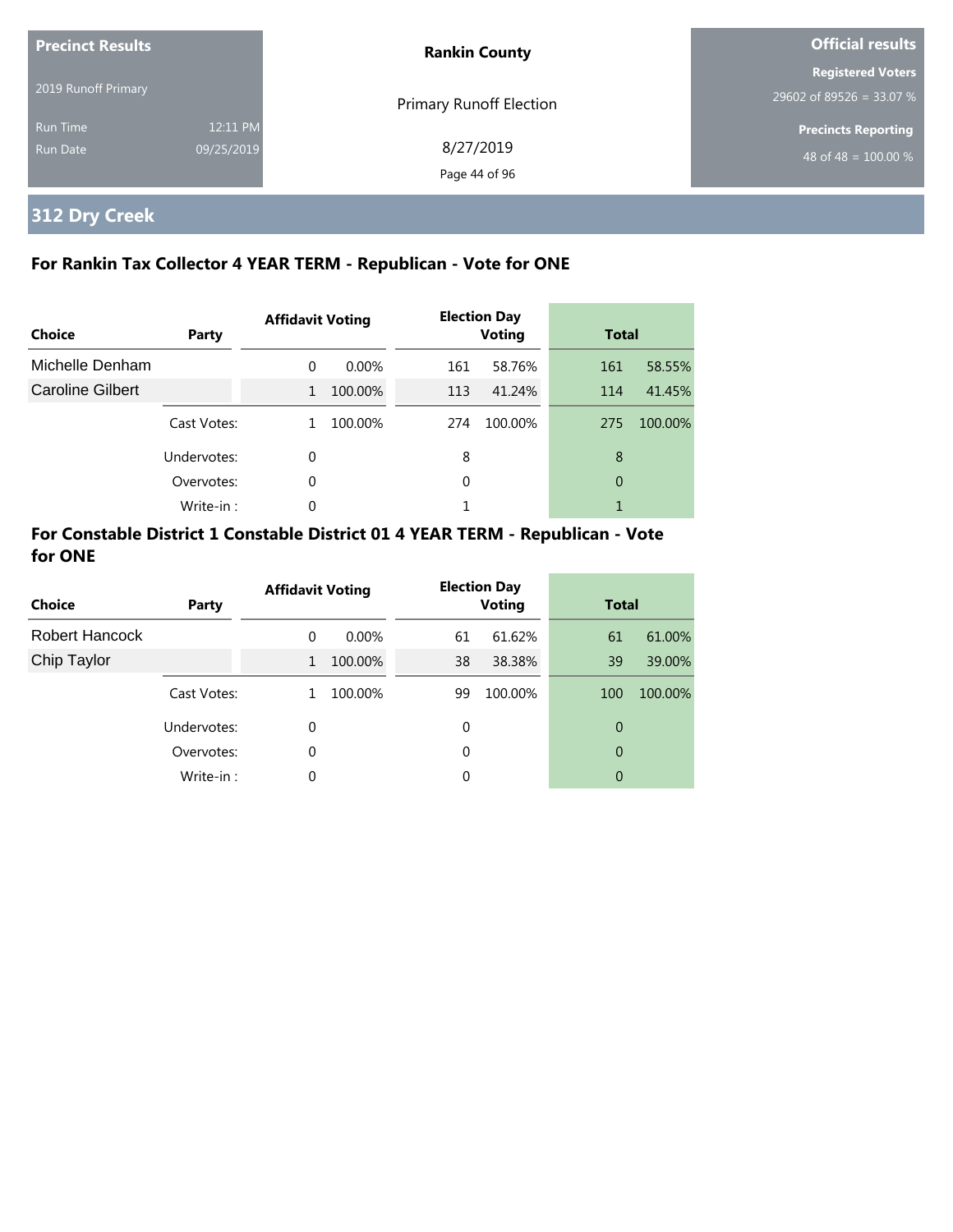**Precinct Results**

2019 Runoff Primary

Run Time 12:11 PM

Run Date 09/25/2019

**Rankin County**

Primary Runoff Election

8/27/2019

**Official results**

**Registered Voters**

29602 of 89526 = 33.07 %

**Precincts Reporting**

48 of 48 = 100.00 %

## 312 Dry Creek

### For Rankin Tax Collector 4 YEAR TERM - Republican - Vote for ONE

| Choice | Party | Affidavit Voting | | Election Day Voting | | Total | |
|---|---|---|---|---|---|---|---|
| Michelle Denham | | 0 | 0.00% | 161 | 58.76% | 161 | 58.55% |
| Caroline Gilbert | | 1 | 100.00% | 113 | 41.24% | 114 | 41.45% |
| | Cast Votes: | 1 | 100.00% | 274 | 100.00% | 275 | 100.00% |
| | Undervotes: | 0 | | 8 | | 8 | |
| | Overvotes: | 0 | | 0 | | 0 | |
| | Write-in : | 0 | | 1 | | 1 | |

### For Constable District 1 Constable District 01 4 YEAR TERM - Republican - Vote for ONE

| Choice | Party | Affidavit Voting | | Election Day Voting | | Total | |
|---|---|---|---|---|---|---|---|
| Robert Hancock | | 0 | 0.00% | 61 | 61.62% | 61 | 61.00% |
| Chip Taylor | | 1 | 100.00% | 38 | 38.38% | 39 | 39.00% |
| | Cast Votes: | 1 | 100.00% | 99 | 100.00% | 100 | 100.00% |
| | Undervotes: | 0 | | 0 | | 0 | |
| | Overvotes: | 0 | | 0 | | 0 | |
| | Write-in : | 0 | | 0 | | 0 | |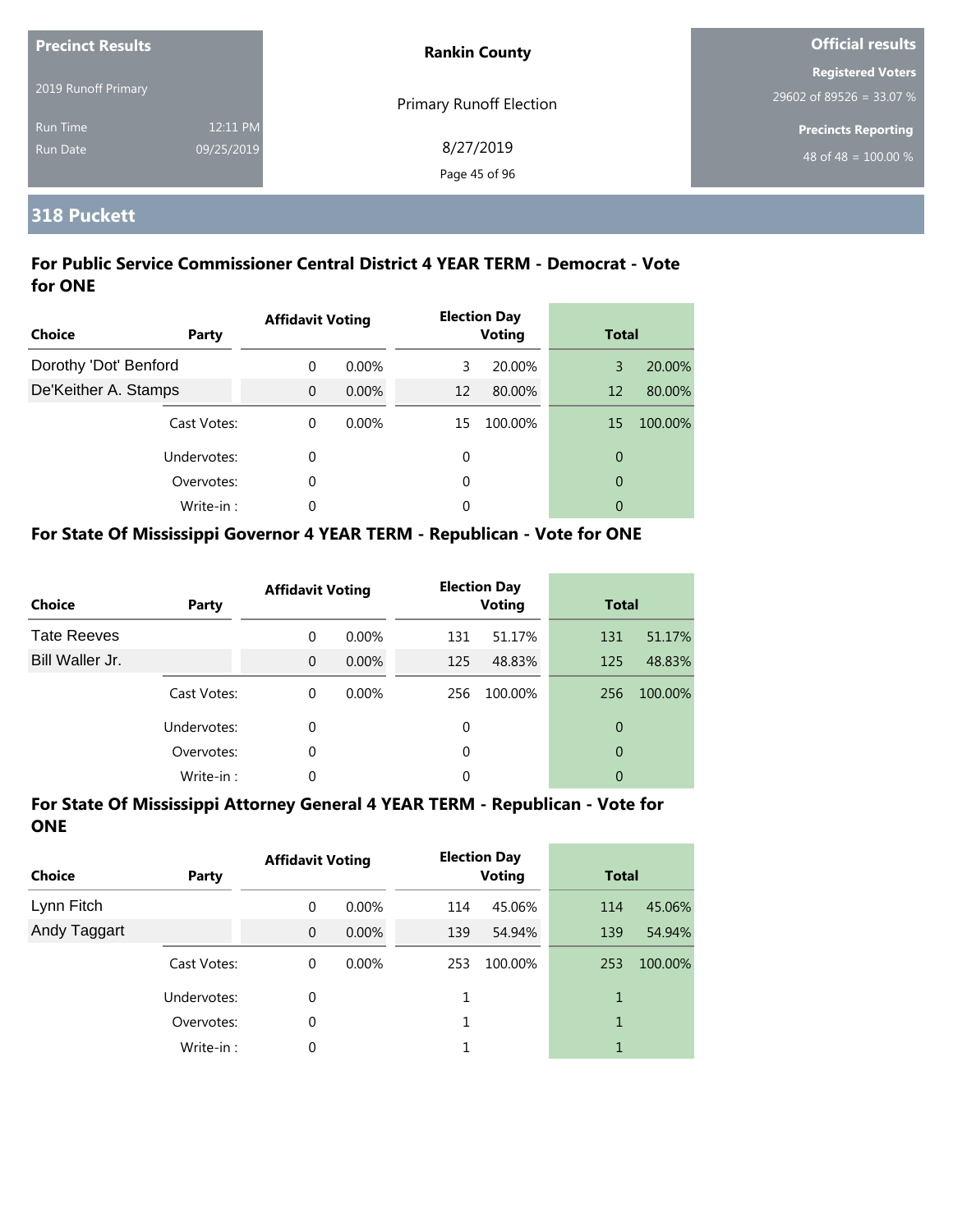| Precinct Results | | Rankin County | Official results |
|---|---|---|---|
| 2019 Runoff Primary | | Primary Runoff Election | Registered Voters |
| | | | 29602 of 89526 = 33.07 % |
| Run Time | 12:11 PM | 8/27/2019 | Precincts Reporting |
| Run Date | 09/25/2019 | | 48 of 48 = 100.00 % |

## 318 Puckett

### For Public Service Commissioner Central District 4 YEAR TERM - Democrat - Vote for ONE

| Choice | Party | Affidavit Voting | | Election Day Voting | | Total | |
|---|---|---|---|---|---|---|---|
| Dorothy 'Dot' Benford | | 0 | 0.00% | 3 | 20.00% | 3 | 20.00% |
| De'Keither A. Stamps | | 0 | 0.00% | 12 | 80.00% | 12 | 80.00% |
| | Cast Votes: | 0 | 0.00% | 15 | 100.00% | 15 | 100.00% |
| | Undervotes: | 0 | | 0 | | 0 | |
| | Overvotes: | 0 | | 0 | | 0 | |
| | Write-in : | 0 | | 0 | | 0 | |

### For State Of Mississippi Governor 4 YEAR TERM - Republican - Vote for ONE

| Choice | Party | Affidavit Voting | | Election Day Voting | | Total | |
|---|---|---|---|---|---|---|---|
| Tate Reeves | | 0 | 0.00% | 131 | 51.17% | 131 | 51.17% |
| Bill Waller Jr. | | 0 | 0.00% | 125 | 48.83% | 125 | 48.83% |
| | Cast Votes: | 0 | 0.00% | 256 | 100.00% | 256 | 100.00% |
| | Undervotes: | 0 | | 0 | | 0 | |
| | Overvotes: | 0 | | 0 | | 0 | |
| | Write-in : | 0 | | 0 | | 0 | |

### For State Of Mississippi Attorney General 4 YEAR TERM - Republican - Vote for ONE

| Choice | Party | Affidavit Voting | | Election Day Voting | | Total | |
|---|---|---|---|---|---|---|---|
| Lynn Fitch | | 0 | 0.00% | 114 | 45.06% | 114 | 45.06% |
| Andy Taggart | | 0 | 0.00% | 139 | 54.94% | 139 | 54.94% |
| | Cast Votes: | 0 | 0.00% | 253 | 100.00% | 253 | 100.00% |
| | Undervotes: | 0 | | 1 | | 1 | |
| | Overvotes: | 0 | | 1 | | 1 | |
| | Write-in : | 0 | | 1 | | 1 | |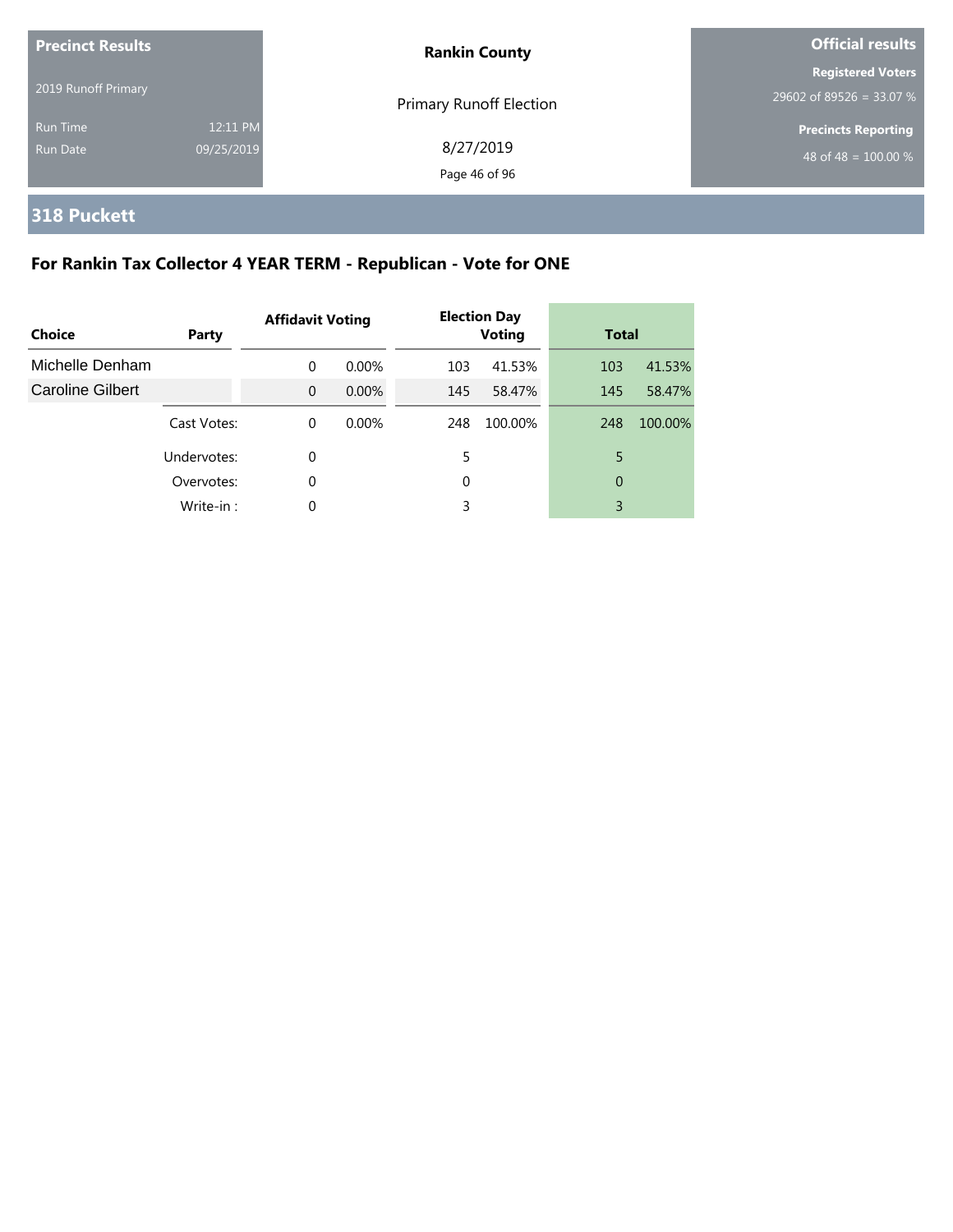| Precinct Results | | Rankin County | Official results |
|---|---|---|---|
| 2019 Runoff Primary | | Primary Runoff Election | Registered Voters<br>29602 of 89526 = 33.07 % |
| Run Time | 12:11 PM | 8/27/2019 | Precincts Reporting<br>48 of 48 = 100.00 % |
| Run Date | 09/25/2019 | | |

## 318 Puckett

### For Rankin Tax Collector 4 YEAR TERM - Republican - Vote for ONE

| Choice | Party | Affidavit Voting | | Election Day Voting | | Total | |
|---|---|---|---|---|---|---|---|
| Michelle Denham | | 0 | 0.00% | 103 | 41.53% | 103 | 41.53% |
| Caroline Gilbert | | 0 | 0.00% | 145 | 58.47% | 145 | 58.47% |
| | Cast Votes: | 0 | 0.00% | 248 | 100.00% | 248 | 100.00% |
| | Undervotes: | 0 | | 5 | | 5 | |
| | Overvotes: | 0 | | 0 | | 0 | |
| | Write-in : | 0 | | 3 | | 3 | |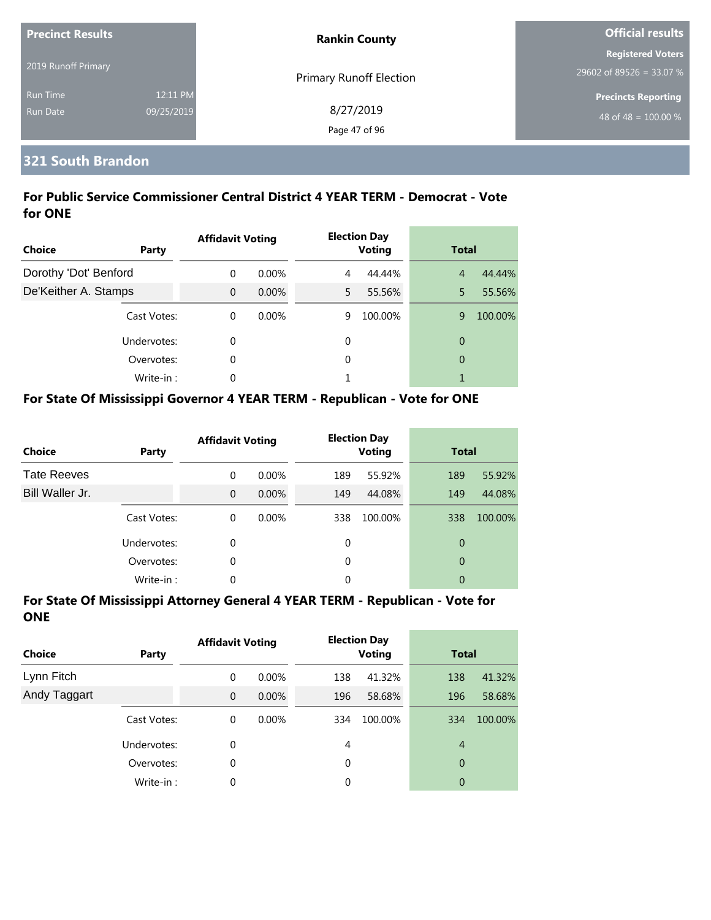| Precinct Results | | Rankin County | Official results |
|---|---|---|---|
| 2019 Runoff Primary | | Primary Runoff Election | Registered Voters 29602 of 89526 = 33.07 % |
| Run Time | 12:11 PM | 8/27/2019 | Precincts Reporting |
| Run Date | 09/25/2019 | | 48 of 48 = 100.00 % |

## 321 South Brandon

### For Public Service Commissioner Central District 4 YEAR TERM - Democrat - Vote for ONE

| Choice | Party | Affidavit Voting | | Election Day Voting | | Total | |
|---|---|---|---|---|---|---|---|
| Dorothy 'Dot' Benford | | 0 | 0.00% | 4 | 44.44% | 4 | 44.44% |
| De'Keither A. Stamps | | 0 | 0.00% | 5 | 55.56% | 5 | 55.56% |
| | Cast Votes: | 0 | 0.00% | 9 | 100.00% | 9 | 100.00% |
| | Undervotes: | 0 | | 0 | | 0 | |
| | Overvotes: | 0 | | 0 | | 0 | |
| | Write-in : | 0 | | 1 | | 1 | |

### For State Of Mississippi Governor 4 YEAR TERM - Republican - Vote for ONE

| Choice | Party | Affidavit Voting | | Election Day Voting | | Total | |
|---|---|---|---|---|---|---|---|
| Tate Reeves | | 0 | 0.00% | 189 | 55.92% | 189 | 55.92% |
| Bill Waller Jr. | | 0 | 0.00% | 149 | 44.08% | 149 | 44.08% |
| | Cast Votes: | 0 | 0.00% | 338 | 100.00% | 338 | 100.00% |
| | Undervotes: | 0 | | 0 | | 0 | |
| | Overvotes: | 0 | | 0 | | 0 | |
| | Write-in : | 0 | | 0 | | 0 | |

### For State Of Mississippi Attorney General 4 YEAR TERM - Republican - Vote for ONE

| Choice | Party | Affidavit Voting | | Election Day Voting | | Total | |
|---|---|---|---|---|---|---|---|
| Lynn Fitch | | 0 | 0.00% | 138 | 41.32% | 138 | 41.32% |
| Andy Taggart | | 0 | 0.00% | 196 | 58.68% | 196 | 58.68% |
| | Cast Votes: | 0 | 0.00% | 334 | 100.00% | 334 | 100.00% |
| | Undervotes: | 0 | | 4 | | 4 | |
| | Overvotes: | 0 | | 0 | | 0 | |
| | Write-in : | 0 | | 0 | | 0 | |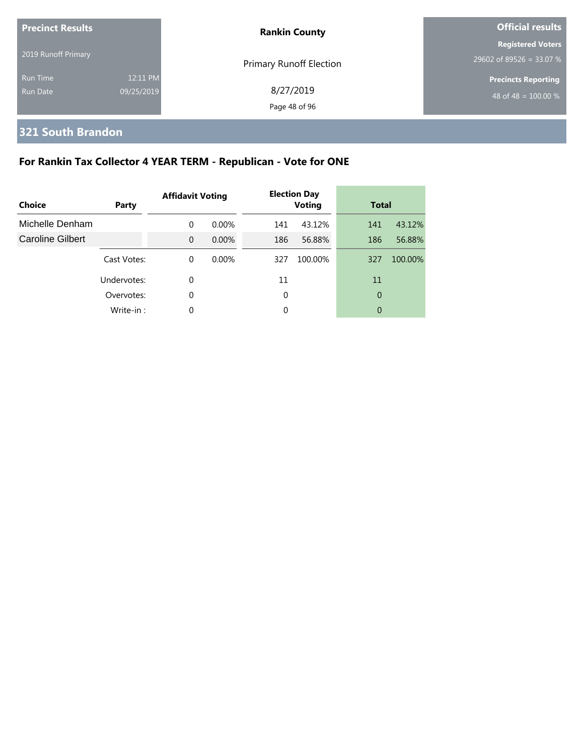**Precinct Results**

2019 Runoff Primary

Run Time 12:11 PM
Run Date 09/25/2019

**Rankin County**

Primary Runoff Election

8/27/2019

**Official results**

**Registered Voters**
29602 of 89526 = 33.07 %

**Precincts Reporting**
48 of 48 = 100.00 %

## 321 South Brandon

### For Rankin Tax Collector 4 YEAR TERM - Republican - Vote for ONE

| Choice | Party | Affidavit Voting | | Election Day Voting | | Total | |
|---|---|---|---|---|---|---|---|
| Michelle Denham | | 0 | 0.00% | 141 | 43.12% | 141 | 43.12% |
| Caroline Gilbert | | 0 | 0.00% | 186 | 56.88% | 186 | 56.88% |
| | Cast Votes: | 0 | 0.00% | 327 | 100.00% | 327 | 100.00% |
| | Undervotes: | 0 | | 11 | | 11 | |
| | Overvotes: | 0 | | 0 | | 0 | |
| | Write-in : | 0 | | 0 | | 0 | |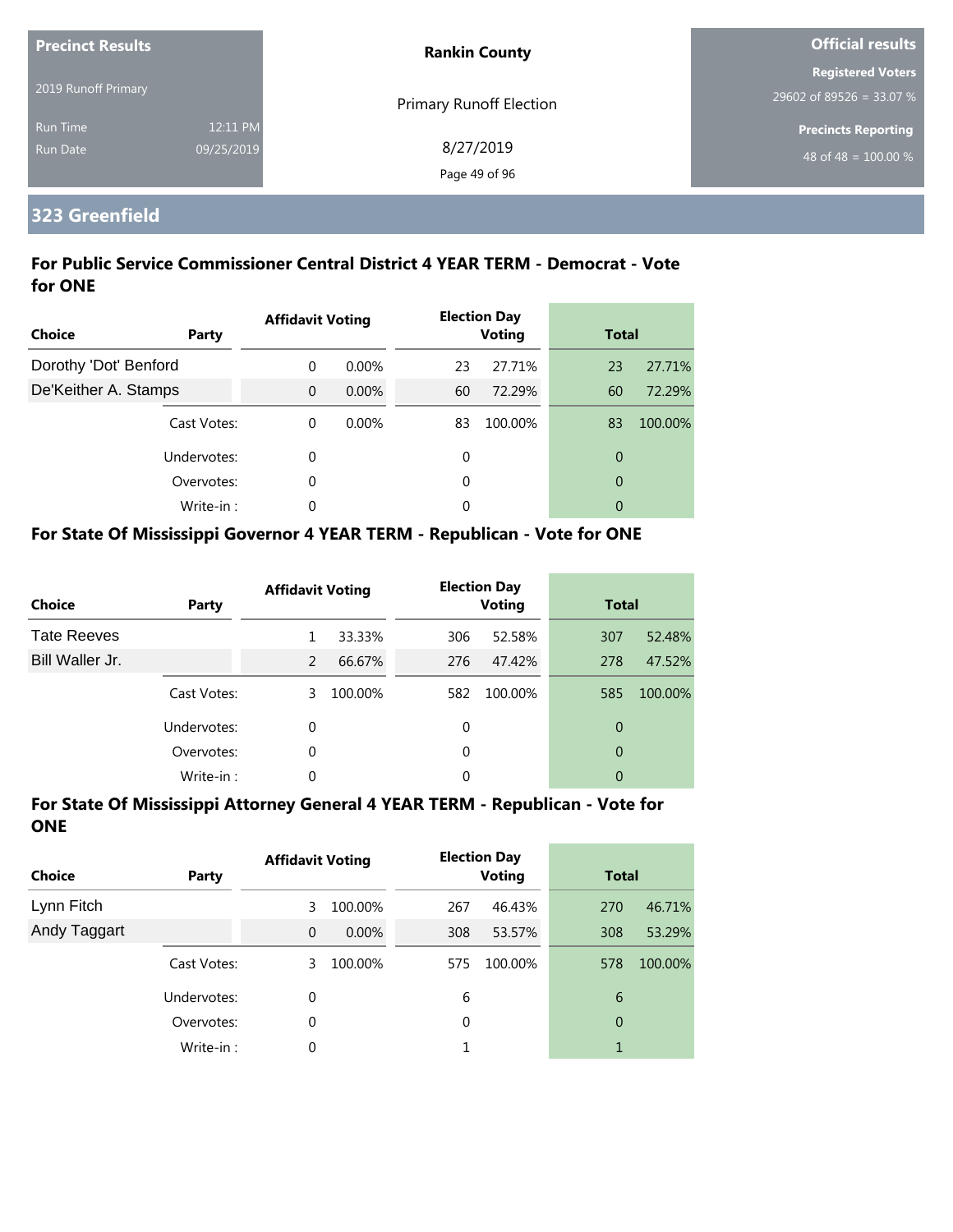| Precinct Results | | Rankin County | Official results |
|---|---|---|---|
| 2019 Runoff Primary | | Primary Runoff Election | Registered Voters |
| | | | 29602 of 89526 = 33.07 % |
| Run Time | 12:11 PM | 8/27/2019 | Precincts Reporting |
| Run Date | 09/25/2019 | | 48 of 48 = 100.00 % |

## 323 Greenfield

### For Public Service Commissioner Central District 4 YEAR TERM - Democrat - Vote for ONE

| Choice | Party | Affidavit Voting | | Election Day Voting | | Total | |
|---|---|---|---|---|---|---|---|
| Dorothy 'Dot' Benford | | 0 | 0.00% | 23 | 27.71% | 23 | 27.71% |
| De'Keither A. Stamps | | 0 | 0.00% | 60 | 72.29% | 60 | 72.29% |
| | Cast Votes: | 0 | 0.00% | 83 | 100.00% | 83 | 100.00% |
| | Undervotes: | 0 | | 0 | | 0 | |
| | Overvotes: | 0 | | 0 | | 0 | |
| | Write-in : | 0 | | 0 | | 0 | |

### For State Of Mississippi Governor 4 YEAR TERM - Republican - Vote for ONE

| Choice | Party | Affidavit Voting | | Election Day Voting | | Total | |
|---|---|---|---|---|---|---|---|
| Tate Reeves | | 1 | 33.33% | 306 | 52.58% | 307 | 52.48% |
| Bill Waller Jr. | | 2 | 66.67% | 276 | 47.42% | 278 | 47.52% |
| | Cast Votes: | 3 | 100.00% | 582 | 100.00% | 585 | 100.00% |
| | Undervotes: | 0 | | 0 | | 0 | |
| | Overvotes: | 0 | | 0 | | 0 | |
| | Write-in : | 0 | | 0 | | 0 | |

### For State Of Mississippi Attorney General 4 YEAR TERM - Republican - Vote for ONE

| Choice | Party | Affidavit Voting | | Election Day Voting | | Total | |
|---|---|---|---|---|---|---|---|
| Lynn Fitch | | 3 | 100.00% | 267 | 46.43% | 270 | 46.71% |
| Andy Taggart | | 0 | 0.00% | 308 | 53.57% | 308 | 53.29% |
| | Cast Votes: | 3 | 100.00% | 575 | 100.00% | 578 | 100.00% |
| | Undervotes: | 0 | | 6 | | 6 | |
| | Overvotes: | 0 | | 0 | | 0 | |
| | Write-in : | 0 | | 1 | | 1 | |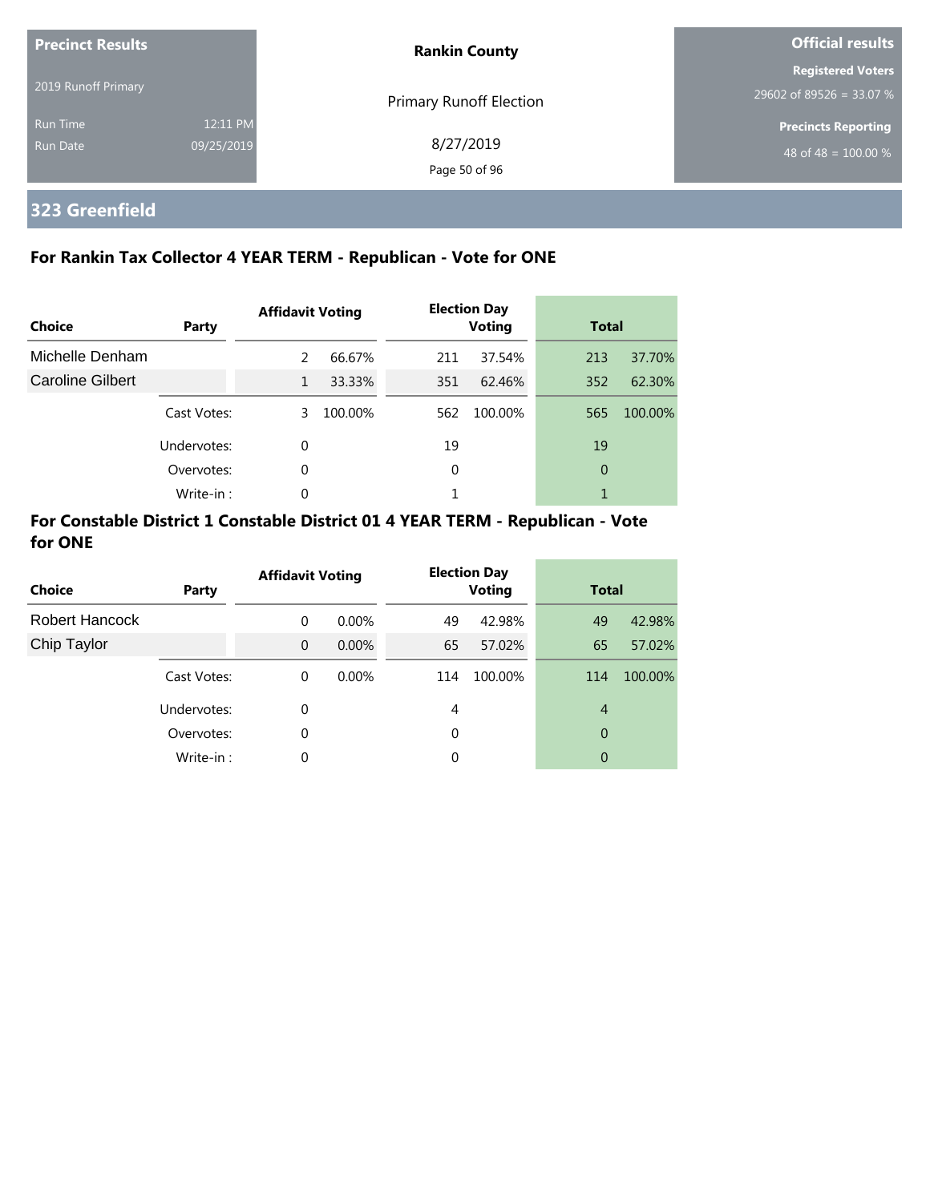## 323 Greenfield

### For Rankin Tax Collector 4 YEAR TERM - Republican - Vote for ONE

| Choice | Party | Affidavit Voting | | Election Day Voting | | Total | |
|---|---|---|---|---|---|---|---|
| Michelle Denham | | 2 | 66.67% | 211 | 37.54% | 213 | 37.70% |
| Caroline Gilbert | | 1 | 33.33% | 351 | 62.46% | 352 | 62.30% |
| | Cast Votes: | 3 | 100.00% | 562 | 100.00% | 565 | 100.00% |
| | Undervotes: | 0 | | 19 | | 19 | |
| | Overvotes: | 0 | | 0 | | 0 | |
| | Write-in : | 0 | | 1 | | 1 | |

### For Constable District 1 Constable District 01 4 YEAR TERM - Republican - Vote for ONE

| Choice | Party | Affidavit Voting | | Election Day Voting | | Total | |
|---|---|---|---|---|---|---|---|
| Robert Hancock | | 0 | 0.00% | 49 | 42.98% | 49 | 42.98% |
| Chip Taylor | | 0 | 0.00% | 65 | 57.02% | 65 | 57.02% |
| | Cast Votes: | 0 | 0.00% | 114 | 100.00% | 114 | 100.00% |
| | Undervotes: | 0 | | 4 | | 4 | |
| | Overvotes: | 0 | | 0 | | 0 | |
| | Write-in : | 0 | | 0 | | 0 | |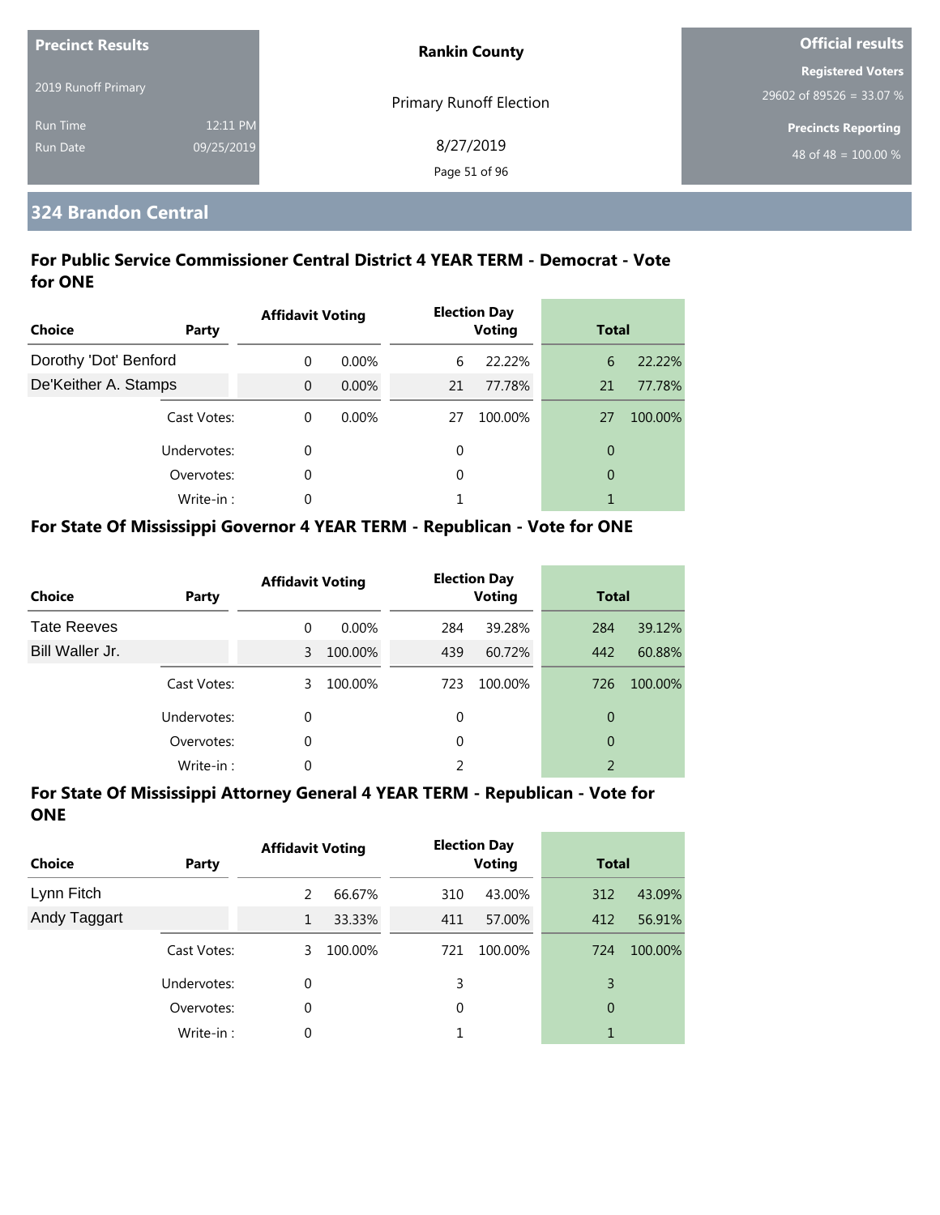| Precinct Results | | Rankin County | Official results |
|---|---|---|---|
| 2019 Runoff Primary | | Primary Runoff Election | Registered Voters 29602 of 89526 = 33.07 % |
| Run Time | 12:11 PM | 8/27/2019 | Precincts Reporting |
| Run Date | 09/25/2019 | | 48 of 48 = 100.00 % |

## 324 Brandon Central

### For Public Service Commissioner Central District 4 YEAR TERM - Democrat - Vote for ONE

| Choice | Party | Affidavit Voting | | Election Day Voting | | Total | |
|---|---|---|---|---|---|---|---|
| Dorothy 'Dot' Benford | | 0 | 0.00% | 6 | 22.22% | 6 | 22.22% |
| De'Keither A. Stamps | | 0 | 0.00% | 21 | 77.78% | 21 | 77.78% |
| | Cast Votes: | 0 | 0.00% | 27 | 100.00% | 27 | 100.00% |
| | Undervotes: | 0 | | 0 | | 0 | |
| | Overvotes: | 0 | | 0 | | 0 | |
| | Write-in : | 0 | | 1 | | 1 | |

### For State Of Mississippi Governor 4 YEAR TERM - Republican - Vote for ONE

| Choice | Party | Affidavit Voting | | Election Day Voting | | Total | |
|---|---|---|---|---|---|---|---|
| Tate Reeves | | 0 | 0.00% | 284 | 39.28% | 284 | 39.12% |
| Bill Waller Jr. | | 3 | 100.00% | 439 | 60.72% | 442 | 60.88% |
| | Cast Votes: | 3 | 100.00% | 723 | 100.00% | 726 | 100.00% |
| | Undervotes: | 0 | | 0 | | 0 | |
| | Overvotes: | 0 | | 0 | | 0 | |
| | Write-in : | 0 | | 2 | | 2 | |

### For State Of Mississippi Attorney General 4 YEAR TERM - Republican - Vote for ONE

| Choice | Party | Affidavit Voting | | Election Day Voting | | Total | |
|---|---|---|---|---|---|---|---|
| Lynn Fitch | | 2 | 66.67% | 310 | 43.00% | 312 | 43.09% |
| Andy Taggart | | 1 | 33.33% | 411 | 57.00% | 412 | 56.91% |
| | Cast Votes: | 3 | 100.00% | 721 | 100.00% | 724 | 100.00% |
| | Undervotes: | 0 | | 3 | | 3 | |
| | Overvotes: | 0 | | 0 | | 0 | |
| | Write-in : | 0 | | 1 | | 1 | |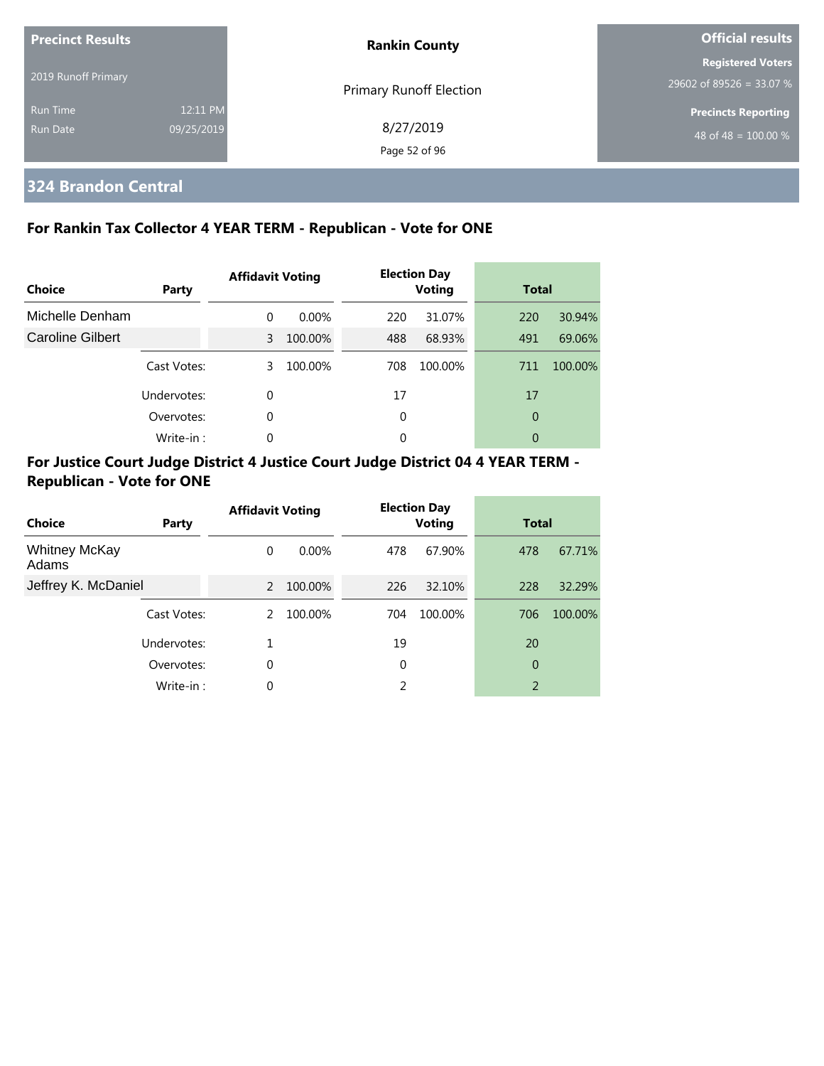**Precinct Results**

2019 Runoff Primary

Run Time 12:11 PM

Run Date 09/25/2019

**Rankin County**

Primary Runoff Election

8/27/2019

**Official results**

**Registered Voters**

29602 of 89526 = 33.07 %

**Precincts Reporting**

48 of 48 = 100.00 %

## 324 Brandon Central

### For Rankin Tax Collector 4 YEAR TERM - Republican - Vote for ONE

| Choice | Party | Affidavit Voting | | Election Day Voting | | Total | |
|---|---|---|---|---|---|---|---|
| Michelle Denham | | 0 | 0.00% | 220 | 31.07% | 220 | 30.94% |
| Caroline Gilbert | | 3 | 100.00% | 488 | 68.93% | 491 | 69.06% |
| | Cast Votes: | 3 | 100.00% | 708 | 100.00% | 711 | 100.00% |
| | Undervotes: | 0 | | 17 | | 17 | |
| | Overvotes: | 0 | | 0 | | 0 | |
| | Write-in : | 0 | | 0 | | 0 | |

### For Justice Court Judge District 4 Justice Court Judge District 04 4 YEAR TERM - Republican - Vote for ONE

| Choice | Party | Affidavit Voting | | Election Day Voting | | Total | |
|---|---|---|---|---|---|---|---|
| Whitney McKay Adams | | 0 | 0.00% | 478 | 67.90% | 478 | 67.71% |
| Jeffrey K. McDaniel | | 2 | 100.00% | 226 | 32.10% | 228 | 32.29% |
| | Cast Votes: | 2 | 100.00% | 704 | 100.00% | 706 | 100.00% |
| | Undervotes: | 1 | | 19 | | 20 | |
| | Overvotes: | 0 | | 0 | | 0 | |
| | Write-in : | 0 | | 2 | | 2 | |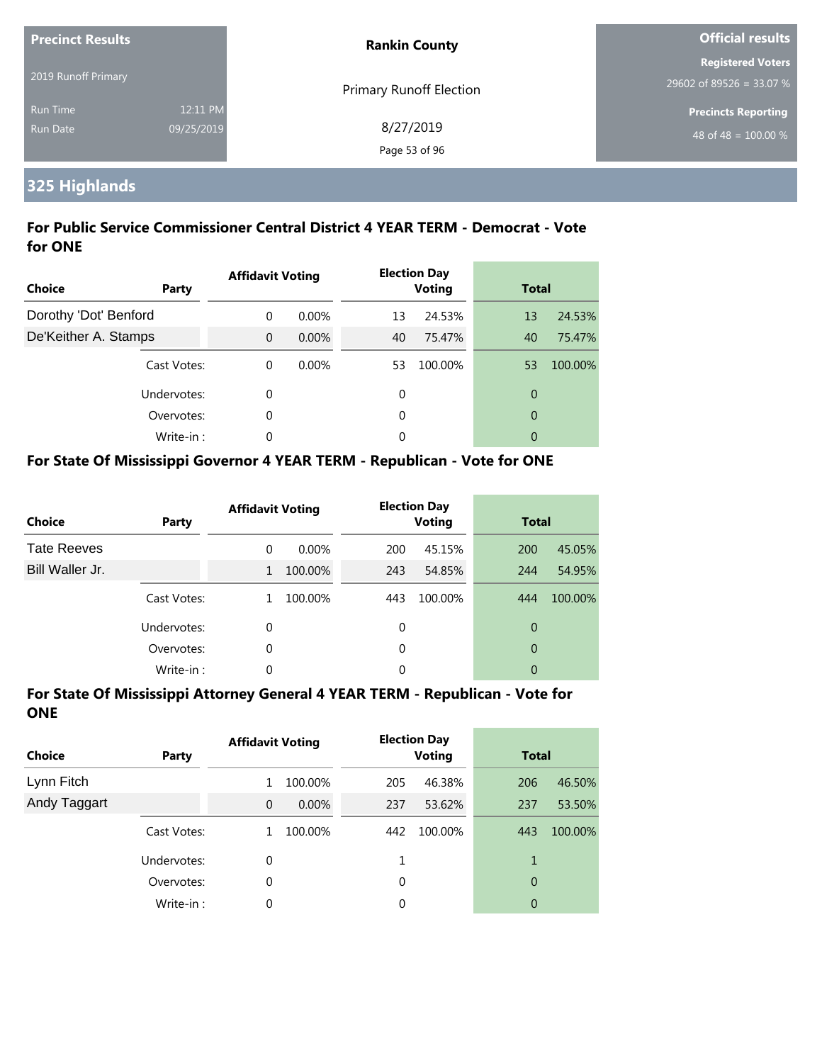| Precinct Results | | Rankin County | Official results |
|---|---|---|---|
| 2019 Runoff Primary | | Primary Runoff Election | Registered Voters |
| Run Time | 12:11 PM | 8/27/2019 | 29602 of 89526 = 33.07 % |
| Run Date | 09/25/2019 | | Precincts Reporting |
| | | | 48 of 48 = 100.00 % |

## 325 Highlands

### For Public Service Commissioner Central District 4 YEAR TERM - Democrat - Vote for ONE

| Choice | Party | Affidavit Voting | | Election Day Voting | | Total | |
|---|---|---|---|---|---|---|---|
| Dorothy 'Dot' Benford | | 0 | 0.00% | 13 | 24.53% | 13 | 24.53% |
| De'Keither A. Stamps | | 0 | 0.00% | 40 | 75.47% | 40 | 75.47% |
| | Cast Votes: | 0 | 0.00% | 53 | 100.00% | 53 | 100.00% |
| | Undervotes: | 0 | | 0 | | 0 | |
| | Overvotes: | 0 | | 0 | | 0 | |
| | Write-in : | 0 | | 0 | | 0 | |

### For State Of Mississippi Governor 4 YEAR TERM - Republican - Vote for ONE

| Choice | Party | Affidavit Voting | | Election Day Voting | | Total | |
|---|---|---|---|---|---|---|---|
| Tate Reeves | | 0 | 0.00% | 200 | 45.15% | 200 | 45.05% |
| Bill Waller Jr. | | 1 | 100.00% | 243 | 54.85% | 244 | 54.95% |
| | Cast Votes: | 1 | 100.00% | 443 | 100.00% | 444 | 100.00% |
| | Undervotes: | 0 | | 0 | | 0 | |
| | Overvotes: | 0 | | 0 | | 0 | |
| | Write-in : | 0 | | 0 | | 0 | |

### For State Of Mississippi Attorney General 4 YEAR TERM - Republican - Vote for ONE

| Choice | Party | Affidavit Voting | | Election Day Voting | | Total | |
|---|---|---|---|---|---|---|---|
| Lynn Fitch | | 1 | 100.00% | 205 | 46.38% | 206 | 46.50% |
| Andy Taggart | | 0 | 0.00% | 237 | 53.62% | 237 | 53.50% |
| | Cast Votes: | 1 | 100.00% | 442 | 100.00% | 443 | 100.00% |
| | Undervotes: | 0 | | 1 | | 1 | |
| | Overvotes: | 0 | | 0 | | 0 | |
| | Write-in : | 0 | | 0 | | 0 | |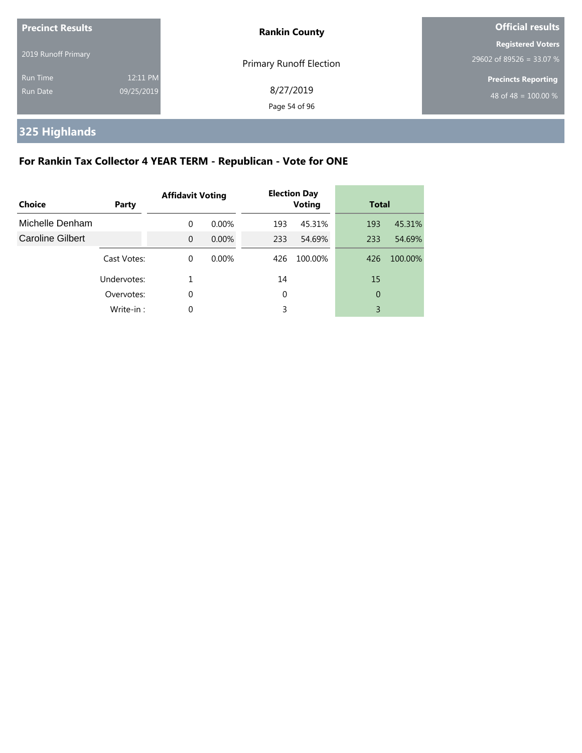| Precinct Results | | Rankin County | Official results |
|---|---|---|---|
| 2019 Runoff Primary | | Primary Runoff Election | Registered Voters |
| Run Time | 12:11 PM | 8/27/2019 | 29602 of 89526 = 33.07 % |
| Run Date | 09/25/2019 | | Precincts Reporting |
| | | | 48 of 48 = 100.00 % |

## 325 Highlands

### For Rankin Tax Collector 4 YEAR TERM - Republican - Vote for ONE

| Choice | Party | Affidavit Voting | | Election Day Voting | | Total | |
|---|---|---|---|---|---|---|---|
| Michelle Denham | | 0 | 0.00% | 193 | 45.31% | 193 | 45.31% |
| Caroline Gilbert | | 0 | 0.00% | 233 | 54.69% | 233 | 54.69% |
| | Cast Votes: | 0 | 0.00% | 426 | 100.00% | 426 | 100.00% |
| | Undervotes: | 1 | | 14 | | 15 | |
| | Overvotes: | 0 | | 0 | | 0 | |
| | Write-in : | 0 | | 3 | | 3 | |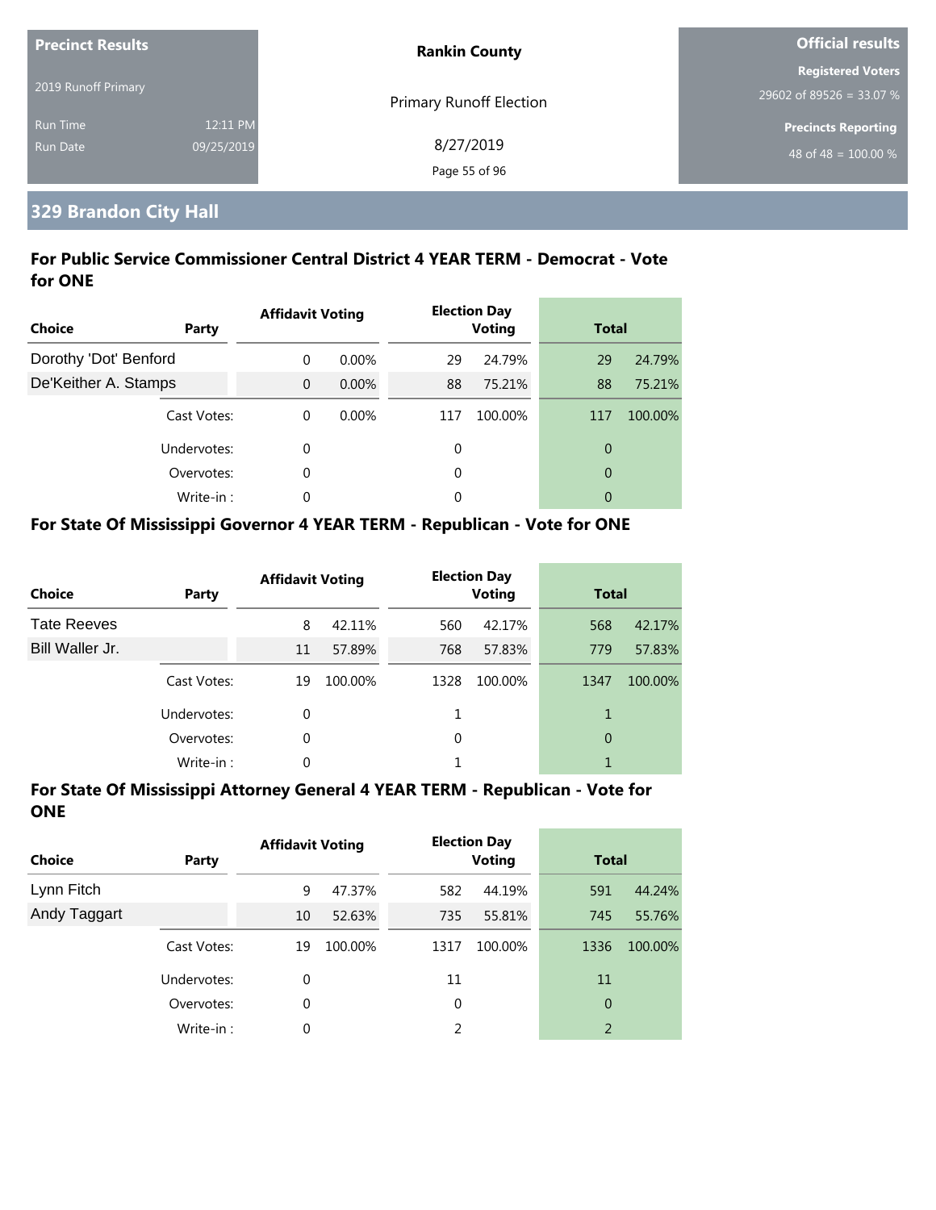| Precinct Results | | Rankin County | Official results |
|---|---|---|---|
| 2019 Runoff Primary | | Primary Runoff Election | Registered Voters |
| | | | 29602 of 89526 = 33.07 % |
| Run Time | 12:11 PM | 8/27/2019 | Precincts Reporting |
| Run Date | 09/25/2019 | | 48 of 48 = 100.00 % |

## 329 Brandon City Hall

### For Public Service Commissioner Central District 4 YEAR TERM - Democrat - Vote for ONE

| Choice | Party | Affidavit Voting | | Election Day Voting | | Total | |
|---|---|---|---|---|---|---|---|
| Dorothy 'Dot' Benford | | 0 | 0.00% | 29 | 24.79% | 29 | 24.79% |
| De'Keither A. Stamps | | 0 | 0.00% | 88 | 75.21% | 88 | 75.21% |
| | Cast Votes: | 0 | 0.00% | 117 | 100.00% | 117 | 100.00% |
| | Undervotes: | 0 | | 0 | | 0 | |
| | Overvotes: | 0 | | 0 | | 0 | |
| | Write-in : | 0 | | 0 | | 0 | |

### For State Of Mississippi Governor 4 YEAR TERM - Republican - Vote for ONE

| Choice | Party | Affidavit Voting | | Election Day Voting | | Total | |
|---|---|---|---|---|---|---|---|
| Tate Reeves | | 8 | 42.11% | 560 | 42.17% | 568 | 42.17% |
| Bill Waller Jr. | | 11 | 57.89% | 768 | 57.83% | 779 | 57.83% |
| | Cast Votes: | 19 | 100.00% | 1328 | 100.00% | 1347 | 100.00% |
| | Undervotes: | 0 | | 1 | | 1 | |
| | Overvotes: | 0 | | 0 | | 0 | |
| | Write-in : | 0 | | 1 | | 1 | |

### For State Of Mississippi Attorney General 4 YEAR TERM - Republican - Vote for ONE

| Choice | Party | Affidavit Voting | | Election Day Voting | | Total | |
|---|---|---|---|---|---|---|---|
| Lynn Fitch | | 9 | 47.37% | 582 | 44.19% | 591 | 44.24% |
| Andy Taggart | | 10 | 52.63% | 735 | 55.81% | 745 | 55.76% |
| | Cast Votes: | 19 | 100.00% | 1317 | 100.00% | 1336 | 100.00% |
| | Undervotes: | 0 | | 11 | | 11 | |
| | Overvotes: | 0 | | 0 | | 0 | |
| | Write-in : | 0 | | 2 | | 2 | |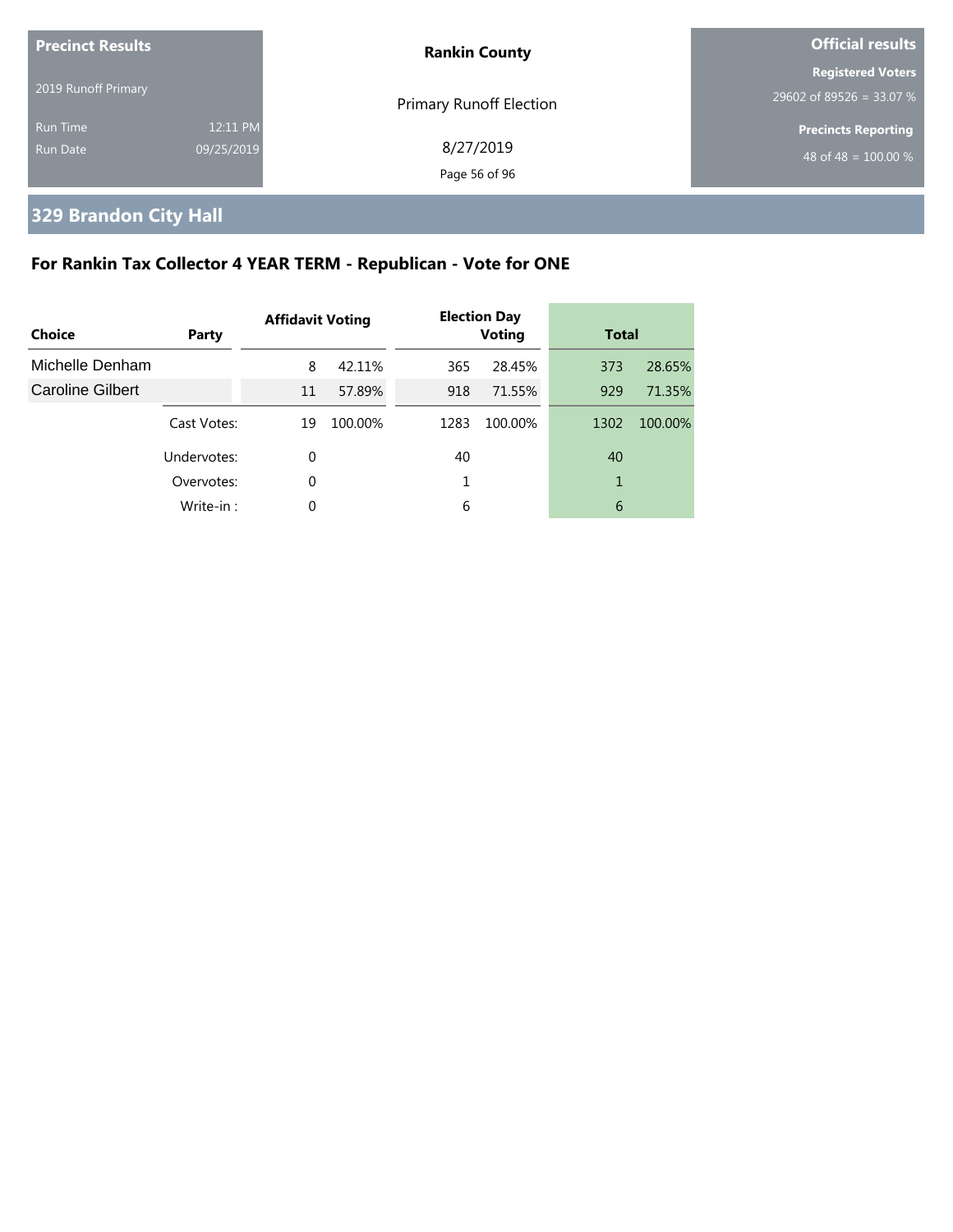| Precinct Results | | Rankin County | Official results |
|---|---|---|---|
| 2019 Runoff Primary | | Primary Runoff Election | Registered Voters |
| | | | 29602 of 89526 = 33.07 % |
| Run Time | 12:11 PM | 8/27/2019 | Precincts Reporting |
| Run Date | 09/25/2019 | | 48 of 48 = 100.00 % |

## 329 Brandon City Hall

### For Rankin Tax Collector 4 YEAR TERM - Republican - Vote for ONE

| Choice | Party | Affidavit Voting | | Election Day Voting | | Total | |
|---|---|---|---|---|---|---|---|
| Michelle Denham | | 8 | 42.11% | 365 | 28.45% | 373 | 28.65% |
| Caroline Gilbert | | 11 | 57.89% | 918 | 71.55% | 929 | 71.35% |
| | Cast Votes: | 19 | 100.00% | 1283 | 100.00% | 1302 | 100.00% |
| | Undervotes: | 0 | | 40 | | 40 | |
| | Overvotes: | 0 | | 1 | | 1 | |
| | Write-in : | 0 | | 6 | | 6 | |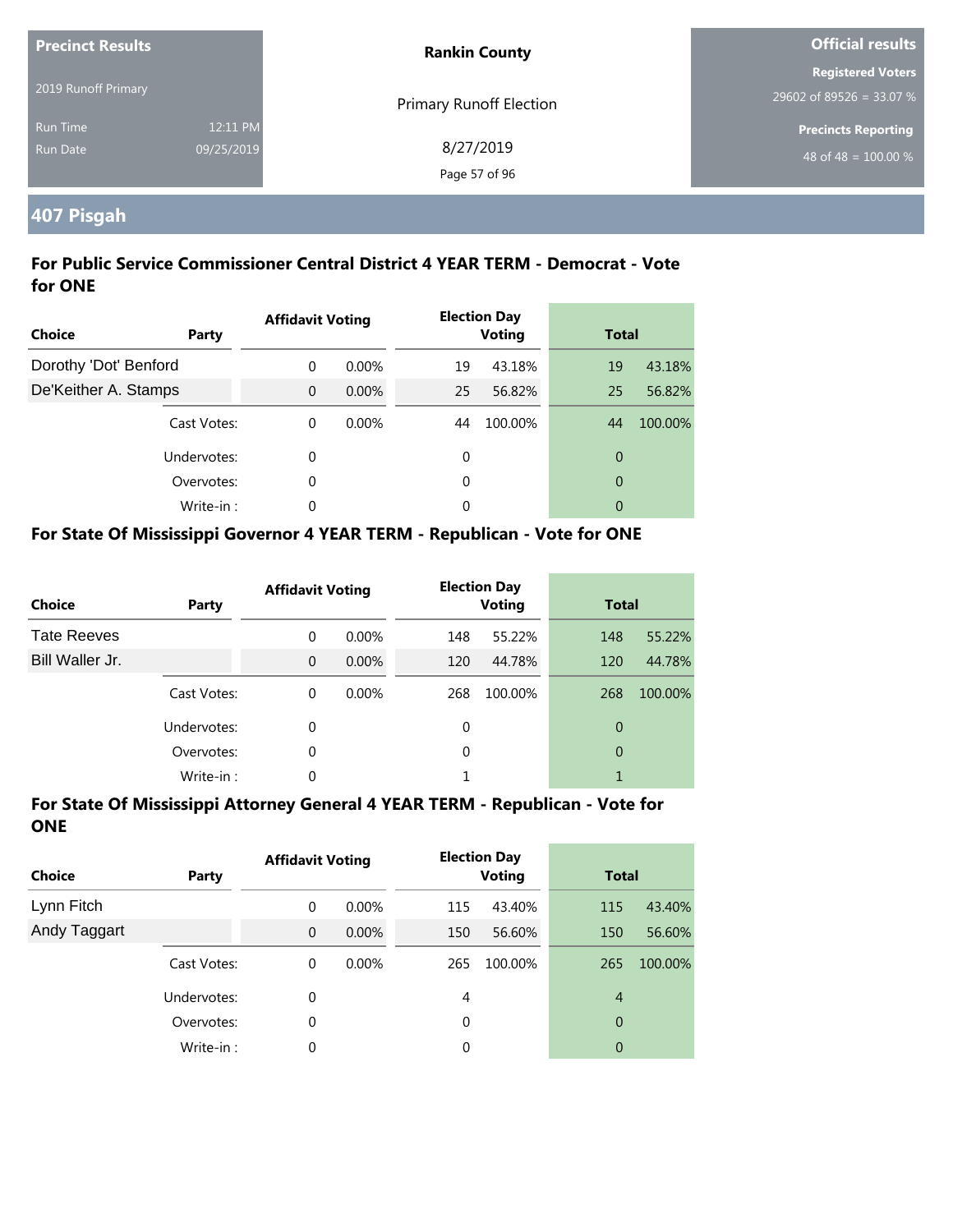| Precinct Results | | Rankin County | Official results |
|---|---|---|---|
| 2019 Runoff Primary | | Primary Runoff Election | Registered Voters |
| | | | 29602 of 89526 = 33.07 % |
| Run Time | 12:11 PM | 8/27/2019 | Precincts Reporting |
| Run Date | 09/25/2019 | | 48 of 48 = 100.00 % |

## 407 Pisgah

### For Public Service Commissioner Central District 4 YEAR TERM - Democrat - Vote for ONE

| Choice | Party | Affidavit Voting | | Election Day Voting | | Total | |
|---|---|---|---|---|---|---|---|
| Dorothy 'Dot' Benford | | 0 | 0.00% | 19 | 43.18% | 19 | 43.18% |
| De'Keither A. Stamps | | 0 | 0.00% | 25 | 56.82% | 25 | 56.82% |
| | Cast Votes: | 0 | 0.00% | 44 | 100.00% | 44 | 100.00% |
| | Undervotes: | 0 | | 0 | | 0 | |
| | Overvotes: | 0 | | 0 | | 0 | |
| | Write-in : | 0 | | 0 | | 0 | |

### For State Of Mississippi Governor 4 YEAR TERM - Republican - Vote for ONE

| Choice | Party | Affidavit Voting | | Election Day Voting | | Total | |
|---|---|---|---|---|---|---|---|
| Tate Reeves | | 0 | 0.00% | 148 | 55.22% | 148 | 55.22% |
| Bill Waller Jr. | | 0 | 0.00% | 120 | 44.78% | 120 | 44.78% |
| | Cast Votes: | 0 | 0.00% | 268 | 100.00% | 268 | 100.00% |
| | Undervotes: | 0 | | 0 | | 0 | |
| | Overvotes: | 0 | | 0 | | 0 | |
| | Write-in : | 0 | | 1 | | 1 | |

### For State Of Mississippi Attorney General 4 YEAR TERM - Republican - Vote for ONE

| Choice | Party | Affidavit Voting | | Election Day Voting | | Total | |
|---|---|---|---|---|---|---|---|
| Lynn Fitch | | 0 | 0.00% | 115 | 43.40% | 115 | 43.40% |
| Andy Taggart | | 0 | 0.00% | 150 | 56.60% | 150 | 56.60% |
| | Cast Votes: | 0 | 0.00% | 265 | 100.00% | 265 | 100.00% |
| | Undervotes: | 0 | | 4 | | 4 | |
| | Overvotes: | 0 | | 0 | | 0 | |
| | Write-in : | 0 | | 0 | | 0 | |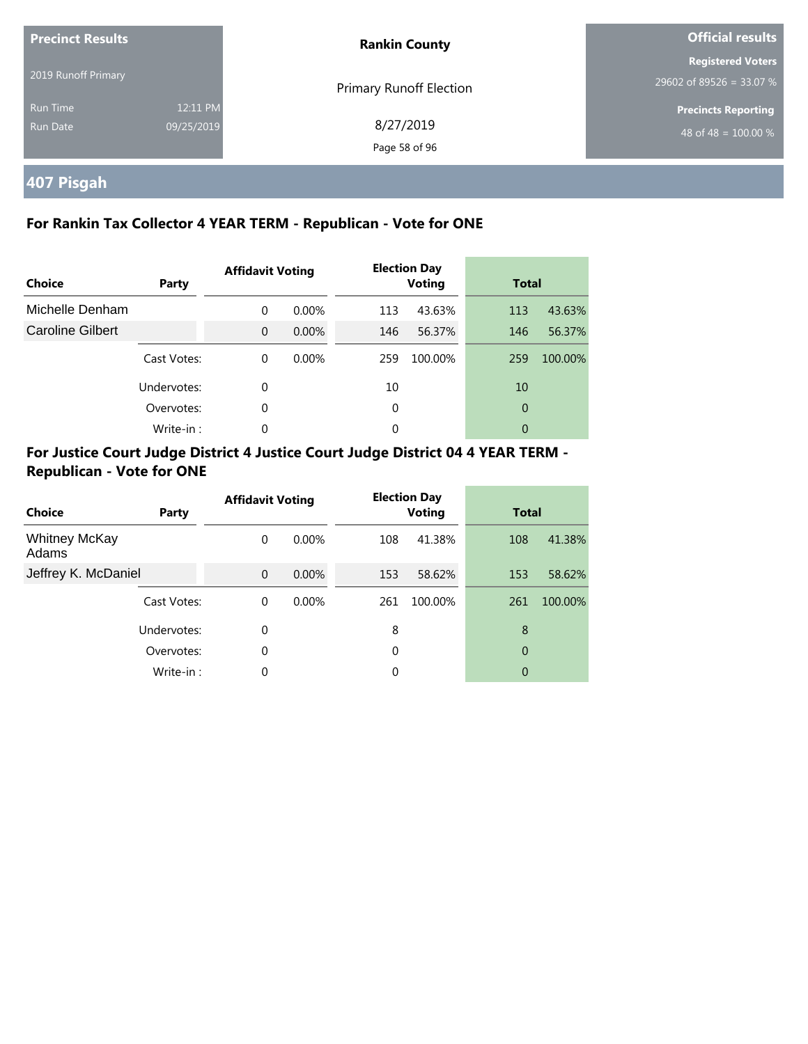| Precinct Results | | Rankin County | Official results |
|---|---|---|---|
| 2019 Runoff Primary | | Primary Runoff Election | Registered Voters 29602 of 89526 = 33.07 % |
| Run Time | 12:11 PM | 8/27/2019 | Precincts Reporting |
| Run Date | 09/25/2019 | | 48 of 48 = 100.00 % |

## 407 Pisgah

### For Rankin Tax Collector 4 YEAR TERM - Republican - Vote for ONE

| Choice | Party | Affidavit Voting | | Election Day Voting | | Total | |
|---|---|---|---|---|---|---|---|
| Michelle Denham | | 0 | 0.00% | 113 | 43.63% | 113 | 43.63% |
| Caroline Gilbert | | 0 | 0.00% | 146 | 56.37% | 146 | 56.37% |
| | Cast Votes: | 0 | 0.00% | 259 | 100.00% | 259 | 100.00% |
| | Undervotes: | 0 | | 10 | | 10 | |
| | Overvotes: | 0 | | 0 | | 0 | |
| | Write-in : | 0 | | 0 | | 0 | |

### For Justice Court Judge District 4 Justice Court Judge District 04 4 YEAR TERM - Republican - Vote for ONE

| Choice | Party | Affidavit Voting | | Election Day Voting | | Total | |
|---|---|---|---|---|---|---|---|
| Whitney McKay Adams | | 0 | 0.00% | 108 | 41.38% | 108 | 41.38% |
| Jeffrey K. McDaniel | | 0 | 0.00% | 153 | 58.62% | 153 | 58.62% |
| | Cast Votes: | 0 | 0.00% | 261 | 100.00% | 261 | 100.00% |
| | Undervotes: | 0 | | 8 | | 8 | |
| | Overvotes: | 0 | | 0 | | 0 | |
| | Write-in : | 0 | | 0 | | 0 | |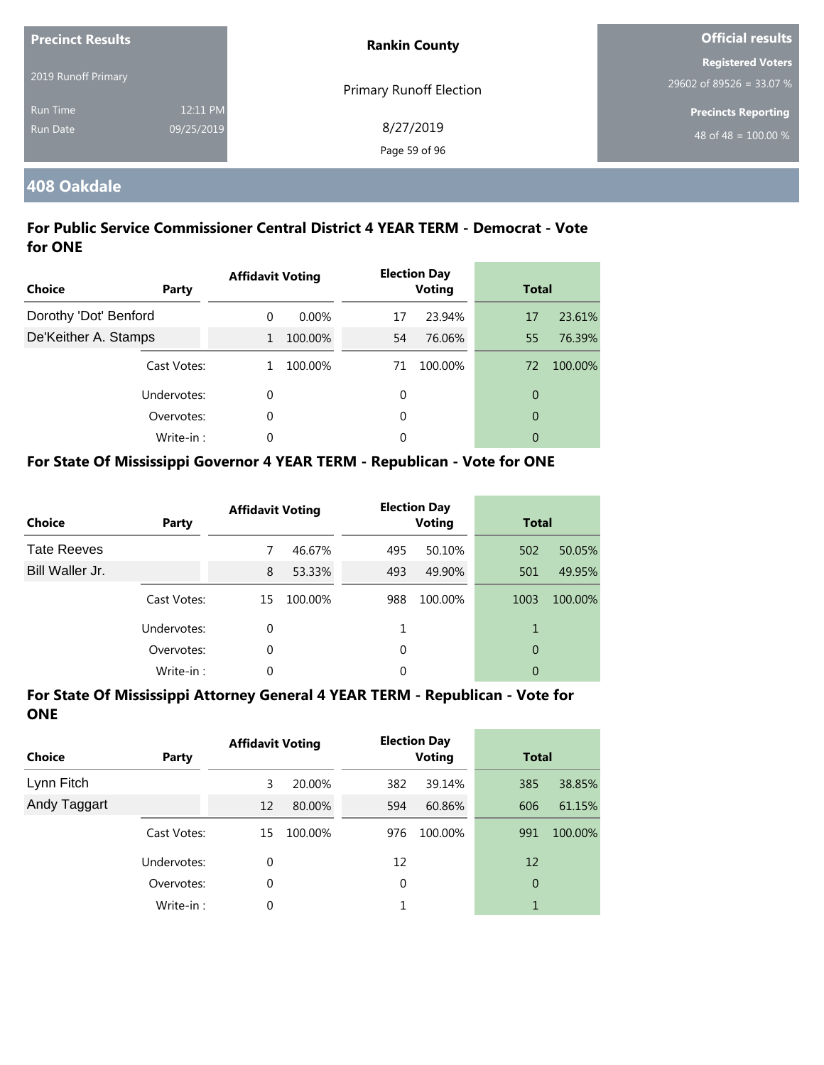| Precinct Results | | Rankin County | Official results |
|---|---|---|---|
| 2019 Runoff Primary | | Primary Runoff Election | Registered Voters |
| Run Time | 12:11 PM | 8/27/2019 | 29602 of 89526 = 33.07 % |
| Run Date | 09/25/2019 | | Precincts Reporting |
| | | | 48 of 48 = 100.00 % |

## 408 Oakdale

### For Public Service Commissioner Central District 4 YEAR TERM - Democrat - Vote for ONE

| Choice | Party | Affidavit Voting | | Election Day Voting | | Total | |
|---|---|---|---|---|---|---|---|
| Dorothy 'Dot' Benford | | 0 | 0.00% | 17 | 23.94% | 17 | 23.61% |
| De'Keither A. Stamps | | 1 | 100.00% | 54 | 76.06% | 55 | 76.39% |
| | Cast Votes: | 1 | 100.00% | 71 | 100.00% | 72 | 100.00% |
| | Undervotes: | 0 | | 0 | | 0 | |
| | Overvotes: | 0 | | 0 | | 0 | |
| | Write-in : | 0 | | 0 | | 0 | |

### For State Of Mississippi Governor 4 YEAR TERM - Republican - Vote for ONE

| Choice | Party | Affidavit Voting | | Election Day Voting | | Total | |
|---|---|---|---|---|---|---|---|
| Tate Reeves | | 7 | 46.67% | 495 | 50.10% | 502 | 50.05% |
| Bill Waller Jr. | | 8 | 53.33% | 493 | 49.90% | 501 | 49.95% |
| | Cast Votes: | 15 | 100.00% | 988 | 100.00% | 1003 | 100.00% |
| | Undervotes: | 0 | | 1 | | 1 | |
| | Overvotes: | 0 | | 0 | | 0 | |
| | Write-in : | 0 | | 0 | | 0 | |

### For State Of Mississippi Attorney General 4 YEAR TERM - Republican - Vote for ONE

| Choice | Party | Affidavit Voting | | Election Day Voting | | Total | |
|---|---|---|---|---|---|---|---|
| Lynn Fitch | | 3 | 20.00% | 382 | 39.14% | 385 | 38.85% |
| Andy Taggart | | 12 | 80.00% | 594 | 60.86% | 606 | 61.15% |
| | Cast Votes: | 15 | 100.00% | 976 | 100.00% | 991 | 100.00% |
| | Undervotes: | 0 | | 12 | | 12 | |
| | Overvotes: | 0 | | 0 | | 0 | |
| | Write-in : | 0 | | 1 | | 1 | |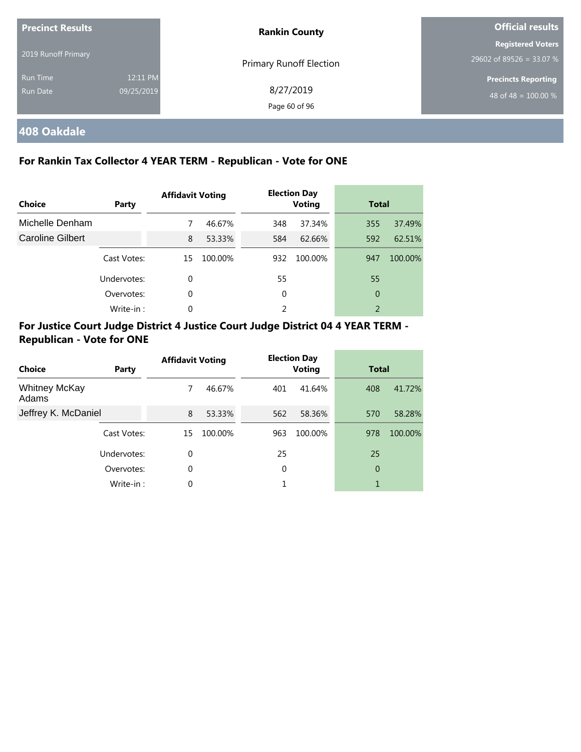**Precinct Results**

2019 Runoff Primary

Run Time 12:11 PM
Run Date 09/25/2019

**Rankin County**

Primary Runoff Election

8/27/2019

**Official results**

**Registered Voters**
29602 of 89526 = 33.07 %

**Precincts Reporting**
48 of 48 = 100.00 %

## 408 Oakdale

### For Rankin Tax Collector 4 YEAR TERM - Republican - Vote for ONE

| Choice | Party | Affidavit Voting | | Election Day Voting | | Total | |
|---|---|---|---|---|---|---|---|
| Michelle Denham | | 7 | 46.67% | 348 | 37.34% | 355 | 37.49% |
| Caroline Gilbert | | 8 | 53.33% | 584 | 62.66% | 592 | 62.51% |
| | Cast Votes: | 15 | 100.00% | 932 | 100.00% | 947 | 100.00% |
| | Undervotes: | 0 | | 55 | | 55 | |
| | Overvotes: | 0 | | 0 | | 0 | |
| | Write-in : | 0 | | 2 | | 2 | |

### For Justice Court Judge District 4 Justice Court Judge District 04 4 YEAR TERM - Republican - Vote for ONE

| Choice | Party | Affidavit Voting | | Election Day Voting | | Total | |
|---|---|---|---|---|---|---|---|
| Whitney McKay Adams | | 7 | 46.67% | 401 | 41.64% | 408 | 41.72% |
| Jeffrey K. McDaniel | | 8 | 53.33% | 562 | 58.36% | 570 | 58.28% |
| | Cast Votes: | 15 | 100.00% | 963 | 100.00% | 978 | 100.00% |
| | Undervotes: | 0 | | 25 | | 25 | |
| | Overvotes: | 0 | | 0 | | 0 | |
| | Write-in : | 0 | | 1 | | 1 | |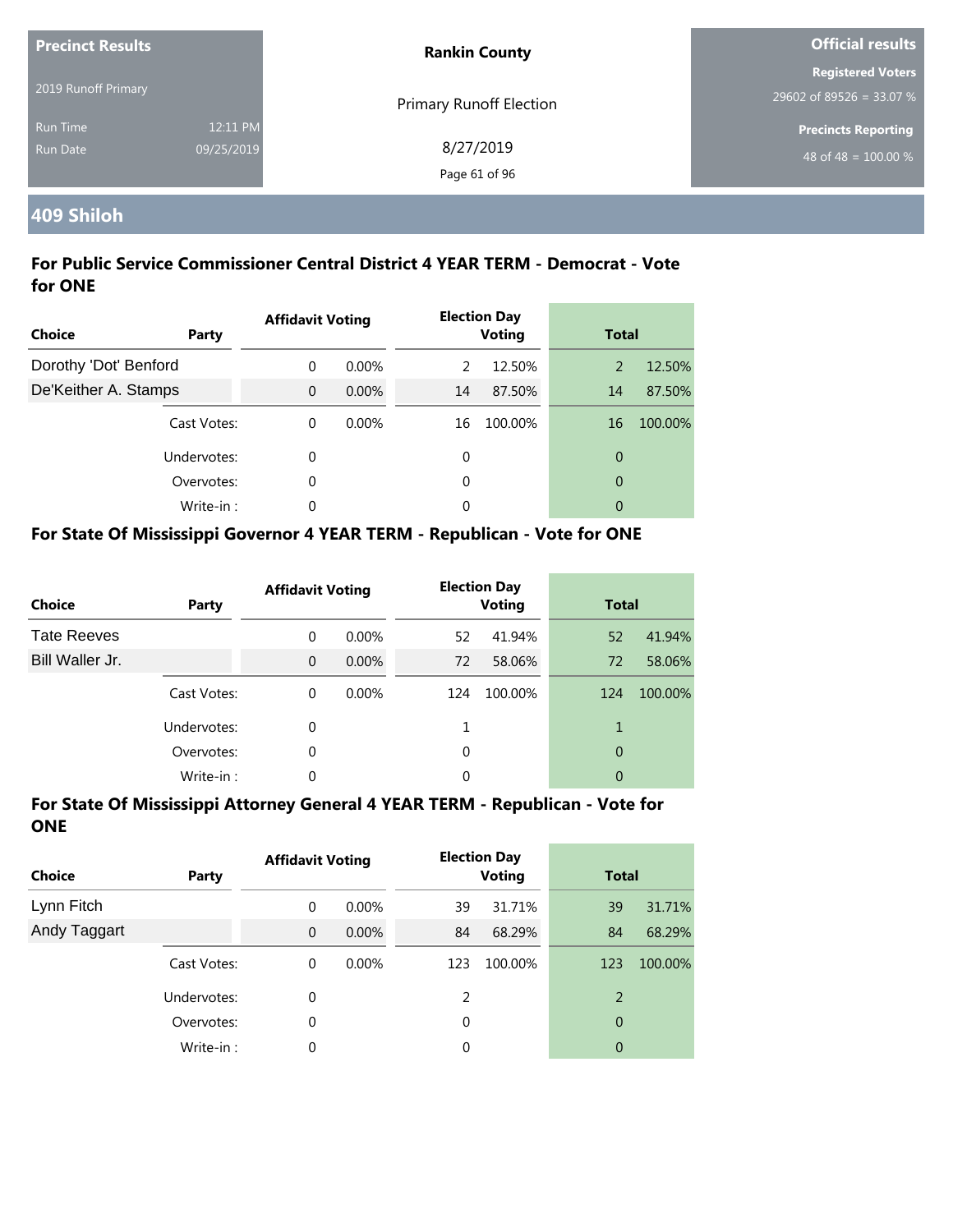| Precinct Results | | Rankin County | Official results |
|---|---|---|---|
| 2019 Runoff Primary | | Primary Runoff Election | Registered Voters |
| Run Time | 12:11 PM | 8/27/2019 | 29602 of 89526 = 33.07 % |
| Run Date | 09/25/2019 | | Precincts Reporting |
| | | | 48 of 48 = 100.00 % |

## 409 Shiloh

### For Public Service Commissioner Central District 4 YEAR TERM - Democrat - Vote for ONE

| Choice | Party | Affidavit Voting | | Election Day Voting | | Total | |
|---|---|---|---|---|---|---|---|
| Dorothy 'Dot' Benford | | 0 | 0.00% | 2 | 12.50% | 2 | 12.50% |
| De'Keither A. Stamps | | 0 | 0.00% | 14 | 87.50% | 14 | 87.50% |
| | Cast Votes: | 0 | 0.00% | 16 | 100.00% | 16 | 100.00% |
| | Undervotes: | 0 | | 0 | | 0 | |
| | Overvotes: | 0 | | 0 | | 0 | |
| | Write-in : | 0 | | 0 | | 0 | |

### For State Of Mississippi Governor 4 YEAR TERM - Republican - Vote for ONE

| Choice | Party | Affidavit Voting | | Election Day Voting | | Total | |
|---|---|---|---|---|---|---|---|
| Tate Reeves | | 0 | 0.00% | 52 | 41.94% | 52 | 41.94% |
| Bill Waller Jr. | | 0 | 0.00% | 72 | 58.06% | 72 | 58.06% |
| | Cast Votes: | 0 | 0.00% | 124 | 100.00% | 124 | 100.00% |
| | Undervotes: | 0 | | 1 | | 1 | |
| | Overvotes: | 0 | | 0 | | 0 | |
| | Write-in : | 0 | | 0 | | 0 | |

### For State Of Mississippi Attorney General 4 YEAR TERM - Republican - Vote for ONE

| Choice | Party | Affidavit Voting | | Election Day Voting | | Total | |
|---|---|---|---|---|---|---|---|
| Lynn Fitch | | 0 | 0.00% | 39 | 31.71% | 39 | 31.71% |
| Andy Taggart | | 0 | 0.00% | 84 | 68.29% | 84 | 68.29% |
| | Cast Votes: | 0 | 0.00% | 123 | 100.00% | 123 | 100.00% |
| | Undervotes: | 0 | | 2 | | 2 | |
| | Overvotes: | 0 | | 0 | | 0 | |
| | Write-in : | 0 | | 0 | | 0 | |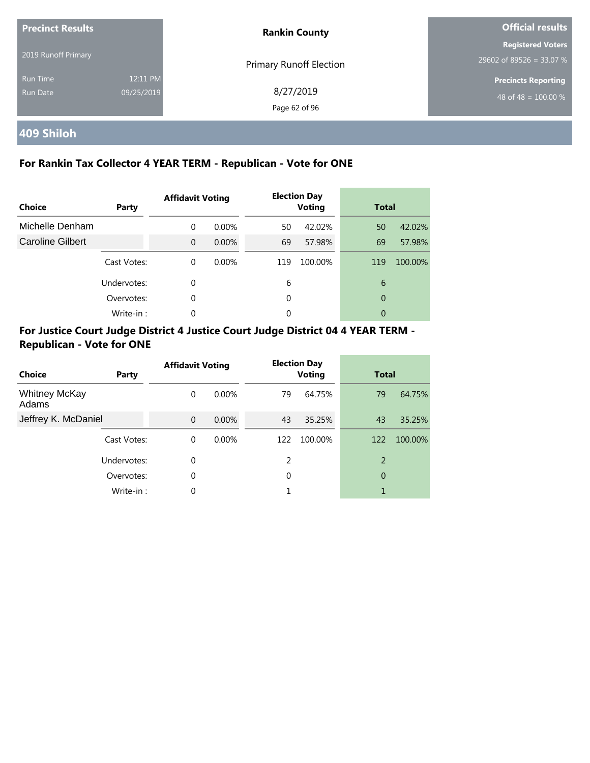**Precinct Results**

2019 Runoff Primary

Run Time 12:11 PM
Run Date 09/25/2019

**Rankin County**

Primary Runoff Election

8/27/2019

**Official results**

**Registered Voters**
29602 of 89526 = 33.07 %

**Precincts Reporting**
48 of 48 = 100.00 %

## 409 Shiloh

### For Rankin Tax Collector 4 YEAR TERM - Republican - Vote for ONE

| Choice | Party | Affidavit Voting | | Election Day Voting | | Total | |
|---|---|---|---|---|---|---|---|
| Michelle Denham | | 0 | 0.00% | 50 | 42.02% | 50 | 42.02% |
| Caroline Gilbert | | 0 | 0.00% | 69 | 57.98% | 69 | 57.98% |
| | Cast Votes: | 0 | 0.00% | 119 | 100.00% | 119 | 100.00% |
| | Undervotes: | 0 | | 6 | | 6 | |
| | Overvotes: | 0 | | 0 | | 0 | |
| | Write-in : | 0 | | 0 | | 0 | |

### For Justice Court Judge District 4 Justice Court Judge District 04 4 YEAR TERM - Republican - Vote for ONE

| Choice | Party | Affidavit Voting | | Election Day Voting | | Total | |
|---|---|---|---|---|---|---|---|
| Whitney McKay Adams | | 0 | 0.00% | 79 | 64.75% | 79 | 64.75% |
| Jeffrey K. McDaniel | | 0 | 0.00% | 43 | 35.25% | 43 | 35.25% |
| | Cast Votes: | 0 | 0.00% | 122 | 100.00% | 122 | 100.00% |
| | Undervotes: | 0 | | 2 | | 2 | |
| | Overvotes: | 0 | | 0 | | 0 | |
| | Write-in : | 0 | | 1 | | 1 | |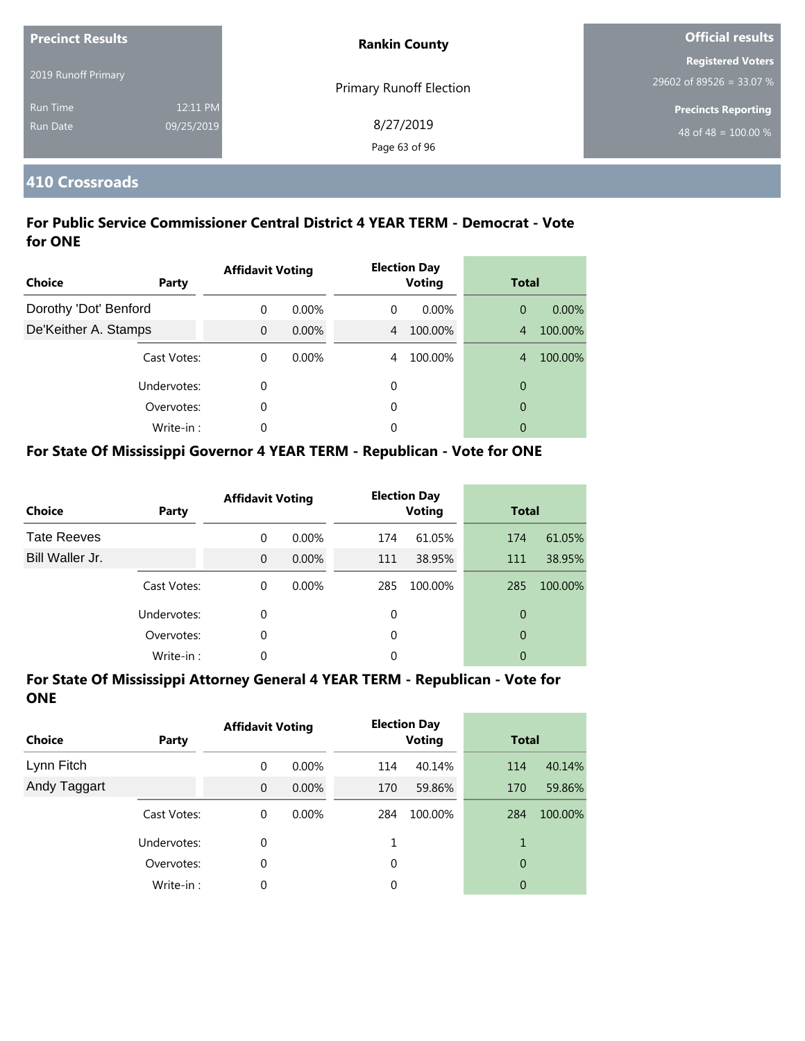**Precinct Results**

2019 Runoff Primary

Run Time 12:11 PM

Run Date 09/25/2019

**Rankin County**

Primary Runoff Election

8/27/2019

**Official results**

**Registered Voters**

29602 of 89526 = 33.07 %

**Precincts Reporting**

48 of 48 = 100.00 %

## 410 Crossroads

### For Public Service Commissioner Central District 4 YEAR TERM - Democrat - Vote for ONE

| Choice | Party | Affidavit Voting | | Election Day Voting | | Total | |
|---|---|---|---|---|---|---|---|
| Dorothy 'Dot' Benford | | 0 | 0.00% | 0 | 0.00% | 0 | 0.00% |
| De'Keither A. Stamps | | 0 | 0.00% | 4 | 100.00% | 4 | 100.00% |
| | Cast Votes: | 0 | 0.00% | 4 | 100.00% | 4 | 100.00% |
| | Undervotes: | 0 | | 0 | | 0 | |
| | Overvotes: | 0 | | 0 | | 0 | |
| | Write-in : | 0 | | 0 | | 0 | |

### For State Of Mississippi Governor 4 YEAR TERM - Republican - Vote for ONE

| Choice | Party | Affidavit Voting | | Election Day Voting | | Total | |
|---|---|---|---|---|---|---|---|
| Tate Reeves | | 0 | 0.00% | 174 | 61.05% | 174 | 61.05% |
| Bill Waller Jr. | | 0 | 0.00% | 111 | 38.95% | 111 | 38.95% |
| | Cast Votes: | 0 | 0.00% | 285 | 100.00% | 285 | 100.00% |
| | Undervotes: | 0 | | 0 | | 0 | |
| | Overvotes: | 0 | | 0 | | 0 | |
| | Write-in : | 0 | | 0 | | 0 | |

### For State Of Mississippi Attorney General 4 YEAR TERM - Republican - Vote for ONE

| Choice | Party | Affidavit Voting | | Election Day Voting | | Total | |
|---|---|---|---|---|---|---|---|
| Lynn Fitch | | 0 | 0.00% | 114 | 40.14% | 114 | 40.14% |
| Andy Taggart | | 0 | 0.00% | 170 | 59.86% | 170 | 59.86% |
| | Cast Votes: | 0 | 0.00% | 284 | 100.00% | 284 | 100.00% |
| | Undervotes: | 0 | | 1 | | 1 | |
| | Overvotes: | 0 | | 0 | | 0 | |
| | Write-in : | 0 | | 0 | | 0 | |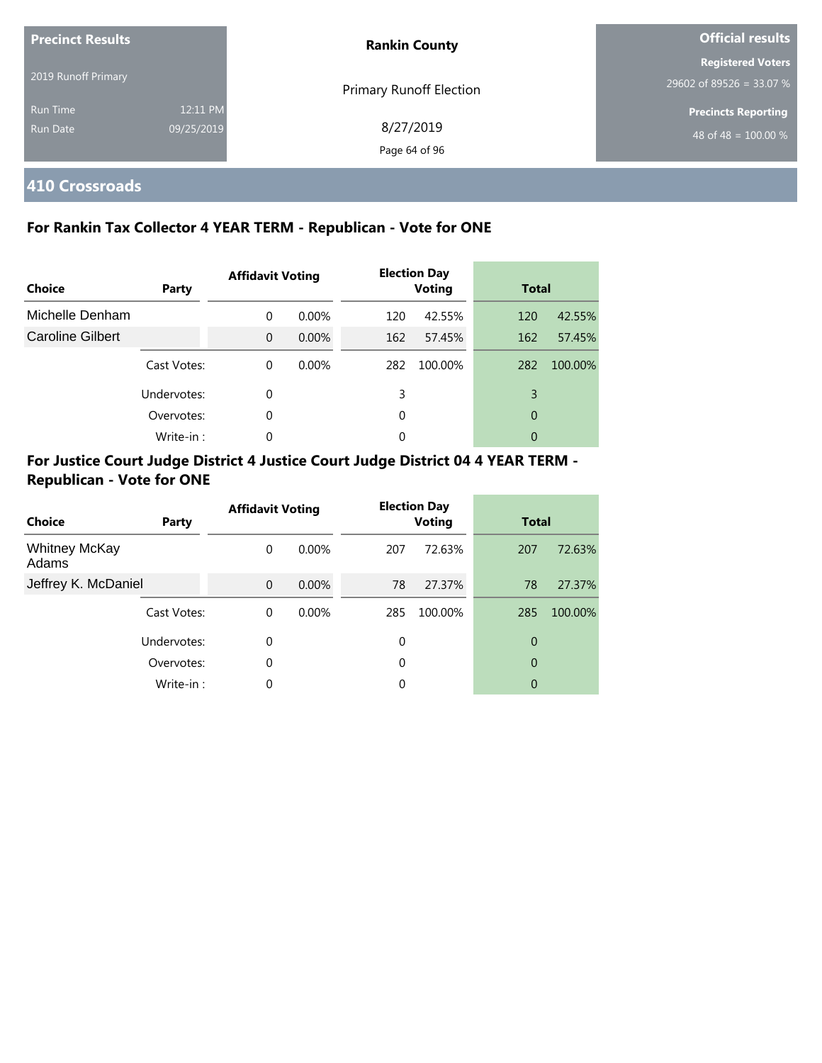**Precinct Results**

2019 Runoff Primary

Run Time 12:11 PM

Run Date 09/25/2019

**Rankin County**

Primary Runoff Election

8/27/2019

**Official results**

**Registered Voters**

29602 of 89526 = 33.07 %

**Precincts Reporting**

48 of 48 = 100.00 %

## 410 Crossroads

### For Rankin Tax Collector 4 YEAR TERM - Republican - Vote for ONE

| Choice | Party | Affidavit Voting | | Election Day Voting | | Total | |
|---|---|---|---|---|---|---|---|
| Michelle Denham | | 0 | 0.00% | 120 | 42.55% | 120 | 42.55% |
| Caroline Gilbert | | 0 | 0.00% | 162 | 57.45% | 162 | 57.45% |
| | Cast Votes: | 0 | 0.00% | 282 | 100.00% | 282 | 100.00% |
| | Undervotes: | 0 | | 3 | | 3 | |
| | Overvotes: | 0 | | 0 | | 0 | |
| | Write-in : | 0 | | 0 | | 0 | |

### For Justice Court Judge District 4 Justice Court Judge District 04 4 YEAR TERM - Republican - Vote for ONE

| Choice | Party | Affidavit Voting | | Election Day Voting | | Total | |
|---|---|---|---|---|---|---|---|
| Whitney McKay Adams | | 0 | 0.00% | 207 | 72.63% | 207 | 72.63% |
| Jeffrey K. McDaniel | | 0 | 0.00% | 78 | 27.37% | 78 | 27.37% |
| | Cast Votes: | 0 | 0.00% | 285 | 100.00% | 285 | 100.00% |
| | Undervotes: | 0 | | 0 | | 0 | |
| | Overvotes: | 0 | | 0 | | 0 | |
| | Write-in : | 0 | | 0 | | 0 | |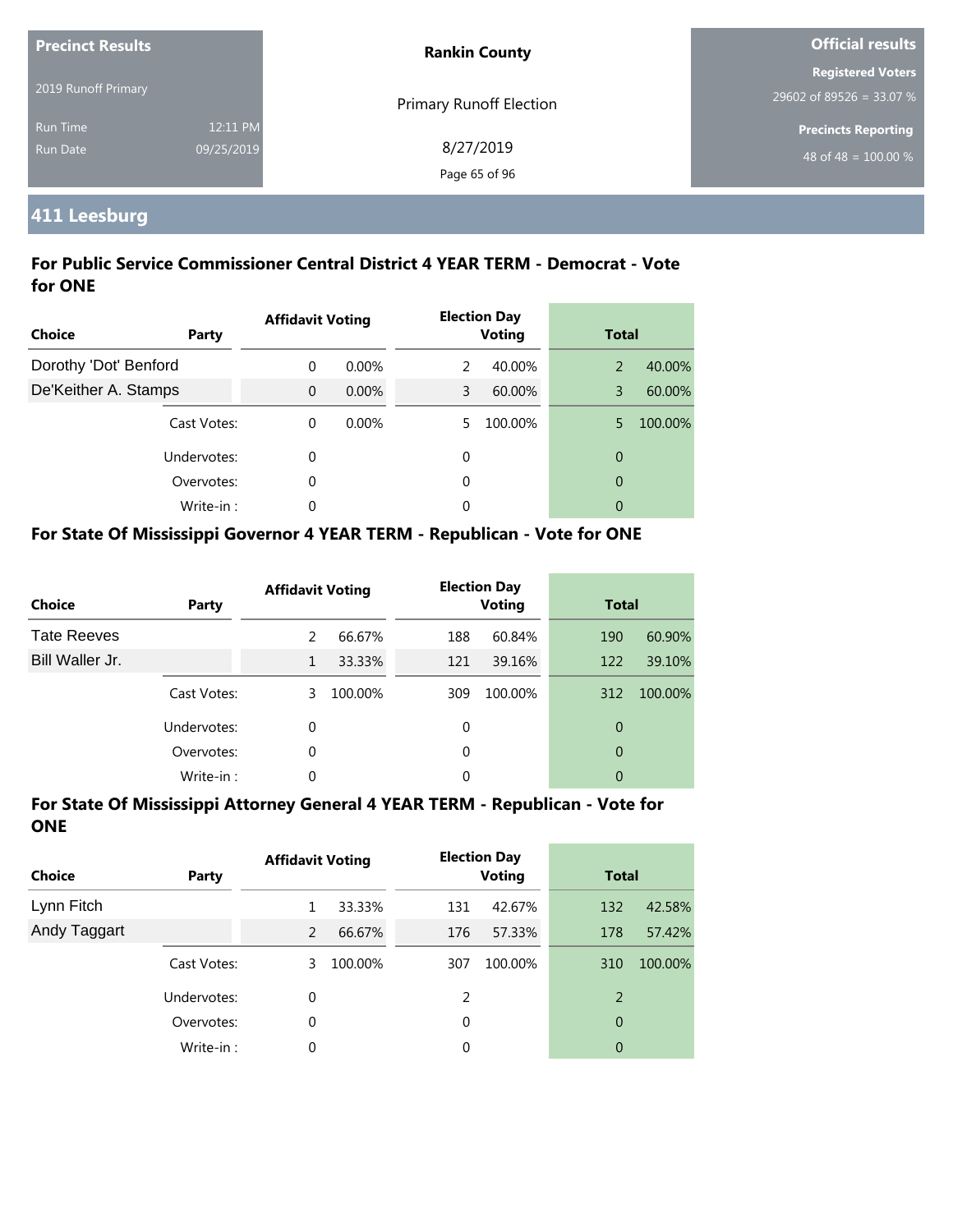**Precinct Results**

2019 Runoff Primary

Run Time 12:11 PM

Run Date 09/25/2019

**Rankin County**

Primary Runoff Election

8/27/2019

**Official results**

**Registered Voters**

29602 of 89526 = 33.07 %

**Precincts Reporting**

48 of 48 = 100.00 %

## 411 Leesburg

### For Public Service Commissioner Central District 4 YEAR TERM - Democrat - Vote for ONE

| Choice | Party | Affidavit Voting | | Election Day Voting | | Total | |
|---|---|---|---|---|---|---|---|
| Dorothy 'Dot' Benford | | 0 | 0.00% | 2 | 40.00% | 2 | 40.00% |
| De'Keither A. Stamps | | 0 | 0.00% | 3 | 60.00% | 3 | 60.00% |
| | Cast Votes: | 0 | 0.00% | 5 | 100.00% | 5 | 100.00% |
| | Undervotes: | 0 | | 0 | | 0 | |
| | Overvotes: | 0 | | 0 | | 0 | |
| | Write-in : | 0 | | 0 | | 0 | |

### For State Of Mississippi Governor 4 YEAR TERM - Republican - Vote for ONE

| Choice | Party | Affidavit Voting | | Election Day Voting | | Total | |
|---|---|---|---|---|---|---|---|
| Tate Reeves | | 2 | 66.67% | 188 | 60.84% | 190 | 60.90% |
| Bill Waller Jr. | | 1 | 33.33% | 121 | 39.16% | 122 | 39.10% |
| | Cast Votes: | 3 | 100.00% | 309 | 100.00% | 312 | 100.00% |
| | Undervotes: | 0 | | 0 | | 0 | |
| | Overvotes: | 0 | | 0 | | 0 | |
| | Write-in : | 0 | | 0 | | 0 | |

### For State Of Mississippi Attorney General 4 YEAR TERM - Republican - Vote for ONE

| Choice | Party | Affidavit Voting | | Election Day Voting | | Total | |
|---|---|---|---|---|---|---|---|
| Lynn Fitch | | 1 | 33.33% | 131 | 42.67% | 132 | 42.58% |
| Andy Taggart | | 2 | 66.67% | 176 | 57.33% | 178 | 57.42% |
| | Cast Votes: | 3 | 100.00% | 307 | 100.00% | 310 | 100.00% |
| | Undervotes: | 0 | | 2 | | 2 | |
| | Overvotes: | 0 | | 0 | | 0 | |
| | Write-in : | 0 | | 0 | | 0 | |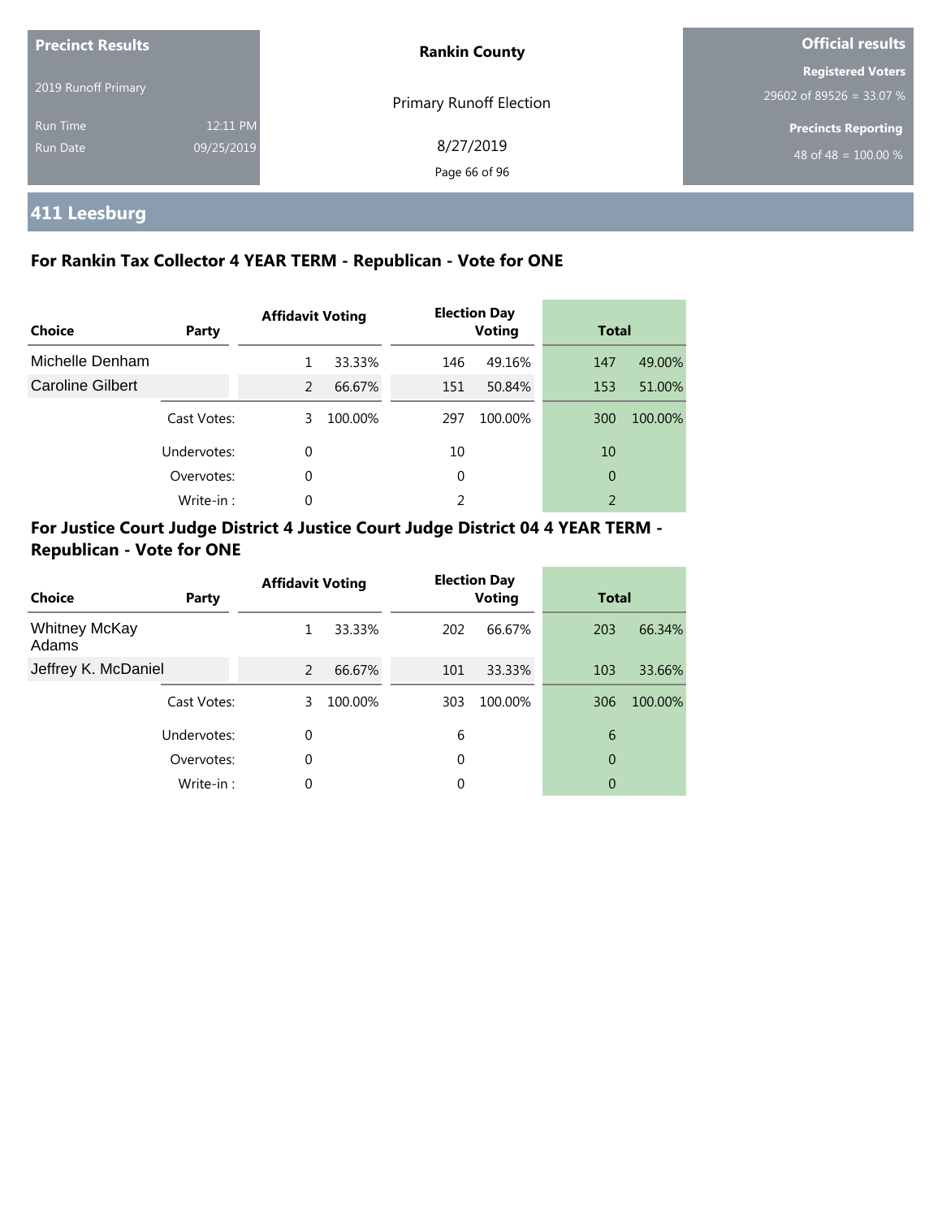| Precinct Results | | Rankin County | Official results |
|---|---|---|---|
| 2019 Runoff Primary | | Primary Runoff Election | Registered Voters |
| Run Time | 12:11 PM | 8/27/2019 | 29602 of 89526 = 33.07 % |
| Run Date | 09/25/2019 | | Precincts Reporting |
| | | | 48 of 48 = 100.00 % |

## 411 Leesburg

### For Rankin Tax Collector 4 YEAR TERM - Republican - Vote for ONE

| Choice | Party | Affidavit Voting | | Election Day Voting | | Total | |
|---|---|---|---|---|---|---|---|
| Michelle Denham | | 1 | 33.33% | 146 | 49.16% | 147 | 49.00% |
| Caroline Gilbert | | 2 | 66.67% | 151 | 50.84% | 153 | 51.00% |
| | Cast Votes: | 3 | 100.00% | 297 | 100.00% | 300 | 100.00% |
| | Undervotes: | 0 | | 10 | | 10 | |
| | Overvotes: | 0 | | 0 | | 0 | |
| | Write-in : | 0 | | 2 | | 2 | |

### For Justice Court Judge District 4 Justice Court Judge District 04 4 YEAR TERM - Republican - Vote for ONE

| Choice | Party | Affidavit Voting | | Election Day Voting | | Total | |
|---|---|---|---|---|---|---|---|
| Whitney McKay Adams | | 1 | 33.33% | 202 | 66.67% | 203 | 66.34% |
| Jeffrey K. McDaniel | | 2 | 66.67% | 101 | 33.33% | 103 | 33.66% |
| | Cast Votes: | 3 | 100.00% | 303 | 100.00% | 306 | 100.00% |
| | Undervotes: | 0 | | 6 | | 6 | |
| | Overvotes: | 0 | | 0 | | 0 | |
| | Write-in : | 0 | | 0 | | 0 | |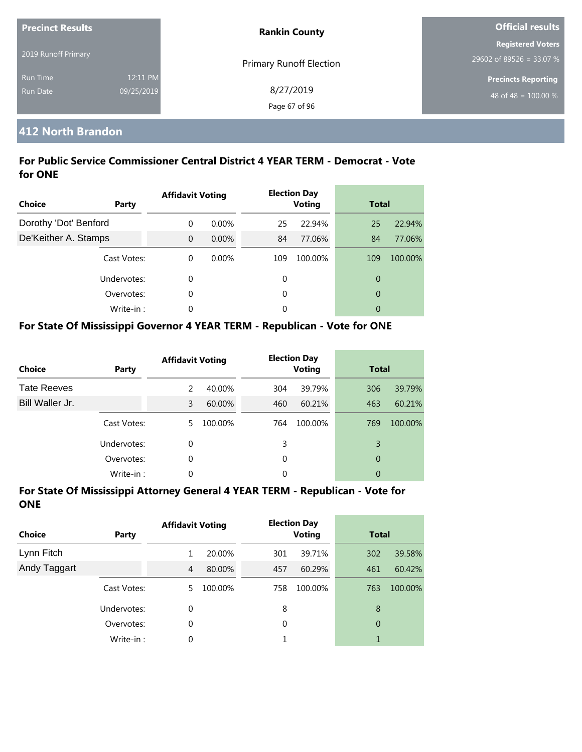| Precinct Results | | Rankin County | Official results |
|---|---|---|---|
| 2019 Runoff Primary | | Primary Runoff Election | Registered Voters |
| Run Time | 12:11 PM | 8/27/2019 | 29602 of 89526 = 33.07 % |
| Run Date | 09/25/2019 | | Precincts Reporting |
| | | | 48 of 48 = 100.00 % |

## 412 North Brandon

### For Public Service Commissioner Central District 4 YEAR TERM - Democrat - Vote for ONE

| Choice | Party | Affidavit Voting | | Election Day Voting | | Total | |
|---|---|---|---|---|---|---|---|
| Dorothy 'Dot' Benford | | 0 | 0.00% | 25 | 22.94% | 25 | 22.94% |
| De'Keither A. Stamps | | 0 | 0.00% | 84 | 77.06% | 84 | 77.06% |
| | Cast Votes: | 0 | 0.00% | 109 | 100.00% | 109 | 100.00% |
| | Undervotes: | 0 | | 0 | | 0 | |
| | Overvotes: | 0 | | 0 | | 0 | |
| | Write-in : | 0 | | 0 | | 0 | |

### For State Of Mississippi Governor 4 YEAR TERM - Republican - Vote for ONE

| Choice | Party | Affidavit Voting | | Election Day Voting | | Total | |
|---|---|---|---|---|---|---|---|
| Tate Reeves | | 2 | 40.00% | 304 | 39.79% | 306 | 39.79% |
| Bill Waller Jr. | | 3 | 60.00% | 460 | 60.21% | 463 | 60.21% |
| | Cast Votes: | 5 | 100.00% | 764 | 100.00% | 769 | 100.00% |
| | Undervotes: | 0 | | 3 | | 3 | |
| | Overvotes: | 0 | | 0 | | 0 | |
| | Write-in : | 0 | | 0 | | 0 | |

### For State Of Mississippi Attorney General 4 YEAR TERM - Republican - Vote for ONE

| Choice | Party | Affidavit Voting | | Election Day Voting | | Total | |
|---|---|---|---|---|---|---|---|
| Lynn Fitch | | 1 | 20.00% | 301 | 39.71% | 302 | 39.58% |
| Andy Taggart | | 4 | 80.00% | 457 | 60.29% | 461 | 60.42% |
| | Cast Votes: | 5 | 100.00% | 758 | 100.00% | 763 | 100.00% |
| | Undervotes: | 0 | | 8 | | 8 | |
| | Overvotes: | 0 | | 0 | | 0 | |
| | Write-in : | 0 | | 1 | | 1 | |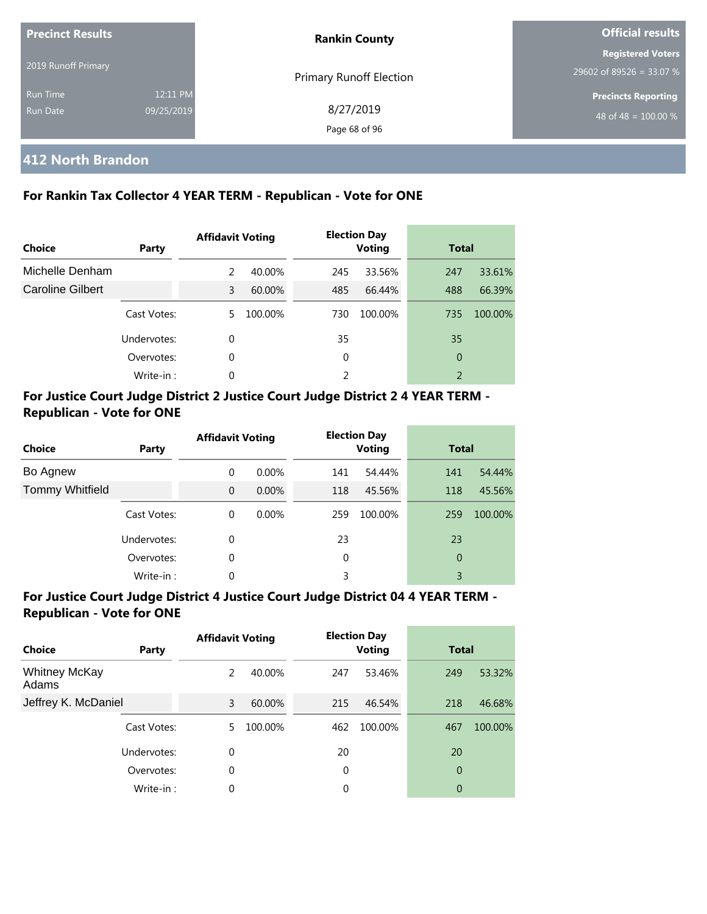**Precinct Results**

2019 Runoff Primary

Run Time 12:11 PM
Run Date 09/25/2019

**Rankin County**

Primary Runoff Election

8/27/2019

**Official results**

**Registered Voters**
29602 of 89526 = 33.07 %

**Precincts Reporting**
48 of 48 = 100.00 %

## 412 North Brandon

### For Rankin Tax Collector 4 YEAR TERM - Republican - Vote for ONE

| Choice | Party | Affidavit Voting | | Election Day Voting | | Total | |
|---|---|---|---|---|---|---|---|
| Michelle Denham | | 2 | 40.00% | 245 | 33.56% | 247 | 33.61% |
| Caroline Gilbert | | 3 | 60.00% | 485 | 66.44% | 488 | 66.39% |
| | Cast Votes: | 5 | 100.00% | 730 | 100.00% | 735 | 100.00% |
| | Undervotes: | 0 | | 35 | | 35 | |
| | Overvotes: | 0 | | 0 | | 0 | |
| | Write-in : | 0 | | 2 | | 2 | |

### For Justice Court Judge District 2 Justice Court Judge District 2 4 YEAR TERM - Republican - Vote for ONE

| Choice | Party | Affidavit Voting | | Election Day Voting | | Total | |
|---|---|---|---|---|---|---|---|
| Bo Agnew | | 0 | 0.00% | 141 | 54.44% | 141 | 54.44% |
| Tommy Whitfield | | 0 | 0.00% | 118 | 45.56% | 118 | 45.56% |
| | Cast Votes: | 0 | 0.00% | 259 | 100.00% | 259 | 100.00% |
| | Undervotes: | 0 | | 23 | | 23 | |
| | Overvotes: | 0 | | 0 | | 0 | |
| | Write-in : | 0 | | 3 | | 3 | |

### For Justice Court Judge District 4 Justice Court Judge District 04 4 YEAR TERM - Republican - Vote for ONE

| Choice | Party | Affidavit Voting | | Election Day Voting | | Total | |
|---|---|---|---|---|---|---|---|
| Whitney McKay Adams | | 2 | 40.00% | 247 | 53.46% | 249 | 53.32% |
| Jeffrey K. McDaniel | | 3 | 60.00% | 215 | 46.54% | 218 | 46.68% |
| | Cast Votes: | 5 | 100.00% | 462 | 100.00% | 467 | 100.00% |
| | Undervotes: | 0 | | 20 | | 20 | |
| | Overvotes: | 0 | | 0 | | 0 | |
| | Write-in : | 0 | | 0 | | 0 | |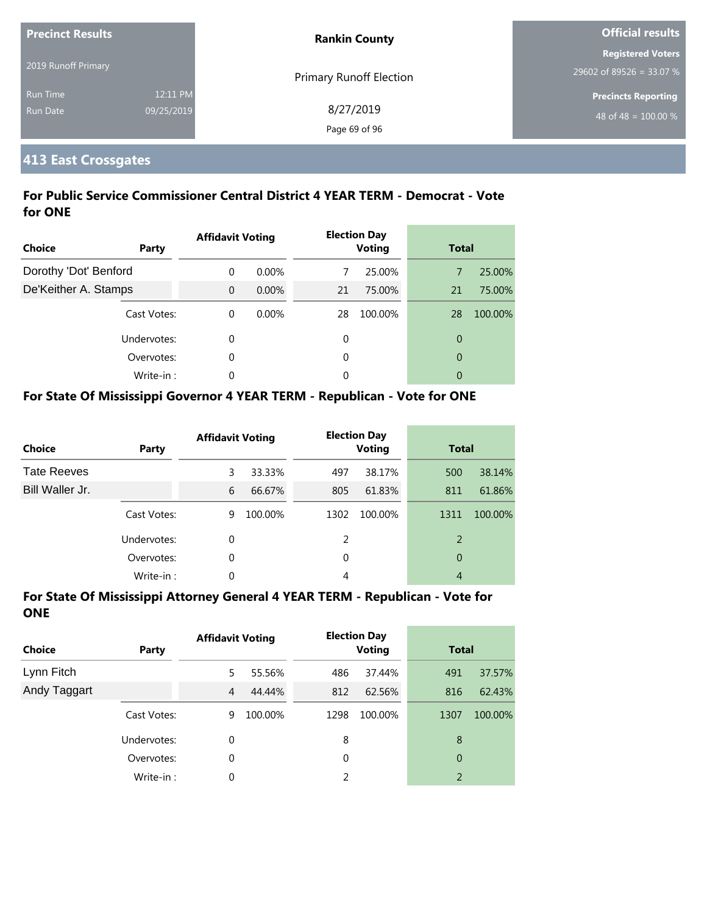| Precinct Results | | Rankin County | Official results |
|---|---|---|---|
| 2019 Runoff Primary | | Primary Runoff Election | Registered Voters |
| Run Time | 12:11 PM | 8/27/2019 | 29602 of 89526 = 33.07 % |
| Run Date | 09/25/2019 | | Precincts Reporting |
| | | | 48 of 48 = 100.00 % |

## 413 East Crossgates

### For Public Service Commissioner Central District 4 YEAR TERM - Democrat - Vote for ONE

| Choice | Party | Affidavit Voting | | Election Day Voting | | Total | |
|---|---|---|---|---|---|---|---|
| Dorothy 'Dot' Benford | | 0 | 0.00% | 7 | 25.00% | 7 | 25.00% |
| De'Keither A. Stamps | | 0 | 0.00% | 21 | 75.00% | 21 | 75.00% |
| | Cast Votes: | 0 | 0.00% | 28 | 100.00% | 28 | 100.00% |
| | Undervotes: | 0 | | 0 | | 0 | |
| | Overvotes: | 0 | | 0 | | 0 | |
| | Write-in : | 0 | | 0 | | 0 | |

### For State Of Mississippi Governor 4 YEAR TERM - Republican - Vote for ONE

| Choice | Party | Affidavit Voting | | Election Day Voting | | Total | |
|---|---|---|---|---|---|---|---|
| Tate Reeves | | 3 | 33.33% | 497 | 38.17% | 500 | 38.14% |
| Bill Waller Jr. | | 6 | 66.67% | 805 | 61.83% | 811 | 61.86% |
| | Cast Votes: | 9 | 100.00% | 1302 | 100.00% | 1311 | 100.00% |
| | Undervotes: | 0 | | 2 | | 2 | |
| | Overvotes: | 0 | | 0 | | 0 | |
| | Write-in : | 0 | | 4 | | 4 | |

### For State Of Mississippi Attorney General 4 YEAR TERM - Republican - Vote for ONE

| Choice | Party | Affidavit Voting | | Election Day Voting | | Total | |
|---|---|---|---|---|---|---|---|
| Lynn Fitch | | 5 | 55.56% | 486 | 37.44% | 491 | 37.57% |
| Andy Taggart | | 4 | 44.44% | 812 | 62.56% | 816 | 62.43% |
| | Cast Votes: | 9 | 100.00% | 1298 | 100.00% | 1307 | 100.00% |
| | Undervotes: | 0 | | 8 | | 8 | |
| | Overvotes: | 0 | | 0 | | 0 | |
| | Write-in : | 0 | | 2 | | 2 | |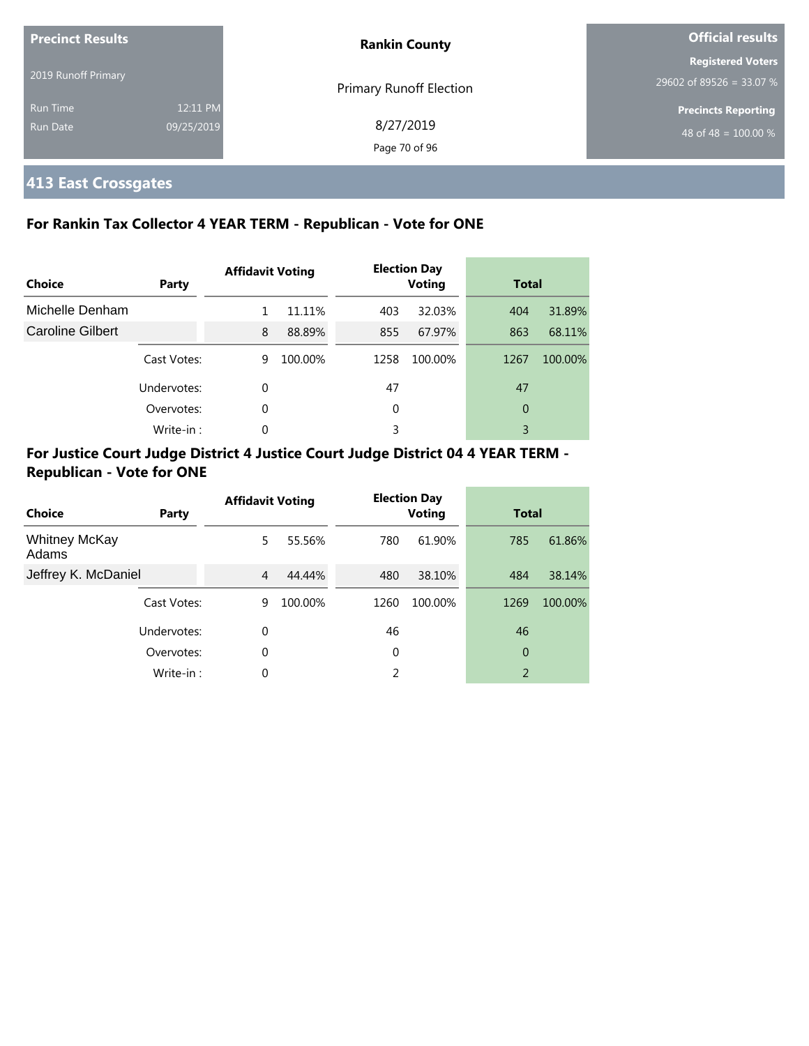| Precinct Results | | Rankin County | Official results |
|---|---|---|---|
| 2019 Runoff Primary | | Primary Runoff Election | Registered Voters |
| Run Time | 12:11 PM | 8/27/2019 | 29602 of 89526 = 33.07 % |
| Run Date | 09/25/2019 | | Precincts Reporting |
| | | | 48 of 48 = 100.00 % |

## 413 East Crossgates

### For Rankin Tax Collector 4 YEAR TERM - Republican - Vote for ONE

| Choice | Party | Affidavit Voting | | Election Day Voting | | Total | |
|---|---|---|---|---|---|---|---|
| Michelle Denham | | 1 | 11.11% | 403 | 32.03% | 404 | 31.89% |
| Caroline Gilbert | | 8 | 88.89% | 855 | 67.97% | 863 | 68.11% |
| | Cast Votes: | 9 | 100.00% | 1258 | 100.00% | 1267 | 100.00% |
| | Undervotes: | 0 | | 47 | | 47 | |
| | Overvotes: | 0 | | 0 | | 0 | |
| | Write-in : | 0 | | 3 | | 3 | |

### For Justice Court Judge District 4 Justice Court Judge District 04 4 YEAR TERM - Republican - Vote for ONE

| Choice | Party | Affidavit Voting | | Election Day Voting | | Total | |
|---|---|---|---|---|---|---|---|
| Whitney McKay Adams | | 5 | 55.56% | 780 | 61.90% | 785 | 61.86% |
| Jeffrey K. McDaniel | | 4 | 44.44% | 480 | 38.10% | 484 | 38.14% |
| | Cast Votes: | 9 | 100.00% | 1260 | 100.00% | 1269 | 100.00% |
| | Undervotes: | 0 | | 46 | | 46 | |
| | Overvotes: | 0 | | 0 | | 0 | |
| | Write-in : | 0 | | 2 | | 2 | |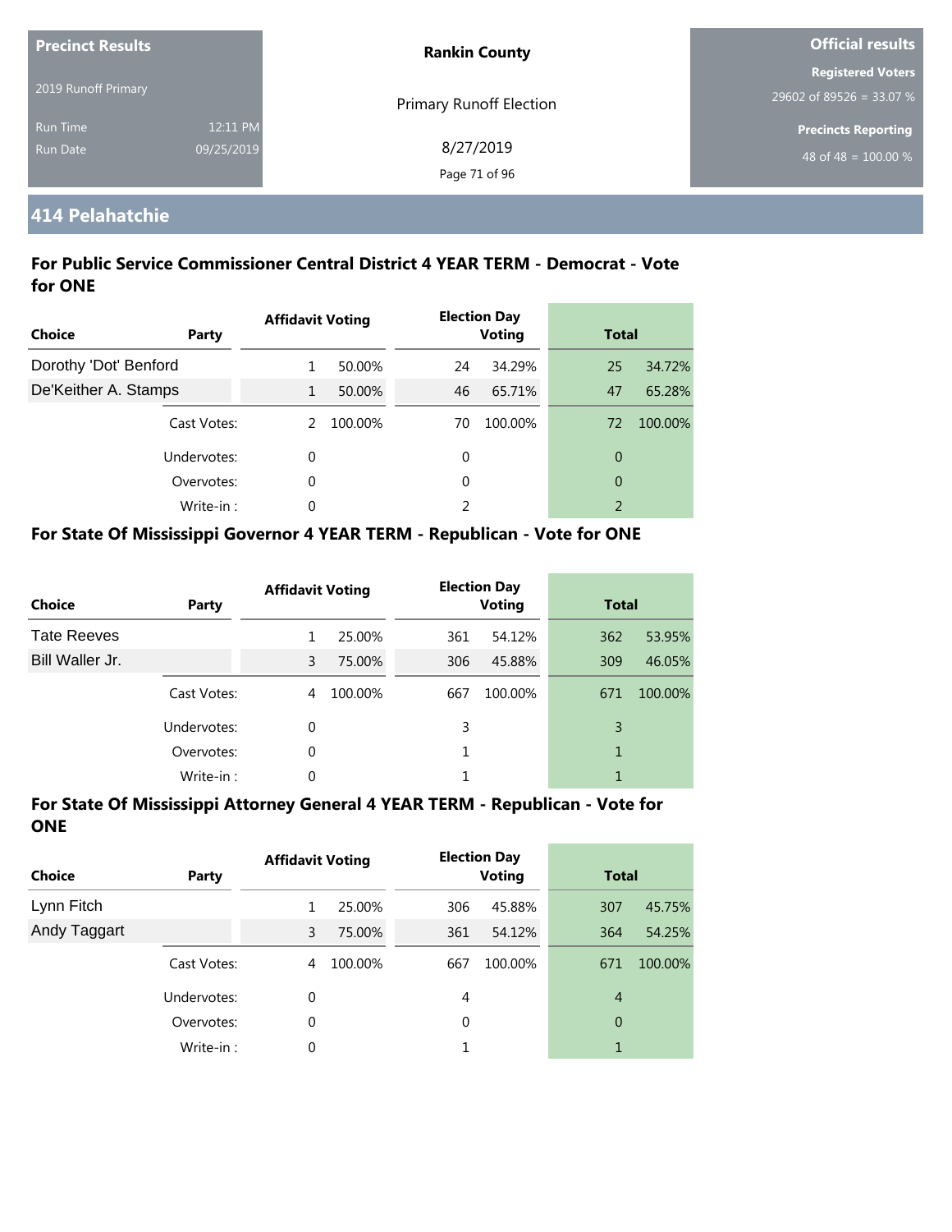| Precinct Results | | Rankin County | Official results |
|---|---|---|---|
| 2019 Runoff Primary | | Primary Runoff Election | Registered Voters |
| | | | 29602 of 89526 = 33.07 % |
| Run Time | 12:11 PM | 8/27/2019 | Precincts Reporting |
| Run Date | 09/25/2019 | | 48 of 48 = 100.00 % |

## 414 Pelahatchie

### For Public Service Commissioner Central District 4 YEAR TERM - Democrat - Vote for ONE

| Choice | Party | Affidavit Voting | | Election Day Voting | | Total | |
|---|---|---|---|---|---|---|---|
| Dorothy 'Dot' Benford | | 1 | 50.00% | 24 | 34.29% | 25 | 34.72% |
| De'Keither A. Stamps | | 1 | 50.00% | 46 | 65.71% | 47 | 65.28% |
| | Cast Votes: | 2 | 100.00% | 70 | 100.00% | 72 | 100.00% |
| | Undervotes: | 0 | | 0 | | 0 | |
| | Overvotes: | 0 | | 0 | | 0 | |
| | Write-in : | 0 | | 2 | | 2 | |

### For State Of Mississippi Governor 4 YEAR TERM - Republican - Vote for ONE

| Choice | Party | Affidavit Voting | | Election Day Voting | | Total | |
|---|---|---|---|---|---|---|---|
| Tate Reeves | | 1 | 25.00% | 361 | 54.12% | 362 | 53.95% |
| Bill Waller Jr. | | 3 | 75.00% | 306 | 45.88% | 309 | 46.05% |
| | Cast Votes: | 4 | 100.00% | 667 | 100.00% | 671 | 100.00% |
| | Undervotes: | 0 | | 3 | | 3 | |
| | Overvotes: | 0 | | 1 | | 1 | |
| | Write-in : | 0 | | 1 | | 1 | |

### For State Of Mississippi Attorney General 4 YEAR TERM - Republican - Vote for ONE

| Choice | Party | Affidavit Voting | | Election Day Voting | | Total | |
|---|---|---|---|---|---|---|---|
| Lynn Fitch | | 1 | 25.00% | 306 | 45.88% | 307 | 45.75% |
| Andy Taggart | | 3 | 75.00% | 361 | 54.12% | 364 | 54.25% |
| | Cast Votes: | 4 | 100.00% | 667 | 100.00% | 671 | 100.00% |
| | Undervotes: | 0 | | 4 | | 4 | |
| | Overvotes: | 0 | | 0 | | 0 | |
| | Write-in : | 0 | | 1 | | 1 | |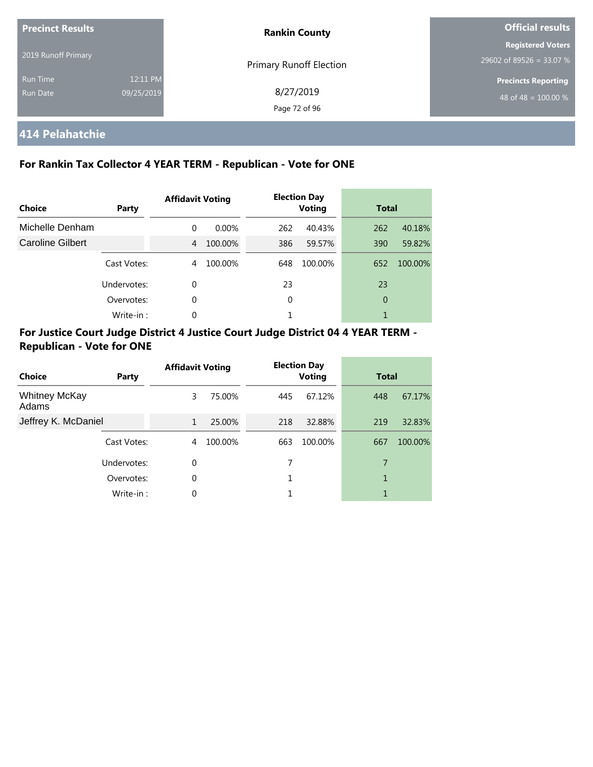**Precinct Results**

2019 Runoff Primary

Run Time 12:11 PM
Run Date 09/25/2019

**Rankin County**

Primary Runoff Election

8/27/2019

**Official results**

**Registered Voters**
29602 of 89526 = 33.07 %

**Precincts Reporting**
48 of 48 = 100.00 %

## 414 Pelahatchie

### For Rankin Tax Collector 4 YEAR TERM - Republican - Vote for ONE

| Choice | Party | Affidavit Voting | | Election Day Voting | | Total | |
|---|---|---|---|---|---|---|---|
| Michelle Denham | | 0 | 0.00% | 262 | 40.43% | 262 | 40.18% |
| Caroline Gilbert | | 4 | 100.00% | 386 | 59.57% | 390 | 59.82% |
| | Cast Votes: | 4 | 100.00% | 648 | 100.00% | 652 | 100.00% |
| | Undervotes: | 0 | | 23 | | 23 | |
| | Overvotes: | 0 | | 0 | | 0 | |
| | Write-in : | 0 | | 1 | | 1 | |

### For Justice Court Judge District 4 Justice Court Judge District 04 4 YEAR TERM - Republican - Vote for ONE

| Choice | Party | Affidavit Voting | | Election Day Voting | | Total | |
|---|---|---|---|---|---|---|---|
| Whitney McKay Adams | | 3 | 75.00% | 445 | 67.12% | 448 | 67.17% |
| Jeffrey K. McDaniel | | 1 | 25.00% | 218 | 32.88% | 219 | 32.83% |
| | Cast Votes: | 4 | 100.00% | 663 | 100.00% | 667 | 100.00% |
| | Undervotes: | 0 | | 7 | | 7 | |
| | Overvotes: | 0 | | 1 | | 1 | |
| | Write-in : | 0 | | 1 | | 1 | |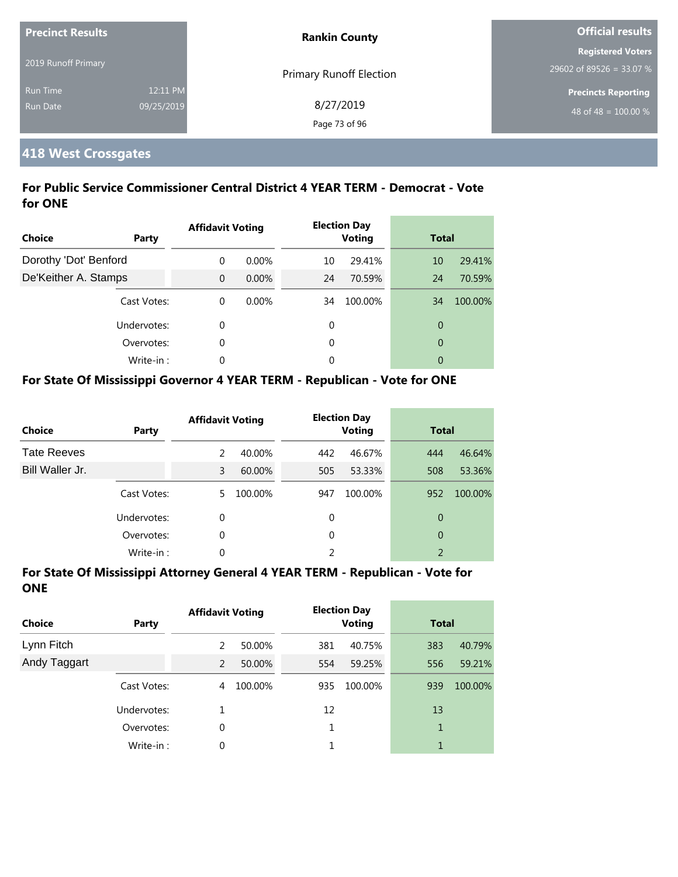**Precinct Results**

2019 Runoff Primary

Run Time 12:11 PM

Run Date 09/25/2019

**Rankin County**

Primary Runoff Election

8/27/2019

**Official results**

**Registered Voters**

29602 of 89526 = 33.07 %

**Precincts Reporting**

48 of 48 = 100.00 %

## 418 West Crossgates

### For Public Service Commissioner Central District 4 YEAR TERM - Democrat - Vote for ONE

| Choice | Party | Affidavit Voting | | Election Day Voting | | Total | |
|---|---|---|---|---|---|---|---|
| Dorothy 'Dot' Benford | | 0 | 0.00% | 10 | 29.41% | 10 | 29.41% |
| De'Keither A. Stamps | | 0 | 0.00% | 24 | 70.59% | 24 | 70.59% |
| | Cast Votes: | 0 | 0.00% | 34 | 100.00% | 34 | 100.00% |
| | Undervotes: | 0 | | 0 | | 0 | |
| | Overvotes: | 0 | | 0 | | 0 | |
| | Write-in : | 0 | | 0 | | 0 | |

### For State Of Mississippi Governor 4 YEAR TERM - Republican - Vote for ONE

| Choice | Party | Affidavit Voting | | Election Day Voting | | Total | |
|---|---|---|---|---|---|---|---|
| Tate Reeves | | 2 | 40.00% | 442 | 46.67% | 444 | 46.64% |
| Bill Waller Jr. | | 3 | 60.00% | 505 | 53.33% | 508 | 53.36% |
| | Cast Votes: | 5 | 100.00% | 947 | 100.00% | 952 | 100.00% |
| | Undervotes: | 0 | | 0 | | 0 | |
| | Overvotes: | 0 | | 0 | | 0 | |
| | Write-in : | 0 | | 2 | | 2 | |

### For State Of Mississippi Attorney General 4 YEAR TERM - Republican - Vote for ONE

| Choice | Party | Affidavit Voting | | Election Day Voting | | Total | |
|---|---|---|---|---|---|---|---|
| Lynn Fitch | | 2 | 50.00% | 381 | 40.75% | 383 | 40.79% |
| Andy Taggart | | 2 | 50.00% | 554 | 59.25% | 556 | 59.21% |
| | Cast Votes: | 4 | 100.00% | 935 | 100.00% | 939 | 100.00% |
| | Undervotes: | 1 | | 12 | | 13 | |
| | Overvotes: | 0 | | 1 | | 1 | |
| | Write-in : | 0 | | 1 | | 1 | |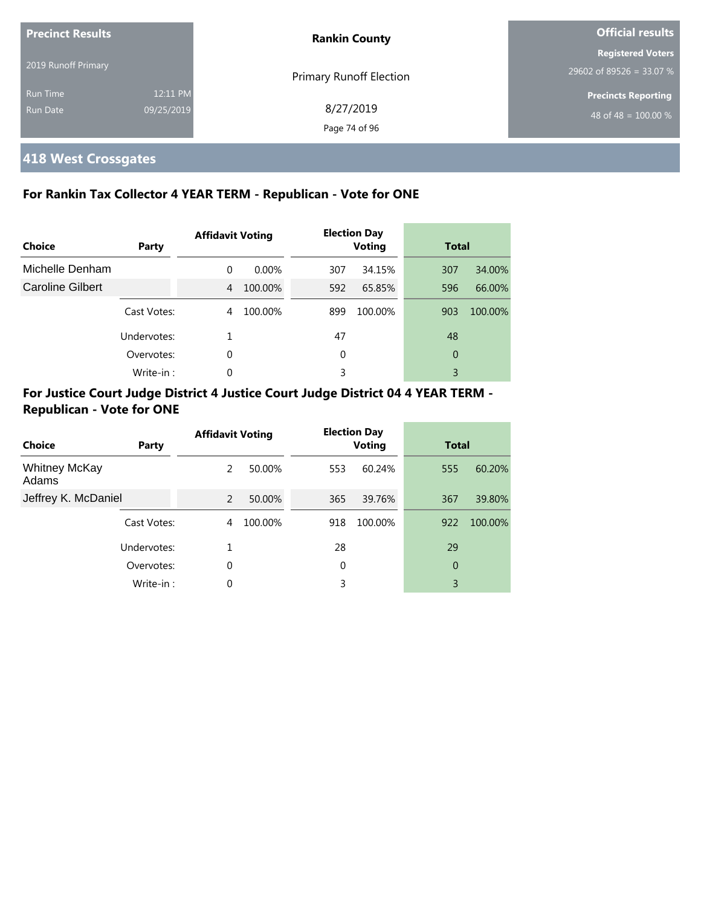Precinct Results

2019 Runoff Primary

Run Time 12:11 PM
Run Date 09/25/2019

**Rankin County**

Primary Runoff Election

8/27/2019

**Official results**

**Registered Voters**
29602 of 89526 = 33.07 %

**Precincts Reporting**
48 of 48 = 100.00 %

## 418 West Crossgates

### For Rankin Tax Collector 4 YEAR TERM - Republican - Vote for ONE

| Choice | Party | Affidavit Voting | | Election Day Voting | | Total | |
|---|---|---|---|---|---|---|---|
| Michelle Denham | | 0 | 0.00% | 307 | 34.15% | 307 | 34.00% |
| Caroline Gilbert | | 4 | 100.00% | 592 | 65.85% | 596 | 66.00% |
| | Cast Votes: | 4 | 100.00% | 899 | 100.00% | 903 | 100.00% |
| | Undervotes: | 1 | | 47 | | 48 | |
| | Overvotes: | 0 | | 0 | | 0 | |
| | Write-in : | 0 | | 3 | | 3 | |

### For Justice Court Judge District 4 Justice Court Judge District 04 4 YEAR TERM - Republican - Vote for ONE

| Choice | Party | Affidavit Voting | | Election Day Voting | | Total | |
|---|---|---|---|---|---|---|---|
| Whitney McKay Adams | | 2 | 50.00% | 553 | 60.24% | 555 | 60.20% |
| Jeffrey K. McDaniel | | 2 | 50.00% | 365 | 39.76% | 367 | 39.80% |
| | Cast Votes: | 4 | 100.00% | 918 | 100.00% | 922 | 100.00% |
| | Undervotes: | 1 | | 28 | | 29 | |
| | Overvotes: | 0 | | 0 | | 0 | |
| | Write-in : | 0 | | 3 | | 3 | |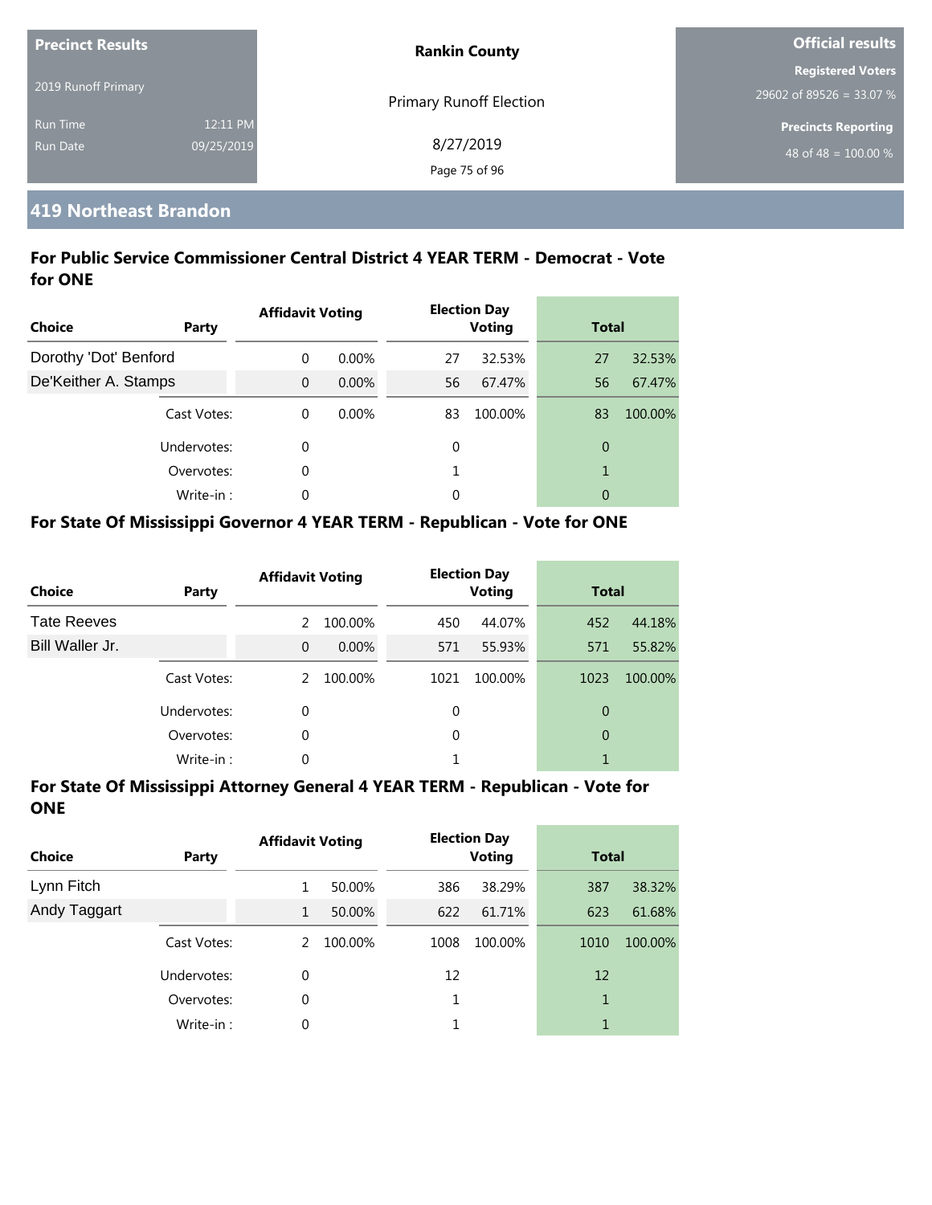| Precinct Results | | Rankin County | Official results |
|---|---|---|---|
| 2019 Runoff Primary | | Primary Runoff Election | Registered Voters |
| Run Time | 12:11 PM | 8/27/2019 | 29602 of 89526 = 33.07 % |
| Run Date | 09/25/2019 | | Precincts Reporting |
| | | | 48 of 48 = 100.00 % |

## 419 Northeast Brandon

### For Public Service Commissioner Central District 4 YEAR TERM - Democrat - Vote for ONE

| Choice | Party | Affidavit Voting | | Election Day Voting | | Total | |
|---|---|---|---|---|---|---|---|
| Dorothy 'Dot' Benford | | 0 | 0.00% | 27 | 32.53% | 27 | 32.53% |
| De'Keither A. Stamps | | 0 | 0.00% | 56 | 67.47% | 56 | 67.47% |
| | Cast Votes: | 0 | 0.00% | 83 | 100.00% | 83 | 100.00% |
| | Undervotes: | 0 | | 0 | | 0 | |
| | Overvotes: | 0 | | 1 | | 1 | |
| | Write-in : | 0 | | 0 | | 0 | |

### For State Of Mississippi Governor 4 YEAR TERM - Republican - Vote for ONE

| Choice | Party | Affidavit Voting | | Election Day Voting | | Total | |
|---|---|---|---|---|---|---|---|
| Tate Reeves | | 2 | 100.00% | 450 | 44.07% | 452 | 44.18% |
| Bill Waller Jr. | | 0 | 0.00% | 571 | 55.93% | 571 | 55.82% |
| | Cast Votes: | 2 | 100.00% | 1021 | 100.00% | 1023 | 100.00% |
| | Undervotes: | 0 | | 0 | | 0 | |
| | Overvotes: | 0 | | 0 | | 0 | |
| | Write-in : | 0 | | 1 | | 1 | |

### For State Of Mississippi Attorney General 4 YEAR TERM - Republican - Vote for ONE

| Choice | Party | Affidavit Voting | | Election Day Voting | | Total | |
|---|---|---|---|---|---|---|---|
| Lynn Fitch | | 1 | 50.00% | 386 | 38.29% | 387 | 38.32% |
| Andy Taggart | | 1 | 50.00% | 622 | 61.71% | 623 | 61.68% |
| | Cast Votes: | 2 | 100.00% | 1008 | 100.00% | 1010 | 100.00% |
| | Undervotes: | 0 | | 12 | | 12 | |
| | Overvotes: | 0 | | 1 | | 1 | |
| | Write-in : | 0 | | 1 | | 1 | |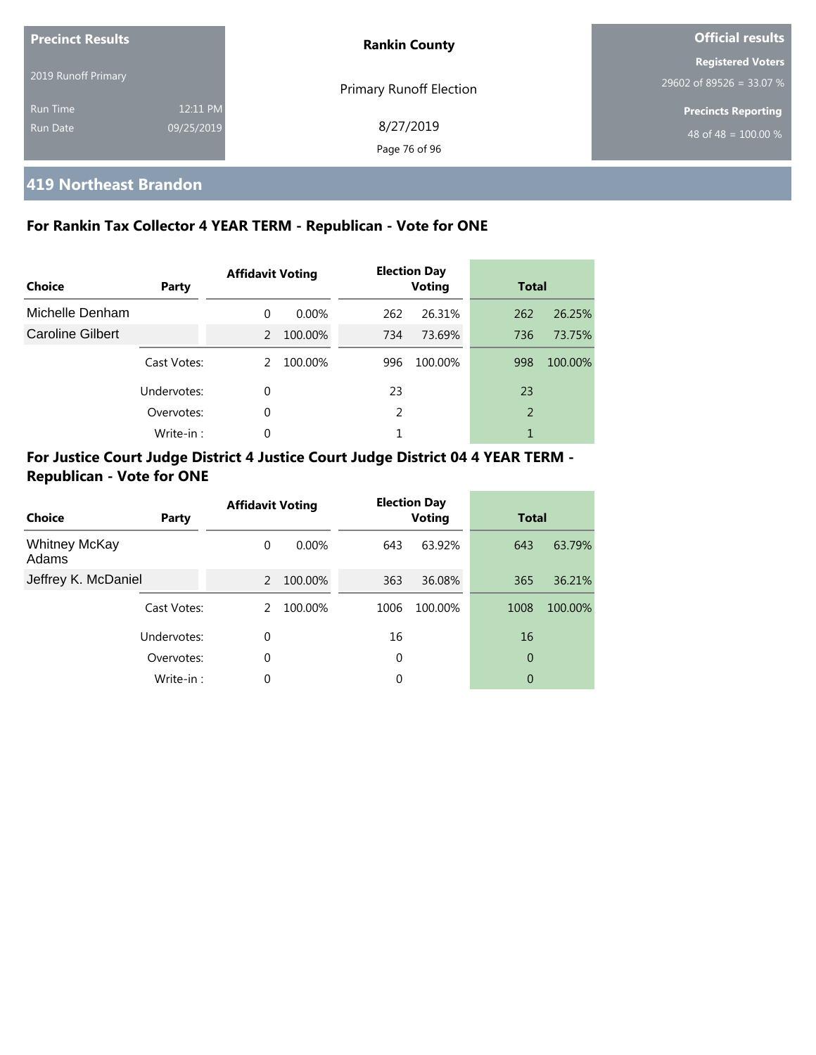| Precinct Results | | Rankin County | Official results |
|---|---|---|---|
| 2019 Runoff Primary | | Primary Runoff Election | Registered Voters |
| | | | 29602 of 89526 = 33.07 % |
| Run Time | 12:11 PM | 8/27/2019 | Precincts Reporting |
| Run Date | 09/25/2019 | | 48 of 48 = 100.00 % |

## 419 Northeast Brandon

### For Rankin Tax Collector 4 YEAR TERM - Republican - Vote for ONE

| Choice | Party | Affidavit Voting | | Election Day Voting | | Total | |
|---|---|---|---|---|---|---|---|
| Michelle Denham | | 0 | 0.00% | 262 | 26.31% | 262 | 26.25% |
| Caroline Gilbert | | 2 | 100.00% | 734 | 73.69% | 736 | 73.75% |
| | Cast Votes: | 2 | 100.00% | 996 | 100.00% | 998 | 100.00% |
| | Undervotes: | 0 | | 23 | | 23 | |
| | Overvotes: | 0 | | 2 | | 2 | |
| | Write-in : | 0 | | 1 | | 1 | |

### For Justice Court Judge District 4 Justice Court Judge District 04 4 YEAR TERM - Republican - Vote for ONE

| Choice | Party | Affidavit Voting | | Election Day Voting | | Total | |
|---|---|---|---|---|---|---|---|
| Whitney McKay Adams | | 0 | 0.00% | 643 | 63.92% | 643 | 63.79% |
| Jeffrey K. McDaniel | | 2 | 100.00% | 363 | 36.08% | 365 | 36.21% |
| | Cast Votes: | 2 | 100.00% | 1006 | 100.00% | 1008 | 100.00% |
| | Undervotes: | 0 | | 16 | | 16 | |
| | Overvotes: | 0 | | 0 | | 0 | |
| | Write-in : | 0 | | 0 | | 0 | |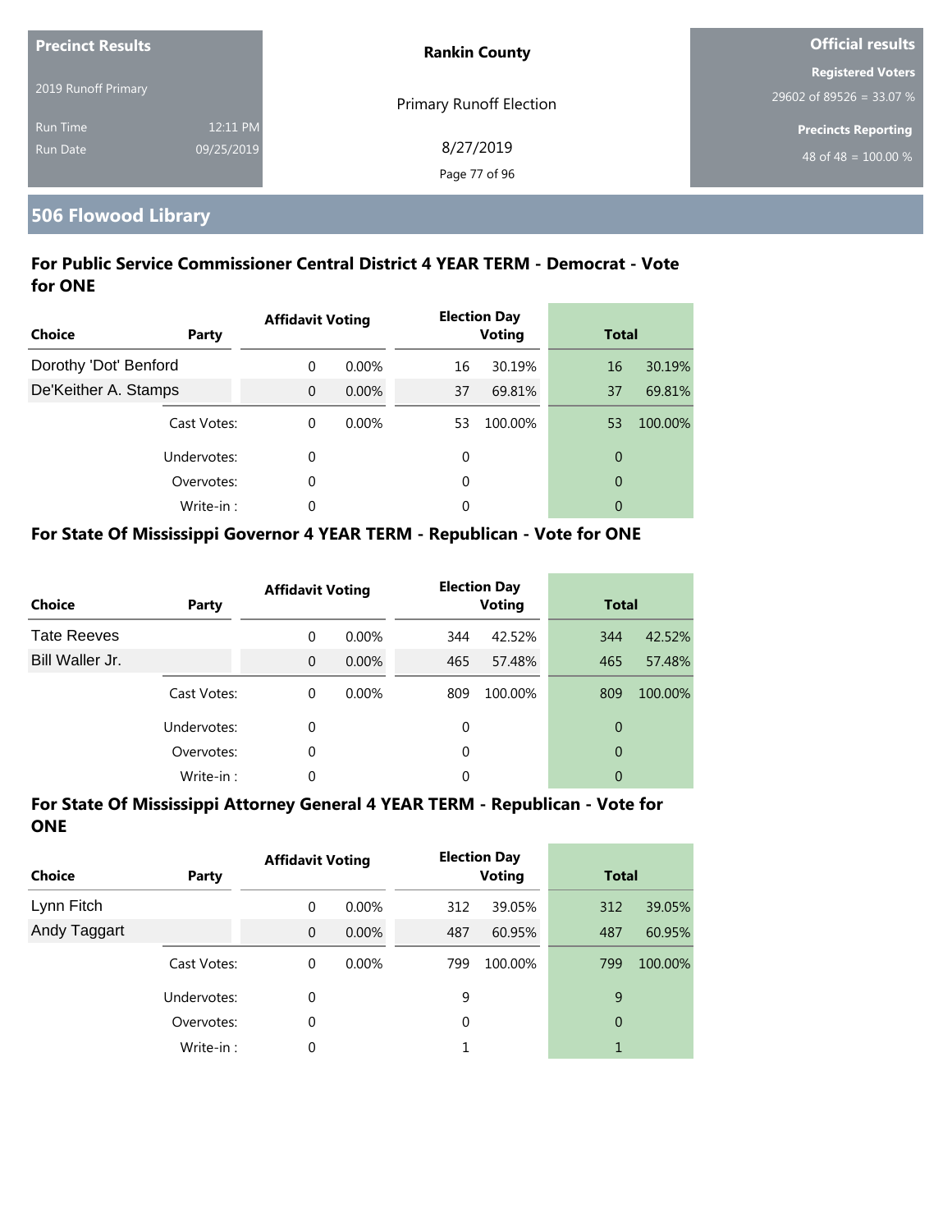**Precinct Results**

2019 Runoff Primary

Run Time 12:11 PM

Run Date 09/25/2019

**Rankin County**

Primary Runoff Election

8/27/2019

**Official results**

**Registered Voters**

29602 of 89526 = 33.07 %

**Precincts Reporting**

48 of 48 = 100.00 %

## 506 Flowood Library

### For Public Service Commissioner Central District 4 YEAR TERM - Democrat - Vote for ONE

| Choice | Party | Affidavit Voting | | Election Day Voting | | Total | |
|---|---|---|---|---|---|---|---|
| Dorothy 'Dot' Benford | | 0 | 0.00% | 16 | 30.19% | 16 | 30.19% |
| De'Keither A. Stamps | | 0 | 0.00% | 37 | 69.81% | 37 | 69.81% |
| | Cast Votes: | 0 | 0.00% | 53 | 100.00% | 53 | 100.00% |
| | Undervotes: | 0 | | 0 | | 0 | |
| | Overvotes: | 0 | | 0 | | 0 | |
| | Write-in : | 0 | | 0 | | 0 | |

### For State Of Mississippi Governor 4 YEAR TERM - Republican - Vote for ONE

| Choice | Party | Affidavit Voting | | Election Day Voting | | Total | |
|---|---|---|---|---|---|---|---|
| Tate Reeves | | 0 | 0.00% | 344 | 42.52% | 344 | 42.52% |
| Bill Waller Jr. | | 0 | 0.00% | 465 | 57.48% | 465 | 57.48% |
| | Cast Votes: | 0 | 0.00% | 809 | 100.00% | 809 | 100.00% |
| | Undervotes: | 0 | | 0 | | 0 | |
| | Overvotes: | 0 | | 0 | | 0 | |
| | Write-in : | 0 | | 0 | | 0 | |

### For State Of Mississippi Attorney General 4 YEAR TERM - Republican - Vote for ONE

| Choice | Party | Affidavit Voting | | Election Day Voting | | Total | |
|---|---|---|---|---|---|---|---|
| Lynn Fitch | | 0 | 0.00% | 312 | 39.05% | 312 | 39.05% |
| Andy Taggart | | 0 | 0.00% | 487 | 60.95% | 487 | 60.95% |
| | Cast Votes: | 0 | 0.00% | 799 | 100.00% | 799 | 100.00% |
| | Undervotes: | 0 | | 9 | | 9 | |
| | Overvotes: | 0 | | 0 | | 0 | |
| | Write-in : | 0 | | 1 | | 1 | |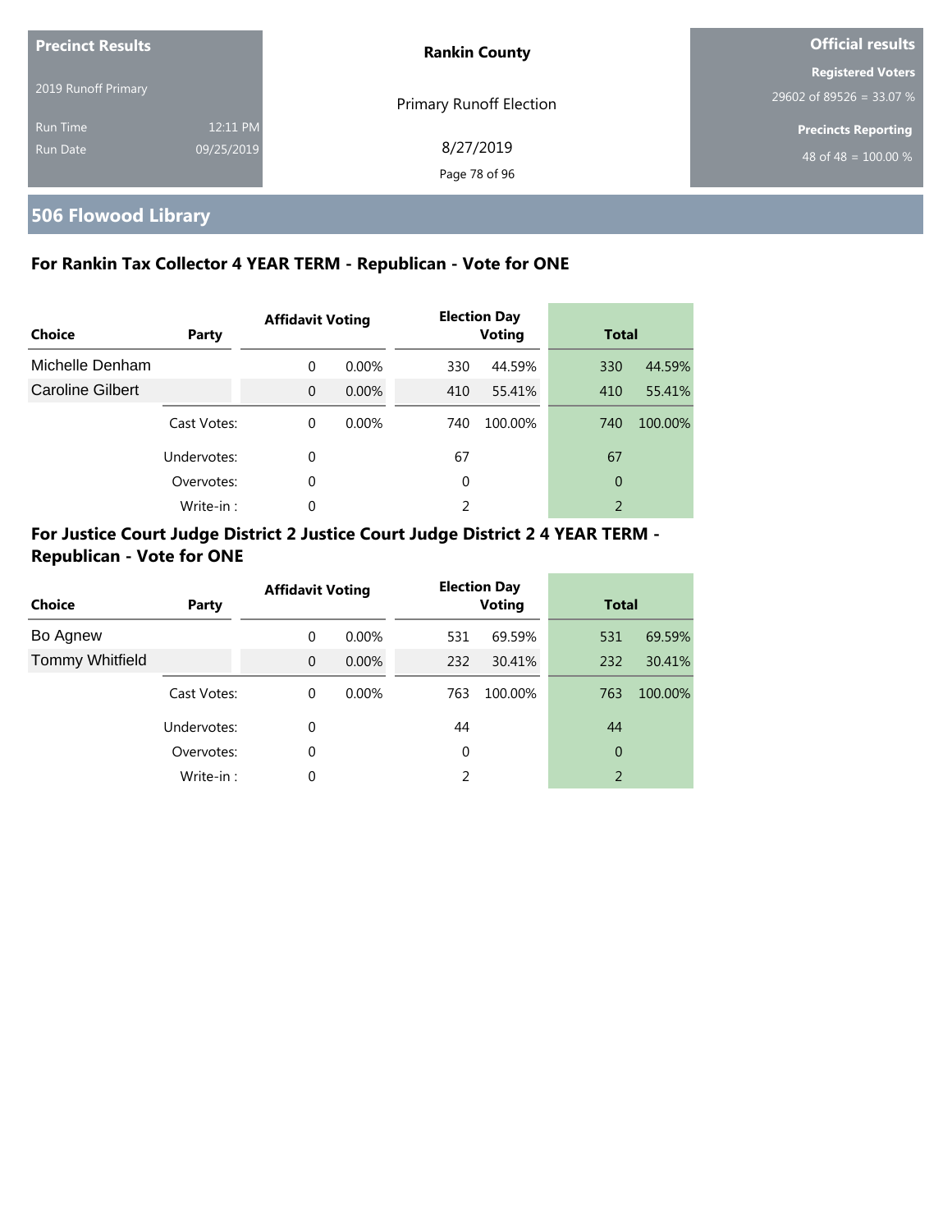**Precinct Results**

2019 Runoff Primary

Run Time 12:11 PM
Run Date 09/25/2019

**Rankin County**

Primary Runoff Election

8/27/2019

**Official results**

**Registered Voters**
29602 of 89526 = 33.07 %

**Precincts Reporting**
48 of 48 = 100.00 %

## 506 Flowood Library

### For Rankin Tax Collector 4 YEAR TERM - Republican - Vote for ONE

| Choice | Party | Affidavit Voting | | Election Day Voting | | Total | |
|---|---|---|---|---|---|---|---|
| Michelle Denham | | 0 | 0.00% | 330 | 44.59% | 330 | 44.59% |
| Caroline Gilbert | | 0 | 0.00% | 410 | 55.41% | 410 | 55.41% |
| | Cast Votes: | 0 | 0.00% | 740 | 100.00% | 740 | 100.00% |
| | Undervotes: | 0 | | 67 | | 67 | |
| | Overvotes: | 0 | | 0 | | 0 | |
| | Write-in : | 0 | | 2 | | 2 | |

### For Justice Court Judge District 2 Justice Court Judge District 2 4 YEAR TERM - Republican - Vote for ONE

| Choice | Party | Affidavit Voting | | Election Day Voting | | Total | |
|---|---|---|---|---|---|---|---|
| Bo Agnew | | 0 | 0.00% | 531 | 69.59% | 531 | 69.59% |
| Tommy Whitfield | | 0 | 0.00% | 232 | 30.41% | 232 | 30.41% |
| | Cast Votes: | 0 | 0.00% | 763 | 100.00% | 763 | 100.00% |
| | Undervotes: | 0 | | 44 | | 44 | |
| | Overvotes: | 0 | | 0 | | 0 | |
| | Write-in : | 0 | | 2 | | 2 | |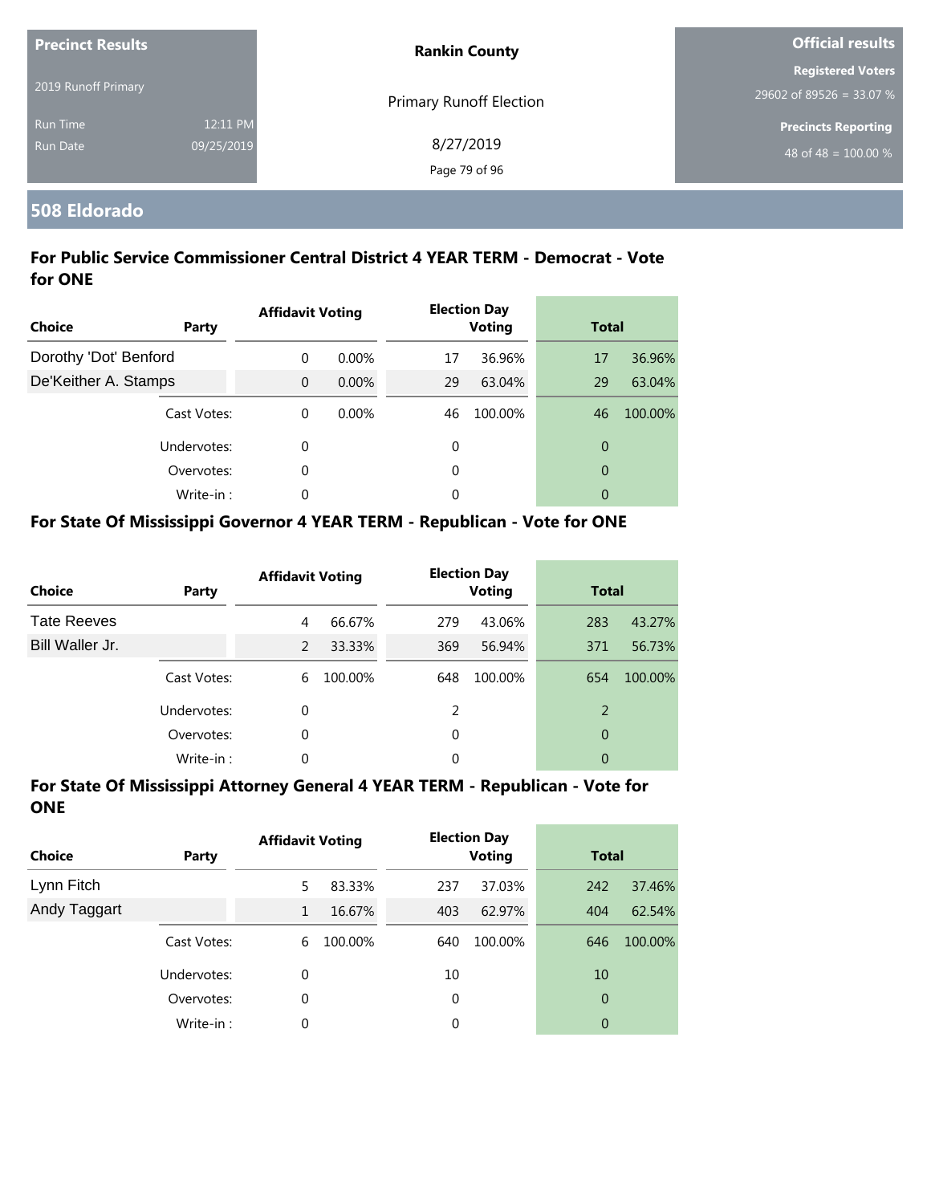| Precinct Results | | Rankin County | Official results |
|---|---|---|---|
| 2019 Runoff Primary | | Primary Runoff Election | Registered Voters 29602 of 89526 = 33.07 % |
| Run Time | 12:11 PM | 8/27/2019 | Precincts Reporting |
| Run Date | 09/25/2019 | | 48 of 48 = 100.00 % |

## 508 Eldorado

### For Public Service Commissioner Central District 4 YEAR TERM - Democrat - Vote for ONE

| Choice | Party | Affidavit Voting | | Election Day Voting | | Total | |
|---|---|---|---|---|---|---|---|
| Dorothy 'Dot' Benford | | 0 | 0.00% | 17 | 36.96% | 17 | 36.96% |
| De'Keither A. Stamps | | 0 | 0.00% | 29 | 63.04% | 29 | 63.04% |
| | Cast Votes: | 0 | 0.00% | 46 | 100.00% | 46 | 100.00% |
| | Undervotes: | 0 | | 0 | | 0 | |
| | Overvotes: | 0 | | 0 | | 0 | |
| | Write-in : | 0 | | 0 | | 0 | |

### For State Of Mississippi Governor 4 YEAR TERM - Republican - Vote for ONE

| Choice | Party | Affidavit Voting | | Election Day Voting | | Total | |
|---|---|---|---|---|---|---|---|
| Tate Reeves | | 4 | 66.67% | 279 | 43.06% | 283 | 43.27% |
| Bill Waller Jr. | | 2 | 33.33% | 369 | 56.94% | 371 | 56.73% |
| | Cast Votes: | 6 | 100.00% | 648 | 100.00% | 654 | 100.00% |
| | Undervotes: | 0 | | 2 | | 2 | |
| | Overvotes: | 0 | | 0 | | 0 | |
| | Write-in : | 0 | | 0 | | 0 | |

### For State Of Mississippi Attorney General 4 YEAR TERM - Republican - Vote for ONE

| Choice | Party | Affidavit Voting | | Election Day Voting | | Total | |
|---|---|---|---|---|---|---|---|
| Lynn Fitch | | 5 | 83.33% | 237 | 37.03% | 242 | 37.46% |
| Andy Taggart | | 1 | 16.67% | 403 | 62.97% | 404 | 62.54% |
| | Cast Votes: | 6 | 100.00% | 640 | 100.00% | 646 | 100.00% |
| | Undervotes: | 0 | | 10 | | 10 | |
| | Overvotes: | 0 | | 0 | | 0 | |
| | Write-in : | 0 | | 0 | | 0 | |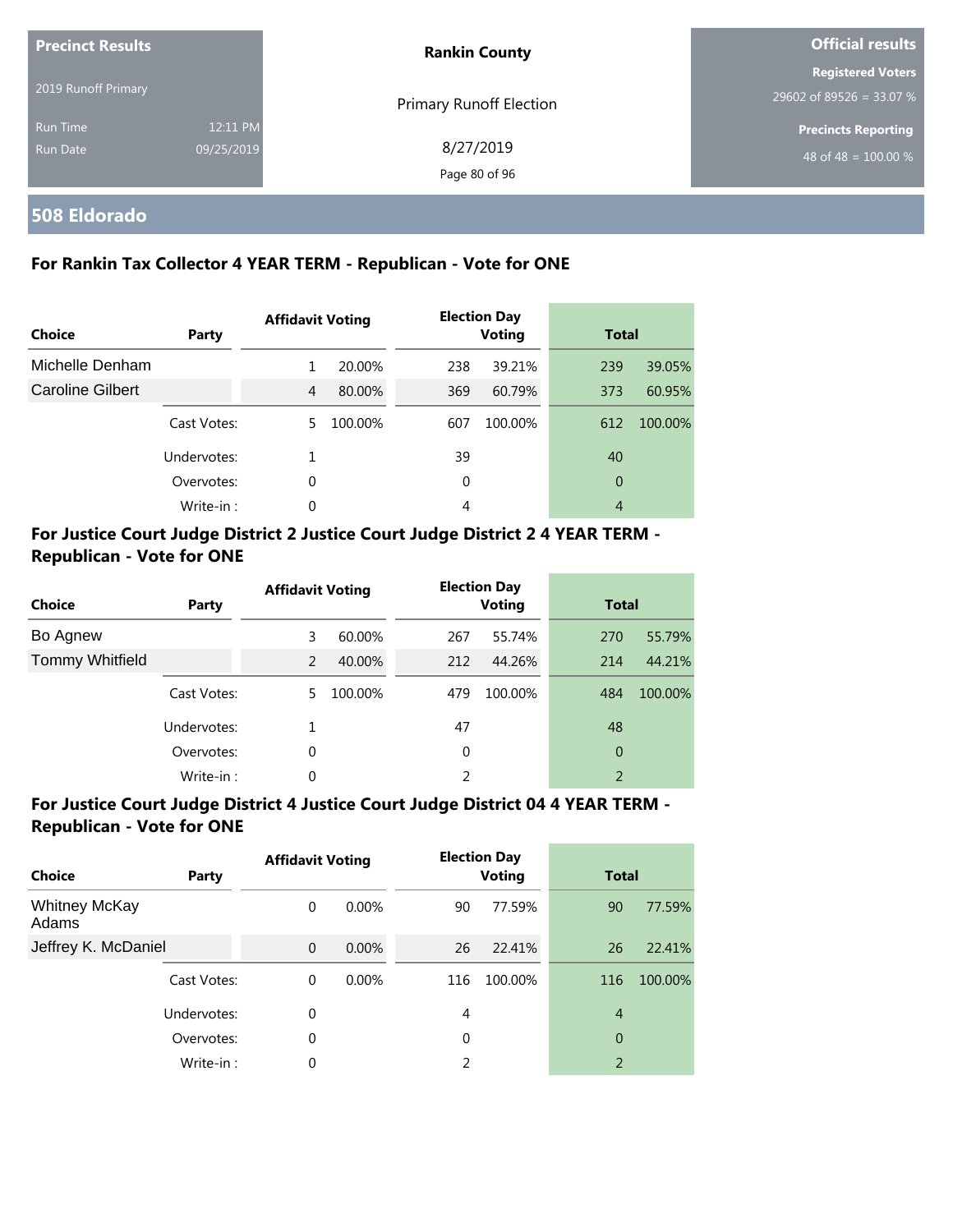**Precinct Results**

2019 Runoff Primary

Run Time 12:11 PM
Run Date 09/25/2019

**Rankin County**

Primary Runoff Election

8/27/2019

**Official results**

**Registered Voters**
29602 of 89526 = 33.07 %

**Precincts Reporting**
48 of 48 = 100.00 %

## 508 Eldorado

### For Rankin Tax Collector 4 YEAR TERM - Republican - Vote for ONE

| Choice | Party | Affidavit Voting | | Election Day Voting | | Total | |
|---|---|---|---|---|---|---|---|
| Michelle Denham | | 1 | 20.00% | 238 | 39.21% | 239 | 39.05% |
| Caroline Gilbert | | 4 | 80.00% | 369 | 60.79% | 373 | 60.95% |
| | Cast Votes: | 5 | 100.00% | 607 | 100.00% | 612 | 100.00% |
| | Undervotes: | 1 | | 39 | | 40 | |
| | Overvotes: | 0 | | 0 | | 0 | |
| | Write-in : | 0 | | 4 | | 4 | |

### For Justice Court Judge District 2 Justice Court Judge District 2 4 YEAR TERM - Republican - Vote for ONE

| Choice | Party | Affidavit Voting | | Election Day Voting | | Total | |
|---|---|---|---|---|---|---|---|
| Bo Agnew | | 3 | 60.00% | 267 | 55.74% | 270 | 55.79% |
| Tommy Whitfield | | 2 | 40.00% | 212 | 44.26% | 214 | 44.21% |
| | Cast Votes: | 5 | 100.00% | 479 | 100.00% | 484 | 100.00% |
| | Undervotes: | 1 | | 47 | | 48 | |
| | Overvotes: | 0 | | 0 | | 0 | |
| | Write-in : | 0 | | 2 | | 2 | |

### For Justice Court Judge District 4 Justice Court Judge District 04 4 YEAR TERM - Republican - Vote for ONE

| Choice | Party | Affidavit Voting | | Election Day Voting | | Total | |
|---|---|---|---|---|---|---|---|
| Whitney McKay Adams | | 0 | 0.00% | 90 | 77.59% | 90 | 77.59% |
| Jeffrey K. McDaniel | | 0 | 0.00% | 26 | 22.41% | 26 | 22.41% |
| | Cast Votes: | 0 | 0.00% | 116 | 100.00% | 116 | 100.00% |
| | Undervotes: | 0 | | 4 | | 4 | |
| | Overvotes: | 0 | | 0 | | 0 | |
| | Write-in : | 0 | | 2 | | 2 | |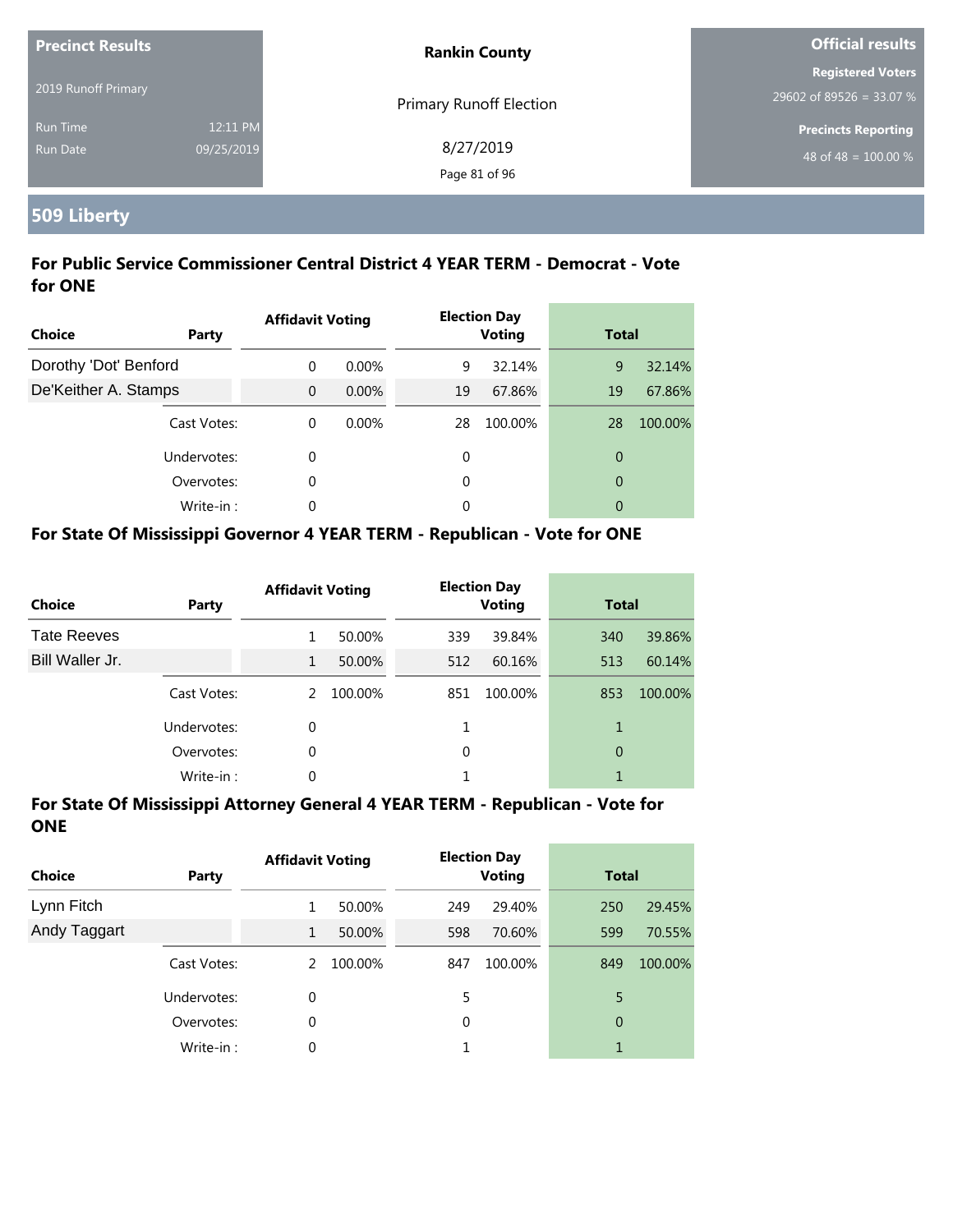**Precinct Results**

2019 Runoff Primary

Run Time 12:11 PM

Run Date 09/25/2019

**Rankin County**

Primary Runoff Election

8/27/2019

**Official results**

**Registered Voters**

29602 of 89526 = 33.07 %

**Precincts Reporting**

48 of 48 = 100.00 %

## 509 Liberty

### For Public Service Commissioner Central District 4 YEAR TERM - Democrat - Vote for ONE

| Choice | Party | Affidavit Voting | | Election Day Voting | | Total | |
|---|---|---|---|---|---|---|---|
| Dorothy 'Dot' Benford | | 0 | 0.00% | 9 | 32.14% | 9 | 32.14% |
| De'Keither A. Stamps | | 0 | 0.00% | 19 | 67.86% | 19 | 67.86% |
| | Cast Votes: | 0 | 0.00% | 28 | 100.00% | 28 | 100.00% |
| | Undervotes: | 0 | | 0 | | 0 | |
| | Overvotes: | 0 | | 0 | | 0 | |
| | Write-in : | 0 | | 0 | | 0 | |

### For State Of Mississippi Governor 4 YEAR TERM - Republican - Vote for ONE

| Choice | Party | Affidavit Voting | | Election Day Voting | | Total | |
|---|---|---|---|---|---|---|---|
| Tate Reeves | | 1 | 50.00% | 339 | 39.84% | 340 | 39.86% |
| Bill Waller Jr. | | 1 | 50.00% | 512 | 60.16% | 513 | 60.14% |
| | Cast Votes: | 2 | 100.00% | 851 | 100.00% | 853 | 100.00% |
| | Undervotes: | 0 | | 1 | | 1 | |
| | Overvotes: | 0 | | 0 | | 0 | |
| | Write-in : | 0 | | 1 | | 1 | |

### For State Of Mississippi Attorney General 4 YEAR TERM - Republican - Vote for ONE

| Choice | Party | Affidavit Voting | | Election Day Voting | | Total | |
|---|---|---|---|---|---|---|---|
| Lynn Fitch | | 1 | 50.00% | 249 | 29.40% | 250 | 29.45% |
| Andy Taggart | | 1 | 50.00% | 598 | 70.60% | 599 | 70.55% |
| | Cast Votes: | 2 | 100.00% | 847 | 100.00% | 849 | 100.00% |
| | Undervotes: | 0 | | 5 | | 5 | |
| | Overvotes: | 0 | | 0 | | 0 | |
| | Write-in : | 0 | | 1 | | 1 | |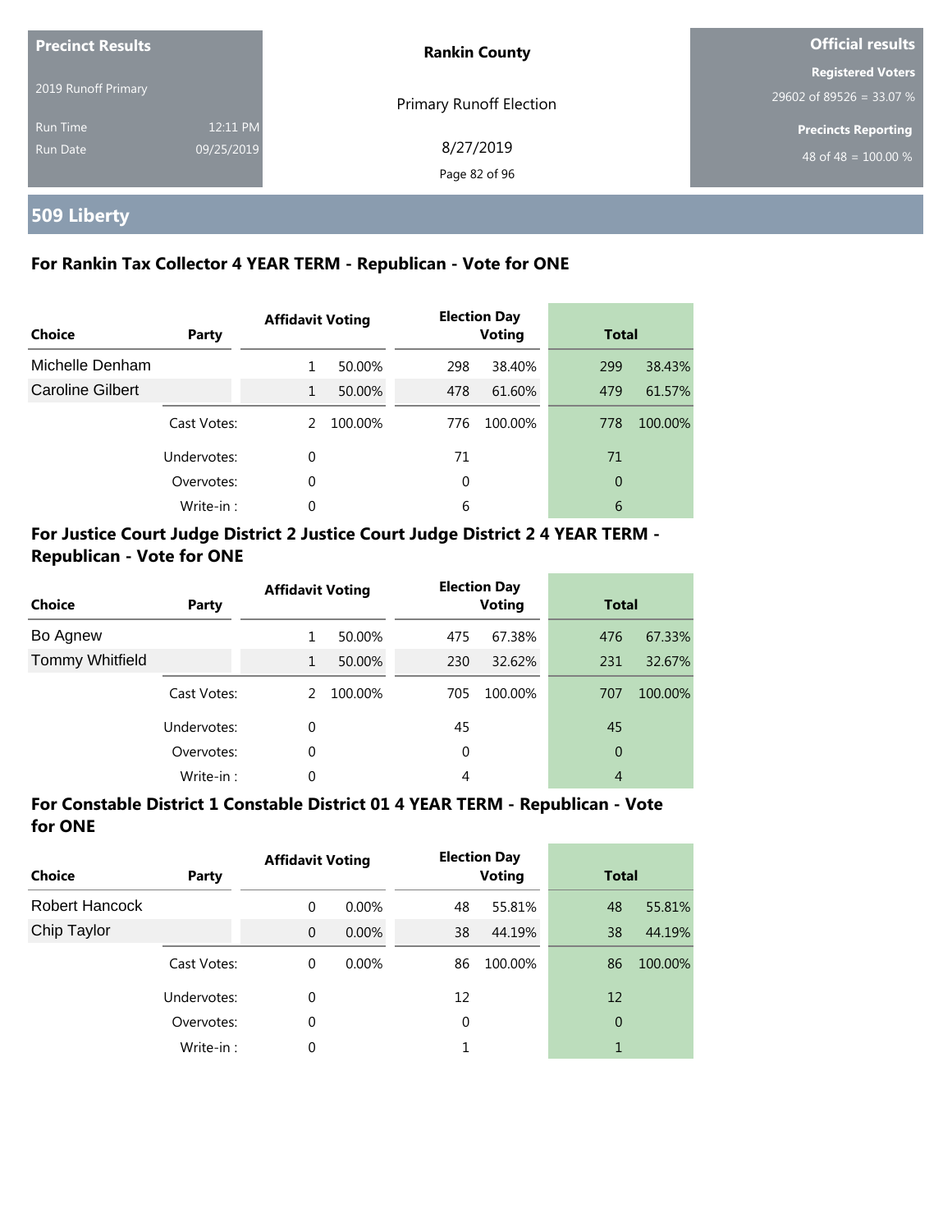**Precinct Results**

2019 Runoff Primary

Run Time 12:11 PM
Run Date 09/25/2019

**Rankin County**

Primary Runoff Election

8/27/2019

**Official results**

**Registered Voters**
29602 of 89526 = 33.07 %

**Precincts Reporting**
48 of 48 = 100.00 %

# 509 Liberty

## For Rankin Tax Collector 4 YEAR TERM - Republican - Vote for ONE

| Choice | Party | Affidavit Voting | | Election Day Voting | | Total | |
|---|---|---|---|---|---|---|---|
| Michelle Denham | | 1 | 50.00% | 298 | 38.40% | 299 | 38.43% |
| Caroline Gilbert | | 1 | 50.00% | 478 | 61.60% | 479 | 61.57% |
| | Cast Votes: | 2 | 100.00% | 776 | 100.00% | 778 | 100.00% |
| | Undervotes: | 0 | | 71 | | 71 | |
| | Overvotes: | 0 | | 0 | | 0 | |
| | Write-in : | 0 | | 6 | | 6 | |

## For Justice Court Judge District 2 Justice Court Judge District 2 4 YEAR TERM - Republican - Vote for ONE

| Choice | Party | Affidavit Voting | | Election Day Voting | | Total | |
|---|---|---|---|---|---|---|---|
| Bo Agnew | | 1 | 50.00% | 475 | 67.38% | 476 | 67.33% |
| Tommy Whitfield | | 1 | 50.00% | 230 | 32.62% | 231 | 32.67% |
| | Cast Votes: | 2 | 100.00% | 705 | 100.00% | 707 | 100.00% |
| | Undervotes: | 0 | | 45 | | 45 | |
| | Overvotes: | 0 | | 0 | | 0 | |
| | Write-in : | 0 | | 4 | | 4 | |

## For Constable District 1 Constable District 01 4 YEAR TERM - Republican - Vote for ONE

| Choice | Party | Affidavit Voting | | Election Day Voting | | Total | |
|---|---|---|---|---|---|---|---|
| Robert Hancock | | 0 | 0.00% | 48 | 55.81% | 48 | 55.81% |
| Chip Taylor | | 0 | 0.00% | 38 | 44.19% | 38 | 44.19% |
| | Cast Votes: | 0 | 0.00% | 86 | 100.00% | 86 | 100.00% |
| | Undervotes: | 0 | | 12 | | 12 | |
| | Overvotes: | 0 | | 0 | | 0 | |
| | Write-in : | 0 | | 1 | | 1 | |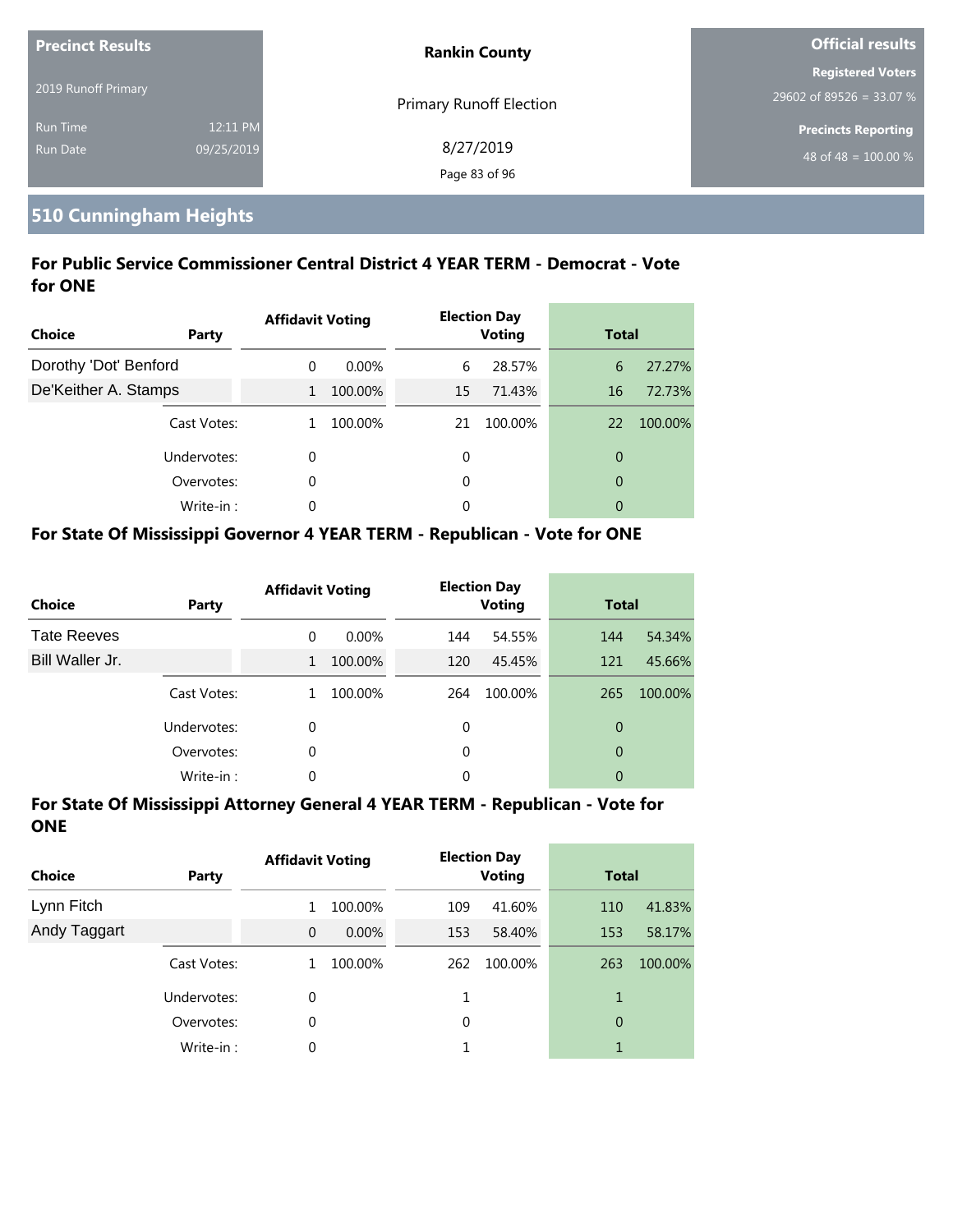| Precinct Results | | Rankin County | Official results |
|---|---|---|---|
| 2019 Runoff Primary | | Primary Runoff Election | Registered Voters |
| Run Time | 12:11 PM | 8/27/2019 | 29602 of 89526 = 33.07 % |
| Run Date | 09/25/2019 | | Precincts Reporting |
| | | | 48 of 48 = 100.00 % |

## 510 Cunningham Heights

### For Public Service Commissioner Central District 4 YEAR TERM - Democrat - Vote for ONE

| Choice | Party | Affidavit Voting | | Election Day Voting | | Total | |
|---|---|---|---|---|---|---|---|
| Dorothy 'Dot' Benford | | 0 | 0.00% | 6 | 28.57% | 6 | 27.27% |
| De'Keither A. Stamps | | 1 | 100.00% | 15 | 71.43% | 16 | 72.73% |
| | Cast Votes: | 1 | 100.00% | 21 | 100.00% | 22 | 100.00% |
| | Undervotes: | 0 | | 0 | | 0 | |
| | Overvotes: | 0 | | 0 | | 0 | |
| | Write-in : | 0 | | 0 | | 0 | |

### For State Of Mississippi Governor 4 YEAR TERM - Republican - Vote for ONE

| Choice | Party | Affidavit Voting | | Election Day Voting | | Total | |
|---|---|---|---|---|---|---|---|
| Tate Reeves | | 0 | 0.00% | 144 | 54.55% | 144 | 54.34% |
| Bill Waller Jr. | | 1 | 100.00% | 120 | 45.45% | 121 | 45.66% |
| | Cast Votes: | 1 | 100.00% | 264 | 100.00% | 265 | 100.00% |
| | Undervotes: | 0 | | 0 | | 0 | |
| | Overvotes: | 0 | | 0 | | 0 | |
| | Write-in : | 0 | | 0 | | 0 | |

### For State Of Mississippi Attorney General 4 YEAR TERM - Republican - Vote for ONE

| Choice | Party | Affidavit Voting | | Election Day Voting | | Total | |
|---|---|---|---|---|---|---|---|
| Lynn Fitch | | 1 | 100.00% | 109 | 41.60% | 110 | 41.83% |
| Andy Taggart | | 0 | 0.00% | 153 | 58.40% | 153 | 58.17% |
| | Cast Votes: | 1 | 100.00% | 262 | 100.00% | 263 | 100.00% |
| | Undervotes: | 0 | | 1 | | 1 | |
| | Overvotes: | 0 | | 0 | | 0 | |
| | Write-in : | 0 | | 1 | | 1 | |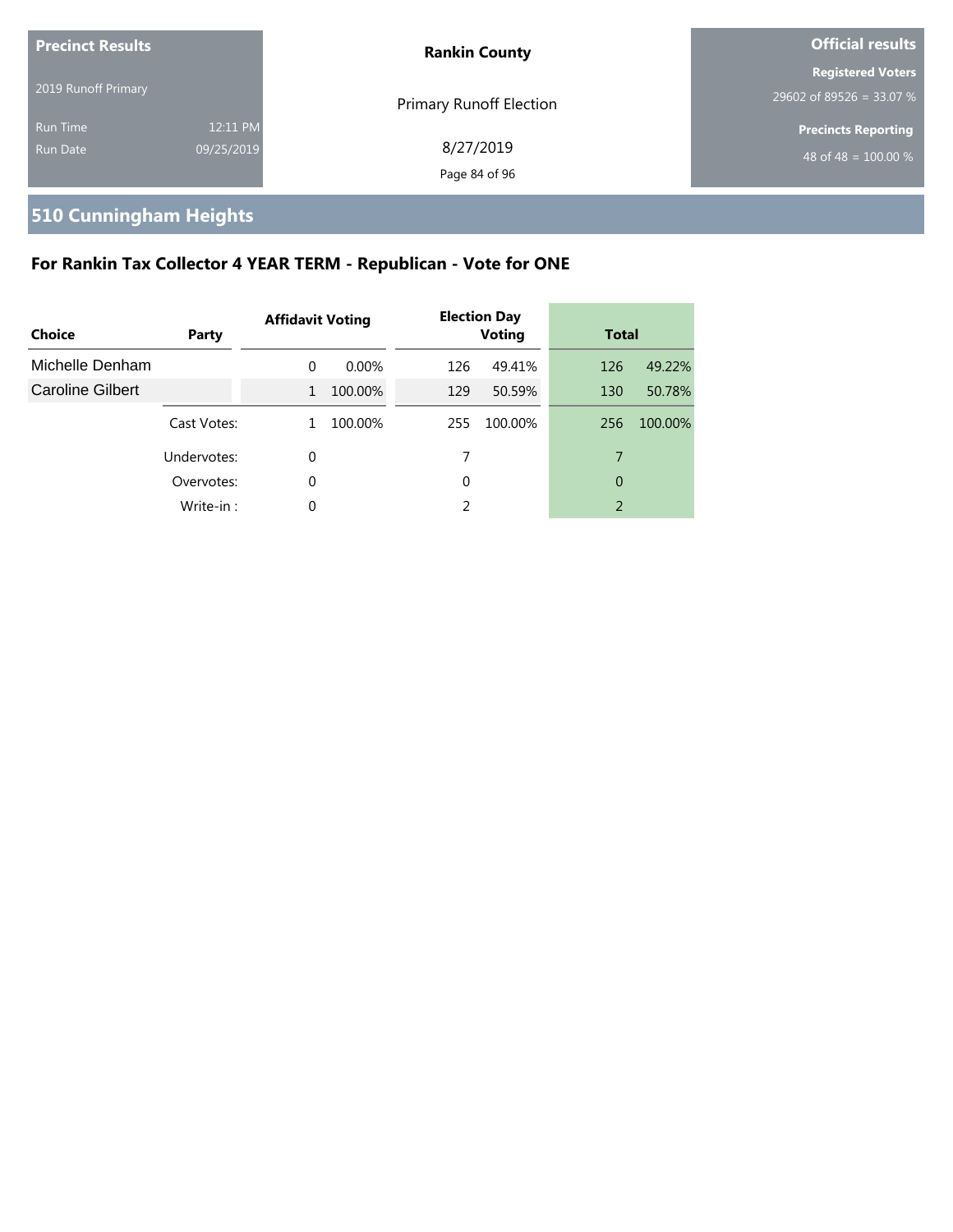| Precinct Results | | Rankin County | Official results |
|---|---|---|---|
| 2019 Runoff Primary | | Primary Runoff Election | Registered Voters<br>29602 of 89526 = 33.07 % |
| Run Time | 12:11 PM | 8/27/2019 | Precincts Reporting |
| Run Date | 09/25/2019 | | 48 of 48 = 100.00 % |

## 510 Cunningham Heights

### For Rankin Tax Collector 4 YEAR TERM - Republican - Vote for ONE

| Choice | Party | Affidavit Voting | | Election Day Voting | | Total | |
|---|---|---|---|---|---|---|---|
| Michelle Denham | | 0 | 0.00% | 126 | 49.41% | 126 | 49.22% |
| Caroline Gilbert | | 1 | 100.00% | 129 | 50.59% | 130 | 50.78% |
| | Cast Votes: | 1 | 100.00% | 255 | 100.00% | 256 | 100.00% |
| | Undervotes: | 0 | | 7 | | 7 | |
| | Overvotes: | 0 | | 0 | | 0 | |
| | Write-in : | 0 | | 2 | | 2 | |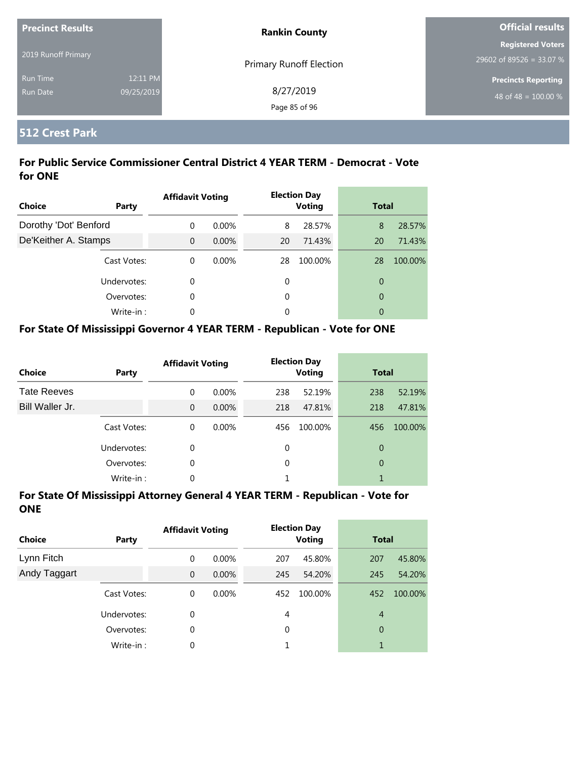**Precinct Results**

2019 Runoff Primary

Run Time 12:11 PM
Run Date 09/25/2019

**Rankin County**

Primary Runoff Election

8/27/2019

**Official results**

**Registered Voters**
29602 of 89526 = 33.07 %

**Precincts Reporting**
48 of 48 = 100.00 %

## 512 Crest Park

### For Public Service Commissioner Central District 4 YEAR TERM - Democrat - Vote for ONE

| Choice | Party | Affidavit Voting | | Election Day Voting | | Total | |
|---|---|---|---|---|---|---|---|
| Dorothy 'Dot' Benford | | 0 | 0.00% | 8 | 28.57% | 8 | 28.57% |
| De'Keither A. Stamps | | 0 | 0.00% | 20 | 71.43% | 20 | 71.43% |
| | Cast Votes: | 0 | 0.00% | 28 | 100.00% | 28 | 100.00% |
| | Undervotes: | 0 | | 0 | | 0 | |
| | Overvotes: | 0 | | 0 | | 0 | |
| | Write-in : | 0 | | 0 | | 0 | |

### For State Of Mississippi Governor 4 YEAR TERM - Republican - Vote for ONE

| Choice | Party | Affidavit Voting | | Election Day Voting | | Total | |
|---|---|---|---|---|---|---|---|
| Tate Reeves | | 0 | 0.00% | 238 | 52.19% | 238 | 52.19% |
| Bill Waller Jr. | | 0 | 0.00% | 218 | 47.81% | 218 | 47.81% |
| | Cast Votes: | 0 | 0.00% | 456 | 100.00% | 456 | 100.00% |
| | Undervotes: | 0 | | 0 | | 0 | |
| | Overvotes: | 0 | | 0 | | 0 | |
| | Write-in : | 0 | | 1 | | 1 | |

### For State Of Mississippi Attorney General 4 YEAR TERM - Republican - Vote for ONE

| Choice | Party | Affidavit Voting | | Election Day Voting | | Total | |
|---|---|---|---|---|---|---|---|
| Lynn Fitch | | 0 | 0.00% | 207 | 45.80% | 207 | 45.80% |
| Andy Taggart | | 0 | 0.00% | 245 | 54.20% | 245 | 54.20% |
| | Cast Votes: | 0 | 0.00% | 452 | 100.00% | 452 | 100.00% |
| | Undervotes: | 0 | | 4 | | 4 | |
| | Overvotes: | 0 | | 0 | | 0 | |
| | Write-in : | 0 | | 1 | | 1 | |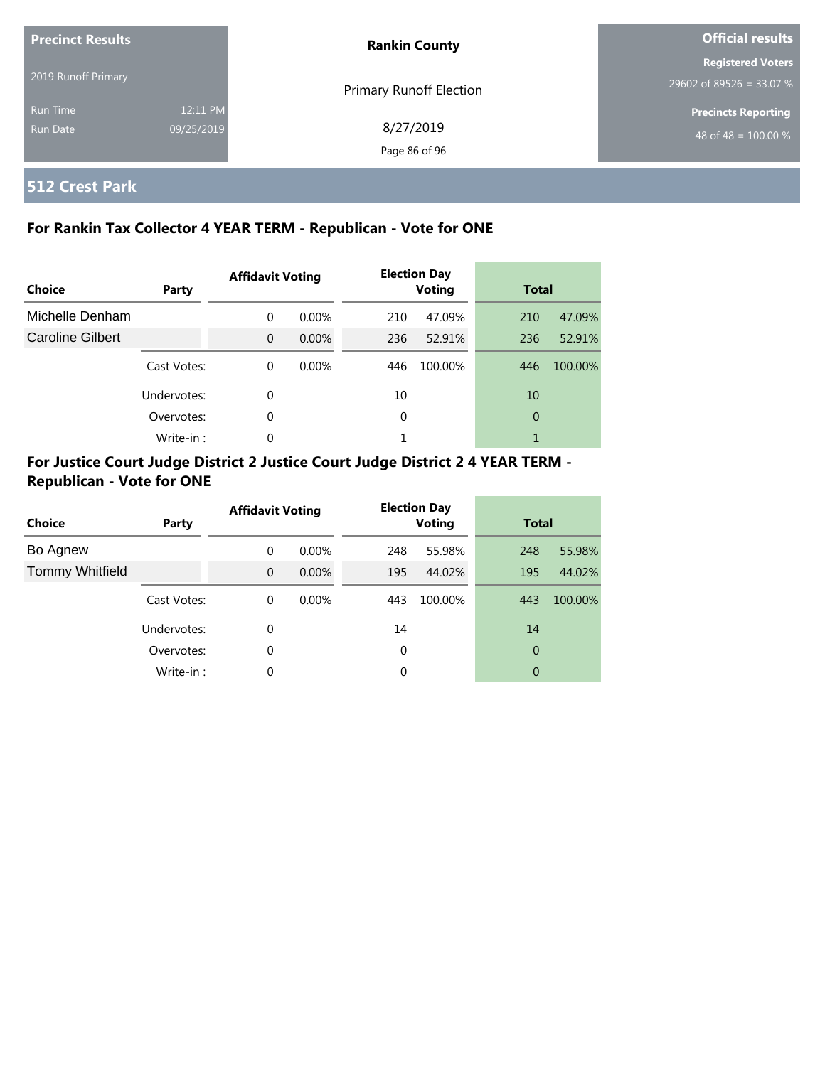| Precinct Results | | Rankin County | Official results |
|---|---|---|---|
| 2019 Runoff Primary | | Primary Runoff Election | Registered Voters |
| | | | 29602 of 89526 = 33.07 % |
| Run Time | 12:11 PM | 8/27/2019 | Precincts Reporting |
| Run Date | 09/25/2019 | | 48 of 48 = 100.00 % |

## 512 Crest Park

### For Rankin Tax Collector 4 YEAR TERM - Republican - Vote for ONE

| Choice | Party | Affidavit Voting | | Election Day Voting | | Total | |
|---|---|---|---|---|---|---|---|
| Michelle Denham | | 0 | 0.00% | 210 | 47.09% | 210 | 47.09% |
| Caroline Gilbert | | 0 | 0.00% | 236 | 52.91% | 236 | 52.91% |
| | Cast Votes: | 0 | 0.00% | 446 | 100.00% | 446 | 100.00% |
| | Undervotes: | 0 | | 10 | | 10 | |
| | Overvotes: | 0 | | 0 | | 0 | |
| | Write-in : | 0 | | 1 | | 1 | |

### For Justice Court Judge District 2 Justice Court Judge District 2 4 YEAR TERM - Republican - Vote for ONE

| Choice | Party | Affidavit Voting | | Election Day Voting | | Total | |
|---|---|---|---|---|---|---|---|
| Bo Agnew | | 0 | 0.00% | 248 | 55.98% | 248 | 55.98% |
| Tommy Whitfield | | 0 | 0.00% | 195 | 44.02% | 195 | 44.02% |
| | Cast Votes: | 0 | 0.00% | 443 | 100.00% | 443 | 100.00% |
| | Undervotes: | 0 | | 14 | | 14 | |
| | Overvotes: | 0 | | 0 | | 0 | |
| | Write-in : | 0 | | 0 | | 0 | |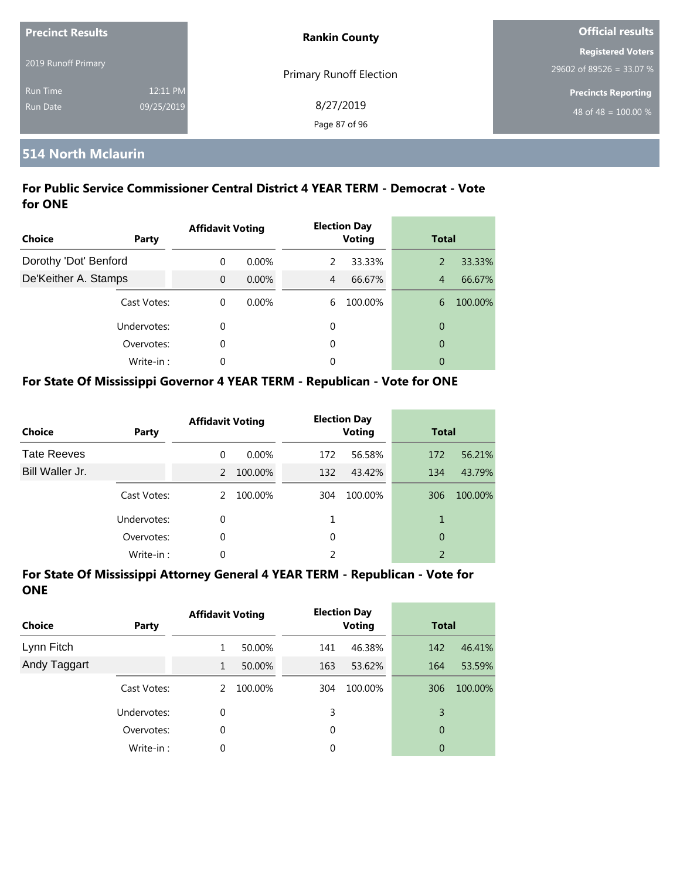**Precinct Results**

2019 Runoff Primary

Run Time 12:11 PM
Run Date 09/25/2019

**Rankin County**

Primary Runoff Election

8/27/2019

**Official results**

**Registered Voters**
29602 of 89526 = 33.07 %

**Precincts Reporting**
48 of 48 = 100.00 %

## 514 North Mclaurin

### For Public Service Commissioner Central District 4 YEAR TERM - Democrat - Vote for ONE

| Choice | Party | Affidavit Voting | | Election Day Voting | | Total | |
|---|---|---|---|---|---|---|---|
| Dorothy 'Dot' Benford | | 0 | 0.00% | 2 | 33.33% | 2 | 33.33% |
| De'Keither A. Stamps | | 0 | 0.00% | 4 | 66.67% | 4 | 66.67% |
| | Cast Votes: | 0 | 0.00% | 6 | 100.00% | 6 | 100.00% |
| | Undervotes: | 0 | | 0 | | 0 | |
| | Overvotes: | 0 | | 0 | | 0 | |
| | Write-in : | 0 | | 0 | | 0 | |

### For State Of Mississippi Governor 4 YEAR TERM - Republican - Vote for ONE

| Choice | Party | Affidavit Voting | | Election Day Voting | | Total | |
|---|---|---|---|---|---|---|---|
| Tate Reeves | | 0 | 0.00% | 172 | 56.58% | 172 | 56.21% |
| Bill Waller Jr. | | 2 | 100.00% | 132 | 43.42% | 134 | 43.79% |
| | Cast Votes: | 2 | 100.00% | 304 | 100.00% | 306 | 100.00% |
| | Undervotes: | 0 | | 1 | | 1 | |
| | Overvotes: | 0 | | 0 | | 0 | |
| | Write-in : | 0 | | 2 | | 2 | |

### For State Of Mississippi Attorney General 4 YEAR TERM - Republican - Vote for ONE

| Choice | Party | Affidavit Voting | | Election Day Voting | | Total | |
|---|---|---|---|---|---|---|---|
| Lynn Fitch | | 1 | 50.00% | 141 | 46.38% | 142 | 46.41% |
| Andy Taggart | | 1 | 50.00% | 163 | 53.62% | 164 | 53.59% |
| | Cast Votes: | 2 | 100.00% | 304 | 100.00% | 306 | 100.00% |
| | Undervotes: | 0 | | 3 | | 3 | |
| | Overvotes: | 0 | | 0 | | 0 | |
| | Write-in : | 0 | | 0 | | 0 | |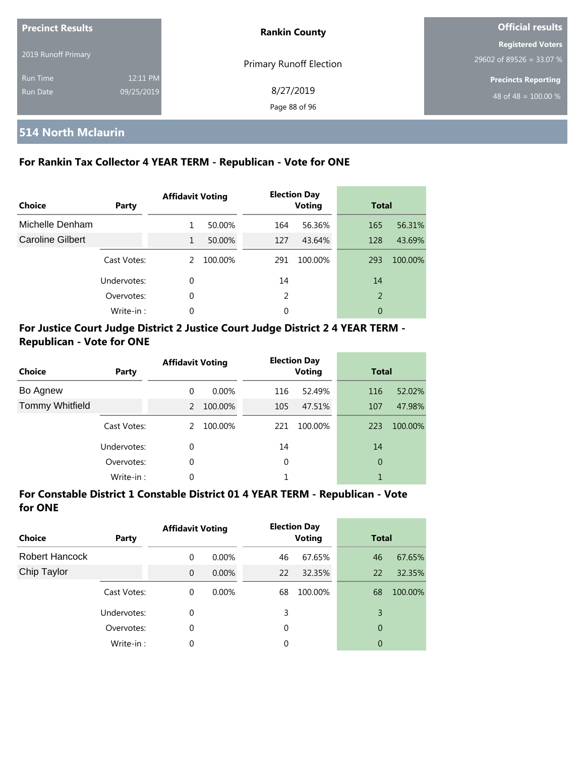| Precinct Results | | Rankin County | Official results |
|---|---|---|---|
| 2019 Runoff Primary | | Primary Runoff Election | Registered Voters |
| Run Time | 12:11 PM | 8/27/2019 | 29602 of 89526 = 33.07 % |
| Run Date | 09/25/2019 | | Precincts Reporting |
| | | | 48 of 48 = 100.00 % |

## 514 North Mclaurin

### For Rankin Tax Collector 4 YEAR TERM - Republican - Vote for ONE

| Choice | Party | Affidavit Voting | | Election Day Voting | | Total | |
|---|---|---|---|---|---|---|---|
| Michelle Denham | | 1 | 50.00% | 164 | 56.36% | 165 | 56.31% |
| Caroline Gilbert | | 1 | 50.00% | 127 | 43.64% | 128 | 43.69% |
| | Cast Votes: | 2 | 100.00% | 291 | 100.00% | 293 | 100.00% |
| | Undervotes: | 0 | | 14 | | 14 | |
| | Overvotes: | 0 | | 2 | | 2 | |
| | Write-in : | 0 | | 0 | | 0 | |

### For Justice Court Judge District 2 Justice Court Judge District 2 4 YEAR TERM - Republican - Vote for ONE

| Choice | Party | Affidavit Voting | | Election Day Voting | | Total | |
|---|---|---|---|---|---|---|---|
| Bo Agnew | | 0 | 0.00% | 116 | 52.49% | 116 | 52.02% |
| Tommy Whitfield | | 2 | 100.00% | 105 | 47.51% | 107 | 47.98% |
| | Cast Votes: | 2 | 100.00% | 221 | 100.00% | 223 | 100.00% |
| | Undervotes: | 0 | | 14 | | 14 | |
| | Overvotes: | 0 | | 0 | | 0 | |
| | Write-in : | 0 | | 1 | | 1 | |

### For Constable District 1 Constable District 01 4 YEAR TERM - Republican - Vote for ONE

| Choice | Party | Affidavit Voting | | Election Day Voting | | Total | |
|---|---|---|---|---|---|---|---|
| Robert Hancock | | 0 | 0.00% | 46 | 67.65% | 46 | 67.65% |
| Chip Taylor | | 0 | 0.00% | 22 | 32.35% | 22 | 32.35% |
| | Cast Votes: | 0 | 0.00% | 68 | 100.00% | 68 | 100.00% |
| | Undervotes: | 0 | | 3 | | 3 | |
| | Overvotes: | 0 | | 0 | | 0 | |
| | Write-in : | 0 | | 0 | | 0 | |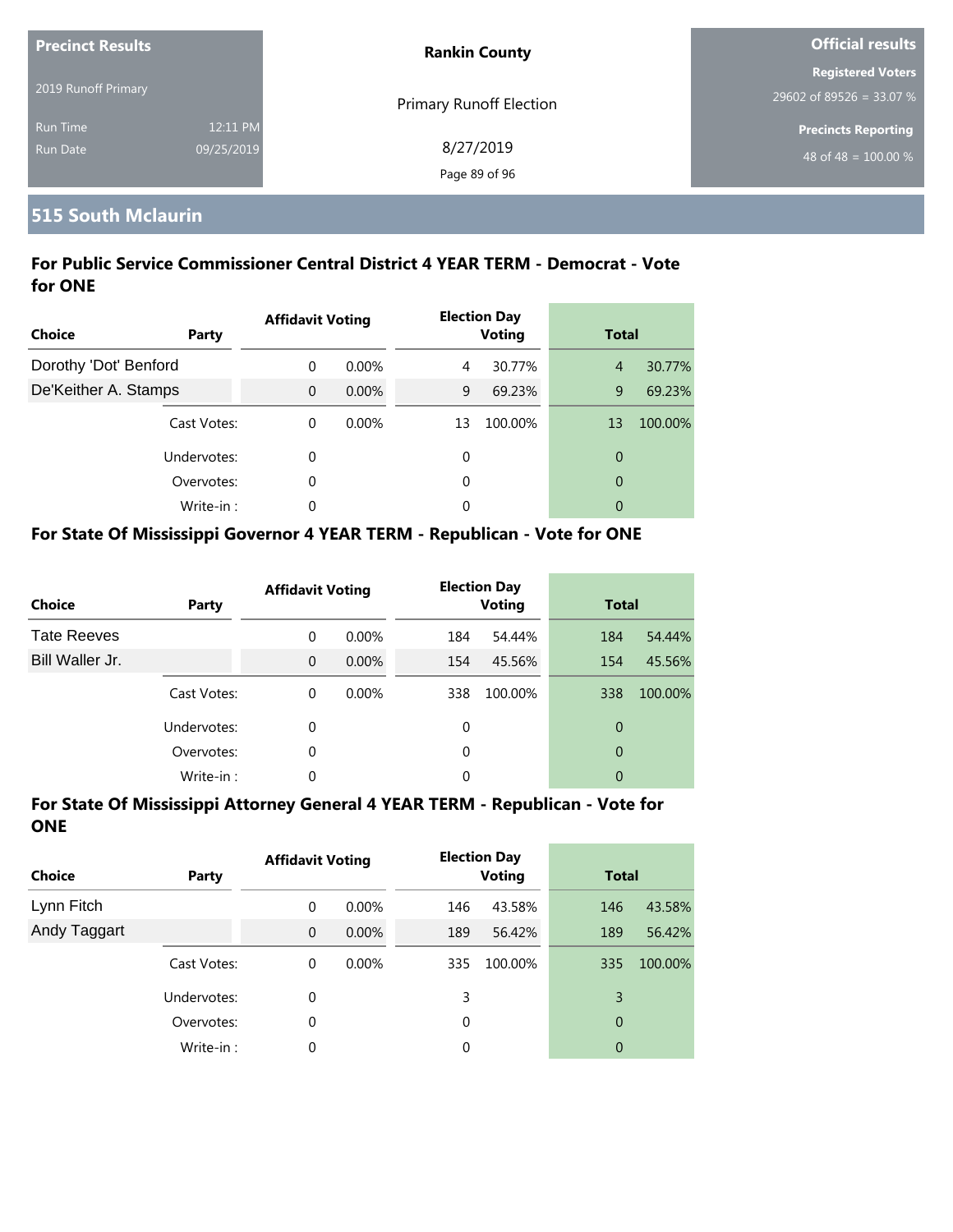**Precinct Results**

2019 Runoff Primary

Run Time 12:11 PM

Run Date 09/25/2019

**Rankin County**

Primary Runoff Election

8/27/2019

**Official results**

**Registered Voters**

29602 of 89526 = 33.07 %

**Precincts Reporting**

48 of 48 = 100.00 %

## 515 South Mclaurin

### For Public Service Commissioner Central District 4 YEAR TERM - Democrat - Vote for ONE

| Choice | Party | Affidavit Voting | | Election Day Voting | | Total | |
|---|---|---|---|---|---|---|---|
| Dorothy 'Dot' Benford | | 0 | 0.00% | 4 | 30.77% | 4 | 30.77% |
| De'Keither A. Stamps | | 0 | 0.00% | 9 | 69.23% | 9 | 69.23% |
| | Cast Votes: | 0 | 0.00% | 13 | 100.00% | 13 | 100.00% |
| | Undervotes: | 0 | | 0 | | 0 | |
| | Overvotes: | 0 | | 0 | | 0 | |
| | Write-in : | 0 | | 0 | | 0 | |

### For State Of Mississippi Governor 4 YEAR TERM - Republican - Vote for ONE

| Choice | Party | Affidavit Voting | | Election Day Voting | | Total | |
|---|---|---|---|---|---|---|---|
| Tate Reeves | | 0 | 0.00% | 184 | 54.44% | 184 | 54.44% |
| Bill Waller Jr. | | 0 | 0.00% | 154 | 45.56% | 154 | 45.56% |
| | Cast Votes: | 0 | 0.00% | 338 | 100.00% | 338 | 100.00% |
| | Undervotes: | 0 | | 0 | | 0 | |
| | Overvotes: | 0 | | 0 | | 0 | |
| | Write-in : | 0 | | 0 | | 0 | |

### For State Of Mississippi Attorney General 4 YEAR TERM - Republican - Vote for ONE

| Choice | Party | Affidavit Voting | | Election Day Voting | | Total | |
|---|---|---|---|---|---|---|---|
| Lynn Fitch | | 0 | 0.00% | 146 | 43.58% | 146 | 43.58% |
| Andy Taggart | | 0 | 0.00% | 189 | 56.42% | 189 | 56.42% |
| | Cast Votes: | 0 | 0.00% | 335 | 100.00% | 335 | 100.00% |
| | Undervotes: | 0 | | 3 | | 3 | |
| | Overvotes: | 0 | | 0 | | 0 | |
| | Write-in : | 0 | | 0 | | 0 | |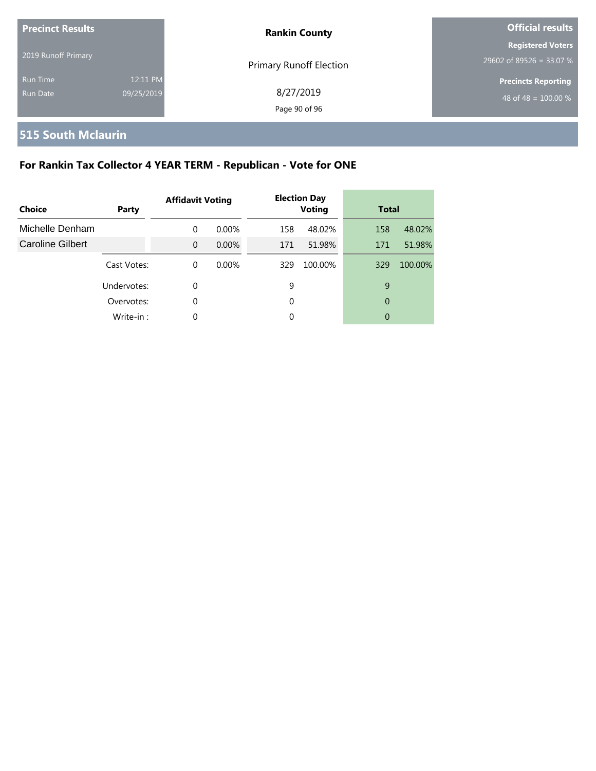**Precinct Results**

2019 Runoff Primary

Run Time 12:11 PM
Run Date 09/25/2019

**Rankin County**

Primary Runoff Election

8/27/2019

**Official results**

**Registered Voters**
29602 of 89526 = 33.07 %

**Precincts Reporting**
48 of 48 = 100.00 %

## 515 South Mclaurin

### For Rankin Tax Collector 4 YEAR TERM - Republican - Vote for ONE

| Choice | Party | Affidavit Voting | | Election Day Voting | | Total | |
|---|---|---|---|---|---|---|---|
| Michelle Denham | | 0 | 0.00% | 158 | 48.02% | 158 | 48.02% |
| Caroline Gilbert | | 0 | 0.00% | 171 | 51.98% | 171 | 51.98% |
| | Cast Votes: | 0 | 0.00% | 329 | 100.00% | 329 | 100.00% |
| | Undervotes: | 0 | | 9 | | 9 | |
| | Overvotes: | 0 | | 0 | | 0 | |
| | Write-in : | 0 | | 0 | | 0 | |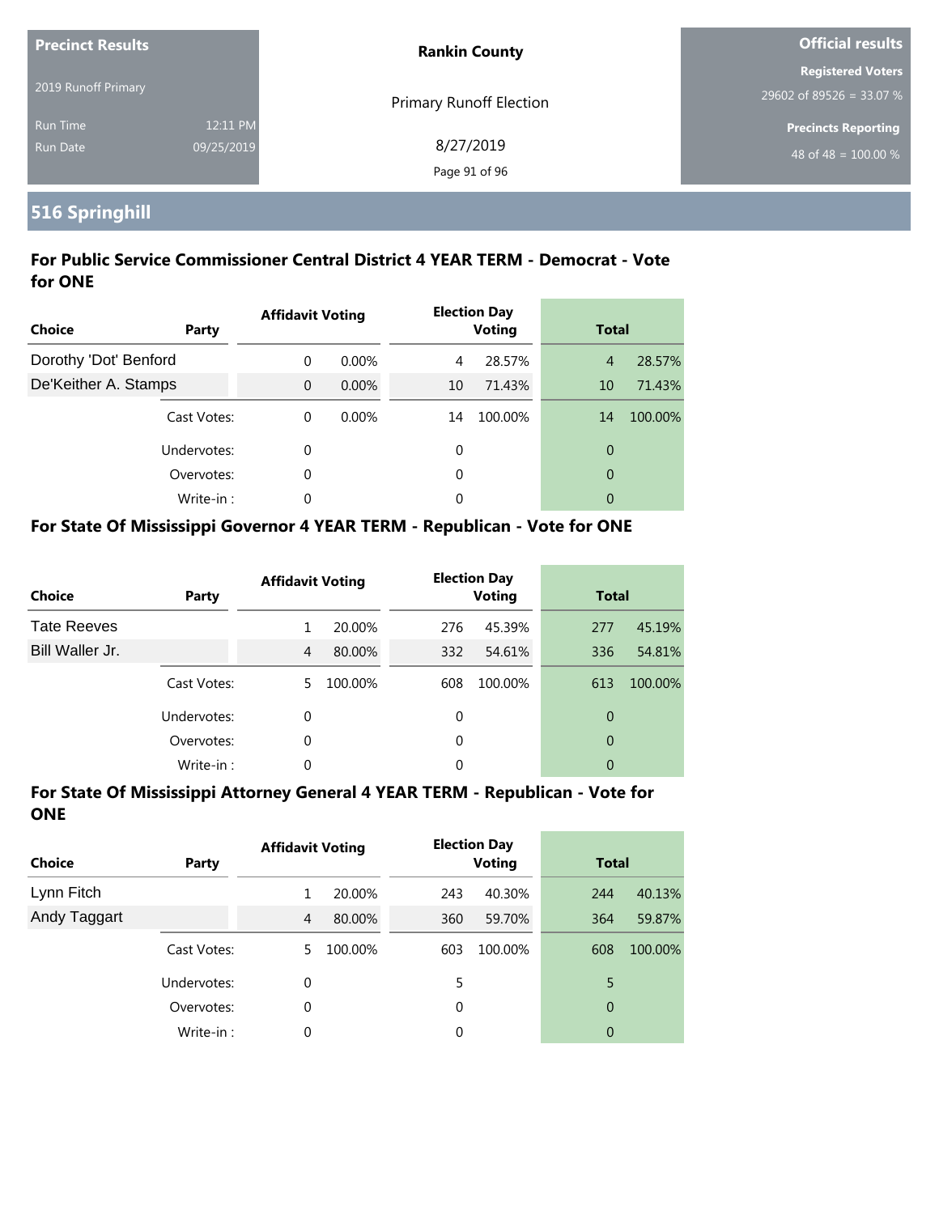**Precinct Results**

2019 Runoff Primary

Run Time 12:11 PM

Run Date 09/25/2019

**Rankin County**

Primary Runoff Election

8/27/2019

**Official results**

**Registered Voters**

29602 of 89526 = 33.07 %

**Precincts Reporting**

48 of 48 = 100.00 %

## 516 Springhill

### For Public Service Commissioner Central District 4 YEAR TERM - Democrat - Vote for ONE

| Choice | Party | Affidavit Voting | | Election Day Voting | | Total | |
|---|---|---|---|---|---|---|---|
| Dorothy 'Dot' Benford | | 0 | 0.00% | 4 | 28.57% | 4 | 28.57% |
| De'Keither A. Stamps | | 0 | 0.00% | 10 | 71.43% | 10 | 71.43% |
| | Cast Votes: | 0 | 0.00% | 14 | 100.00% | 14 | 100.00% |
| | Undervotes: | 0 | | 0 | | 0 | |
| | Overvotes: | 0 | | 0 | | 0 | |
| | Write-in : | 0 | | 0 | | 0 | |

### For State Of Mississippi Governor 4 YEAR TERM - Republican - Vote for ONE

| Choice | Party | Affidavit Voting | | Election Day Voting | | Total | |
|---|---|---|---|---|---|---|---|
| Tate Reeves | | 1 | 20.00% | 276 | 45.39% | 277 | 45.19% |
| Bill Waller Jr. | | 4 | 80.00% | 332 | 54.61% | 336 | 54.81% |
| | Cast Votes: | 5 | 100.00% | 608 | 100.00% | 613 | 100.00% |
| | Undervotes: | 0 | | 0 | | 0 | |
| | Overvotes: | 0 | | 0 | | 0 | |
| | Write-in : | 0 | | 0 | | 0 | |

### For State Of Mississippi Attorney General 4 YEAR TERM - Republican - Vote for ONE

| Choice | Party | Affidavit Voting | | Election Day Voting | | Total | |
|---|---|---|---|---|---|---|---|
| Lynn Fitch | | 1 | 20.00% | 243 | 40.30% | 244 | 40.13% |
| Andy Taggart | | 4 | 80.00% | 360 | 59.70% | 364 | 59.87% |
| | Cast Votes: | 5 | 100.00% | 603 | 100.00% | 608 | 100.00% |
| | Undervotes: | 0 | | 5 | | 5 | |
| | Overvotes: | 0 | | 0 | | 0 | |
| | Write-in : | 0 | | 0 | | 0 | |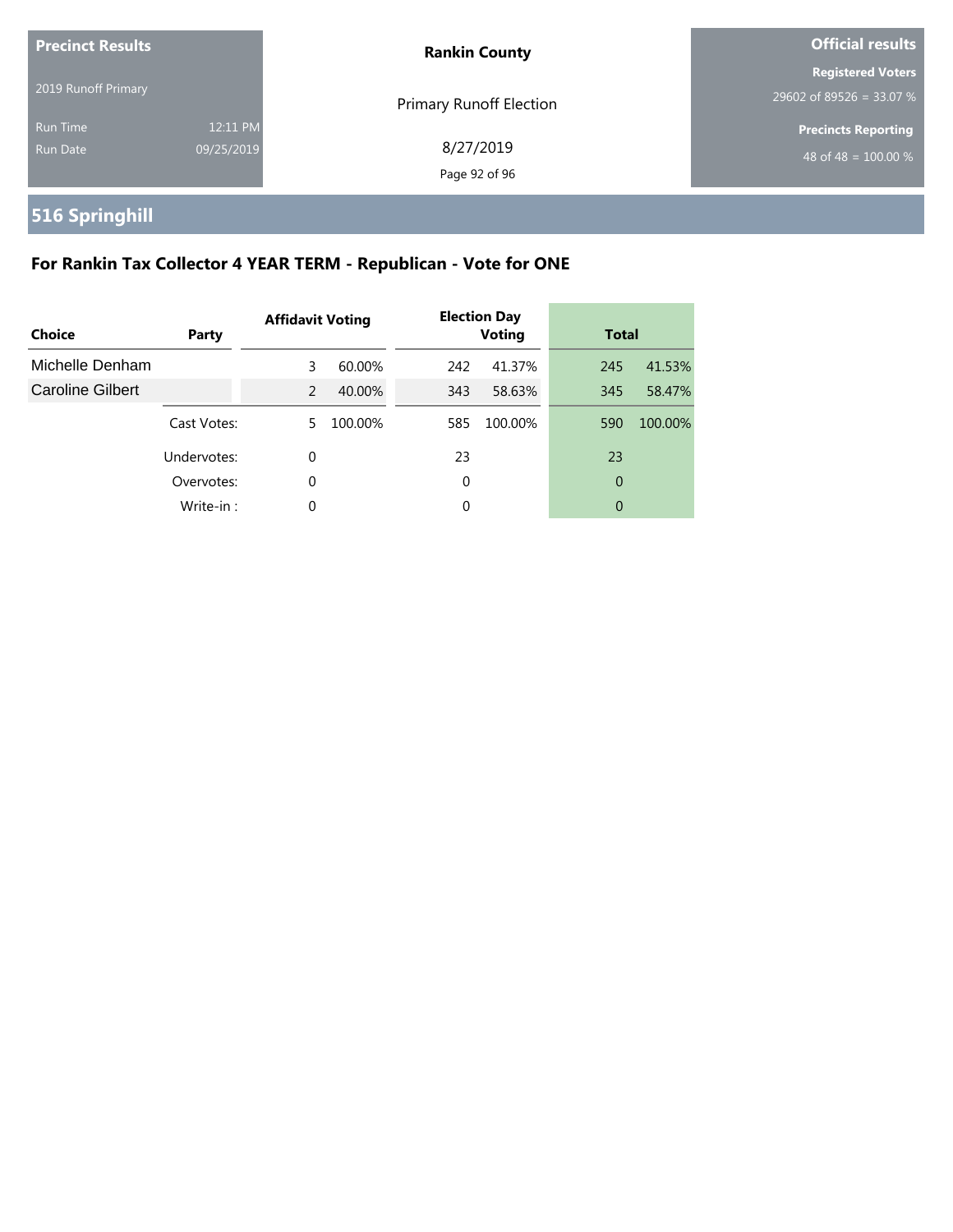**Precinct Results**

2019 Runoff Primary

Run Time 12:11 PM

Run Date 09/25/2019

**Rankin County**

Primary Runoff Election

8/27/2019

**Official results**

**Registered Voters**

29602 of 89526 = 33.07 %

**Precincts Reporting**

48 of 48 = 100.00 %

# 516 Springhill

## For Rankin Tax Collector 4 YEAR TERM - Republican - Vote for ONE

| Choice | Party | Affidavit Voting | | Election Day Voting | | Total | |
|---|---|---|---|---|---|---|---|
| Michelle Denham | | 3 | 60.00% | 242 | 41.37% | 245 | 41.53% |
| Caroline Gilbert | | 2 | 40.00% | 343 | 58.63% | 345 | 58.47% |
| | Cast Votes: | 5 | 100.00% | 585 | 100.00% | 590 | 100.00% |
| | Undervotes: | 0 | | 23 | | 23 | |
| | Overvotes: | 0 | | 0 | | 0 | |
| | Write-in : | 0 | | 0 | | 0 | |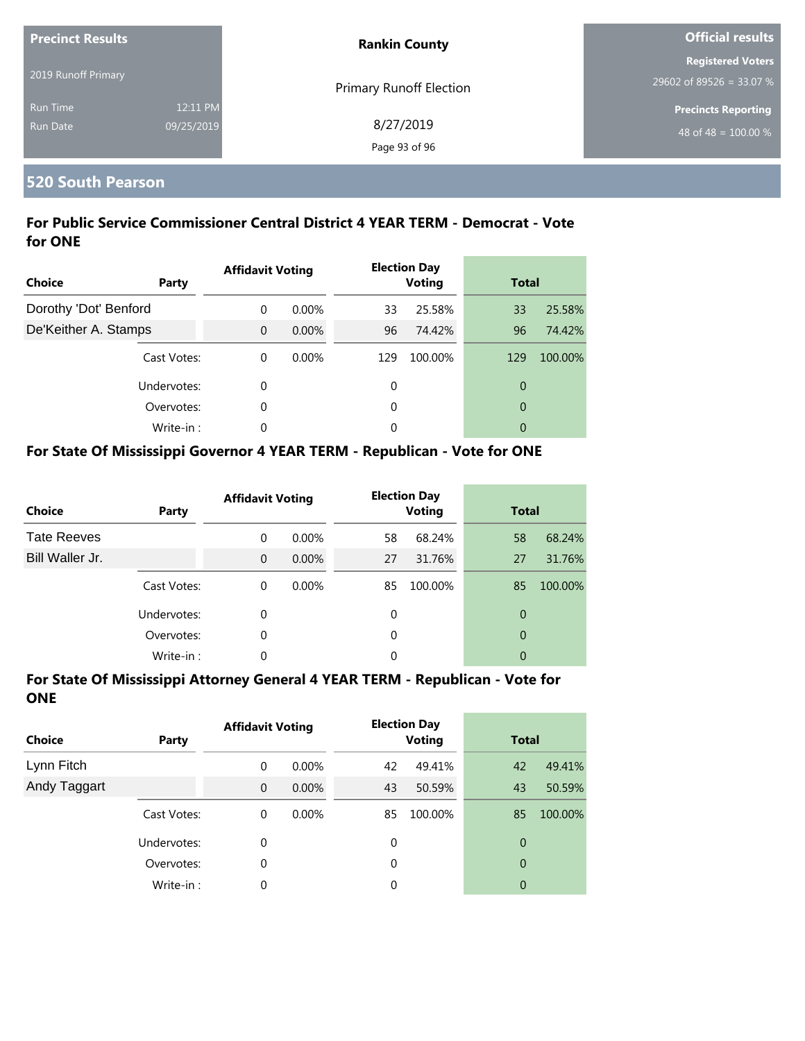**Precinct Results**

2019 Runoff Primary

Run Time 12:11 PM

Run Date 09/25/2019

**Rankin County**

Primary Runoff Election

8/27/2019

**Official results**

**Registered Voters**

29602 of 89526 = 33.07 %

**Precincts Reporting**

48 of 48 = 100.00 %

## 520 South Pearson

### For Public Service Commissioner Central District 4 YEAR TERM - Democrat - Vote for ONE

| Choice | Party | Affidavit Voting | | Election Day Voting | | Total | |
|---|---|---|---|---|---|---|---|
| Dorothy 'Dot' Benford | | 0 | 0.00% | 33 | 25.58% | 33 | 25.58% |
| De'Keither A. Stamps | | 0 | 0.00% | 96 | 74.42% | 96 | 74.42% |
| | Cast Votes: | 0 | 0.00% | 129 | 100.00% | 129 | 100.00% |
| | Undervotes: | 0 | | 0 | | 0 | |
| | Overvotes: | 0 | | 0 | | 0 | |
| | Write-in : | 0 | | 0 | | 0 | |

### For State Of Mississippi Governor 4 YEAR TERM - Republican - Vote for ONE

| Choice | Party | Affidavit Voting | | Election Day Voting | | Total | |
|---|---|---|---|---|---|---|---|
| Tate Reeves | | 0 | 0.00% | 58 | 68.24% | 58 | 68.24% |
| Bill Waller Jr. | | 0 | 0.00% | 27 | 31.76% | 27 | 31.76% |
| | Cast Votes: | 0 | 0.00% | 85 | 100.00% | 85 | 100.00% |
| | Undervotes: | 0 | | 0 | | 0 | |
| | Overvotes: | 0 | | 0 | | 0 | |
| | Write-in : | 0 | | 0 | | 0 | |

### For State Of Mississippi Attorney General 4 YEAR TERM - Republican - Vote for ONE

| Choice | Party | Affidavit Voting | | Election Day Voting | | Total | |
|---|---|---|---|---|---|---|---|
| Lynn Fitch | | 0 | 0.00% | 42 | 49.41% | 42 | 49.41% |
| Andy Taggart | | 0 | 0.00% | 43 | 50.59% | 43 | 50.59% |
| | Cast Votes: | 0 | 0.00% | 85 | 100.00% | 85 | 100.00% |
| | Undervotes: | 0 | | 0 | | 0 | |
| | Overvotes: | 0 | | 0 | | 0 | |
| | Write-in : | 0 | | 0 | | 0 | |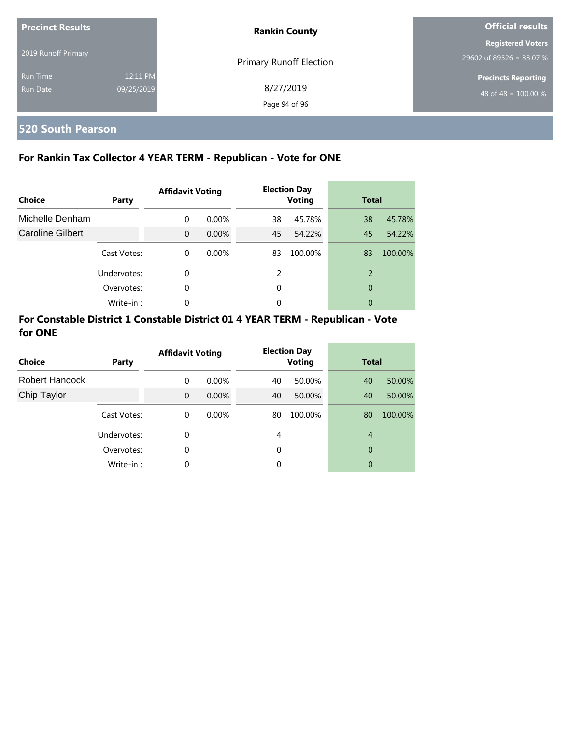| Precinct Results | | Rankin County | Official results |
|---|---|---|---|
| 2019 Runoff Primary | | Primary Runoff Election | Registered Voters 29602 of 89526 = 33.07 % |
| Run Time | 12:11 PM | 8/27/2019 | Precincts Reporting |
| Run Date | 09/25/2019 | | 48 of 48 = 100.00 % |

## 520 South Pearson

### For Rankin Tax Collector 4 YEAR TERM - Republican - Vote for ONE

| Choice | Party | Affidavit Voting | | Election Day Voting | | Total | |
|---|---|---|---|---|---|---|---|
| Michelle Denham | | 0 | 0.00% | 38 | 45.78% | 38 | 45.78% |
| Caroline Gilbert | | 0 | 0.00% | 45 | 54.22% | 45 | 54.22% |
| | Cast Votes: | 0 | 0.00% | 83 | 100.00% | 83 | 100.00% |
| | Undervotes: | 0 | | 2 | | 2 | |
| | Overvotes: | 0 | | 0 | | 0 | |
| | Write-in : | 0 | | 0 | | 0 | |

### For Constable District 1 Constable District 01 4 YEAR TERM - Republican - Vote for ONE

| Choice | Party | Affidavit Voting | | Election Day Voting | | Total | |
|---|---|---|---|---|---|---|---|
| Robert Hancock | | 0 | 0.00% | 40 | 50.00% | 40 | 50.00% |
| Chip Taylor | | 0 | 0.00% | 40 | 50.00% | 40 | 50.00% |
| | Cast Votes: | 0 | 0.00% | 80 | 100.00% | 80 | 100.00% |
| | Undervotes: | 0 | | 4 | | 4 | |
| | Overvotes: | 0 | | 0 | | 0 | |
| | Write-in : | 0 | | 0 | | 0 | |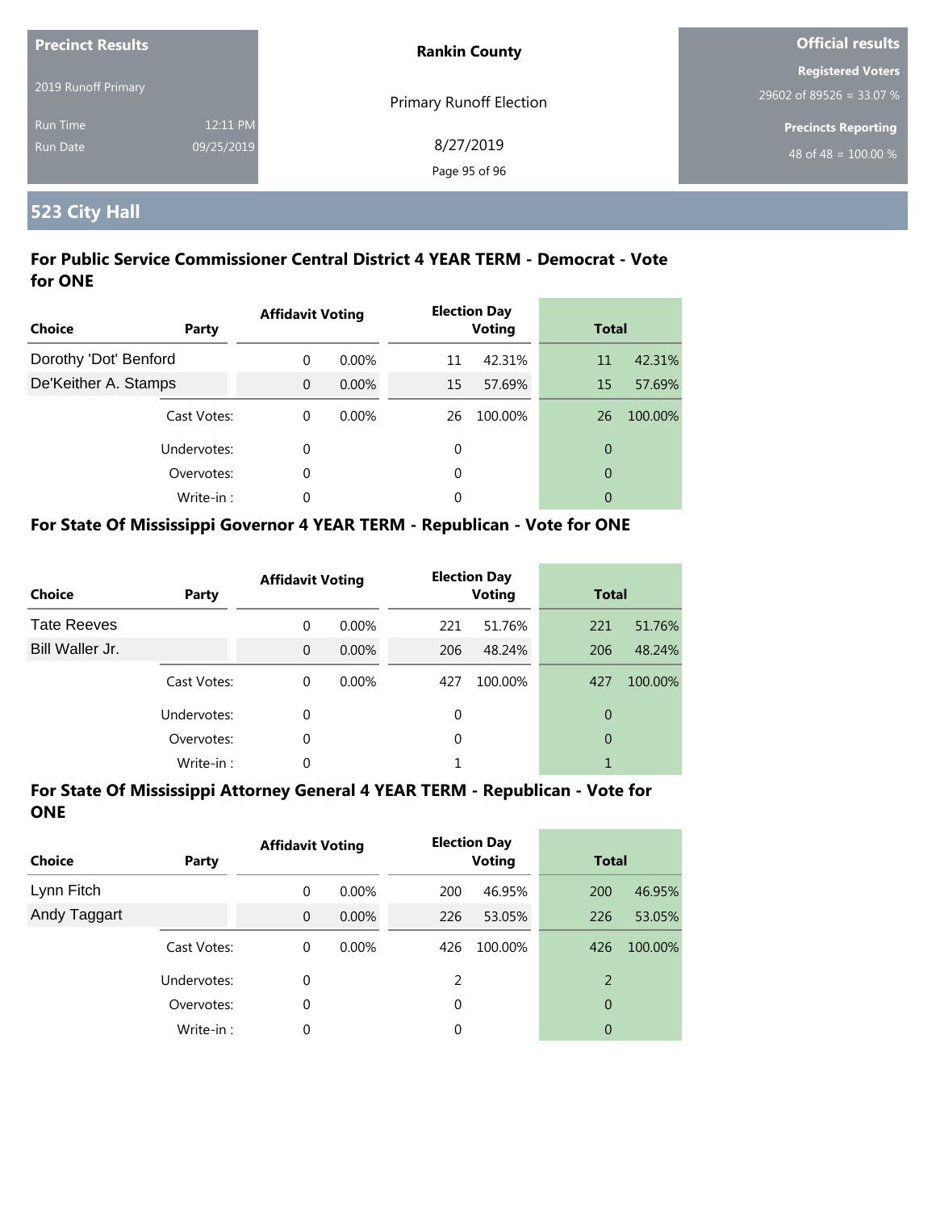| Precinct Results | | Rankin County | Official results |
|---|---|---|---|
| 2019 Runoff Primary | | Primary Runoff Election | Registered Voters 29602 of 89526 = 33.07 % |
| Run Time | 12:11 PM | 8/27/2019 | Precincts Reporting 48 of 48 = 100.00 % |
| Run Date | 09/25/2019 | | |

## 523 City Hall

### For Public Service Commissioner Central District 4 YEAR TERM - Democrat - Vote for ONE

| Choice | Party | Affidavit Voting | | Election Day Voting | | Total | |
|---|---|---|---|---|---|---|---|
| Dorothy 'Dot' Benford | | 0 | 0.00% | 11 | 42.31% | 11 | 42.31% |
| De'Keither A. Stamps | | 0 | 0.00% | 15 | 57.69% | 15 | 57.69% |
| | Cast Votes: | 0 | 0.00% | 26 | 100.00% | 26 | 100.00% |
| | Undervotes: | 0 | | 0 | | 0 | |
| | Overvotes: | 0 | | 0 | | 0 | |
| | Write-in : | 0 | | 0 | | 0 | |

### For State Of Mississippi Governor 4 YEAR TERM - Republican - Vote for ONE

| Choice | Party | Affidavit Voting | | Election Day Voting | | Total | |
|---|---|---|---|---|---|---|---|
| Tate Reeves | | 0 | 0.00% | 221 | 51.76% | 221 | 51.76% |
| Bill Waller Jr. | | 0 | 0.00% | 206 | 48.24% | 206 | 48.24% |
| | Cast Votes: | 0 | 0.00% | 427 | 100.00% | 427 | 100.00% |
| | Undervotes: | 0 | | 0 | | 0 | |
| | Overvotes: | 0 | | 0 | | 0 | |
| | Write-in : | 0 | | 1 | | 1 | |

### For State Of Mississippi Attorney General 4 YEAR TERM - Republican - Vote for ONE

| Choice | Party | Affidavit Voting | | Election Day Voting | | Total | |
|---|---|---|---|---|---|---|---|
| Lynn Fitch | | 0 | 0.00% | 200 | 46.95% | 200 | 46.95% |
| Andy Taggart | | 0 | 0.00% | 226 | 53.05% | 226 | 53.05% |
| | Cast Votes: | 0 | 0.00% | 426 | 100.00% | 426 | 100.00% |
| | Undervotes: | 0 | | 2 | | 2 | |
| | Overvotes: | 0 | | 0 | | 0 | |
| | Write-in : | 0 | | 0 | | 0 | |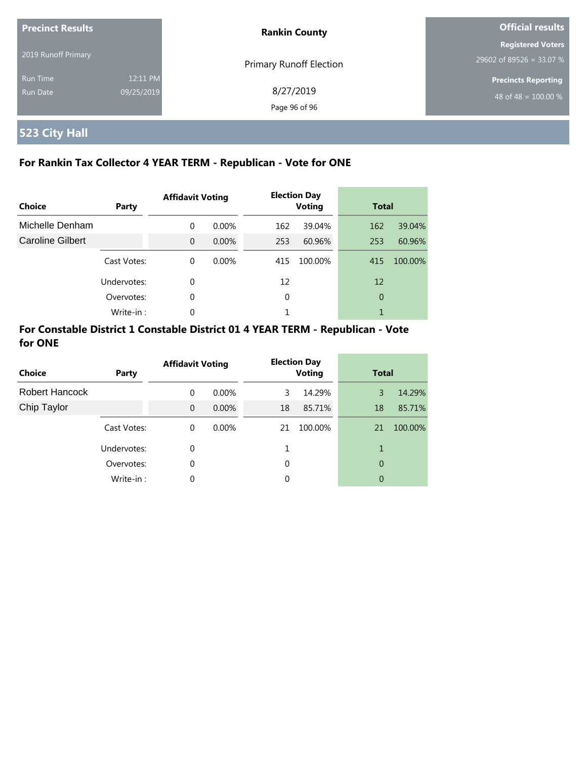| Precinct Results | | Rankin County | Official results |
|---|---|---|---|
| 2019 Runoff Primary | | Primary Runoff Election | Registered Voters |
| | | | 29602 of 89526 = 33.07 % |
| Run Time | 12:11 PM | 8/27/2019 | Precincts Reporting |
| Run Date | 09/25/2019 | | 48 of 48 = 100.00 % |

## 523 City Hall

### For Rankin Tax Collector 4 YEAR TERM - Republican - Vote for ONE

| Choice | Party | Affidavit Voting | | Election Day Voting | | Total | |
|---|---|---|---|---|---|---|---|
| Michelle Denham | | 0 | 0.00% | 162 | 39.04% | 162 | 39.04% |
| Caroline Gilbert | | 0 | 0.00% | 253 | 60.96% | 253 | 60.96% |
| | Cast Votes: | 0 | 0.00% | 415 | 100.00% | 415 | 100.00% |
| | Undervotes: | 0 | | 12 | | 12 | |
| | Overvotes: | 0 | | 0 | | 0 | |
| | Write-in : | 0 | | 1 | | 1 | |

### For Constable District 1 Constable District 01 4 YEAR TERM - Republican - Vote for ONE

| Choice | Party | Affidavit Voting | | Election Day Voting | | Total | |
|---|---|---|---|---|---|---|---|
| Robert Hancock | | 0 | 0.00% | 3 | 14.29% | 3 | 14.29% |
| Chip Taylor | | 0 | 0.00% | 18 | 85.71% | 18 | 85.71% |
| | Cast Votes: | 0 | 0.00% | 21 | 100.00% | 21 | 100.00% |
| | Undervotes: | 0 | | 1 | | 1 | |
| | Overvotes: | 0 | | 0 | | 0 | |
| | Write-in : | 0 | | 0 | | 0 | |